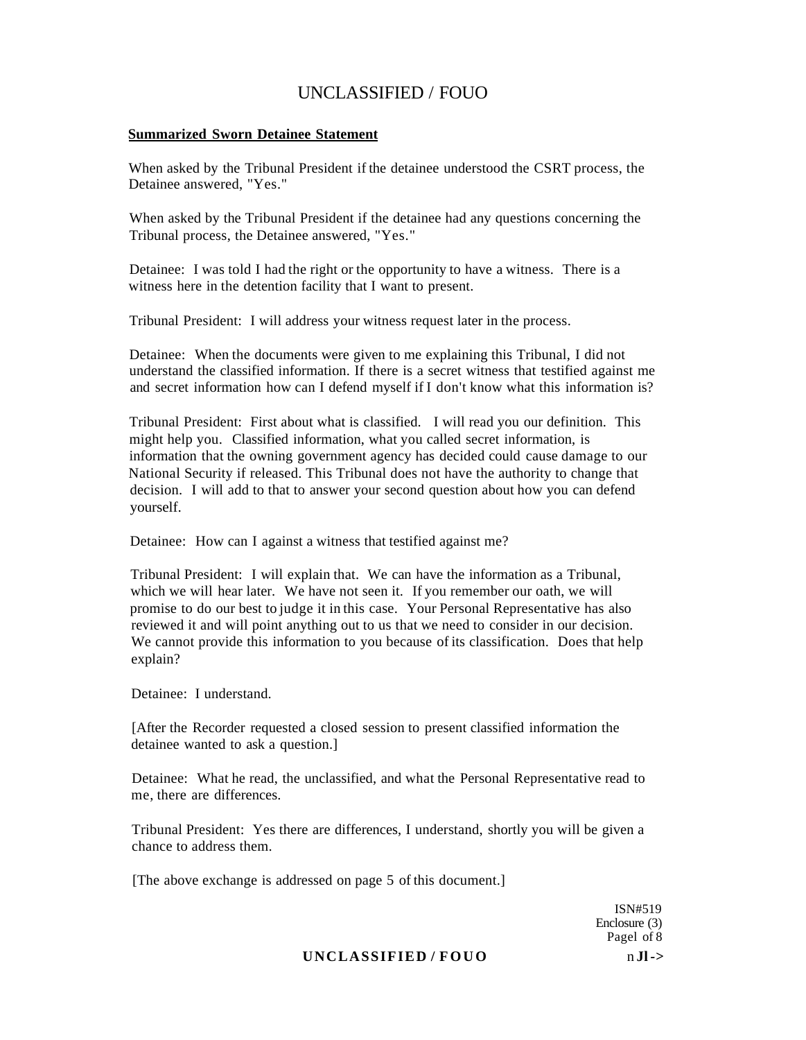**Summarized Sworn Detainee Statement**

When asked by the Tribunal President if the detainee understood the CSRT process, the Detainee answered, "Yes."

When asked by the Tribunal President if the detainee had any questions concerning the Tribunal process, the Detainee answered, "Yes."

Detainee: I was told I had the right or the opportunity to have a witness. There is a witness here in the detention facility that I want to present.

Tribunal President: I will address your witness request later in the process.

Detainee: When the documents were given to me explaining this Tribunal, I did not understand the classified information. If there is a secret witness that testified against me and secret information how can I defend myself if I don't know what this information is?

Tribunal President: First about what is classified. I will read you our definition. This might help you. Classified information, what you called secret information, is information that the owning government agency has decided could cause damage to our National Security if released. This Tribunal does not have the authority to change that decision. I will add to that to answer your second question about how you can defend yourself.

Detainee: How can I against a witness that testified against me?

Tribunal President: I will explain that. We can have the information as a Tribunal, which we will hear later. We have not seen it. If you remember our oath, we will promise to do our best to judge it in this case. Your Personal Representative has also reviewed it and will point anything out to us that we need to consider in our decision. We cannot provide this information to you because of its classification. Does that help explain?

Detainee: I understand.

[After the Recorder requested a closed session to present classified information the detainee wanted to ask a question.]

Detainee: What he read, the unclassified, and what the Personal Representative read to me, there are differences.

Tribunal President: Yes there are differences, I understand, shortly you will be given a chance to address them.

[The above exchange is addressed on page 5 of this document.]

ISN#519
Enclosure (3)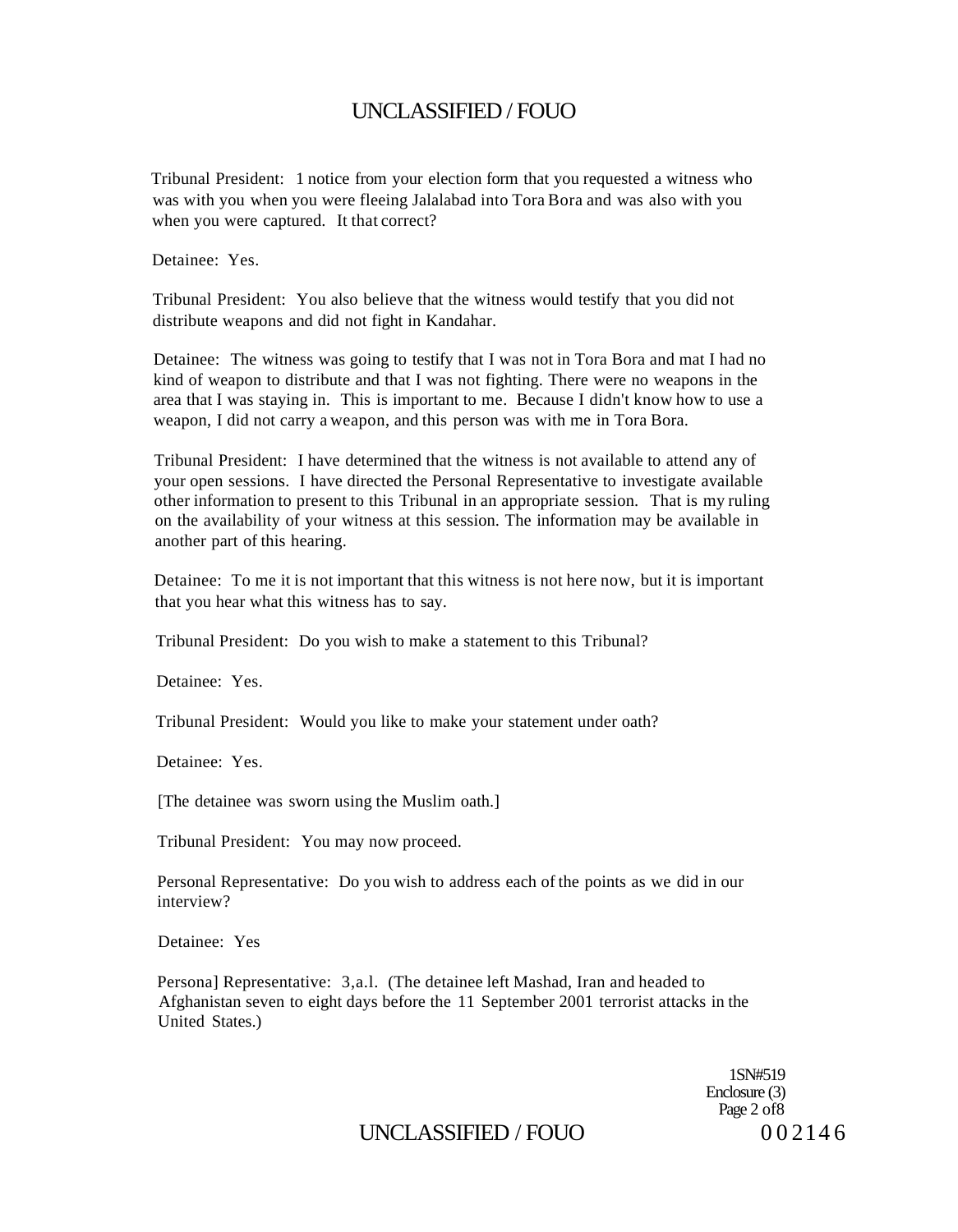Tribunal President: 1 notice from your election form that you requested a witness who was with you when you were fleeing Jalalabad into Tora Bora and was also with you when you were captured. It that correct?

Detainee: Yes.

Tribunal President: You also believe that the witness would testify that you did not distribute weapons and did not fight in Kandahar.

Detainee: The witness was going to testify that I was not in Tora Bora and mat I had no kind of weapon to distribute and that I was not fighting. There were no weapons in the area that I was staying in. This is important to me. Because I didn't know how to use a weapon, I did not carry a weapon, and this person was with me in Tora Bora.

Tribunal President: I have determined that the witness is not available to attend any of your open sessions. I have directed the Personal Representative to investigate available other information to present to this Tribunal in an appropriate session. That is my ruling on the availability of your witness at this session. The information may be available in another part of this hearing.

Detainee: To me it is not important that this witness is not here now, but it is important that you hear what this witness has to say.

Tribunal President: Do you wish to make a statement to this Tribunal?

Detainee: Yes.

Tribunal President: Would you like to make your statement under oath?

Detainee: Yes.

[The detainee was sworn using the Muslim oath.]

Tribunal President: You may now proceed.

Personal Representative: Do you wish to address each of the points as we did in our interview?

Detainee: Yes

Persona] Representative: 3,a.l. (The detainee left Mashad, Iran and headed to Afghanistan seven to eight days before the 11 September 2001 terrorist attacks in the United States.)

1SN#519
Enclosure (3)
Page 2 of8

002146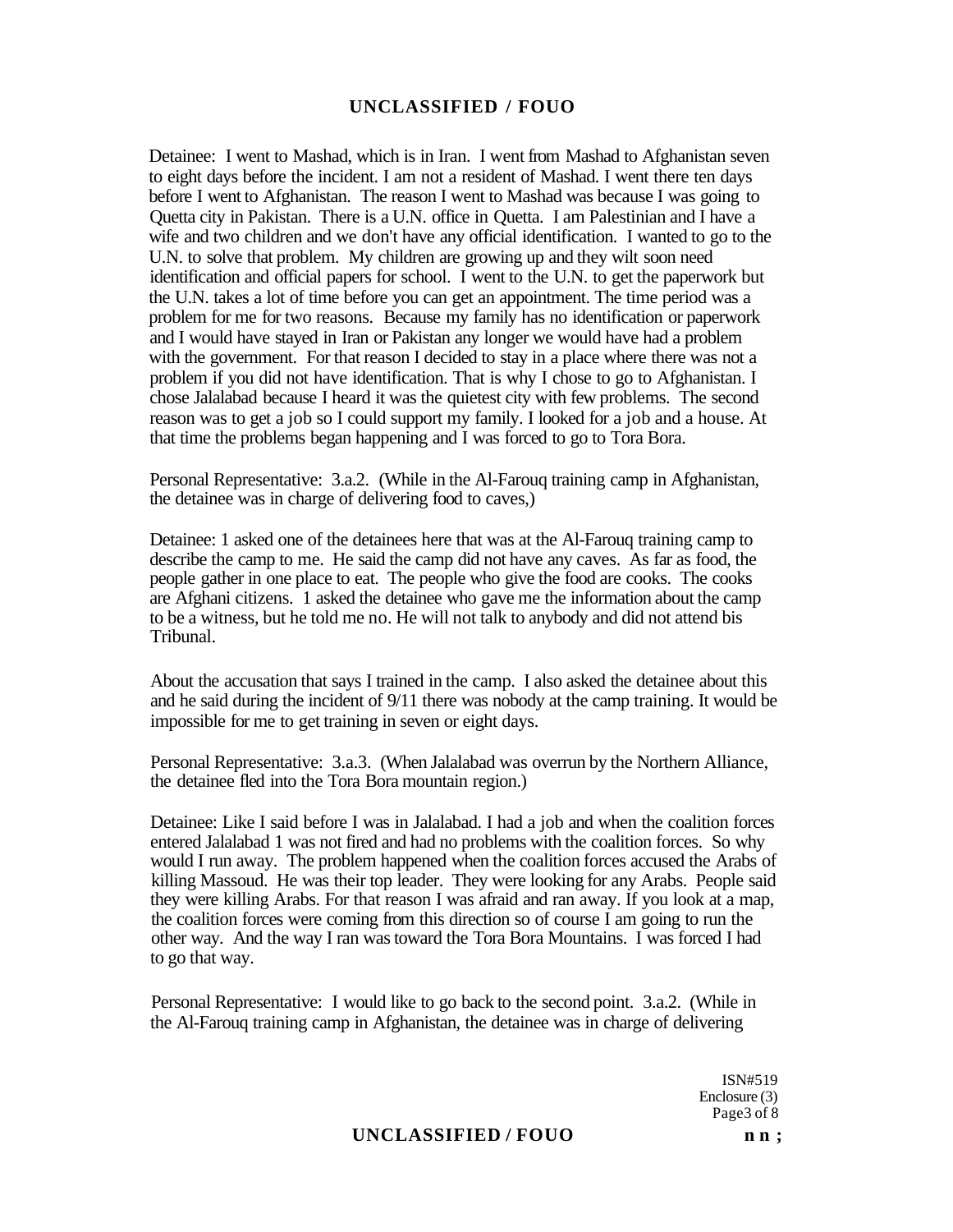Detainee: I went to Mashad, which is in Iran. I went from Mashad to Afghanistan seven to eight days before the incident. I am not a resident of Mashad. I went there ten days before I went to Afghanistan. The reason I went to Mashad was because I was going to Quetta city in Pakistan. There is a U.N. office in Quetta. I am Palestinian and I have a wife and two children and we don't have any official identification. I wanted to go to the U.N. to solve that problem. My children are growing up and they wilt soon need identification and official papers for school. I went to the U.N. to get the paperwork but the U.N. takes a lot of time before you can get an appointment. The time period was a problem for me for two reasons. Because my family has no identification or paperwork and I would have stayed in Iran or Pakistan any longer we would have had a problem with the government. For that reason I decided to stay in a place where there was not a problem if you did not have identification. That is why I chose to go to Afghanistan. I chose Jalalabad because I heard it was the quietest city with few problems. The second reason was to get a job so I could support my family. I looked for a job and a house. At that time the problems began happening and I was forced to go to Tora Bora.

Personal Representative: 3.a.2. (While in the Al-Farouq training camp in Afghanistan, the detainee was in charge of delivering food to caves,)

Detainee: 1 asked one of the detainees here that was at the Al-Farouq training camp to describe the camp to me. He said the camp did not have any caves. As far as food, the people gather in one place to eat. The people who give the food are cooks. The cooks are Afghani citizens. 1 asked the detainee who gave me the information about the camp to be a witness, but he told me no. He will not talk to anybody and did not attend bis Tribunal.

About the accusation that says I trained in the camp. I also asked the detainee about this and he said during the incident of 9/11 there was nobody at the camp training. It would be impossible for me to get training in seven or eight days.

Personal Representative: 3.a.3. (When Jalalabad was overrun by the Northern Alliance, the detainee fled into the Tora Bora mountain region.)

Detainee: Like I said before I was in Jalalabad. I had a job and when the coalition forces entered Jalalabad 1 was not fired and had no problems with the coalition forces. So why would I run away. The problem happened when the coalition forces accused the Arabs of killing Massoud. He was their top leader. They were looking for any Arabs. People said they were killing Arabs. For that reason I was afraid and ran away. If you look at a map, the coalition forces were coming from this direction so of course I am going to run the other way. And the way I ran was toward the Tora Bora Mountains. I was forced I had to go that way.

Personal Representative: I would like to go back to the second point. 3.a.2. (While in the Al-Farouq training camp in Afghanistan, the detainee was in charge of delivering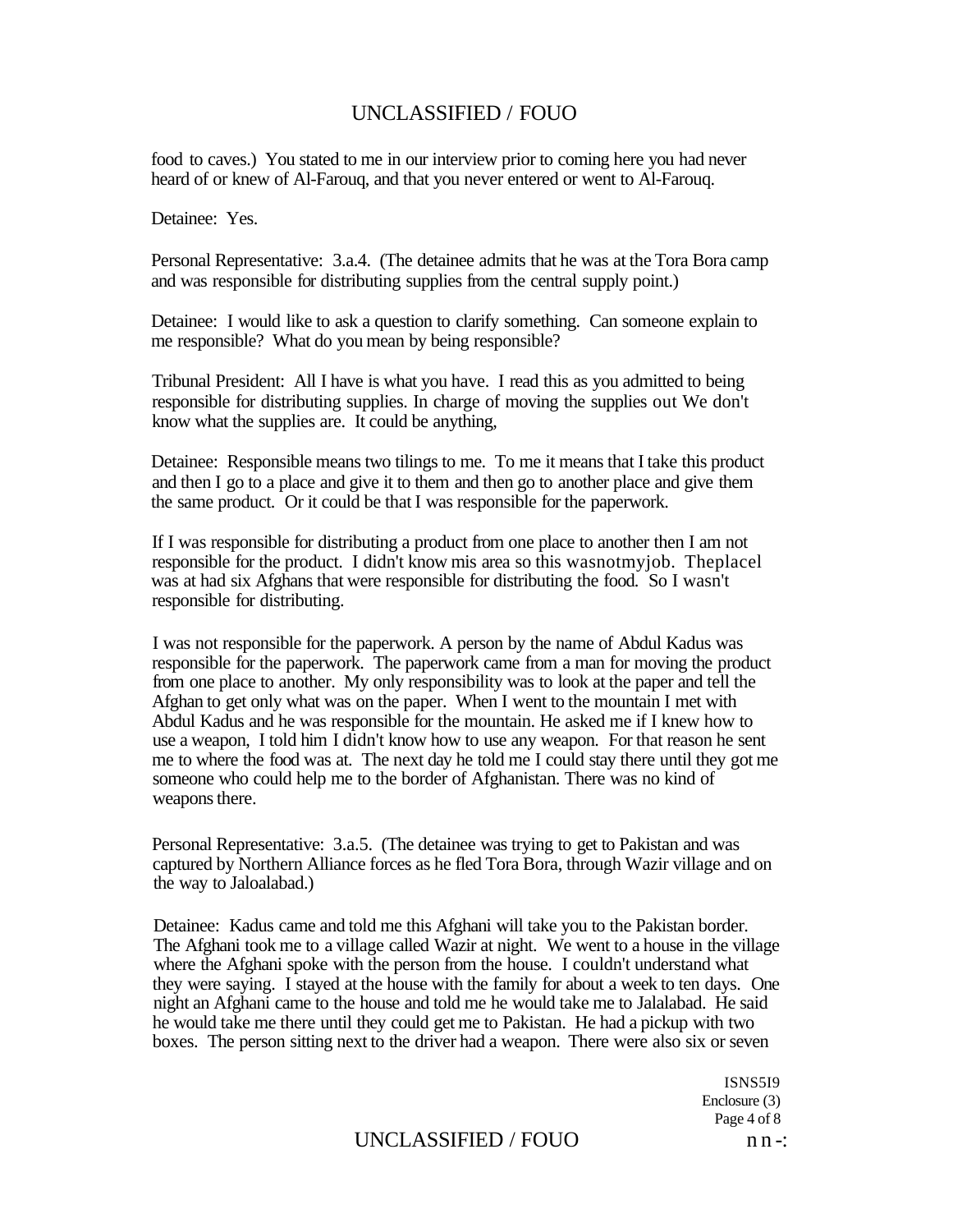food to caves.) You stated to me in our interview prior to coming here you had never heard of or knew of Al-Farouq, and that you never entered or went to Al-Farouq.

Detainee: Yes.

Personal Representative: 3.a.4. (The detainee admits that he was at the Tora Bora camp and was responsible for distributing supplies from the central supply point.)

Detainee: I would like to ask a question to clarify something. Can someone explain to me responsible? What do you mean by being responsible?

Tribunal President: All I have is what you have. I read this as you admitted to being responsible for distributing supplies. In charge of moving the supplies out We don't know what the supplies are. It could be anything,

Detainee: Responsible means two tilings to me. To me it means that I take this product and then I go to a place and give it to them and then go to another place and give them the same product. Or it could be that I was responsible for the paperwork.

If I was responsible for distributing a product from one place to another then I am not responsible for the product. I didn't know mis area so this wasnotmyjob. Theplacel was at had six Afghans that were responsible for distributing the food. So I wasn't responsible for distributing.

I was not responsible for the paperwork. A person by the name of Abdul Kadus was responsible for the paperwork. The paperwork came from a man for moving the product from one place to another. My only responsibility was to look at the paper and tell the Afghan to get only what was on the paper. When I went to the mountain I met with Abdul Kadus and he was responsible for the mountain. He asked me if I knew how to use a weapon, I told him I didn't know how to use any weapon. For that reason he sent me to where the food was at. The next day he told me I could stay there until they got me someone who could help me to the border of Afghanistan. There was no kind of weapons there.

Personal Representative: 3.a.5. (The detainee was trying to get to Pakistan and was captured by Northern Alliance forces as he fled Tora Bora, through Wazir village and on the way to Jaloalabad.)

Detainee: Kadus came and told me this Afghani will take you to the Pakistan border. The Afghani took me to a village called Wazir at night. We went to a house in the village where the Afghani spoke with the person from the house. I couldn't understand what they were saying. I stayed at the house with the family for about a week to ten days. One night an Afghani came to the house and told me he would take me to Jalalabad. He said he would take me there until they could get me to Pakistan. He had a pickup with two boxes. The person sitting next to the driver had a weapon. There were also six or seven

ISNS5I9
Enclosure (3)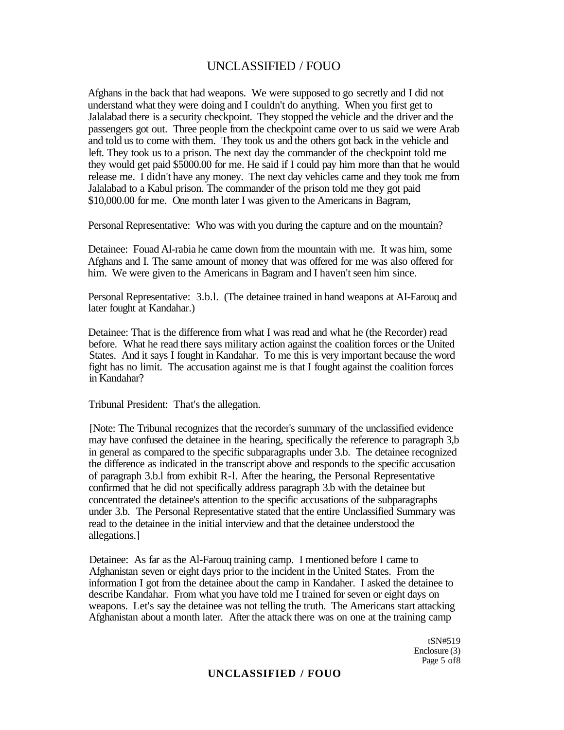Afghans in the back that had weapons. We were supposed to go secretly and I did not understand what they were doing and I couldn't do anything. When you first get to Jalalabad there is a security checkpoint. They stopped the vehicle and the driver and the passengers got out. Three people from the checkpoint came over to us said we were Arab and told us to come with them. They took us and the others got back in the vehicle and left. They took us to a prison. The next day the commander of the checkpoint told me they would get paid $5000.00 for me. He said if I could pay him more than that he would release me. I didn't have any money. The next day vehicles came and they took me from Jalalabad to a Kabul prison. The commander of the prison told me they got paid $10,000.00 for me. One month later I was given to the Americans in Bagram,

Personal Representative: Who was with you during the capture and on the mountain?

Detainee: Fouad Al-rabia he came down from the mountain with me. It was him, some Afghans and I. The same amount of money that was offered for me was also offered for him. We were given to the Americans in Bagram and I haven't seen him since.

Personal Representative: 3.b.l. (The detainee trained in hand weapons at AI-Farouq and later fought at Kandahar.)

Detainee: That is the difference from what I was read and what he (the Recorder) read before. What he read there says military action against the coalition forces or the United States. And it says I fought in Kandahar. To me this is very important because the word fight has no limit. The accusation against me is that I fought against the coalition forces in Kandahar?

Tribunal President: That's the allegation.

[Note: The Tribunal recognizes that the recorder's summary of the unclassified evidence may have confused the detainee in the hearing, specifically the reference to paragraph 3,b in general as compared to the specific subparagraphs under 3.b. The detainee recognized the difference as indicated in the transcript above and responds to the specific accusation of paragraph 3.b.l from exhibit R-l. After the hearing, the Personal Representative confirmed that he did not specifically address paragraph 3.b with the detainee but concentrated the detainee's attention to the specific accusations of the subparagraphs under 3.b. The Personal Representative stated that the entire Unclassified Summary was read to the detainee in the initial interview and that the detainee understood the allegations.]

Detainee: As far as the Al-Farouq training camp. I mentioned before I came to Afghanistan seven or eight days prior to the incident in the United States. From the information I got from the detainee about the camp in Kandaher. I asked the detainee to describe Kandahar. From what you have told me I trained for seven or eight days on weapons. Let's say the detainee was not telling the truth. The Americans start attacking Afghanistan about a month later. After the attack there was on one at the training camp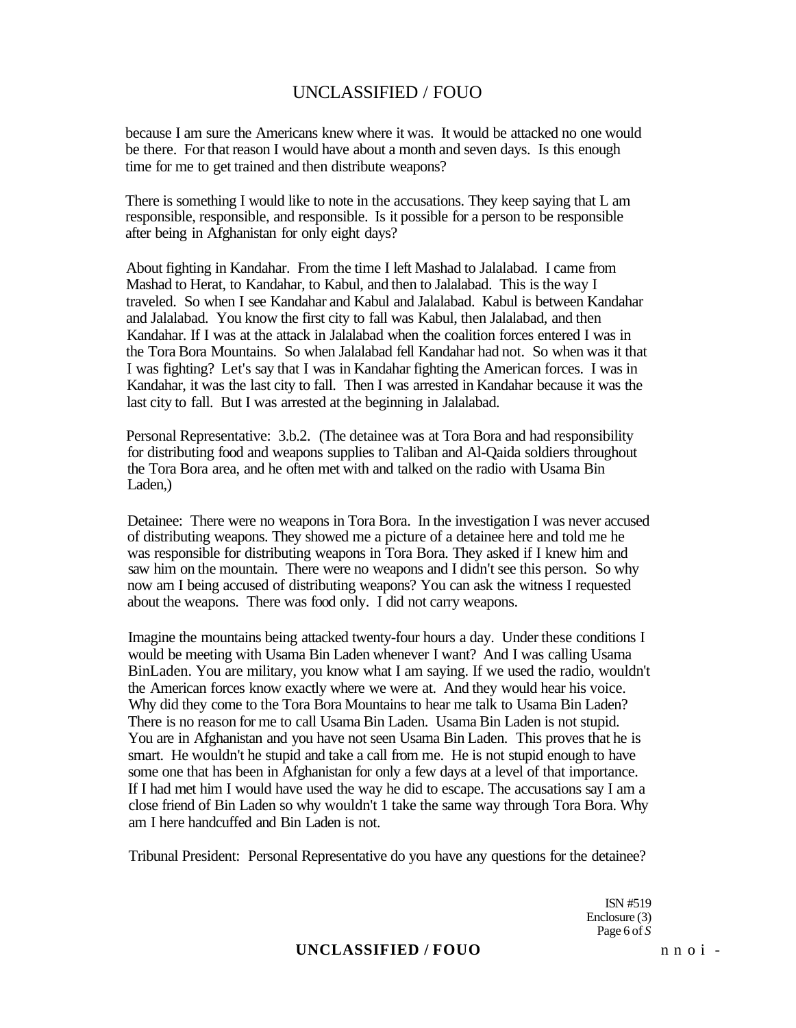because I am sure the Americans knew where it was. It would be attacked no one would be there. For that reason I would have about a month and seven days. Is this enough time for me to get trained and then distribute weapons?

There is something I would like to note in the accusations. They keep saying that L am responsible, responsible, and responsible. Is it possible for a person to be responsible after being in Afghanistan for only eight days?

About fighting in Kandahar. From the time I left Mashad to Jalalabad. I came from Mashad to Herat, to Kandahar, to Kabul, and then to Jalalabad. This is the way I traveled. So when I see Kandahar and Kabul and Jalalabad. Kabul is between Kandahar and Jalalabad. You know the first city to fall was Kabul, then Jalalabad, and then Kandahar. If I was at the attack in Jalalabad when the coalition forces entered I was in the Tora Bora Mountains. So when Jalalabad fell Kandahar had not. So when was it that I was fighting? Let's say that I was in Kandahar fighting the American forces. I was in Kandahar, it was the last city to fall. Then I was arrested in Kandahar because it was the last city to fall. But I was arrested at the beginning in Jalalabad.

Personal Representative: 3.b.2. (The detainee was at Tora Bora and had responsibility for distributing food and weapons supplies to Taliban and Al-Qaida soldiers throughout the Tora Bora area, and he often met with and talked on the radio with Usama Bin Laden,)

Detainee: There were no weapons in Tora Bora. In the investigation I was never accused of distributing weapons. They showed me a picture of a detainee here and told me he was responsible for distributing weapons in Tora Bora. They asked if I knew him and saw him on the mountain. There were no weapons and I didn't see this person. So why now am I being accused of distributing weapons? You can ask the witness I requested about the weapons. There was food only. I did not carry weapons.

Imagine the mountains being attacked twenty-four hours a day. Under these conditions I would be meeting with Usama Bin Laden whenever I want? And I was calling Usama BinLaden. You are military, you know what I am saying. If we used the radio, wouldn't the American forces know exactly where we were at. And they would hear his voice. Why did they come to the Tora Bora Mountains to hear me talk to Usama Bin Laden? There is no reason for me to call Usama Bin Laden. Usama Bin Laden is not stupid. You are in Afghanistan and you have not seen Usama Bin Laden. This proves that he is smart. He wouldn't he stupid and take a call from me. He is not stupid enough to have some one that has been in Afghanistan for only a few days at a level of that importance. If I had met him I would have used the way he did to escape. The accusations say I am a close friend of Bin Laden so why wouldn't 1 take the same way through Tora Bora. Why am I here handcuffed and Bin Laden is not.

Tribunal President: Personal Representative do you have any questions for the detainee?

ISN #519
Enclosure (3)
Page 6 of *S*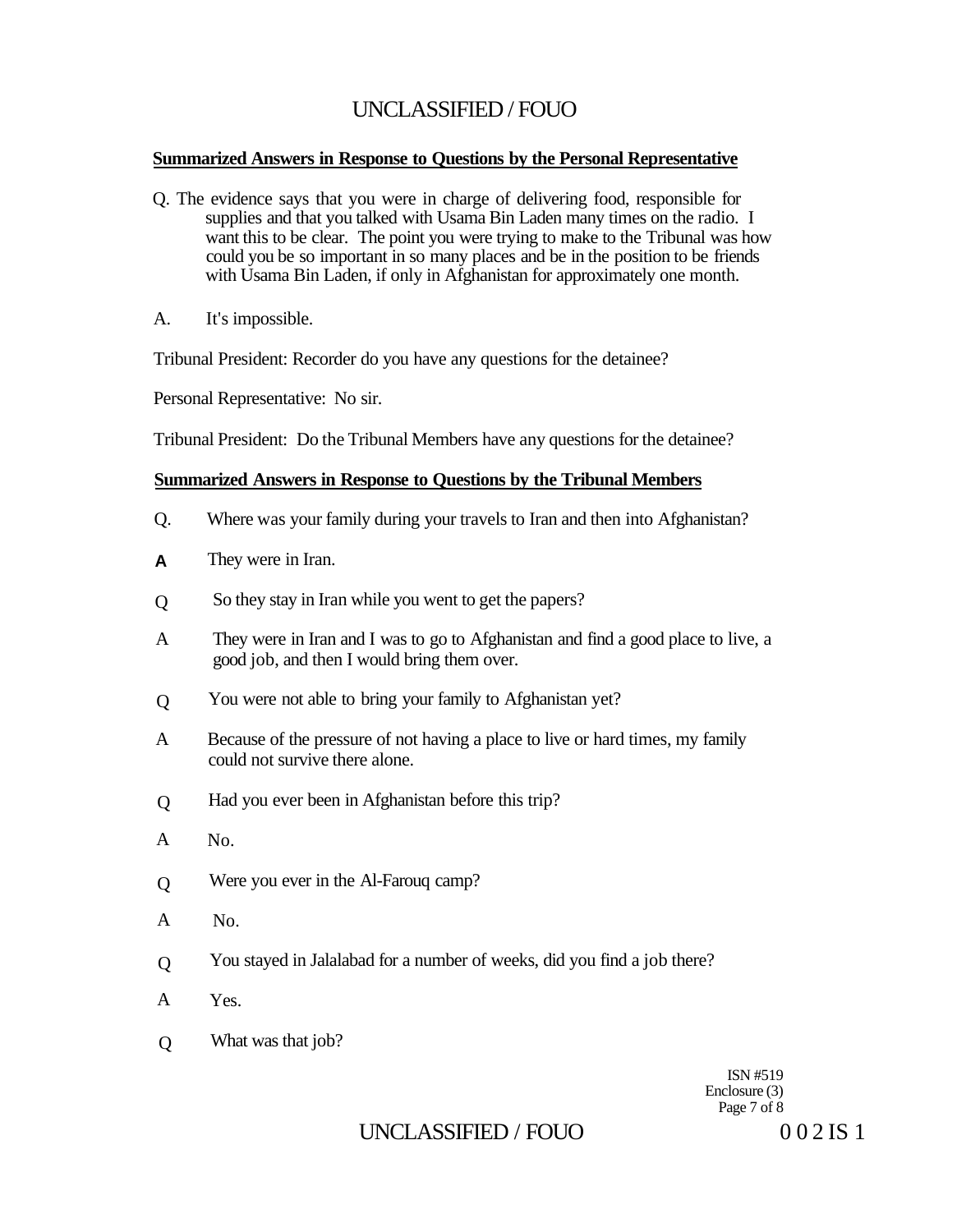**Summarized Answers in Response to Questions by the Personal Representative**

Q. The evidence says that you were in charge of delivering food, responsible for supplies and that you talked with Usama Bin Laden many times on the radio. I want this to be clear. The point you were trying to make to the Tribunal was how could you be so important in so many places and be in the position to be friends with Usama Bin Laden, if only in Afghanistan for approximately one month.

A. It's impossible.

Tribunal President: Recorder do you have any questions for the detainee?

Personal Representative: No sir.

Tribunal President: Do the Tribunal Members have any questions for the detainee?

**Summarized Answers in Response to Questions by the Tribunal Members**

Q. Where was your family during your travels to Iran and then into Afghanistan?

A They were in Iran.

Q So they stay in Iran while you went to get the papers?

A They were in Iran and I was to go to Afghanistan and find a good place to live, a good job, and then I would bring them over.

Q You were not able to bring your family to Afghanistan yet?

A Because of the pressure of not having a place to live or hard times, my family could not survive there alone.

Q Had you ever been in Afghanistan before this trip?

A No.

Q Were you ever in the Al-Farouq camp?

A No.

Q You stayed in Jalalabad for a number of weeks, did you find a job there?

A Yes.

Q What was that job?

ISN #519
Enclosure (3)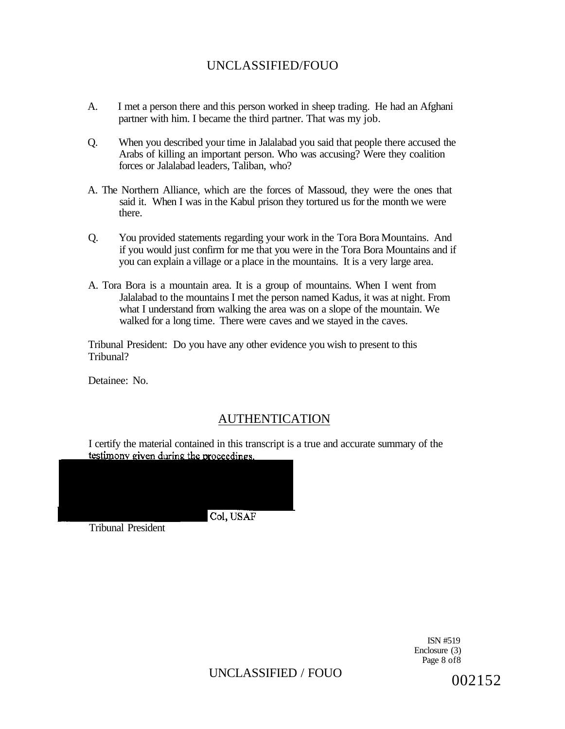A. I met a person there and this person worked in sheep trading. He had an Afghani partner with him. I became the third partner. That was my job.

Q. When you described your time in Jalalabad you said that people there accused the Arabs of killing an important person. Who was accusing? Were they coalition forces or Jalalabad leaders, Taliban, who?

A. The Northern Alliance, which are the forces of Massoud, they were the ones that said it. When I was in the Kabul prison they tortured us for the month we were there.

Q. You provided statements regarding your work in the Tora Bora Mountains. And if you would just confirm for me that you were in the Tora Bora Mountains and if you can explain a village or a place in the mountains. It is a very large area.

A. Tora Bora is a mountain area. It is a group of mountains. When I went from Jalalabad to the mountains I met the person named Kadus, it was at night. From what I understand from walking the area was on a slope of the mountain. We walked for a long time. There were caves and we stayed in the caves.

Tribunal President: Do you have any other evidence you wish to present to this Tribunal?

Detainee: No.

## AUTHENTICATION

I certify the material contained in this transcript is a true and accurate summary of the testimony given during the proceedings.

Col, USAF
Tribunal President

ISN #519
Enclosure (3)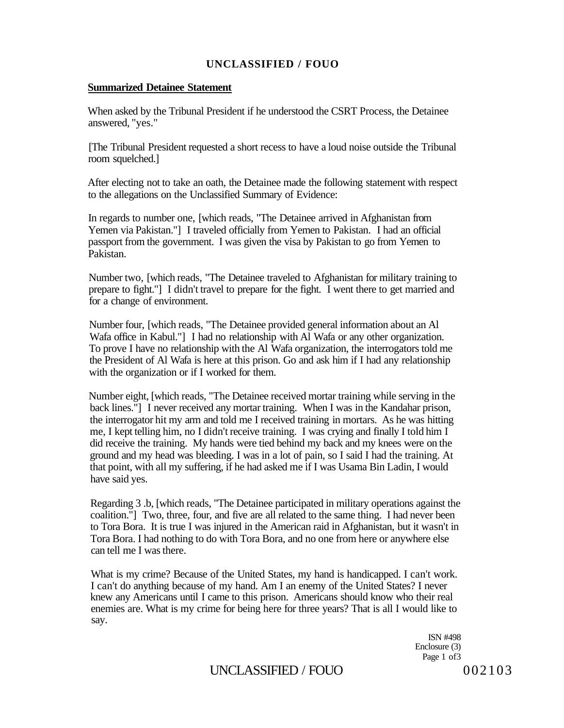## Summarized Detainee Statement

When asked by the Tribunal President if he understood the CSRT Process, the Detainee answered, "yes."

[The Tribunal President requested a short recess to have a loud noise outside the Tribunal room squelched.]

After electing not to take an oath, the Detainee made the following statement with respect to the allegations on the Unclassified Summary of Evidence:

In regards to number one, [which reads, "The Detainee arrived in Afghanistan from Yemen via Pakistan."] I traveled officially from Yemen to Pakistan. I had an official passport from the government. I was given the visa by Pakistan to go from Yemen to Pakistan.

Number two, [which reads, "The Detainee traveled to Afghanistan for military training to prepare to fight."] I didn't travel to prepare for the fight. I went there to get married and for a change of environment.

Number four, [which reads, "The Detainee provided general information about an Al Wafa office in Kabul."] I had no relationship with Al Wafa or any other organization. To prove I have no relationship with the Al Wafa organization, the interrogators told me the President of Al Wafa is here at this prison. Go and ask him if I had any relationship with the organization or if I worked for them.

Number eight, [which reads, "The Detainee received mortar training while serving in the back lines."] I never received any mortar training. When I was in the Kandahar prison, the interrogator hit my arm and told me I received training in mortars. As he was hitting me, I kept telling him, no I didn't receive training. I was crying and finally I told him I did receive the training. My hands were tied behind my back and my knees were on the ground and my head was bleeding. I was in a lot of pain, so I said I had the training. At that point, with all my suffering, if he had asked me if I was Usama Bin Ladin, I would have said yes.

Regarding 3 .b, [which reads, "The Detainee participated in military operations against the coalition."] Two, three, four, and five are all related to the same thing. I had never been to Tora Bora. It is true I was injured in the American raid in Afghanistan, but it wasn't in Tora Bora. I had nothing to do with Tora Bora, and no one from here or anywhere else can tell me I was there.

What is my crime? Because of the United States, my hand is handicapped. I can't work. I can't do anything because of my hand. Am I an enemy of the United States? I never knew any Americans until I came to this prison. Americans should know who their real enemies are. What is my crime for being here for three years? That is all I would like to say.

ISN #498
Enclosure (3)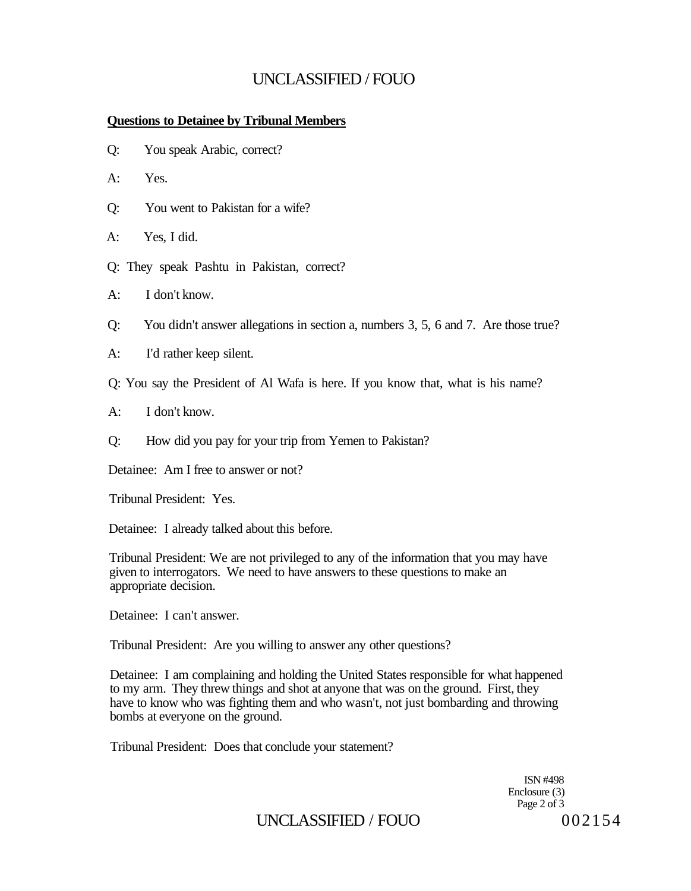**Questions to Detainee by Tribunal Members**

Q: You speak Arabic, correct?

A: Yes.

Q: You went to Pakistan for a wife?

A: Yes, I did.

Q: They speak Pashtu in Pakistan, correct?

A: I don't know.

Q: You didn't answer allegations in section a, numbers 3, 5, 6 and 7. Are those true?

A: I'd rather keep silent.

Q: You say the President of Al Wafa is here. If you know that, what is his name?

A: I don't know.

Q: How did you pay for your trip from Yemen to Pakistan?

Detainee: Am I free to answer or not?

Tribunal President: Yes.

Detainee: I already talked about this before.

Tribunal President: We are not privileged to any of the information that you may have given to interrogators. We need to have answers to these questions to make an appropriate decision.

Detainee: I can't answer.

Tribunal President: Are you willing to answer any other questions?

Detainee: I am complaining and holding the United States responsible for what happened to my arm. They threw things and shot at anyone that was on the ground. First, they have to know who was fighting them and who wasn't, not just bombarding and throwing bombs at everyone on the ground.

Tribunal President: Does that conclude your statement?

ISN #498
Enclosure (3)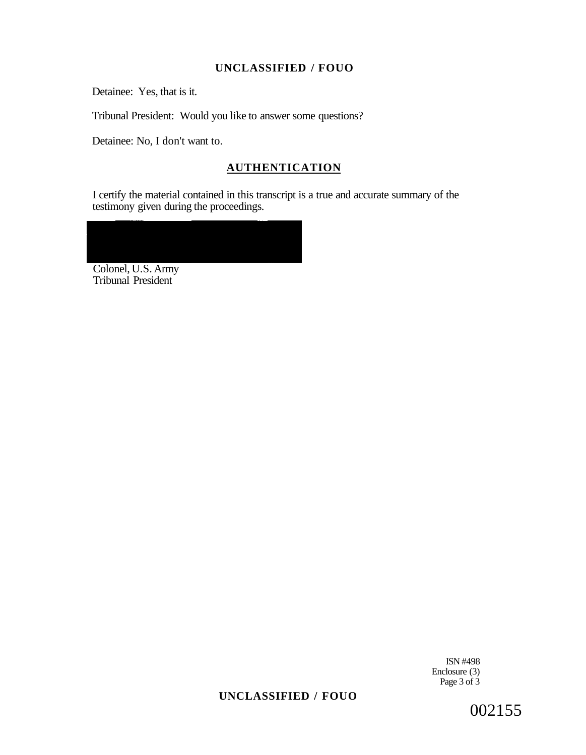Detainee: Yes, that is it.

Tribunal President: Would you like to answer some questions?

Detainee: No, I don't want to.

## AUTHENTICATION

I certify the material contained in this transcript is a true and accurate summary of the testimony given during the proceedings.

Colonel, U.S. Army
Tribunal President

ISN #498
Enclosure (3)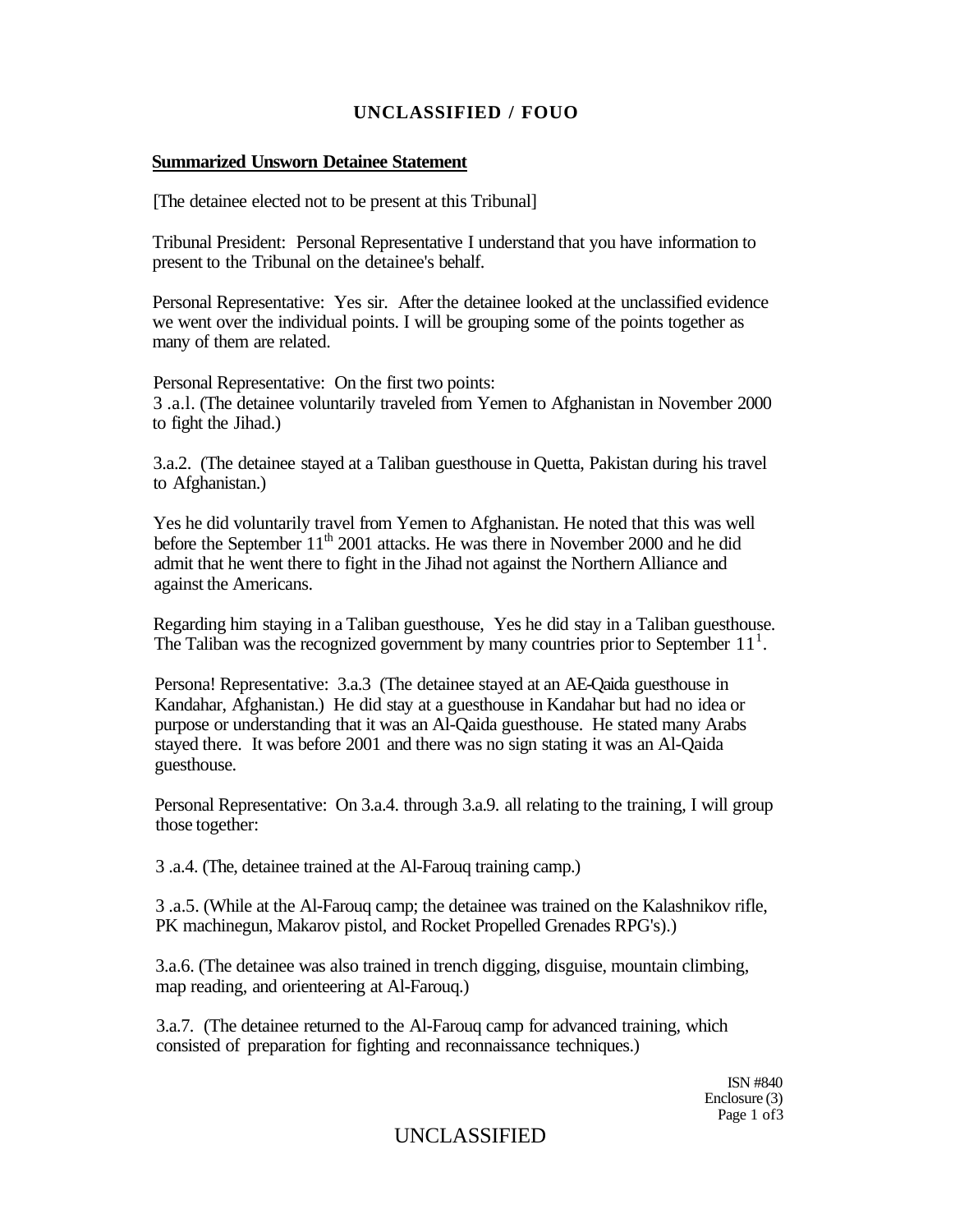**UNCLASSIFIED / FOUO**

**Summarized Unsworn Detainee Statement**

[The detainee elected not to be present at this Tribunal]

Tribunal President: Personal Representative I understand that you have information to present to the Tribunal on the detainee's behalf.

Personal Representative: Yes sir. After the detainee looked at the unclassified evidence we went over the individual points. I will be grouping some of the points together as many of them are related.

Personal Representative: On the first two points:
3 .a.l. (The detainee voluntarily traveled from Yemen to Afghanistan in November 2000 to fight the Jihad.)

3.a.2. (The detainee stayed at a Taliban guesthouse in Quetta, Pakistan during his travel to Afghanistan.)

Yes he did voluntarily travel from Yemen to Afghanistan. He noted that this was well before the September 11th 2001 attacks. He was there in November 2000 and he did admit that he went there to fight in the Jihad not against the Northern Alliance and against the Americans.

Regarding him staying in a Taliban guesthouse, Yes he did stay in a Taliban guesthouse. The Taliban was the recognized government by many countries prior to September 11[1].

Persona! Representative: 3.a.3 (The detainee stayed at an AE-Qaida guesthouse in Kandahar, Afghanistan.) He did stay at a guesthouse in Kandahar but had no idea or purpose or understanding that it was an Al-Qaida guesthouse. He stated many Arabs stayed there. It was before 2001 and there was no sign stating it was an Al-Qaida guesthouse.

Personal Representative: On 3.a.4. through 3.a.9. all relating to the training, I will group those together:

3 .a.4. (The, detainee trained at the Al-Farouq training camp.)

3 .a.5. (While at the Al-Farouq camp; the detainee was trained on the Kalashnikov rifle, PK machinegun, Makarov pistol, and Rocket Propelled Grenades RPG's).)

3.a.6. (The detainee was also trained in trench digging, disguise, mountain climbing, map reading, and orienteering at Al-Farouq.)

3.a.7. (The detainee returned to the Al-Farouq camp for advanced training, which consisted of preparation for fighting and reconnaissance techniques.)

ISN #840
Enclosure (3)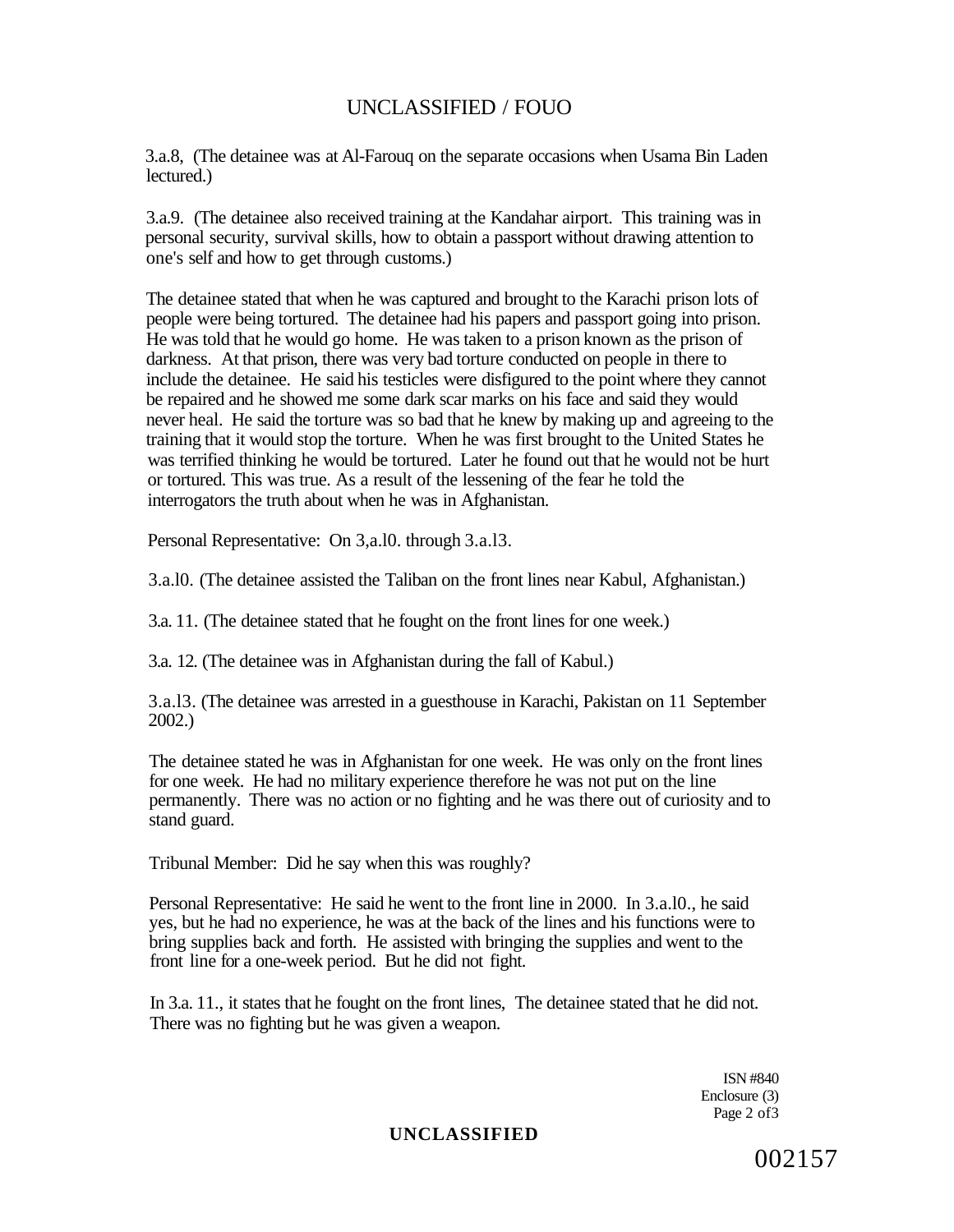3.a.8, (The detainee was at Al-Farouq on the separate occasions when Usama Bin Laden lectured.)

3.a.9. (The detainee also received training at the Kandahar airport. This training was in personal security, survival skills, how to obtain a passport without drawing attention to one's self and how to get through customs.)

The detainee stated that when he was captured and brought to the Karachi prison lots of people were being tortured. The detainee had his papers and passport going into prison. He was told that he would go home. He was taken to a prison known as the prison of darkness. At that prison, there was very bad torture conducted on people in there to include the detainee. He said his testicles were disfigured to the point where they cannot be repaired and he showed me some dark scar marks on his face and said they would never heal. He said the torture was so bad that he knew by making up and agreeing to the training that it would stop the torture. When he was first brought to the United States he was terrified thinking he would be tortured. Later he found out that he would not be hurt or tortured. This was true. As a result of the lessening of the fear he told the interrogators the truth about when he was in Afghanistan.

Personal Representative: On 3,a.l0. through 3.a.l3.

3.a.l0. (The detainee assisted the Taliban on the front lines near Kabul, Afghanistan.)

3.a. 11. (The detainee stated that he fought on the front lines for one week.)

3.a. 12. (The detainee was in Afghanistan during the fall of Kabul.)

3.a.l3. (The detainee was arrested in a guesthouse in Karachi, Pakistan on 11 September 2002.)

The detainee stated he was in Afghanistan for one week. He was only on the front lines for one week. He had no military experience therefore he was not put on the line permanently. There was no action or no fighting and he was there out of curiosity and to stand guard.

Tribunal Member: Did he say when this was roughly?

Personal Representative: He said he went to the front line in 2000. In 3.a.l0., he said yes, but he had no experience, he was at the back of the lines and his functions were to bring supplies back and forth. He assisted with bringing the supplies and went to the front line for a one-week period. But he did not fight.

In 3.a. 11., it states that he fought on the front lines, The detainee stated that he did not. There was no fighting but he was given a weapon.

ISN #840
Enclosure (3)
Page 2 of3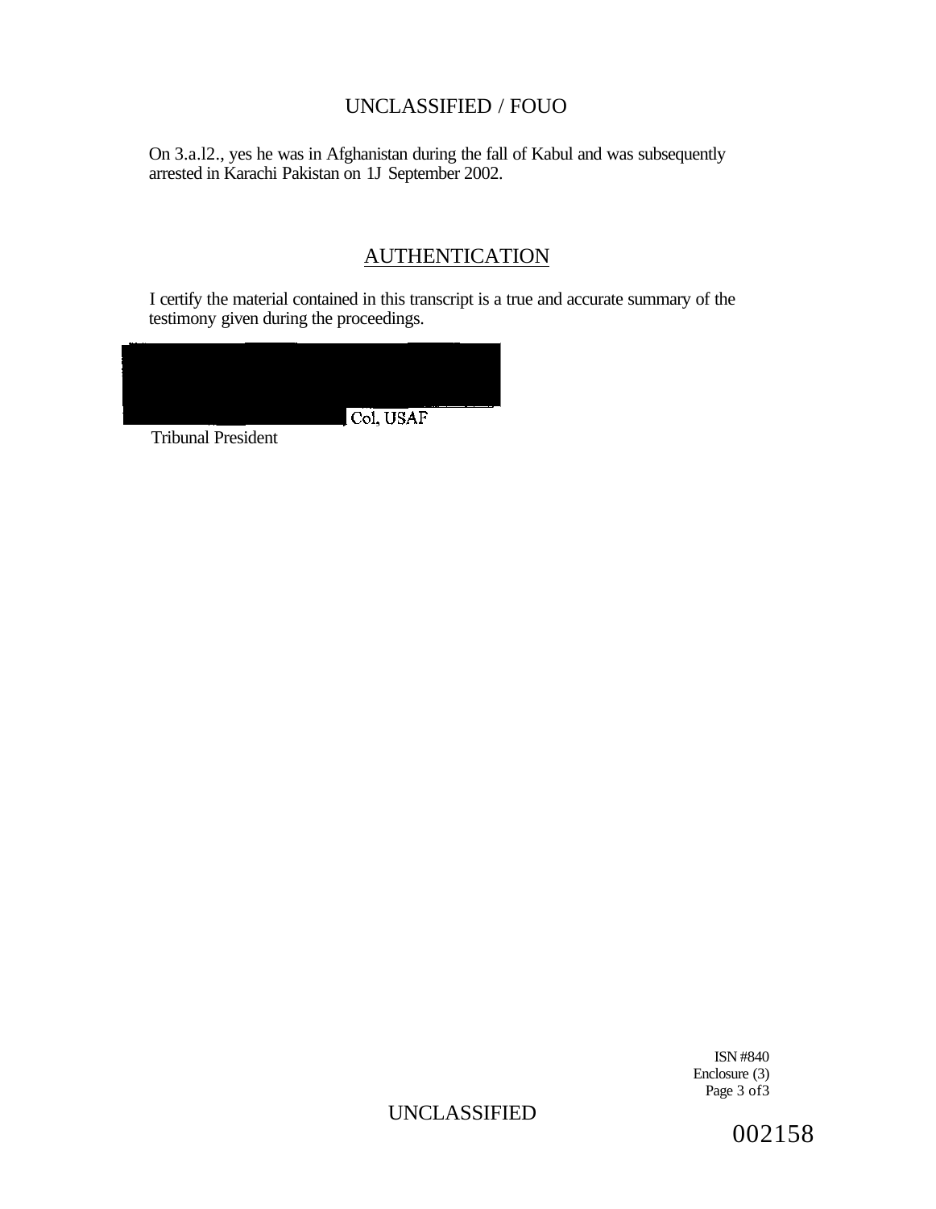UNCLASSIFIED / FOUO

On 3.a.l2., yes he was in Afghanistan during the fall of Kabul and was subsequently arrested in Karachi Pakistan on 1J September 2002.

## AUTHENTICATION

I certify the material contained in this transcript is a true and accurate summary of the testimony given during the proceedings.

Col, USAF
Tribunal President

ISN #840
Enclosure (3)
Page 3 of 3

UNCLASSIFIED

002158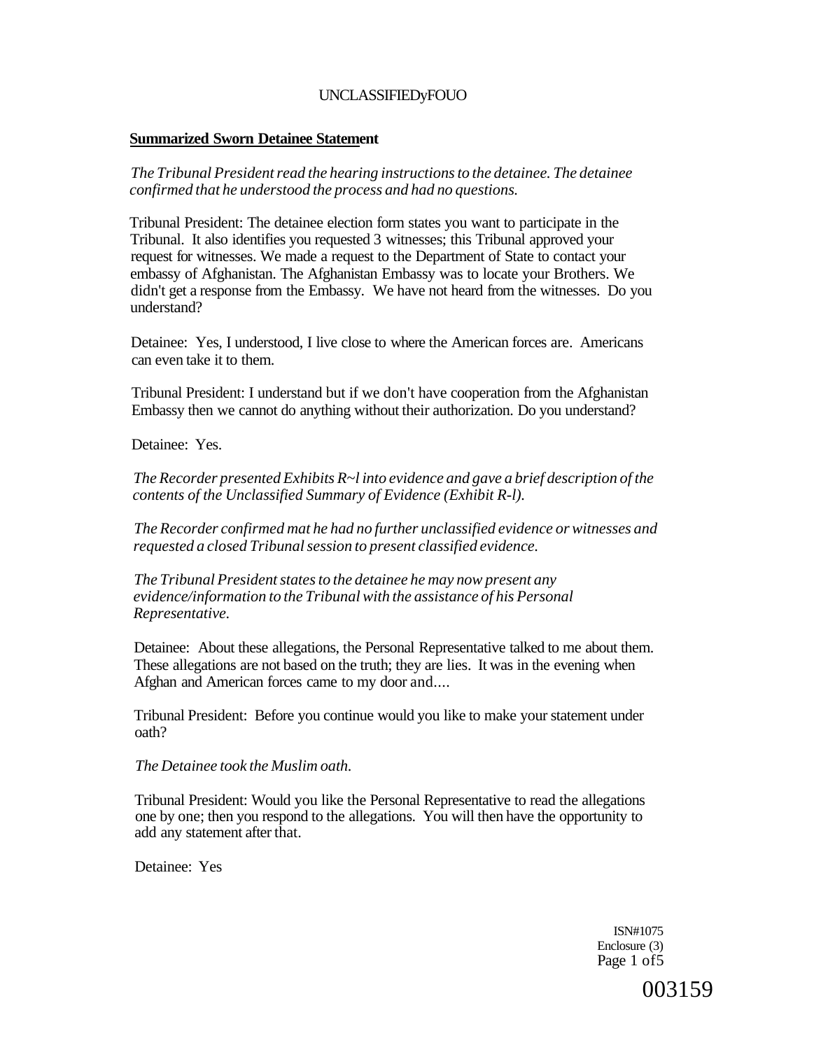**Summarized Sworn Detainee Statement**

*The Tribunal President read the hearing instructions to the detainee. The detainee confirmed that he understood the process and had no questions.*

Tribunal President: The detainee election form states you want to participate in the Tribunal. It also identifies you requested 3 witnesses; this Tribunal approved your request for witnesses. We made a request to the Department of State to contact your embassy of Afghanistan. The Afghanistan Embassy was to locate your Brothers. We didn't get a response from the Embassy. We have not heard from the witnesses. Do you understand?

Detainee: Yes, I understood, I live close to where the American forces are. Americans can even take it to them.

Tribunal President: I understand but if we don't have cooperation from the Afghanistan Embassy then we cannot do anything without their authorization. Do you understand?

Detainee: Yes.

*The Recorder presented Exhibits R~l into evidence and gave a brief description of the contents of the Unclassified Summary of Evidence (Exhibit R-l).*

*The Recorder confirmed mat he had no further unclassified evidence or witnesses and requested a closed Tribunal session to present classified evidence.*

*The Tribunal President states to the detainee he may now present any evidence/information to the Tribunal with the assistance of his Personal Representative.*

Detainee: About these allegations, the Personal Representative talked to me about them. These allegations are not based on the truth; they are lies. It was in the evening when Afghan and American forces came to my door and....

Tribunal President: Before you continue would you like to make your statement under oath?

*The Detainee took the Muslim oath.*

Tribunal President: Would you like the Personal Representative to read the allegations one by one; then you respond to the allegations. You will then have the opportunity to add any statement after that.

Detainee: Yes

ISN#1075
Enclosure (3)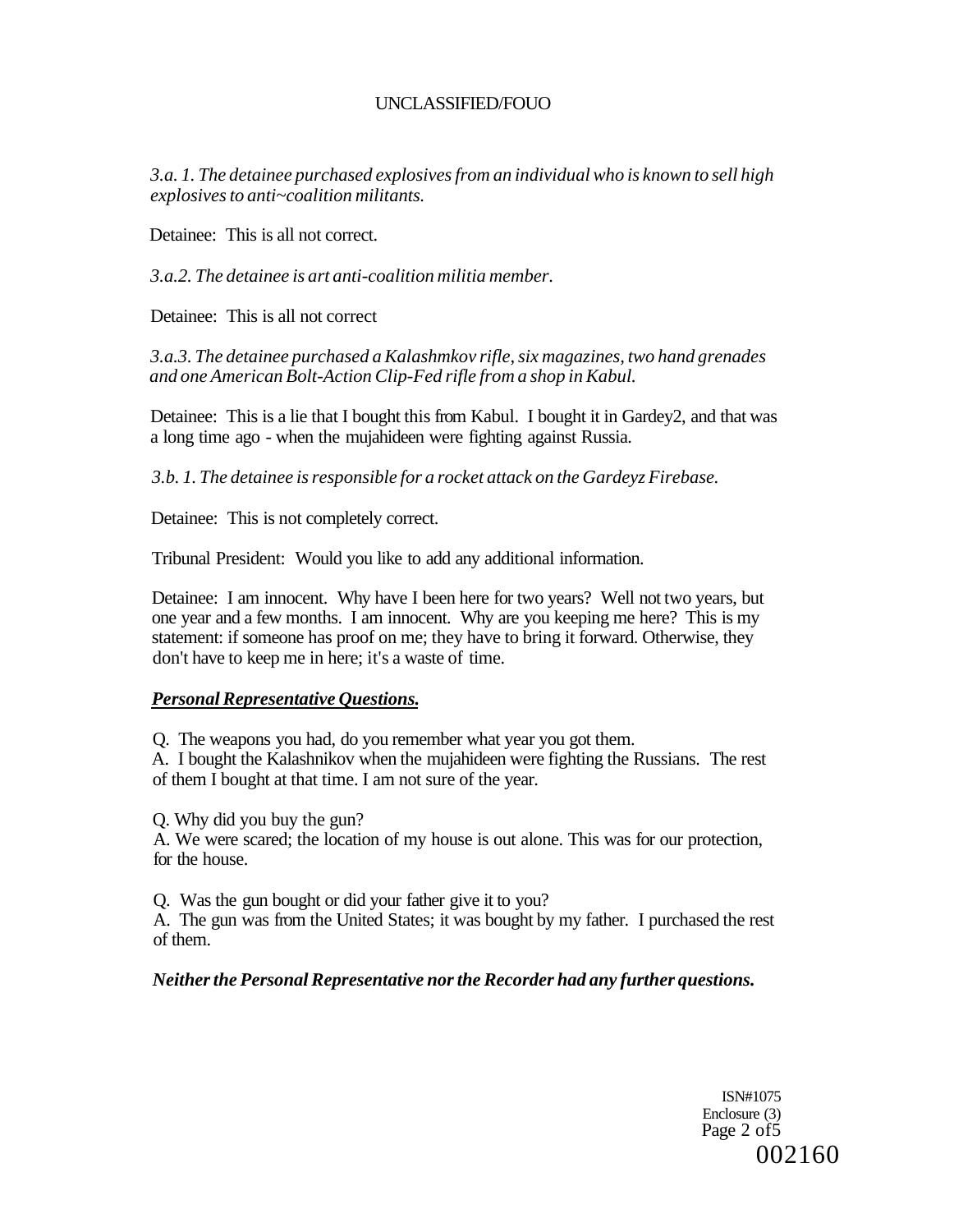*3.a. 1. The detainee purchased explosives from an individual who is known to sell high explosives to anti~coalition militants.*

Detainee: This is all not correct.

*3.a.2. The detainee is art anti-coalition militia member.*

Detainee: This is all not correct

*3.a.3. The detainee purchased a Kalashmkov rifle, six magazines, two hand grenades and one American Bolt-Action Clip-Fed rifle from a shop in Kabul.*

Detainee: This is a lie that I bought this from Kabul. I bought it in Gardey2, and that was a long time ago - when the mujahideen were fighting against Russia.

*3.b. 1. The detainee is responsible for a rocket attack on the Gardeyz Firebase.*

Detainee: This is not completely correct.

Tribunal President: Would you like to add any additional information.

Detainee: I am innocent. Why have I been here for two years? Well not two years, but one year and a few months. I am innocent. Why are you keeping me here? This is my statement: if someone has proof on me; they have to bring it forward. Otherwise, they don't have to keep me in here; it's a waste of time.

***Personal Representative Questions.***

Q. The weapons you had, do you remember what year you got them.
A. I bought the Kalashnikov when the mujahideen were fighting the Russians. The rest of them I bought at that time. I am not sure of the year.

Q. Why did you buy the gun?
A. We were scared; the location of my house is out alone. This was for our protection, for the house.

Q. Was the gun bought or did your father give it to you?
A. The gun was from the United States; it was bought by my father. I purchased the rest of them.

***Neither the Personal Representative nor the Recorder had any further questions.***

ISN#1075
Enclosure (3)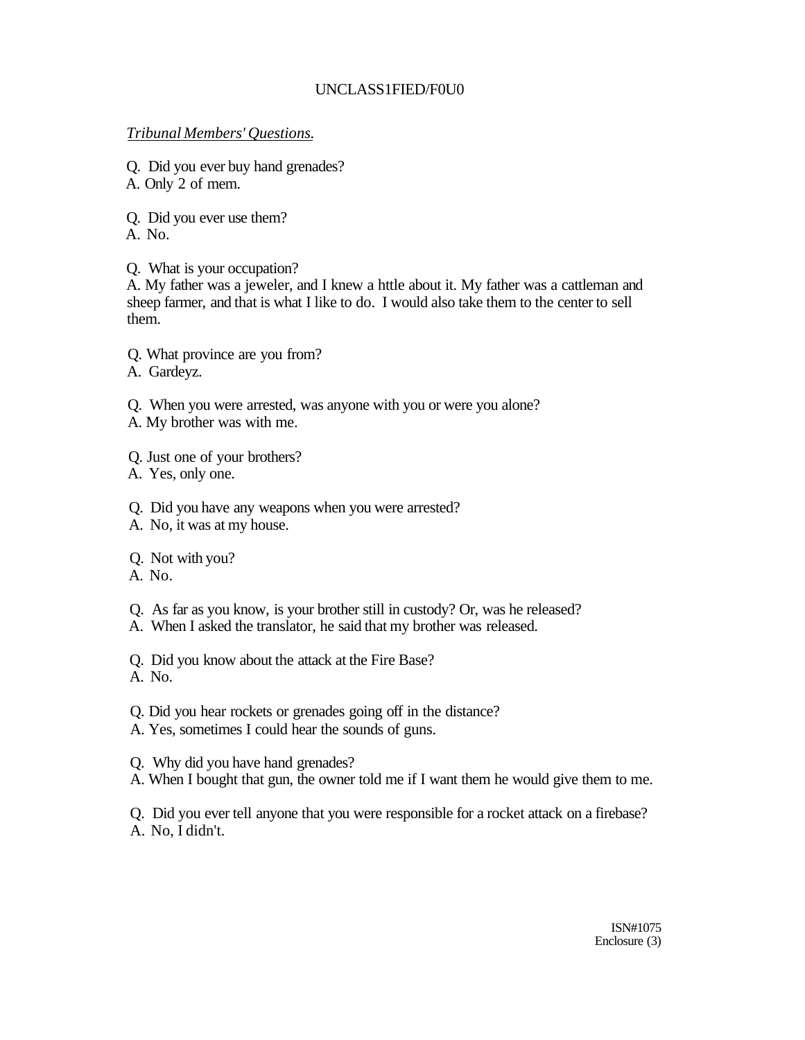UNCLASS1FIED/F0U0

*Tribunal Members' Questions.*

Q. Did you ever buy hand grenades?
A. Only 2 of mem.

Q. Did you ever use them?
A. No.

Q. What is your occupation?
A. My father was a jeweler, and I knew a httle about it. My father was a cattleman and sheep farmer, and that is what I like to do. I would also take them to the center to sell them.

Q. What province are you from?
A. Gardeyz.

Q. When you were arrested, was anyone with you or were you alone?
A. My brother was with me.

Q. Just one of your brothers?
A. Yes, only one.

Q. Did you have any weapons when you were arrested?
A. No, it was at my house.

Q. Not with you?
A. No.

Q. As far as you know, is your brother still in custody? Or, was he released?
A. When I asked the translator, he said that my brother was released.

Q. Did you know about the attack at the Fire Base?
A. No.

Q. Did you hear rockets or grenades going off in the distance?
A. Yes, sometimes I could hear the sounds of guns.

Q. Why did you have hand grenades?
A. When I bought that gun, the owner told me if I want them he would give them to me.

Q. Did you ever tell anyone that you were responsible for a rocket attack on a firebase?
A. No, I didn't.

ISN#1075
Enclosure (3)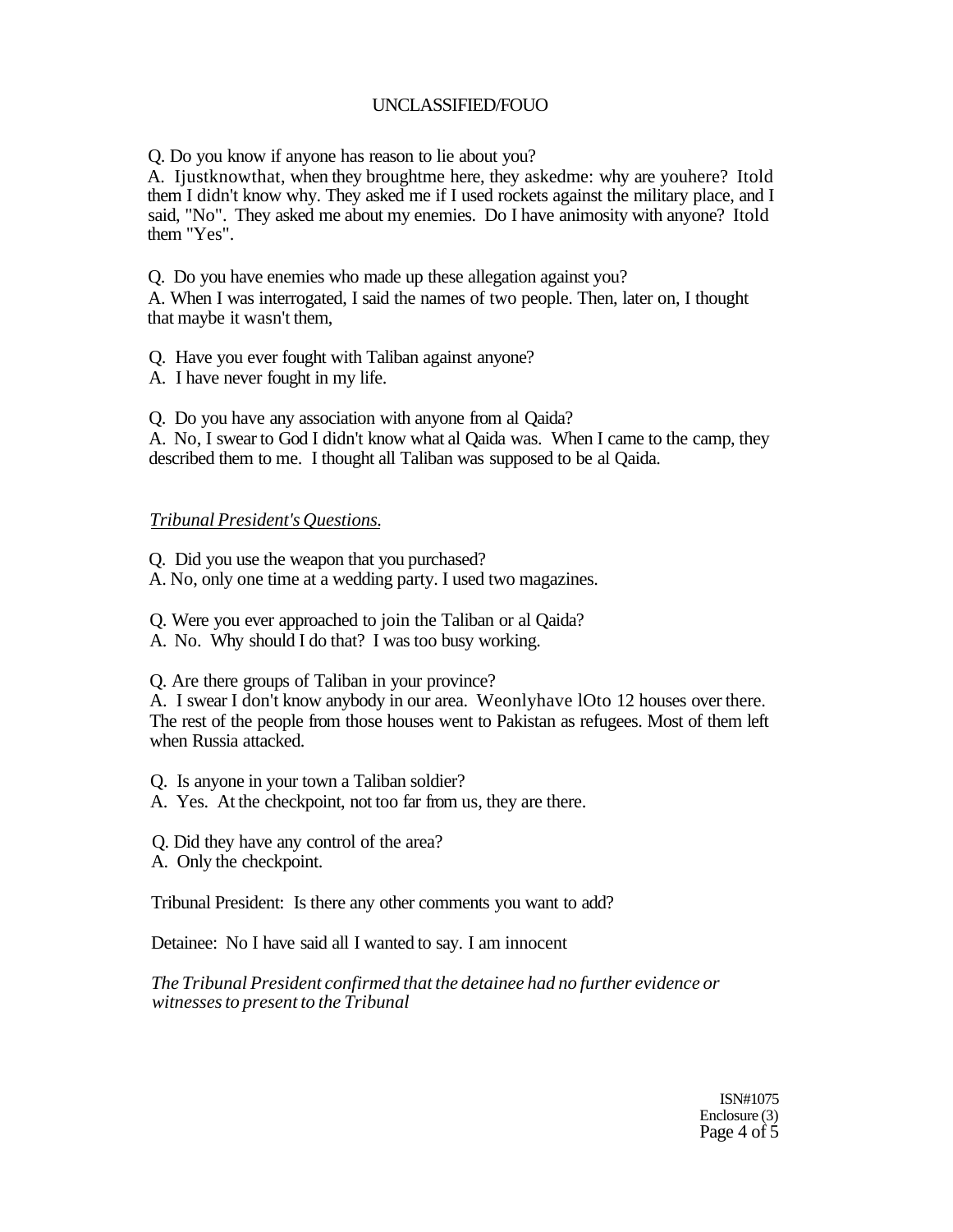Q. Do you know if anyone has reason to lie about you?

A. Ijustknowthat, when they broughtme here, they askedme: why are youhere? Itold them I didn't know why. They asked me if I used rockets against the military place, and I said, "No". They asked me about my enemies. Do I have animosity with anyone? Itold them "Yes".

Q. Do you have enemies who made up these allegation against you?

A. When I was interrogated, I said the names of two people. Then, later on, I thought that maybe it wasn't them,

Q. Have you ever fought with Taliban against anyone?

A. I have never fought in my life.

Q. Do you have any association with anyone from al Qaida?

A. No, I swear to God I didn't know what al Qaida was. When I came to the camp, they described them to me. I thought all Taliban was supposed to be al Qaida.

*Tribunal President's Questions.*

Q. Did you use the weapon that you purchased?

A. No, only one time at a wedding party. I used two magazines.

Q. Were you ever approached to join the Taliban or al Qaida?

A. No. Why should I do that? I was too busy working.

Q. Are there groups of Taliban in your province?

A. I swear I don't know anybody in our area. Weonlyhave lOto 12 houses over there. The rest of the people from those houses went to Pakistan as refugees. Most of them left when Russia attacked.

Q. Is anyone in your town a Taliban soldier?

A. Yes. At the checkpoint, not too far from us, they are there.

Q. Did they have any control of the area?

A. Only the checkpoint.

Tribunal President: Is there any other comments you want to add?

Detainee: No I have said all I wanted to say. I am innocent

*The Tribunal President confirmed that the detainee had no further evidence or witnesses to present to the Tribunal*

ISN#1075
Enclosure (3)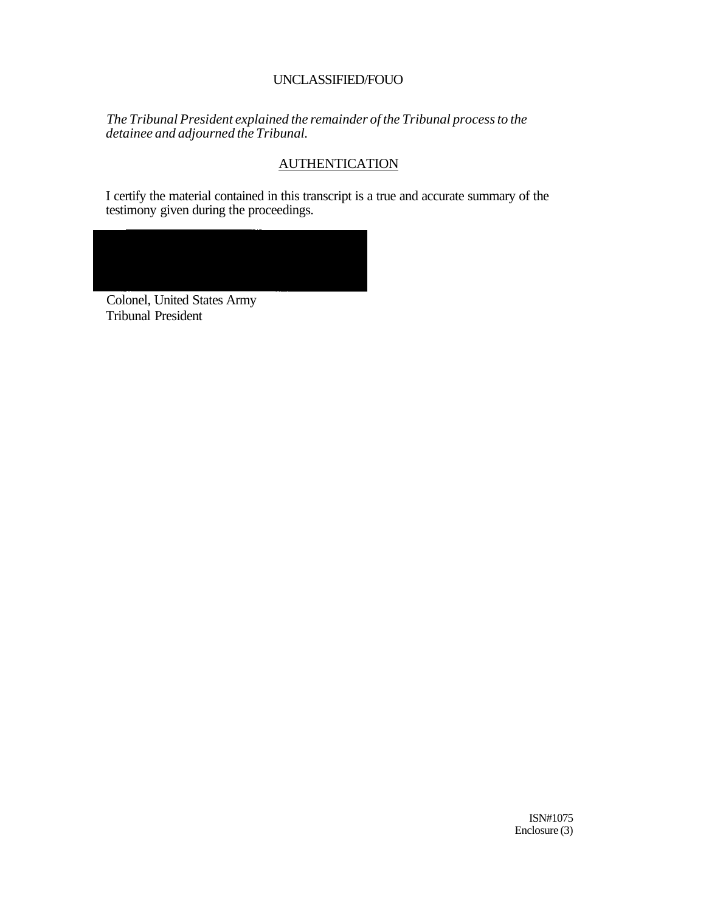UNCLASSIFIED/FOUO

*The Tribunal President explained the remainder of the Tribunal process to the detainee and adjourned the Tribunal.*

## AUTHENTICATION

I certify the material contained in this transcript is a true and accurate summary of the testimony given during the proceedings.

Colonel, United States Army
Tribunal President

ISN#1075
Enclosure (3)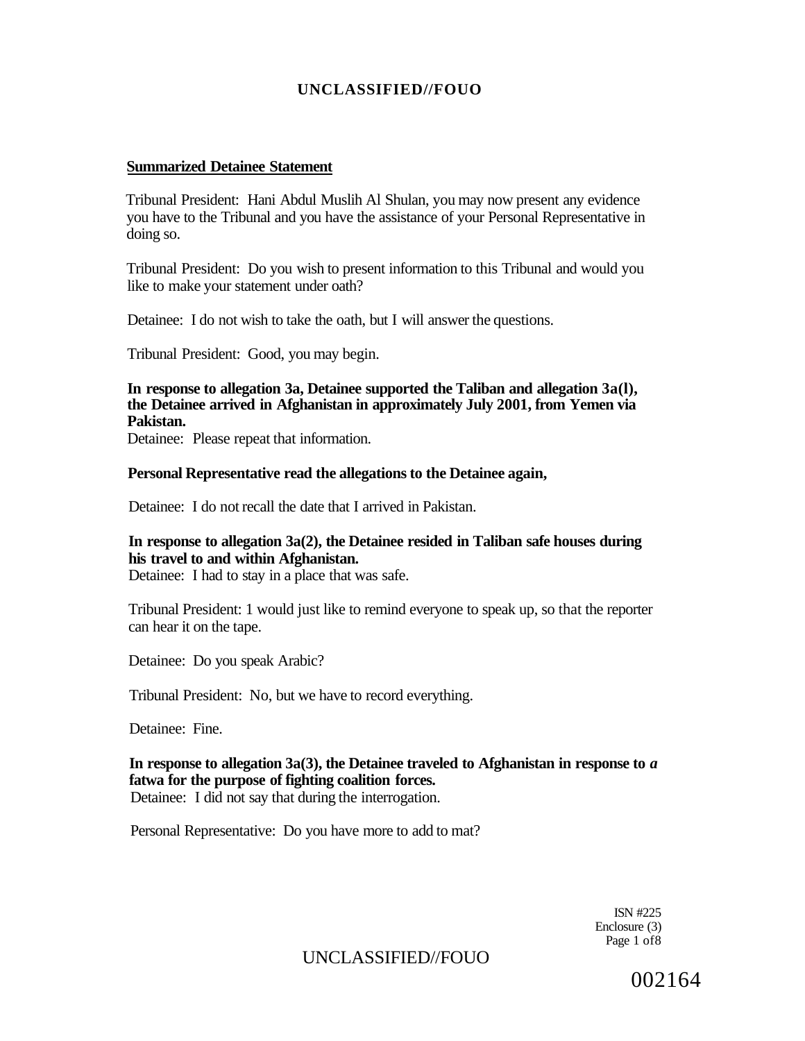**Summarized Detainee Statement**

Tribunal President: Hani Abdul Muslih Al Shulan, you may now present any evidence you have to the Tribunal and you have the assistance of your Personal Representative in doing so.

Tribunal President: Do you wish to present information to this Tribunal and would you like to make your statement under oath?

Detainee: I do not wish to take the oath, but I will answer the questions.

Tribunal President: Good, you may begin.

**In response to allegation 3a, Detainee supported the Taliban and allegation 3a(l), the Detainee arrived in Afghanistan in approximately July 2001, from Yemen via Pakistan.**
Detainee: Please repeat that information.

**Personal Representative read the allegations to the Detainee again,**

Detainee: I do not recall the date that I arrived in Pakistan.

**In response to allegation 3a(2), the Detainee resided in Taliban safe houses during his travel to and within Afghanistan.**
Detainee: I had to stay in a place that was safe.

Tribunal President: 1 would just like to remind everyone to speak up, so that the reporter can hear it on the tape.

Detainee: Do you speak Arabic?

Tribunal President: No, but we have to record everything.

Detainee: Fine.

**In response to allegation 3a(3), the Detainee traveled to Afghanistan in response to *a* fatwa for the purpose of fighting coalition forces.**
Detainee: I did not say that during the interrogation.

Personal Representative: Do you have more to add to mat?

ISN #225
Enclosure (3)

002164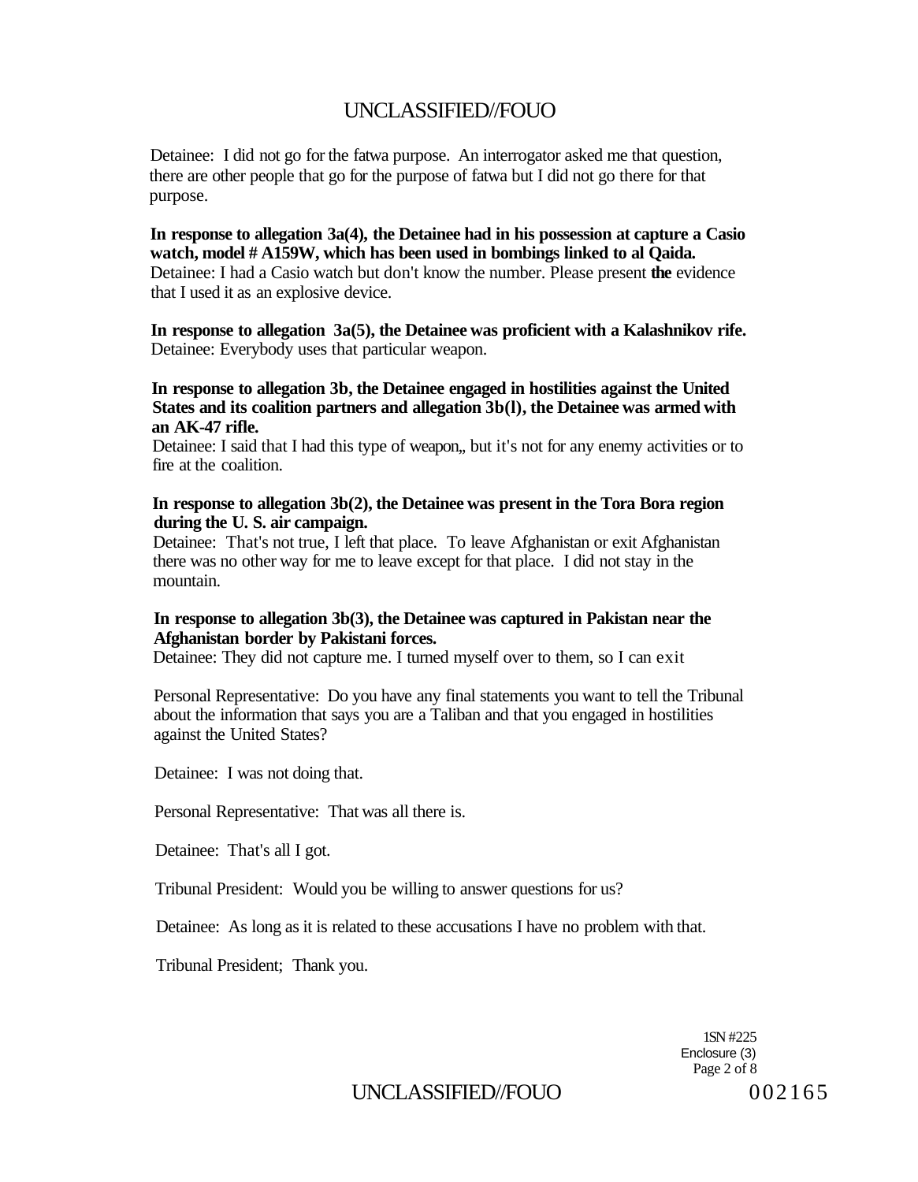Detainee: I did not go for the fatwa purpose. An interrogator asked me that question, there are other people that go for the purpose of fatwa but I did not go there for that purpose.

**In response to allegation 3a(4), the Detainee had in his possession at capture a Casio watch, model # A159W, which has been used in bombings linked to al Qaida.**
Detainee: I had a Casio watch but don't know the number. Please present **the** evidence that I used it as an explosive device.

**In response to allegation 3a(5), the Detainee was proficient with a Kalashnikov rife.**
Detainee: Everybody uses that particular weapon.

**In response to allegation 3b, the Detainee engaged in hostilities against the United States and its coalition partners and allegation 3b(l), the Detainee was armed with an AK-47 rifle.**
Detainee: I said that I had this type of weapon,, but it's not for any enemy activities or to fire at the coalition.

**In response to allegation 3b(2), the Detainee was present in the Tora Bora region during the U. S. air campaign.**
Detainee: That's not true, I left that place. To leave Afghanistan or exit Afghanistan there was no other way for me to leave except for that place. I did not stay in the mountain.

**In response to allegation 3b(3), the Detainee was captured in Pakistan near the Afghanistan border by Pakistani forces.**
Detainee: They did not capture me. I turned myself over to them, so I can exit

Personal Representative: Do you have any final statements you want to tell the Tribunal about the information that says you are a Taliban and that you engaged in hostilities against the United States?

Detainee: I was not doing that.

Personal Representative: That was all there is.

Detainee: That's all I got.

Tribunal President: Would you be willing to answer questions for us?

Detainee: As long as it is related to these accusations I have no problem with that.

Tribunal President; Thank you.

1SN #225
Enclosure (3)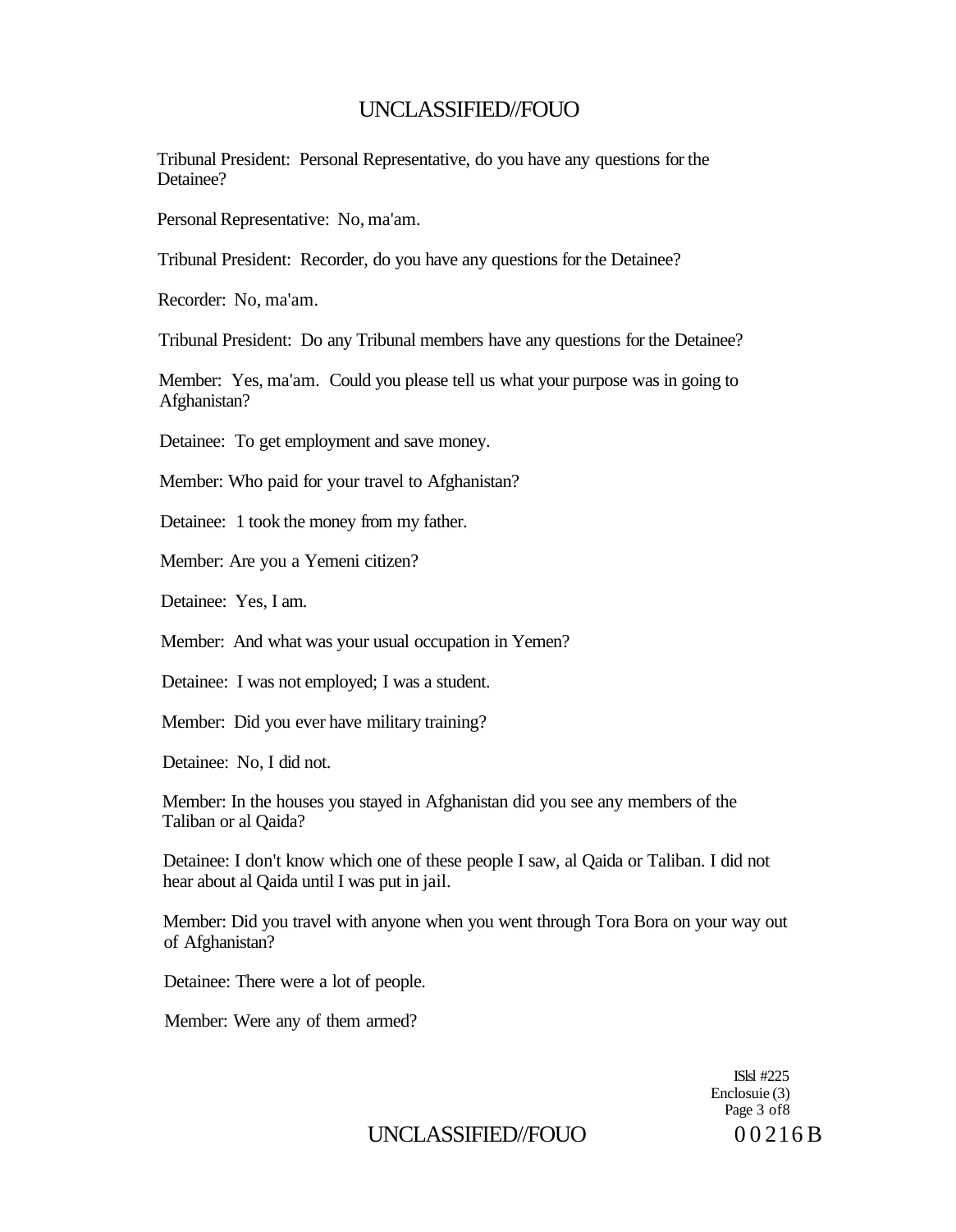Tribunal President: Personal Representative, do you have any questions for the Detainee?

Personal Representative: No, ma'am.

Tribunal President: Recorder, do you have any questions for the Detainee?

Recorder: No, ma'am.

Tribunal President: Do any Tribunal members have any questions for the Detainee?

Member: Yes, ma'am. Could you please tell us what your purpose was in going to Afghanistan?

Detainee: To get employment and save money.

Member: Who paid for your travel to Afghanistan?

Detainee: 1 took the money from my father.

Member: Are you a Yemeni citizen?

Detainee: Yes, I am.

Member: And what was your usual occupation in Yemen?

Detainee: I was not employed; I was a student.

Member: Did you ever have military training?

Detainee: No, I did not.

Member: In the houses you stayed in Afghanistan did you see any members of the Taliban or al Qaida?

Detainee: I don't know which one of these people I saw, al Qaida or Taliban. I did not hear about al Qaida until I was put in jail.

Member: Did you travel with anyone when you went through Tora Bora on your way out of Afghanistan?

Detainee: There were a lot of people.

Member: Were any of them armed?

ISlsl #225
Enclosuie (3)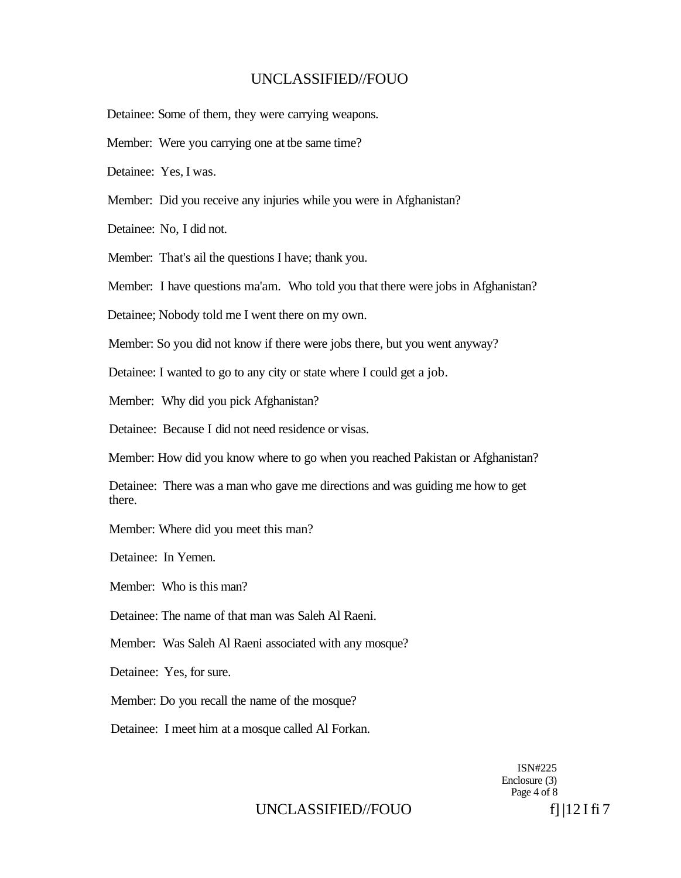Detainee: Some of them, they were carrying weapons.

Member: Were you carrying one at tbe same time?

Detainee: Yes, I was.

Member: Did you receive any injuries while you were in Afghanistan?

Detainee: No, I did not.

Member: That's ail the questions I have; thank you.

Member: I have questions ma'am. Who told you that there were jobs in Afghanistan?

Detainee; Nobody told me I went there on my own.

Member: So you did not know if there were jobs there, but you went anyway?

Detainee: I wanted to go to any city or state where I could get a job.

Member: Why did you pick Afghanistan?

Detainee: Because I did not need residence or visas.

Member: How did you know where to go when you reached Pakistan or Afghanistan?

Detainee: There was a man who gave me directions and was guiding me how to get there.

Member: Where did you meet this man?

Detainee: In Yemen.

Member: Who is this man?

Detainee: The name of that man was Saleh Al Raeni.

Member: Was Saleh Al Raeni associated with any mosque?

Detainee: Yes, for sure.

Member: Do you recall the name of the mosque?

Detainee: I meet him at a mosque called Al Forkan.

ISN#225
Enclosure (3)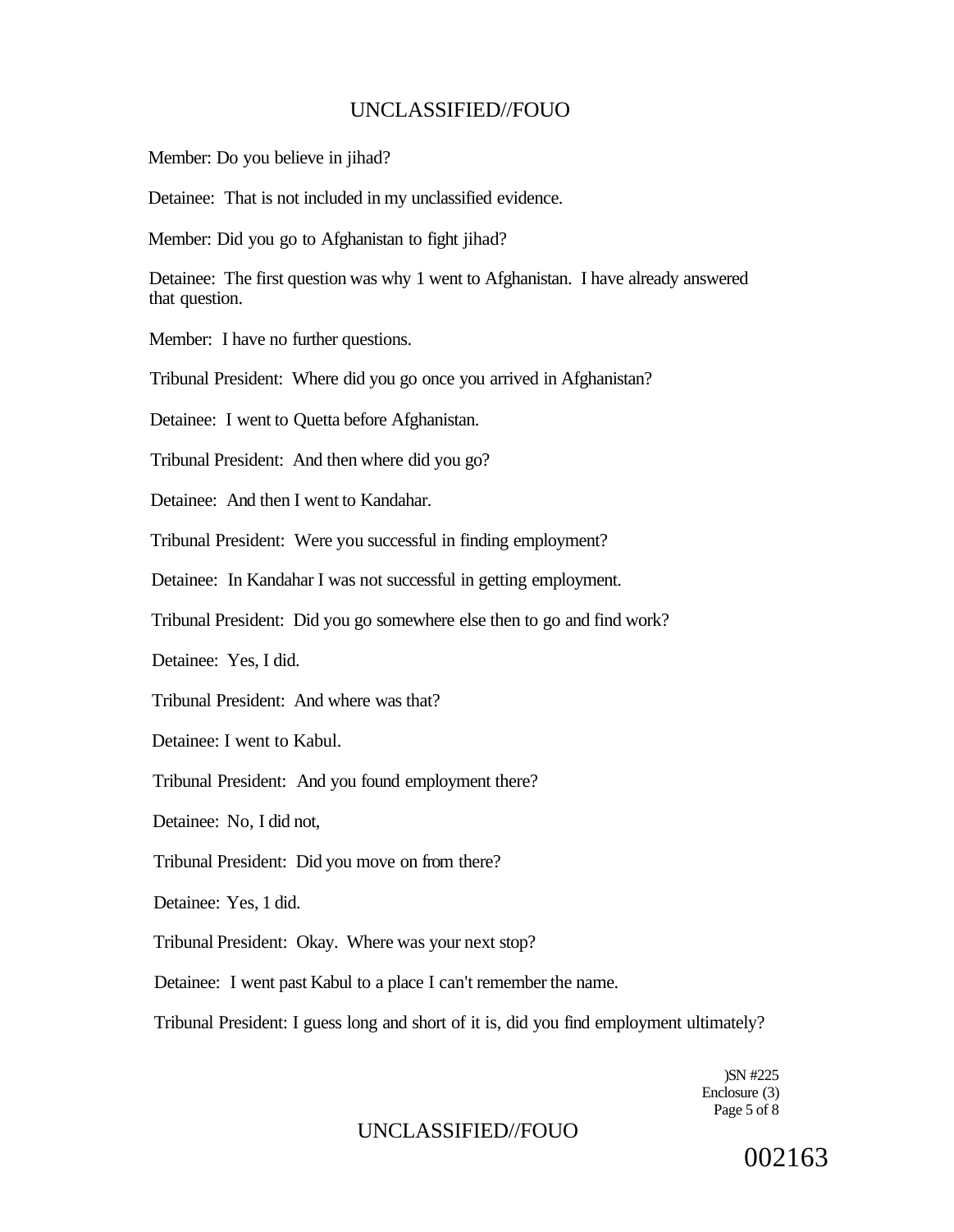Member: Do you believe in jihad?

Detainee: That is not included in my unclassified evidence.

Member: Did you go to Afghanistan to fight jihad?

Detainee: The first question was why 1 went to Afghanistan. I have already answered that question.

Member: I have no further questions.

Tribunal President: Where did you go once you arrived in Afghanistan?

Detainee: I went to Quetta before Afghanistan.

Tribunal President: And then where did you go?

Detainee: And then I went to Kandahar.

Tribunal President: Were you successful in finding employment?

Detainee: In Kandahar I was not successful in getting employment.

Tribunal President: Did you go somewhere else then to go and find work?

Detainee: Yes, I did.

Tribunal President: And where was that?

Detainee: I went to Kabul.

Tribunal President: And you found employment there?

Detainee: No, I did not,

Tribunal President: Did you move on from there?

Detainee: Yes, 1 did.

Tribunal President: Okay. Where was your next stop?

Detainee: I went past Kabul to a place I can't remember the name.

Tribunal President: I guess long and short of it is, did you find employment ultimately?

)SN #225
Enclosure (3)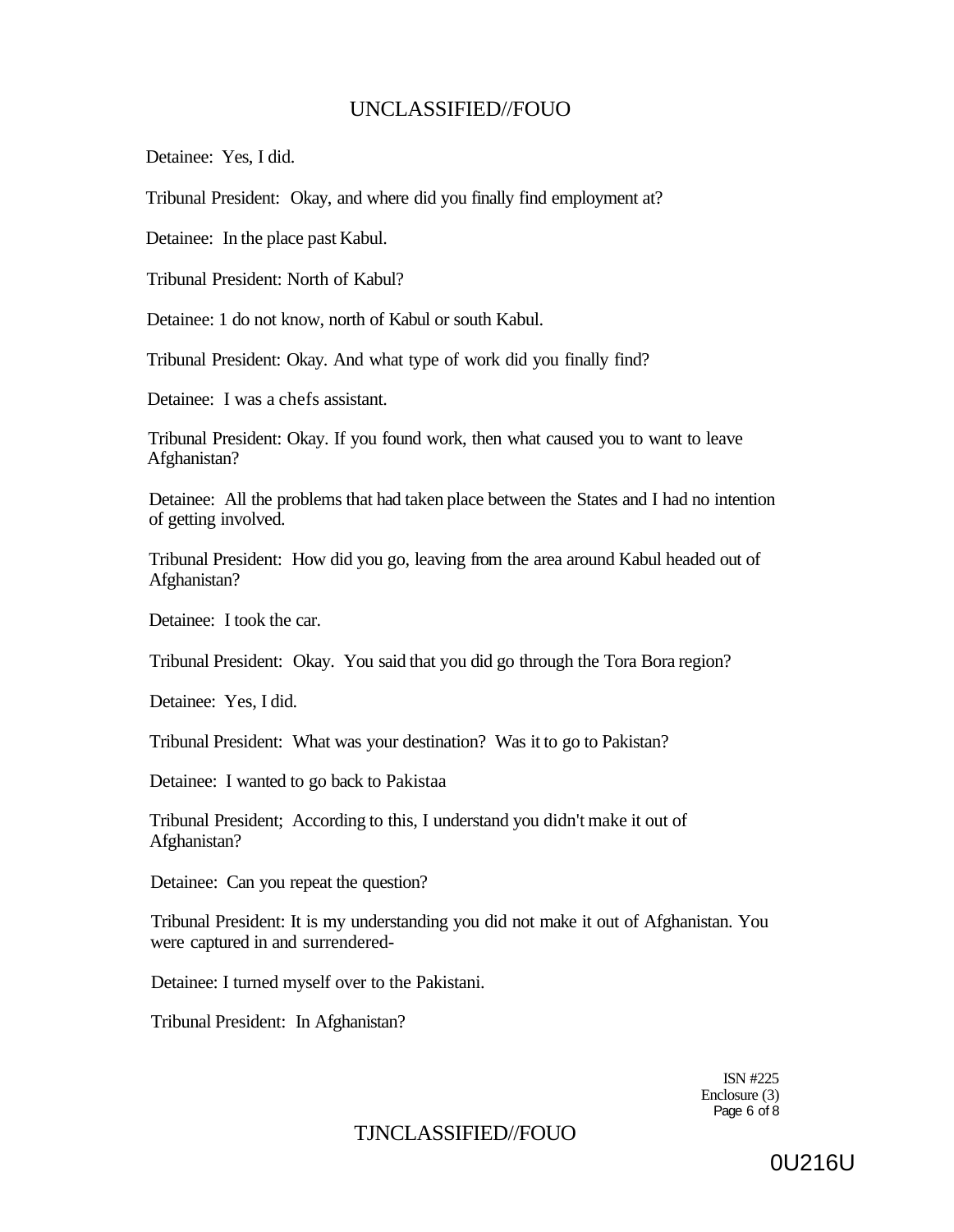Detainee: Yes, I did.

Tribunal President: Okay, and where did you finally find employment at?

Detainee: In the place past Kabul.

Tribunal President: North of Kabul?

Detainee: 1 do not know, north of Kabul or south Kabul.

Tribunal President: Okay. And what type of work did you finally find?

Detainee: I was a chefs assistant.

Tribunal President: Okay. If you found work, then what caused you to want to leave Afghanistan?

Detainee: All the problems that had taken place between the States and I had no intention of getting involved.

Tribunal President: How did you go, leaving from the area around Kabul headed out of Afghanistan?

Detainee: I took the car.

Tribunal President: Okay. You said that you did go through the Tora Bora region?

Detainee: Yes, I did.

Tribunal President: What was your destination? Was it to go to Pakistan?

Detainee: I wanted to go back to Pakistaa

Tribunal President; According to this, I understand you didn't make it out of Afghanistan?

Detainee: Can you repeat the question?

Tribunal President: It is my understanding you did not make it out of Afghanistan. You were captured in and surrendered-

Detainee: I turned myself over to the Pakistani.

Tribunal President: In Afghanistan?

ISN #225
Enclosure (3)

0U216U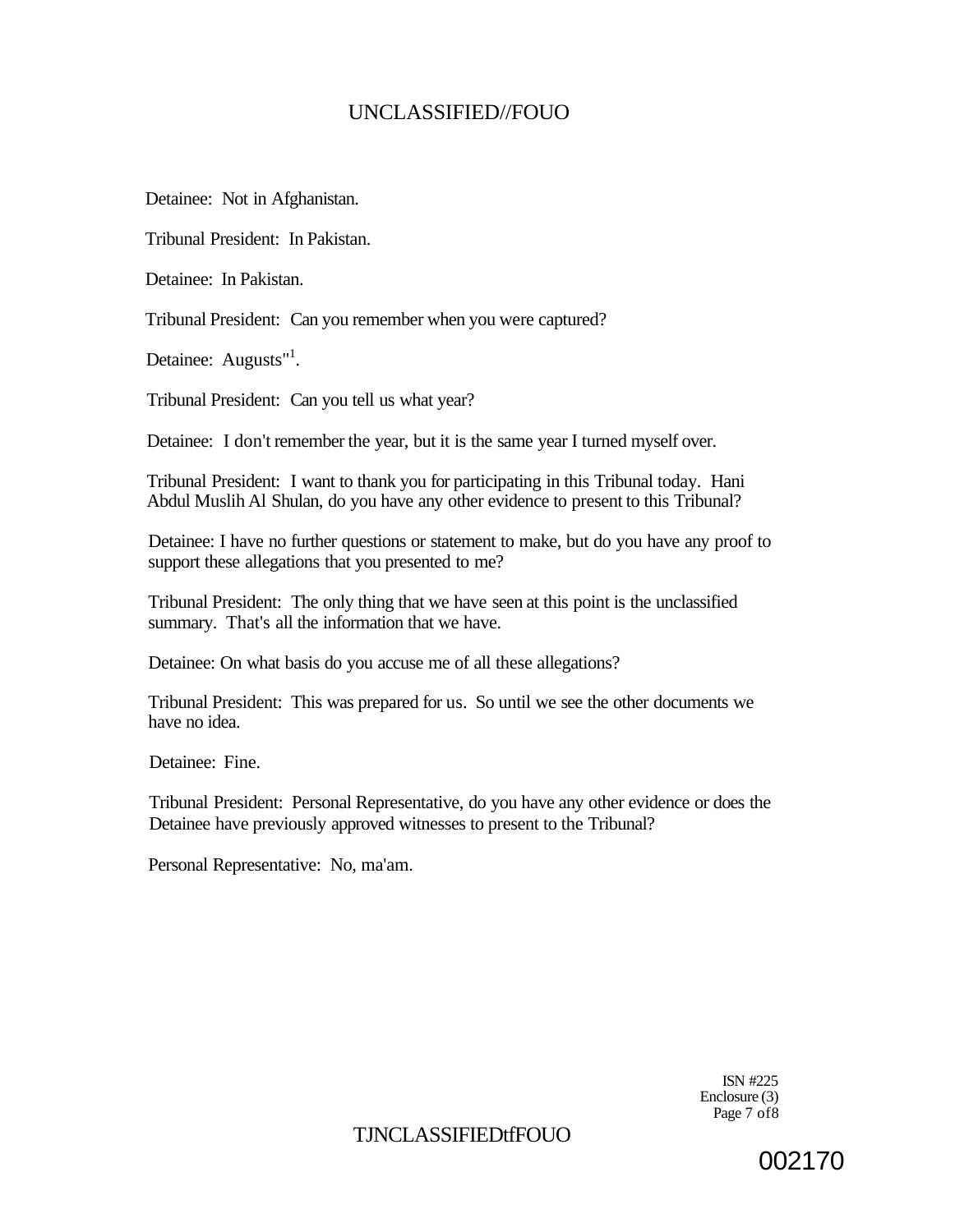Detainee: Not in Afghanistan.

Tribunal President: In Pakistan.

Detainee: In Pakistan.

Tribunal President: Can you remember when you were captured?

Detainee: Augusts"[1].

Tribunal President: Can you tell us what year?

Detainee: I don't remember the year, but it is the same year I turned myself over.

Tribunal President: I want to thank you for participating in this Tribunal today. Hani Abdul Muslih Al Shulan, do you have any other evidence to present to this Tribunal?

Detainee: I have no further questions or statement to make, but do you have any proof to support these allegations that you presented to me?

Tribunal President: The only thing that we have seen at this point is the unclassified summary. That's all the information that we have.

Detainee: On what basis do you accuse me of all these allegations?

Tribunal President: This was prepared for us. So until we see the other documents we have no idea.

Detainee: Fine.

Tribunal President: Personal Representative, do you have any other evidence or does the Detainee have previously approved witnesses to present to the Tribunal?

Personal Representative: No, ma'am.

ISN #225
Enclosure (3)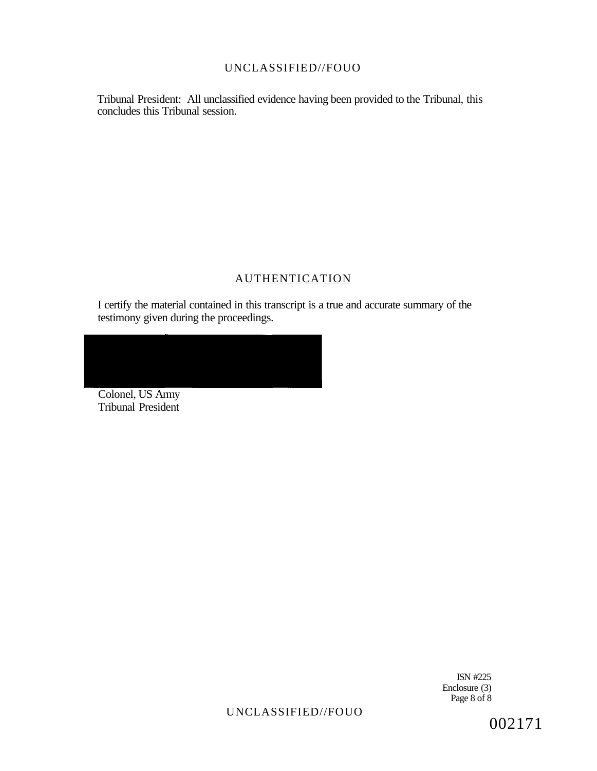Tribunal President: All unclassified evidence having been provided to the Tribunal, this concludes this Tribunal session.

## AUTHENTICATION

I certify the material contained in this transcript is a true and accurate summary of the testimony given during the proceedings.

Colonel, US Army
Tribunal President

ISN #225
Enclosure (3)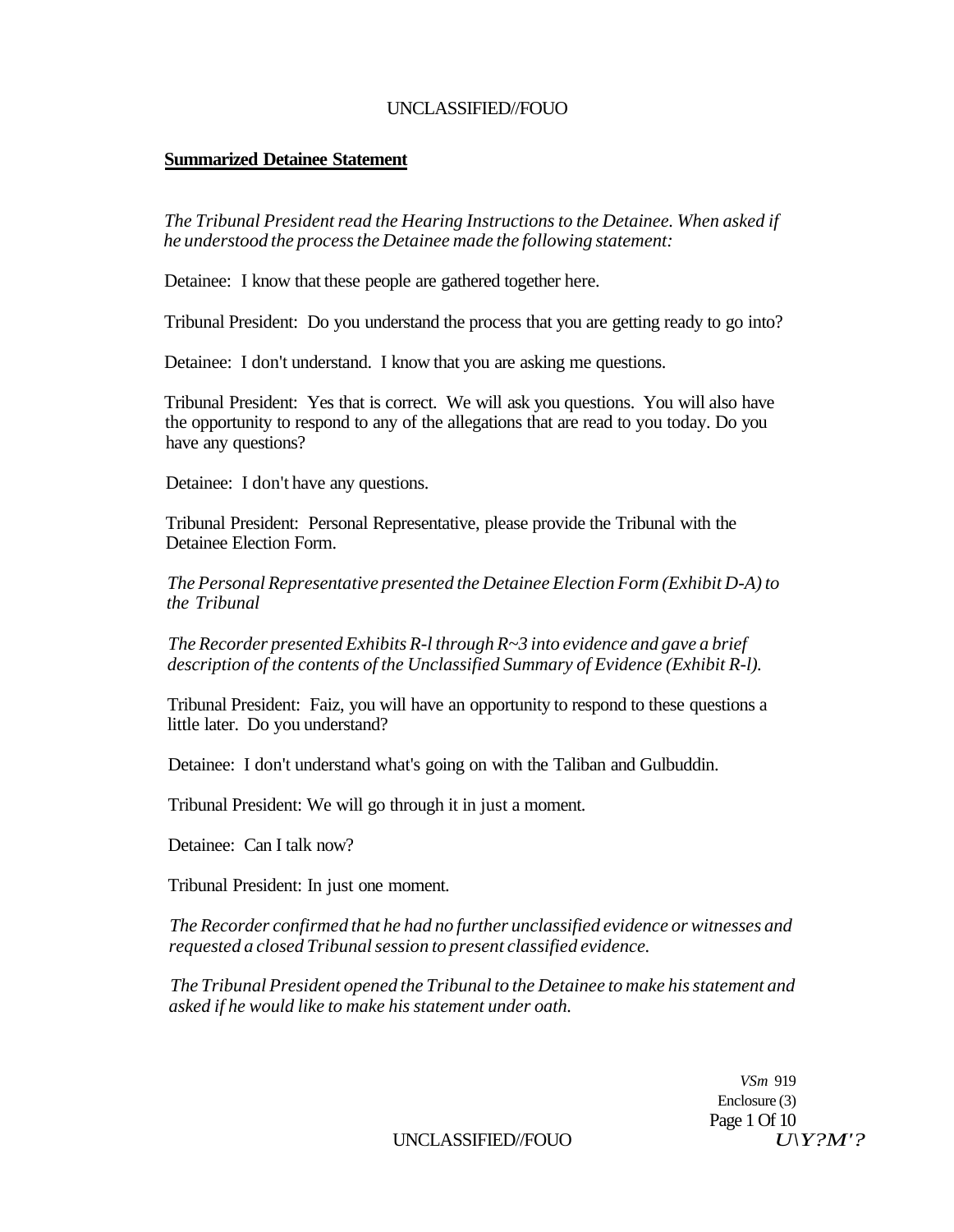## Summarized Detainee Statement

*The Tribunal President read the Hearing Instructions to the Detainee. When asked if he understood the process the Detainee made the following statement:*

Detainee: I know that these people are gathered together here.

Tribunal President: Do you understand the process that you are getting ready to go into?

Detainee: I don't understand. I know that you are asking me questions.

Tribunal President: Yes that is correct. We will ask you questions. You will also have the opportunity to respond to any of the allegations that are read to you today. Do you have any questions?

Detainee: I don't have any questions.

Tribunal President: Personal Representative, please provide the Tribunal with the Detainee Election Form.

*The Personal Representative presented the Detainee Election Form (Exhibit D-A) to the Tribunal*

*The Recorder presented Exhibits R-l through R~3 into evidence and gave a brief description of the contents of the Unclassified Summary of Evidence (Exhibit R-l).*

Tribunal President: Faiz, you will have an opportunity to respond to these questions a little later. Do you understand?

Detainee: I don't understand what's going on with the Taliban and Gulbuddin.

Tribunal President: We will go through it in just a moment.

Detainee: Can I talk now?

Tribunal President: In just one moment.

*The Recorder confirmed that he had no further unclassified evidence or witnesses and requested a closed Tribunal session to present classified evidence.*

*The Tribunal President opened the Tribunal to the Detainee to make his statement and asked if he would like to make his statement under oath.*

VSm 919
Enclosure (3)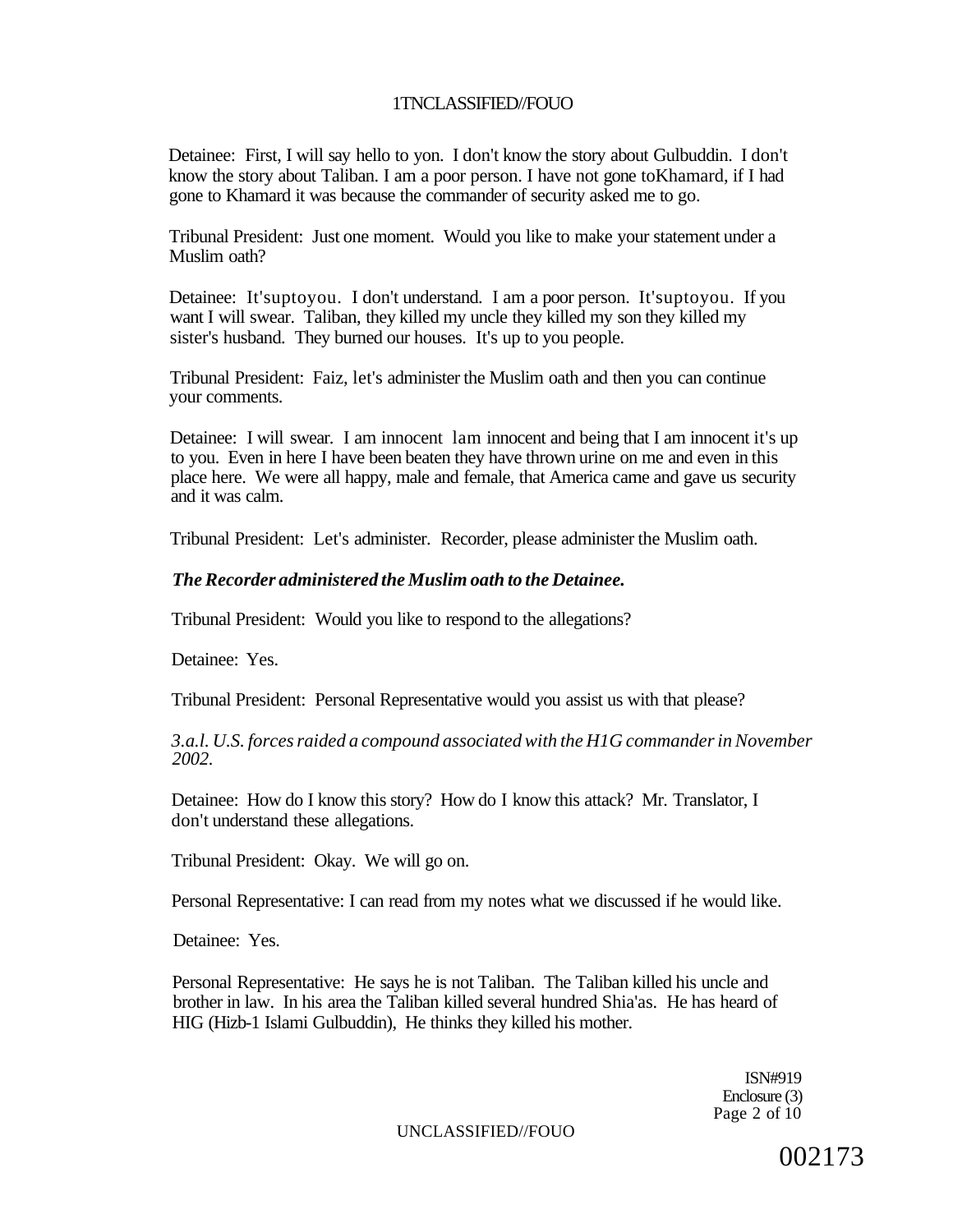Detainee: First, I will say hello to yon. I don't know the story about Gulbuddin. I don't know the story about Taliban. I am a poor person. I have not gone toKhamard, if I had gone to Khamard it was because the commander of security asked me to go.

Tribunal President: Just one moment. Would you like to make your statement under a Muslim oath?

Detainee: It'suptoyou. I don't understand. I am a poor person. It'suptoyou. If you want I will swear. Taliban, they killed my uncle they killed my son they killed my sister's husband. They burned our houses. It's up to you people.

Tribunal President: Faiz, let's administer the Muslim oath and then you can continue your comments.

Detainee: I will swear. I am innocent lam innocent and being that I am innocent it's up to you. Even in here I have been beaten they have thrown urine on me and even in this place here. We were all happy, male and female, that America came and gave us security and it was calm.

Tribunal President: Let's administer. Recorder, please administer the Muslim oath.

***The Recorder administered the Muslim oath to the Detainee.***

Tribunal President: Would you like to respond to the allegations?

Detainee: Yes.

Tribunal President: Personal Representative would you assist us with that please?

*3.a.l. U.S. forces raided a compound associated with the H1G commander in November 2002.*

Detainee: How do I know this story? How do I know this attack? Mr. Translator, I don't understand these allegations.

Tribunal President: Okay. We will go on.

Personal Representative: I can read from my notes what we discussed if he would like.

Detainee: Yes.

Personal Representative: He says he is not Taliban. The Taliban killed his uncle and brother in law. In his area the Taliban killed several hundred Shia'as. He has heard of HIG (Hizb-1 Islami Gulbuddin), He thinks they killed his mother.

ISN#919
Enclosure (3)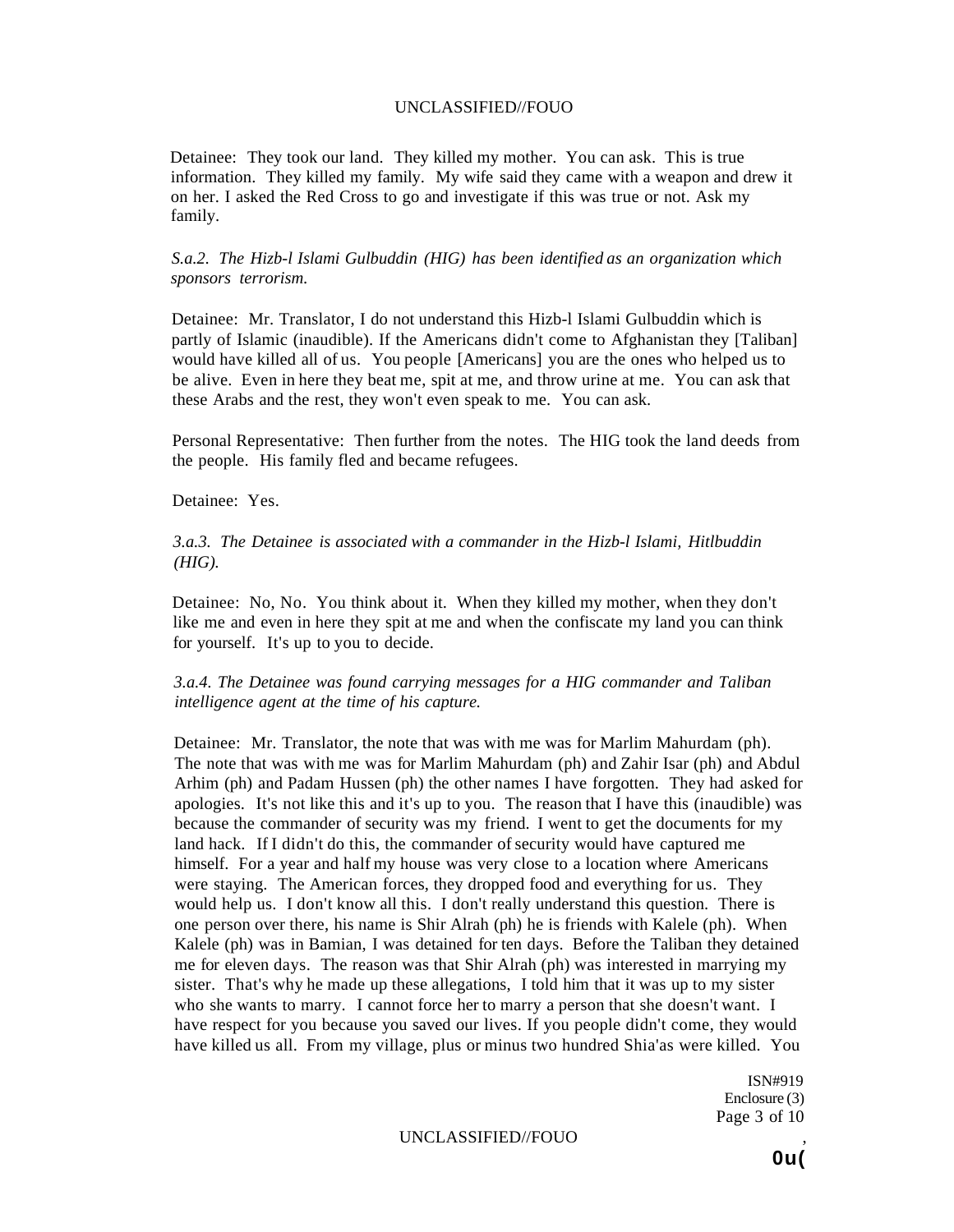Detainee: They took our land. They killed my mother. You can ask. This is true information. They killed my family. My wife said they came with a weapon and drew it on her. I asked the Red Cross to go and investigate if this was true or not. Ask my family.

*S.a.2. The Hizb-l Islami Gulbuddin (HIG) has been identified as an organization which sponsors terrorism.*

Detainee: Mr. Translator, I do not understand this Hizb-l Islami Gulbuddin which is partly of Islamic (inaudible). If the Americans didn't come to Afghanistan they [Taliban] would have killed all of us. You people [Americans] you are the ones who helped us to be alive. Even in here they beat me, spit at me, and throw urine at me. You can ask that these Arabs and the rest, they won't even speak to me. You can ask.

Personal Representative: Then further from the notes. The HIG took the land deeds from the people. His family fled and became refugees.

Detainee: Yes.

*3.a.3. The Detainee is associated with a commander in the Hizb-l Islami, Hitlbuddin (HIG).*

Detainee: No, No. You think about it. When they killed my mother, when they don't like me and even in here they spit at me and when the confiscate my land you can think for yourself. It's up to you to decide.

*3.a.4. The Detainee was found carrying messages for a HIG commander and Taliban intelligence agent at the time of his capture.*

Detainee: Mr. Translator, the note that was with me was for Marlim Mahurdam (ph). The note that was with me was for Marlim Mahurdam (ph) and Zahir Isar (ph) and Abdul Arhim (ph) and Padam Hussen (ph) the other names I have forgotten. They had asked for apologies. It's not like this and it's up to you. The reason that I have this (inaudible) was because the commander of security was my friend. I went to get the documents for my land hack. If I didn't do this, the commander of security would have captured me himself. For a year and half my house was very close to a location where Americans were staying. The American forces, they dropped food and everything for us. They would help us. I don't know all this. I don't really understand this question. There is one person over there, his name is Shir Alrah (ph) he is friends with Kalele (ph). When Kalele (ph) was in Bamian, I was detained for ten days. Before the Taliban they detained me for eleven days. The reason was that Shir Alrah (ph) was interested in marrying my sister. That's why he made up these allegations, I told him that it was up to my sister who she wants to marry. I cannot force her to marry a person that she doesn't want. I have respect for you because you saved our lives. If you people didn't come, they would have killed us all. From my village, plus or minus two hundred Shia'as were killed. You

ISN#919
Enclosure (3)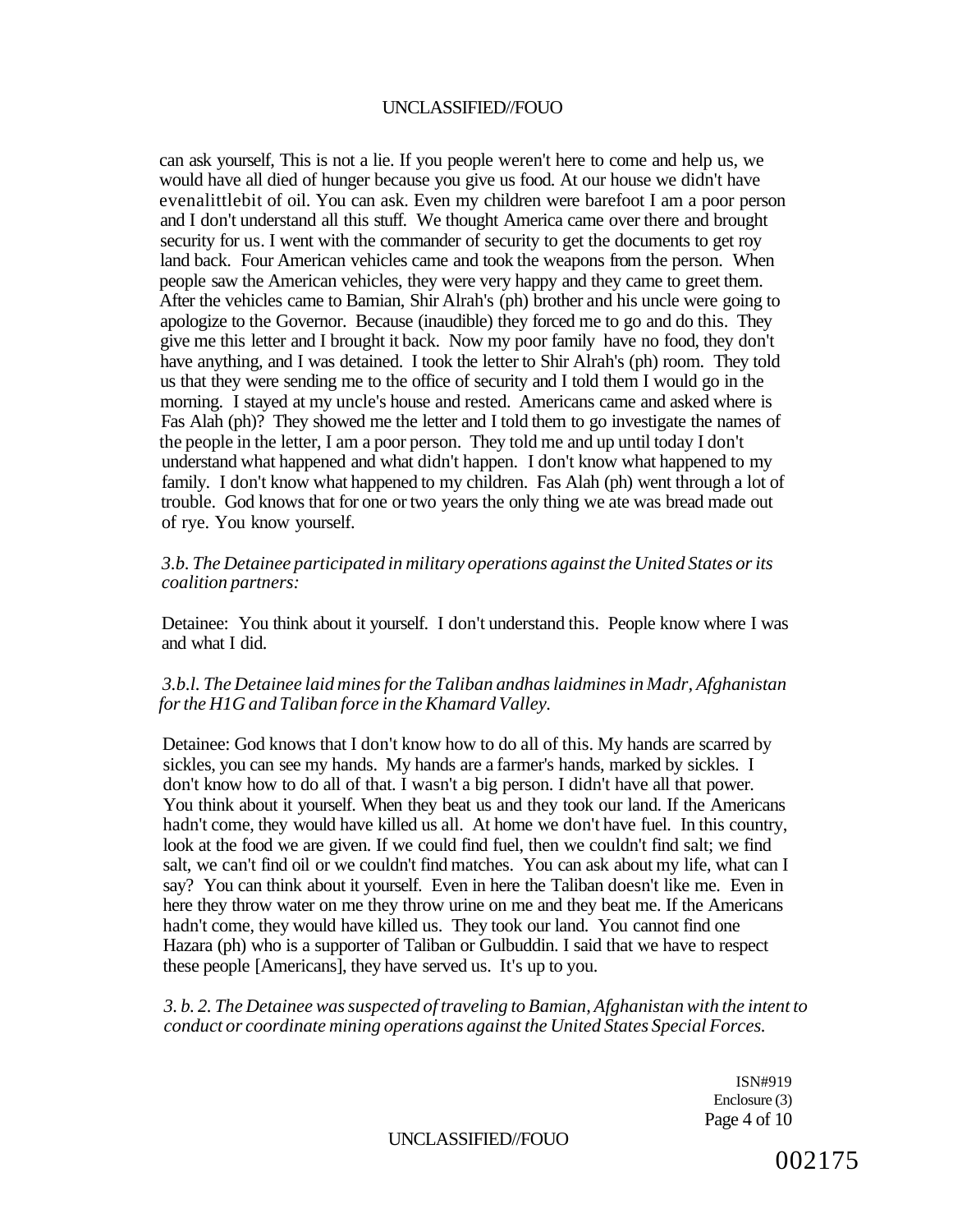can ask yourself, This is not a lie. If you people weren't here to come and help us, we would have all died of hunger because you give us food. At our house we didn't have evenalittlebit of oil. You can ask. Even my children were barefoot I am a poor person and I don't understand all this stuff. We thought America came over there and brought security for us. I went with the commander of security to get the documents to get roy land back. Four American vehicles came and took the weapons from the person. When people saw the American vehicles, they were very happy and they came to greet them. After the vehicles came to Bamian, Shir Alrah's (ph) brother and his uncle were going to apologize to the Governor. Because (inaudible) they forced me to go and do this. They give me this letter and I brought it back. Now my poor family have no food, they don't have anything, and I was detained. I took the letter to Shir Alrah's (ph) room. They told us that they were sending me to the office of security and I told them I would go in the morning. I stayed at my uncle's house and rested. Americans came and asked where is Fas Alah (ph)? They showed me the letter and I told them to go investigate the names of the people in the letter, I am a poor person. They told me and up until today I don't understand what happened and what didn't happen. I don't know what happened to my family. I don't know what happened to my children. Fas Alah (ph) went through a lot of trouble. God knows that for one or two years the only thing we ate was bread made out of rye. You know yourself.

*3.b. The Detainee participated in military operations against the United States or its coalition partners:*

Detainee: You think about it yourself. I don't understand this. People know where I was and what I did.

*3.b.l. The Detainee laid mines for the Taliban andhas laidmines in Madr, Afghanistan for the H1G and Taliban force in the Khamard Valley.*

Detainee: God knows that I don't know how to do all of this. My hands are scarred by sickles, you can see my hands. My hands are a farmer's hands, marked by sickles. I don't know how to do all of that. I wasn't a big person. I didn't have all that power. You think about it yourself. When they beat us and they took our land. If the Americans hadn't come, they would have killed us all. At home we don't have fuel. In this country, look at the food we are given. If we could find fuel, then we couldn't find salt; we find salt, we can't find oil or we couldn't find matches. You can ask about my life, what can I say? You can think about it yourself. Even in here the Taliban doesn't like me. Even in here they throw water on me they throw urine on me and they beat me. If the Americans hadn't come, they would have killed us. They took our land. You cannot find one Hazara (ph) who is a supporter of Taliban or Gulbuddin. I said that we have to respect these people [Americans], they have served us. It's up to you.

*3. b. 2. The Detainee was suspected of traveling to Bamian, Afghanistan with the intent to conduct or coordinate mining operations against the United States Special Forces.*

ISN#919
Enclosure (3)

002175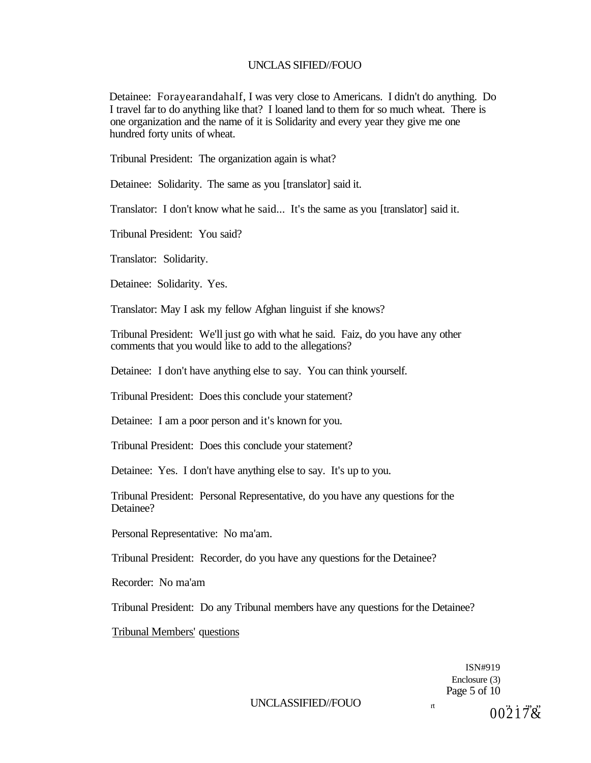Detainee: Forayearandahalf, I was very close to Americans. I didn't do anything. Do I travel far to do anything like that? I loaned land to them for so much wheat. There is one organization and the name of it is Solidarity and every year they give me one hundred forty units of wheat.

Tribunal President: The organization again is what?

Detainee: Solidarity. The same as you [translator] said it.

Translator: I don't know what he said... It's the same as you [translator] said it.

Tribunal President: You said?

Translator: Solidarity.

Detainee: Solidarity. Yes.

Translator: May I ask my fellow Afghan linguist if she knows?

Tribunal President: We'll just go with what he said. Faiz, do you have any other comments that you would like to add to the allegations?

Detainee: I don't have anything else to say. You can think yourself.

Tribunal President: Does this conclude your statement?

Detainee: I am a poor person and it's known for you.

Tribunal President: Does this conclude your statement?

Detainee: Yes. I don't have anything else to say. It's up to you.

Tribunal President: Personal Representative, do you have any questions for the Detainee?

Personal Representative: No ma'am.

Tribunal President: Recorder, do you have any questions for the Detainee?

Recorder: No ma'am

Tribunal President: Do any Tribunal members have any questions for the Detainee?

<u>Tribunal Members' questions</u>

ISN#919
Enclosure (3)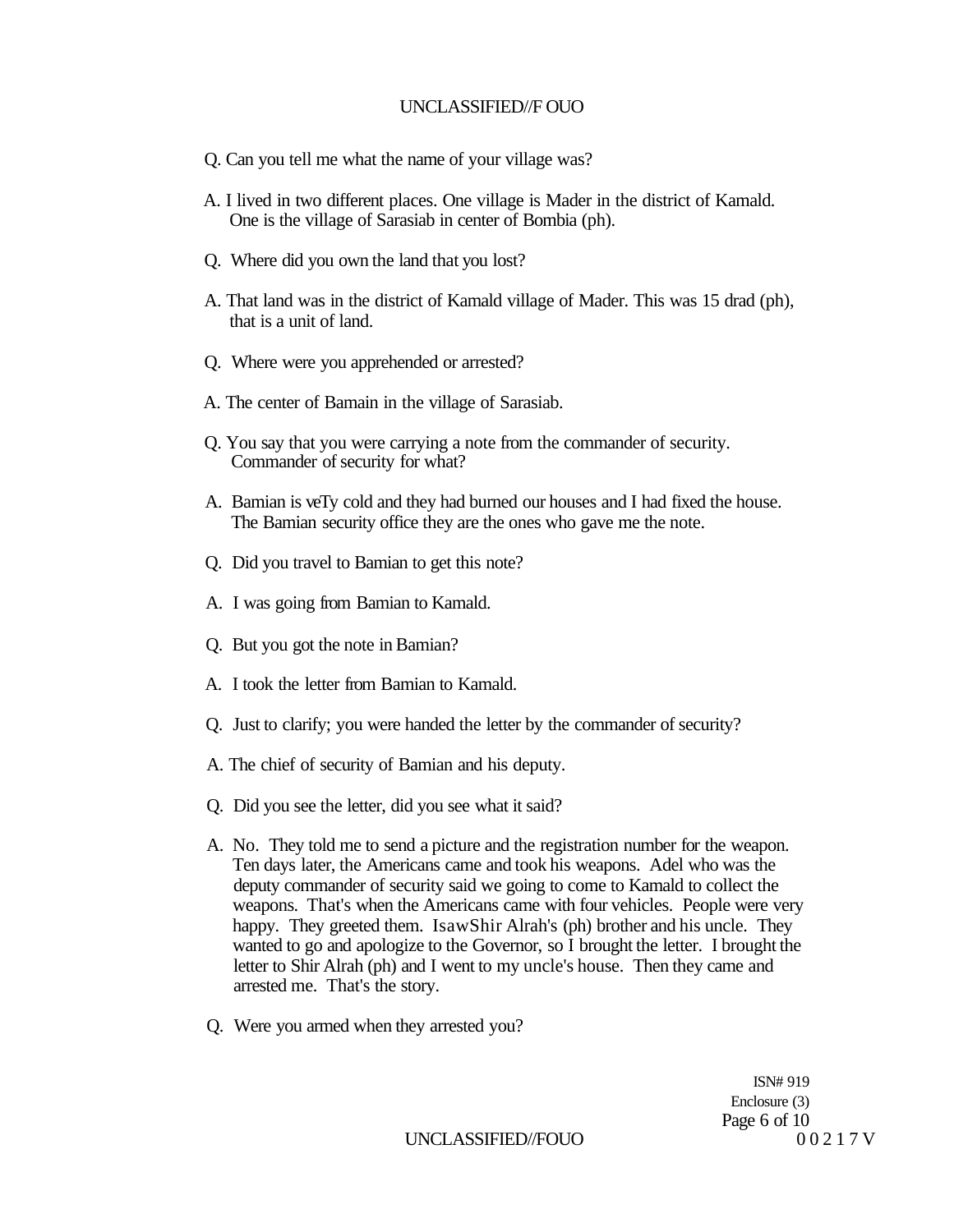Q. Can you tell me what the name of your village was?

A. I lived in two different places. One village is Mader in the district of Kamald. One is the village of Sarasiab in center of Bombia (ph).

Q. Where did you own the land that you lost?

A. That land was in the district of Kamald village of Mader. This was 15 drad (ph), that is a unit of land.

Q. Where were you apprehended or arrested?

A. The center of Bamain in the village of Sarasiab.

Q. You say that you were carrying a note from the commander of security. Commander of security for what?

A. Bamian is veTy cold and they had burned our houses and I had fixed the house. The Bamian security office they are the ones who gave me the note.

Q. Did you travel to Bamian to get this note?

A. I was going from Bamian to Kamald.

Q. But you got the note in Bamian?

A. I took the letter from Bamian to Kamald.

Q. Just to clarify; you were handed the letter by the commander of security?

A. The chief of security of Bamian and his deputy.

Q. Did you see the letter, did you see what it said?

A. No. They told me to send a picture and the registration number for the weapon. Ten days later, the Americans came and took his weapons. Adel who was the deputy commander of security said we going to come to Kamald to collect the weapons. That's when the Americans came with four vehicles. People were very happy. They greeted them. IsawShir Alrah's (ph) brother and his uncle. They wanted to go and apologize to the Governor, so I brought the letter. I brought the letter to Shir Alrah (ph) and I went to my uncle's house. Then they came and arrested me. That's the story.

Q. Were you armed when they arrested you?

ISN# 919
Enclosure (3)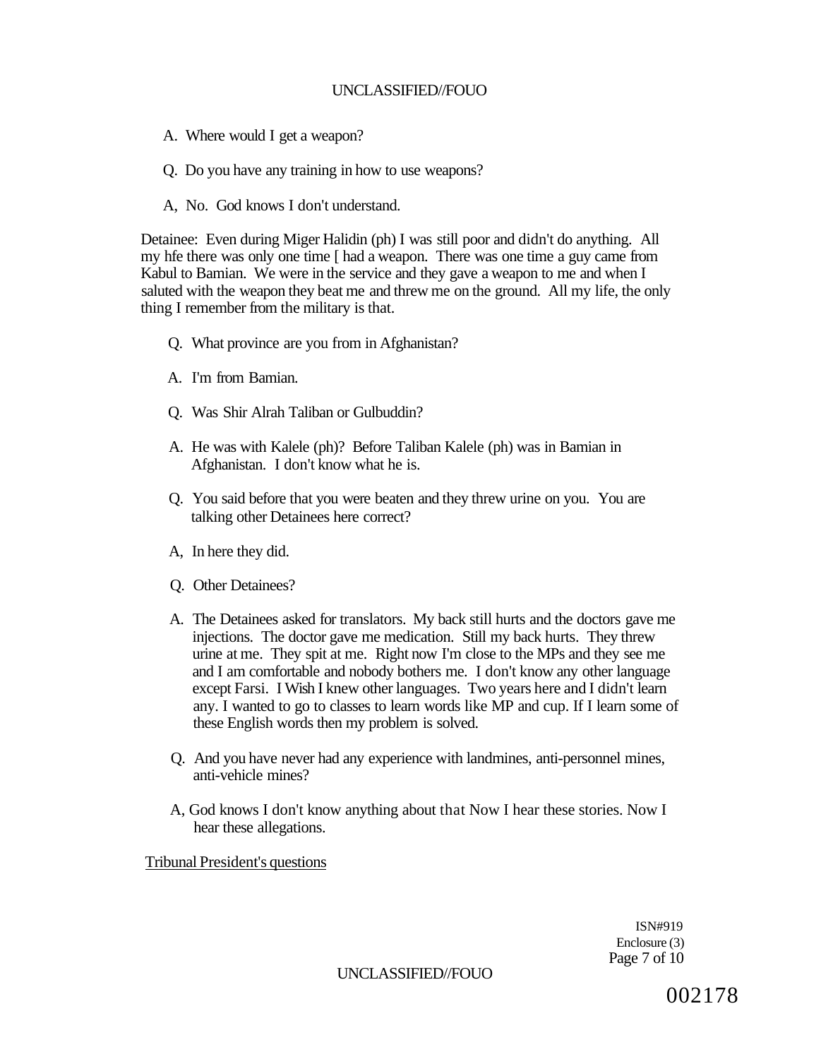A. Where would I get a weapon?

Q. Do you have any training in how to use weapons?

A, No. God knows I don't understand.

Detainee: Even during Miger Halidin (ph) I was still poor and didn't do anything. All my hfe there was only one time [ had a weapon. There was one time a guy came from Kabul to Bamian. We were in the service and they gave a weapon to me and when I saluted with the weapon they beat me and threw me on the ground. All my life, the only thing I remember from the military is that.

Q. What province are you from in Afghanistan?

A. I'm from Bamian.

Q. Was Shir Alrah Taliban or Gulbuddin?

A. He was with Kalele (ph)? Before Taliban Kalele (ph) was in Bamian in Afghanistan. I don't know what he is.

Q. You said before that you were beaten and they threw urine on you. You are talking other Detainees here correct?

A, In here they did.

Q. Other Detainees?

A. The Detainees asked for translators. My back still hurts and the doctors gave me injections. The doctor gave me medication. Still my back hurts. They threw urine at me. They spit at me. Right now I'm close to the MPs and they see me and I am comfortable and nobody bothers me. I don't know any other language except Farsi. I Wish I knew other languages. Two years here and I didn't learn any. I wanted to go to classes to learn words like MP and cup. If I learn some of these English words then my problem is solved.

Q. And you have never had any experience with landmines, anti-personnel mines, anti-vehicle mines?

A, God knows I don't know anything about that Now I hear these stories. Now I hear these allegations.

Tribunal President's questions

ISN#919
Enclosure (3)

002178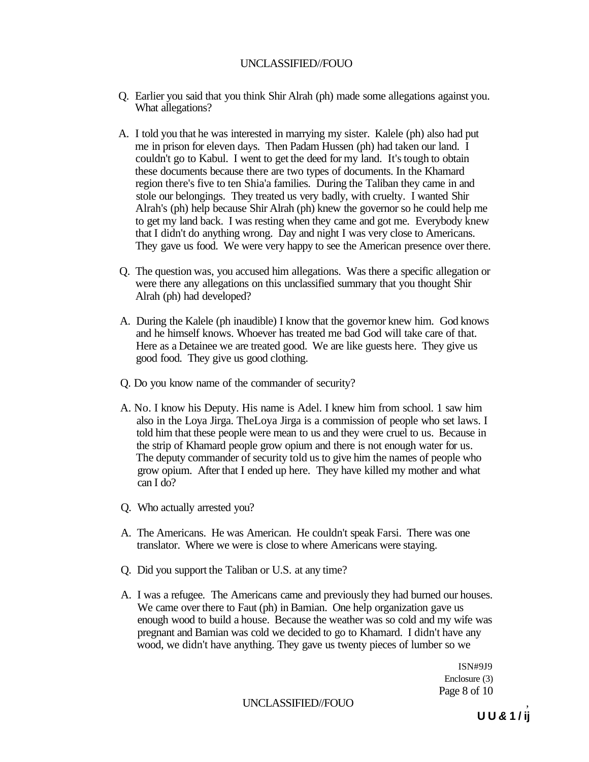Q. Earlier you said that you think Shir Alrah (ph) made some allegations against you. What allegations?

A. I told you that he was interested in marrying my sister. Kalele (ph) also had put me in prison for eleven days. Then Padam Hussen (ph) had taken our land. I couldn't go to Kabul. I went to get the deed for my land. It's tough to obtain these documents because there are two types of documents. In the Khamard region there's five to ten Shia'a families. During the Taliban they came in and stole our belongings. They treated us very badly, with cruelty. I wanted Shir Alrah's (ph) help because Shir Alrah (ph) knew the governor so he could help me to get my land back. I was resting when they came and got me. Everybody knew that I didn't do anything wrong. Day and night I was very close to Americans. They gave us food. We were very happy to see the American presence over there.

Q. The question was, you accused him allegations. Was there a specific allegation or were there any allegations on this unclassified summary that you thought Shir Alrah (ph) had developed?

A. During the Kalele (ph inaudible) I know that the governor knew him. God knows and he himself knows. Whoever has treated me bad God will take care of that. Here as a Detainee we are treated good. We are like guests here. They give us good food. They give us good clothing.

Q. Do you know name of the commander of security?

A. No. I know his Deputy. His name is Adel. I knew him from school. 1 saw him also in the Loya Jirga. TheLoya Jirga is a commission of people who set laws. I told him that these people were mean to us and they were cruel to us. Because in the strip of Khamard people grow opium and there is not enough water for us. The deputy commander of security told us to give him the names of people who grow opium. After that I ended up here. They have killed my mother and what can I do?

Q. Who actually arrested you?

A. The Americans. He was American. He couldn't speak Farsi. There was one translator. Where we were is close to where Americans were staying.

Q. Did you support the Taliban or U.S. at any time?

A. I was a refugee. The Americans came and previously they had burned our houses. We came over there to Faut (ph) in Bamian. One help organization gave us enough wood to build a house. Because the weather was so cold and my wife was pregnant and Bamian was cold we decided to go to Khamard. I didn't have any wood, we didn't have anything. They gave us twenty pieces of lumber so we

ISN#9J9
Enclosure (3)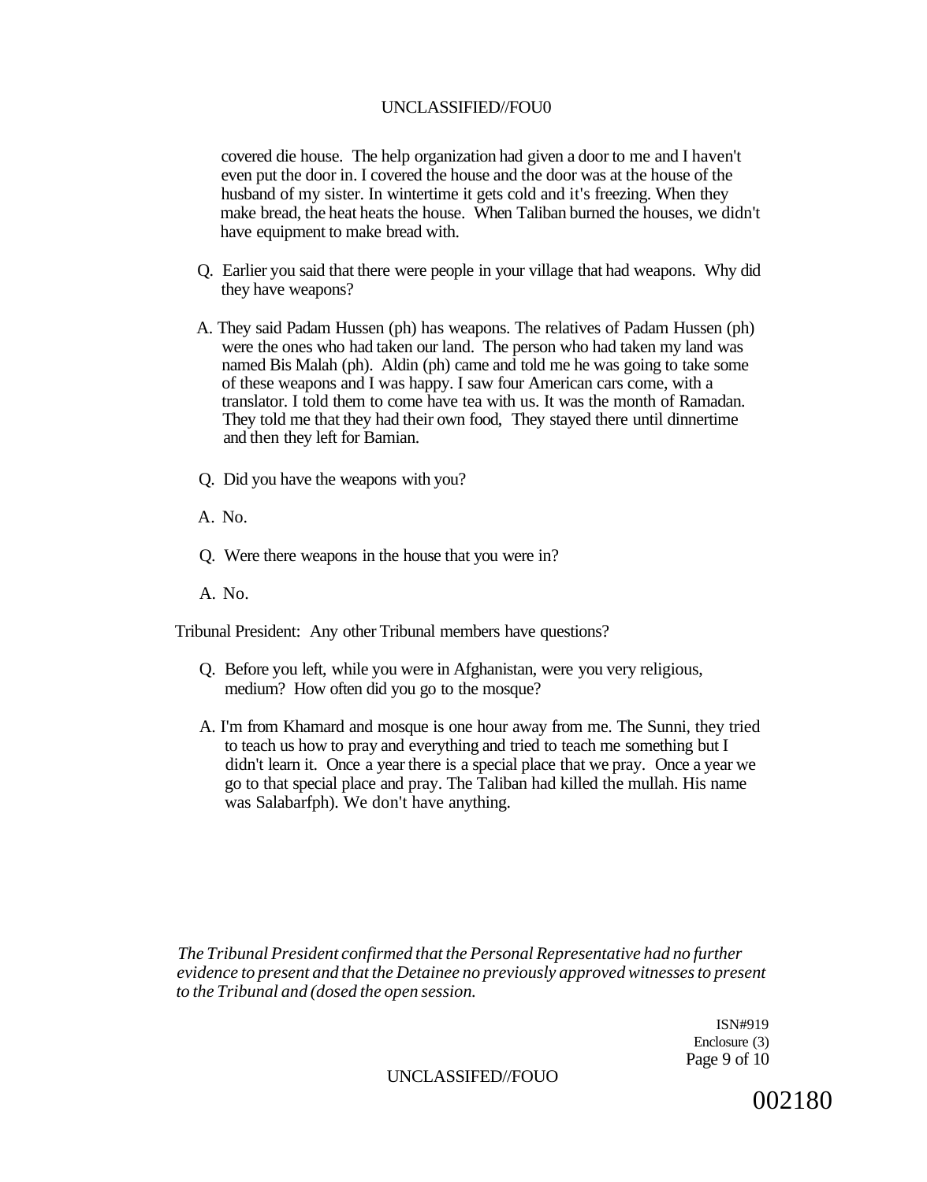covered die house. The help organization had given a door to me and I haven't even put the door in. I covered the house and the door was at the house of the husband of my sister. In wintertime it gets cold and it's freezing. When they make bread, the heat heats the house. When Taliban burned the houses, we didn't have equipment to make bread with.

Q. Earlier you said that there were people in your village that had weapons. Why did they have weapons?

A. They said Padam Hussen (ph) has weapons. The relatives of Padam Hussen (ph) were the ones who had taken our land. The person who had taken my land was named Bis Malah (ph). Aldin (ph) came and told me he was going to take some of these weapons and I was happy. I saw four American cars come, with a translator. I told them to come have tea with us. It was the month of Ramadan. They told me that they had their own food, They stayed there until dinnertime and then they left for Bamian.

Q. Did you have the weapons with you?

A. No.

Q. Were there weapons in the house that you were in?

A. No.

Tribunal President: Any other Tribunal members have questions?

Q. Before you left, while you were in Afghanistan, were you very religious, medium? How often did you go to the mosque?

A. I'm from Khamard and mosque is one hour away from me. The Sunni, they tried to teach us how to pray and everything and tried to teach me something but I didn't learn it. Once a year there is a special place that we pray. Once a year we go to that special place and pray. The Taliban had killed the mullah. His name was Salabarfph). We don't have anything.

*The Tribunal President confirmed that the Personal Representative had no further evidence to present and that the Detainee no previously approved witnesses to present to the Tribunal and (dosed the open session.*

ISN#919
Enclosure (3)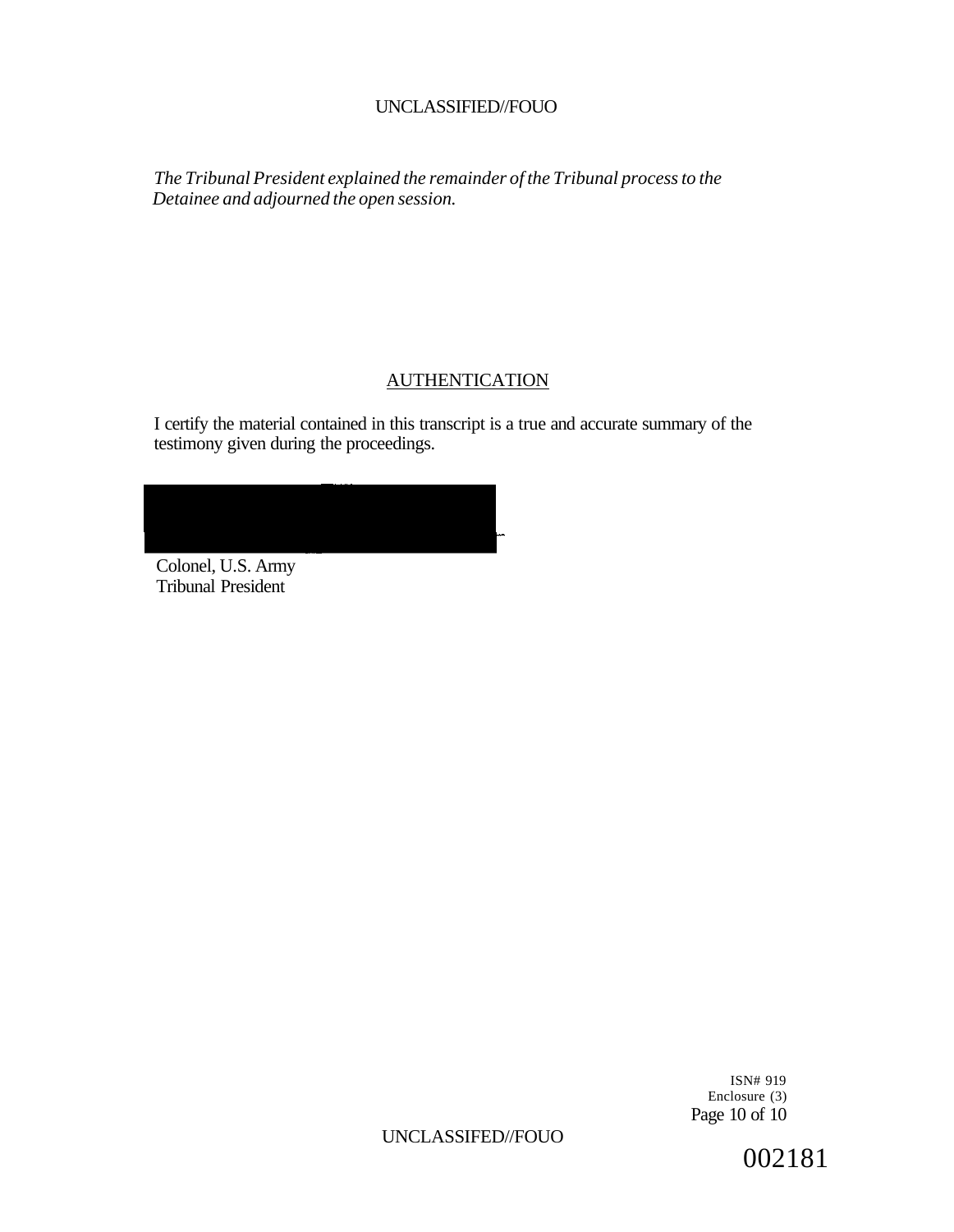*The Tribunal President explained the remainder of the Tribunal process to the Detainee and adjourned the open session.*

## AUTHENTICATION

I certify the material contained in this transcript is a true and accurate summary of the testimony given during the proceedings.

Colonel, U.S. Army
Tribunal President

ISN# 919
Enclosure (3)

002181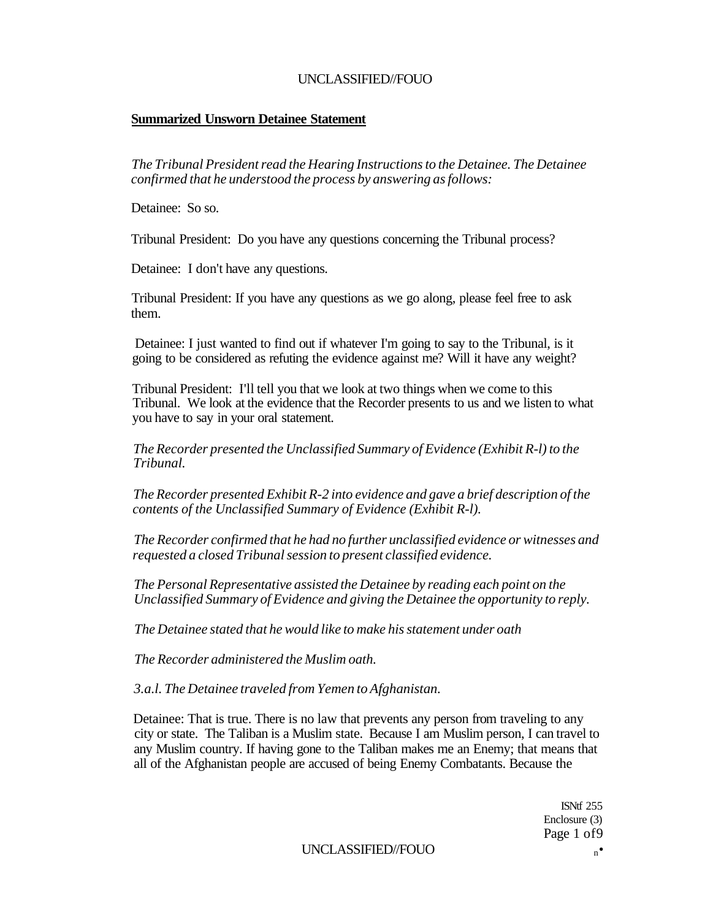**Summarized Unsworn Detainee Statement**

*The Tribunal President read the Hearing Instructions to the Detainee. The Detainee confirmed that he understood the process by answering as follows:*

Detainee: So so.

Tribunal President: Do you have any questions concerning the Tribunal process?

Detainee: I don't have any questions.

Tribunal President: If you have any questions as we go along, please feel free to ask them.

Detainee: I just wanted to find out if whatever I'm going to say to the Tribunal, is it going to be considered as refuting the evidence against me? Will it have any weight?

Tribunal President: I'll tell you that we look at two things when we come to this Tribunal. We look at the evidence that the Recorder presents to us and we listen to what you have to say in your oral statement.

*The Recorder presented the Unclassified Summary of Evidence (Exhibit R-l) to the Tribunal.*

*The Recorder presented Exhibit R-2 into evidence and gave a brief description of the contents of the Unclassified Summary of Evidence (Exhibit R-l).*

*The Recorder confirmed that he had no further unclassified evidence or witnesses and requested a closed Tribunal session to present classified evidence.*

*The Personal Representative assisted the Detainee by reading each point on the Unclassified Summary of Evidence and giving the Detainee the opportunity to reply.*

*The Detainee stated that he would like to make his statement under oath*

*The Recorder administered the Muslim oath.*

*3.a.l. The Detainee traveled from Yemen to Afghanistan.*

Detainee: That is true. There is no law that prevents any person from traveling to any city or state. The Taliban is a Muslim state. Because I am Muslim person, I can travel to any Muslim country. If having gone to the Taliban makes me an Enemy; that means that all of the Afghanistan people are accused of being Enemy Combatants. Because the

ISNtf 255
Enclosure (3)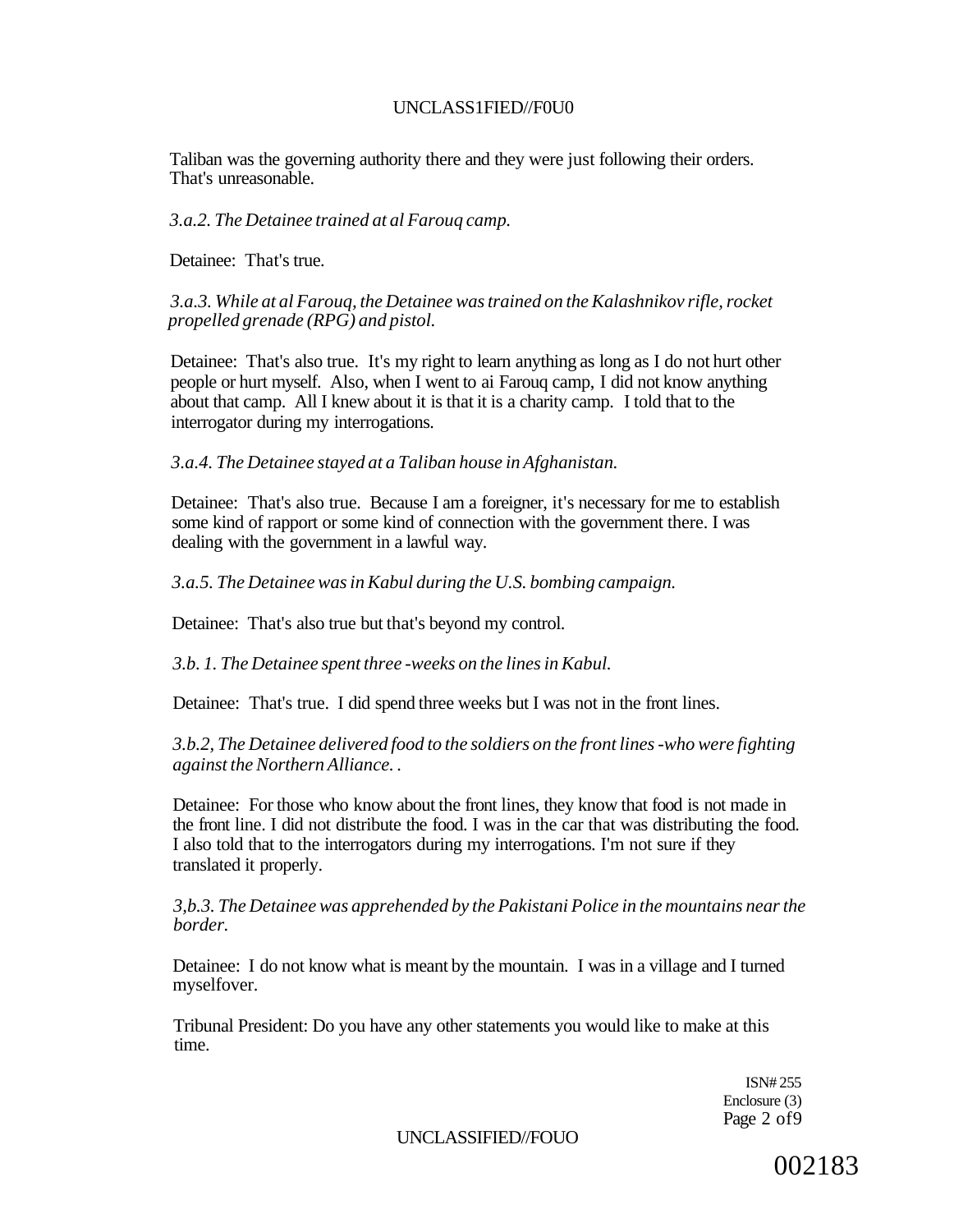Taliban was the governing authority there and they were just following their orders. That's unreasonable.

*3.a.2. The Detainee trained at al Farouq camp.*

Detainee: That's true.

*3.a.3. While at al Farouq, the Detainee was trained on the Kalashnikov rifle, rocket propelled grenade (RPG) and pistol.*

Detainee: That's also true. It's my right to learn anything as long as I do not hurt other people or hurt myself. Also, when I went to ai Farouq camp, I did not know anything about that camp. All I knew about it is that it is a charity camp. I told that to the interrogator during my interrogations.

*3.a.4. The Detainee stayed at a Taliban house in Afghanistan.*

Detainee: That's also true. Because I am a foreigner, it's necessary for me to establish some kind of rapport or some kind of connection with the government there. I was dealing with the government in a lawful way.

*3.a.5. The Detainee was in Kabul during the U.S. bombing campaign.*

Detainee: That's also true but that's beyond my control.

*3.b. 1. The Detainee spent three -weeks on the lines in Kabul.*

Detainee: That's true. I did spend three weeks but I was not in the front lines.

*3.b.2, The Detainee delivered food to the soldiers on the front lines -who were fighting against the Northern Alliance. .*

Detainee: For those who know about the front lines, they know that food is not made in the front line. I did not distribute the food. I was in the car that was distributing the food. I also told that to the interrogators during my interrogations. I'm not sure if they translated it properly.

*3,b.3. The Detainee was apprehended by the Pakistani Police in the mountains near the border.*

Detainee: I do not know what is meant by the mountain. I was in a village and I turned myselfover.

Tribunal President: Do you have any other statements you would like to make at this time.

ISN# 255
Enclosure (3)
Page 2 of9

002183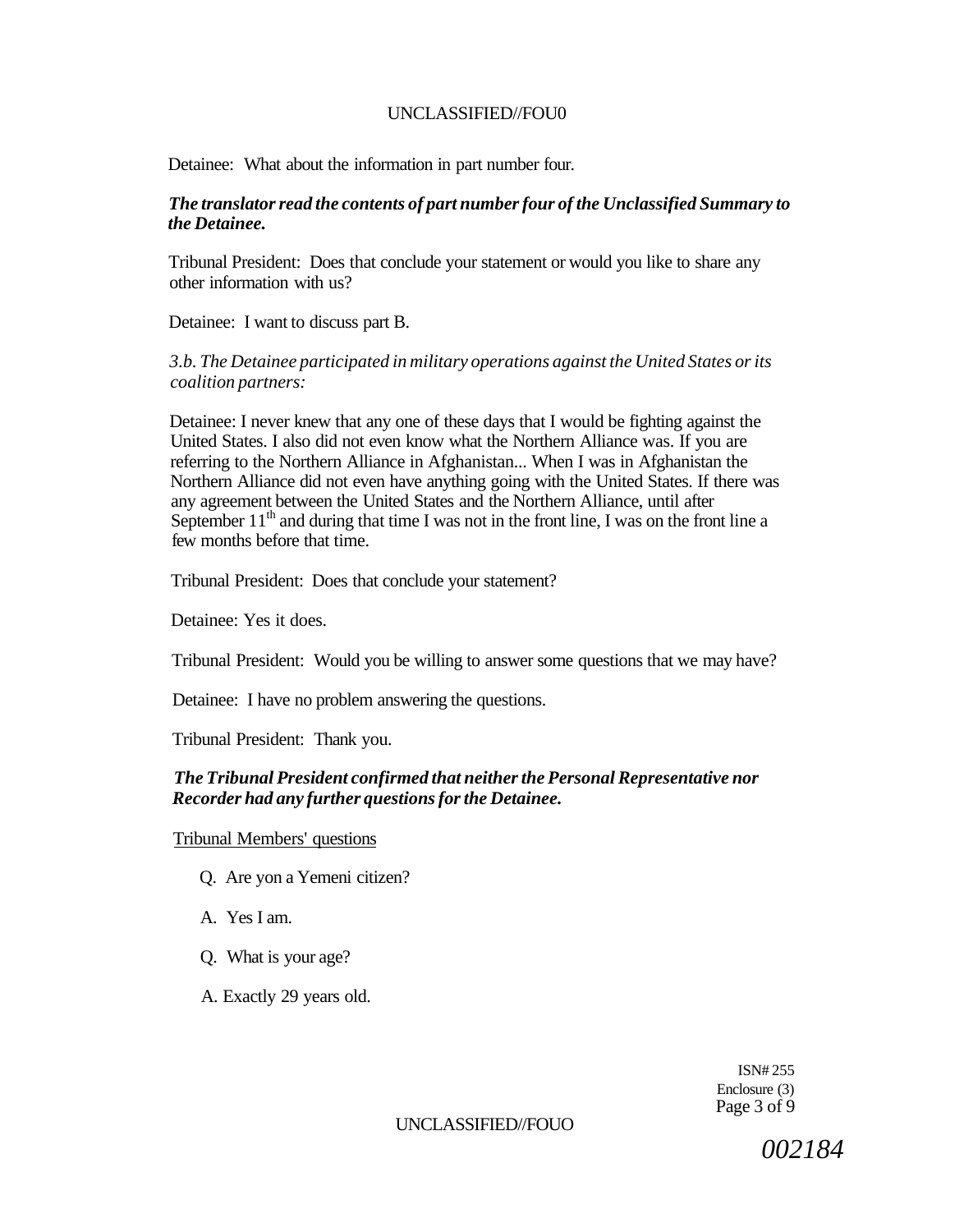Detainee: What about the information in part number four.

***The translator read the contents of part number four of the Unclassified Summary to the Detainee.***

Tribunal President: Does that conclude your statement or would you like to share any other information with us?

Detainee: I want to discuss part B.

*3.b. The Detainee participated in military operations against the United States or its coalition partners:*

Detainee: I never knew that any one of these days that I would be fighting against the United States. I also did not even know what the Northern Alliance was. If you are referring to the Northern Alliance in Afghanistan... When I was in Afghanistan the Northern Alliance did not even have anything going with the United States. If there was any agreement between the United States and the Northern Alliance, until after September 11th and during that time I was not in the front line, I was on the front line a few months before that time.

Tribunal President: Does that conclude your statement?

Detainee: Yes it does.

Tribunal President: Would you be willing to answer some questions that we may have?

Detainee: I have no problem answering the questions.

Tribunal President: Thank you.

***The Tribunal President confirmed that neither the Personal Representative nor Recorder had any further questions for the Detainee.***

Tribunal Members' questions

Q. Are yon a Yemeni citizen?

A. Yes I am.

Q. What is your age?

A. Exactly 29 years old.

ISN# 255
Enclosure (3)

002184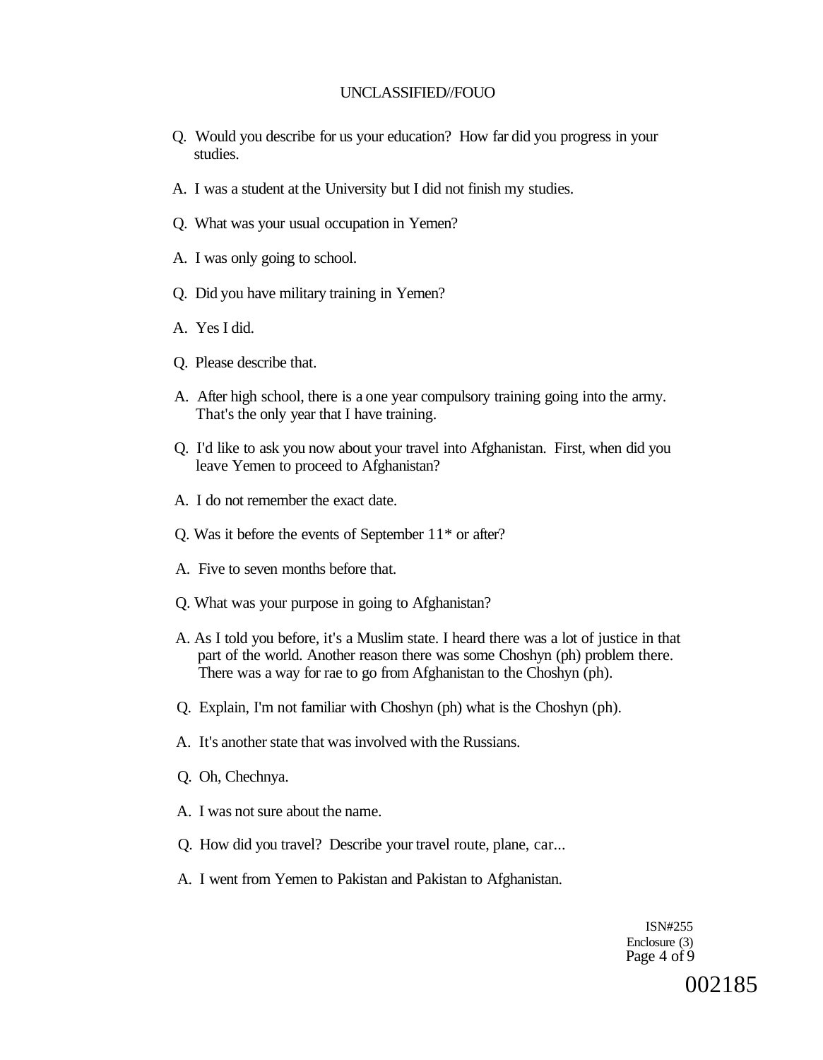Q. Would you describe for us your education? How far did you progress in your studies.

A. I was a student at the University but I did not finish my studies.

Q. What was your usual occupation in Yemen?

A. I was only going to school.

Q. Did you have military training in Yemen?

A. Yes I did.

Q. Please describe that.

A. After high school, there is a one year compulsory training going into the army. That's the only year that I have training.

Q. I'd like to ask you now about your travel into Afghanistan. First, when did you leave Yemen to proceed to Afghanistan?

A. I do not remember the exact date.

Q. Was it before the events of September 11* or after?

A. Five to seven months before that.

Q. What was your purpose in going to Afghanistan?

A. As I told you before, it's a Muslim state. I heard there was a lot of justice in that part of the world. Another reason there was some Choshyn (ph) problem there. There was a way for rae to go from Afghanistan to the Choshyn (ph).

Q. Explain, I'm not familiar with Choshyn (ph) what is the Choshyn (ph).

A. It's another state that was involved with the Russians.

Q. Oh, Chechnya.

A. I was not sure about the name.

Q. How did you travel? Describe your travel route, plane, car...

A. I went from Yemen to Pakistan and Pakistan to Afghanistan.

ISN#255
Enclosure (3)

002185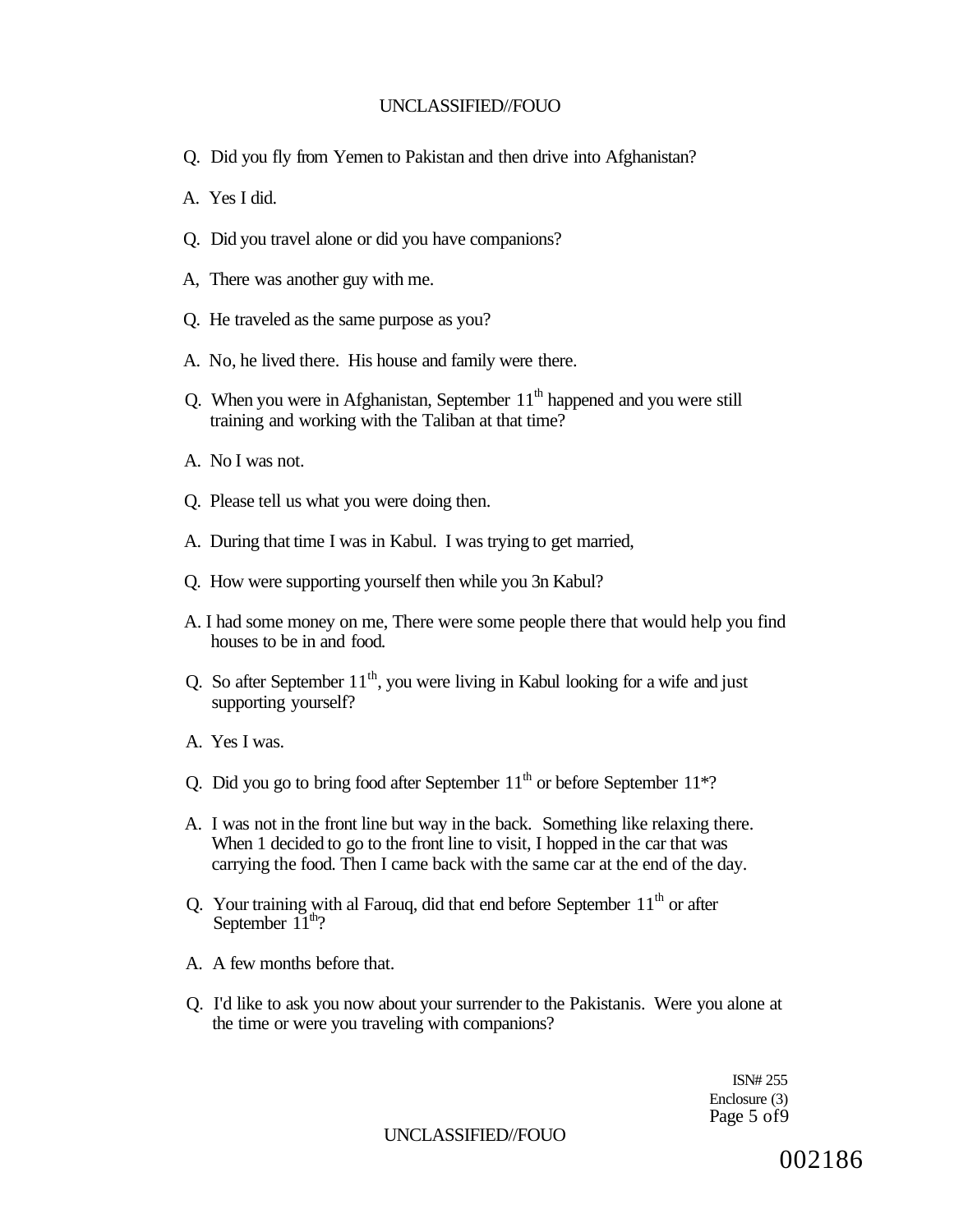Q. Did you fly from Yemen to Pakistan and then drive into Afghanistan?

A. Yes I did.

Q. Did you travel alone or did you have companions?

A, There was another guy with me.

Q. He traveled as the same purpose as you?

A. No, he lived there. His house and family were there.

Q. When you were in Afghanistan, September 11th happened and you were still training and working with the Taliban at that time?

A. No I was not.

Q. Please tell us what you were doing then.

A. During that time I was in Kabul. I was trying to get married,

Q. How were supporting yourself then while you 3n Kabul?

A. I had some money on me, There were some people there that would help you find houses to be in and food.

Q. So after September 11th, you were living in Kabul looking for a wife and just supporting yourself?

A. Yes I was.

Q. Did you go to bring food after September 11th or before September 11*?

A. I was not in the front line but way in the back. Something like relaxing there. When 1 decided to go to the front line to visit, I hopped in the car that was carrying the food. Then I came back with the same car at the end of the day.

Q. Your training with al Farouq, did that end before September 11th or after September 11th?

A. A few months before that.

Q. I'd like to ask you now about your surrender to the Pakistanis. Were you alone at the time or were you traveling with companions?

ISN# 255
Enclosure (3)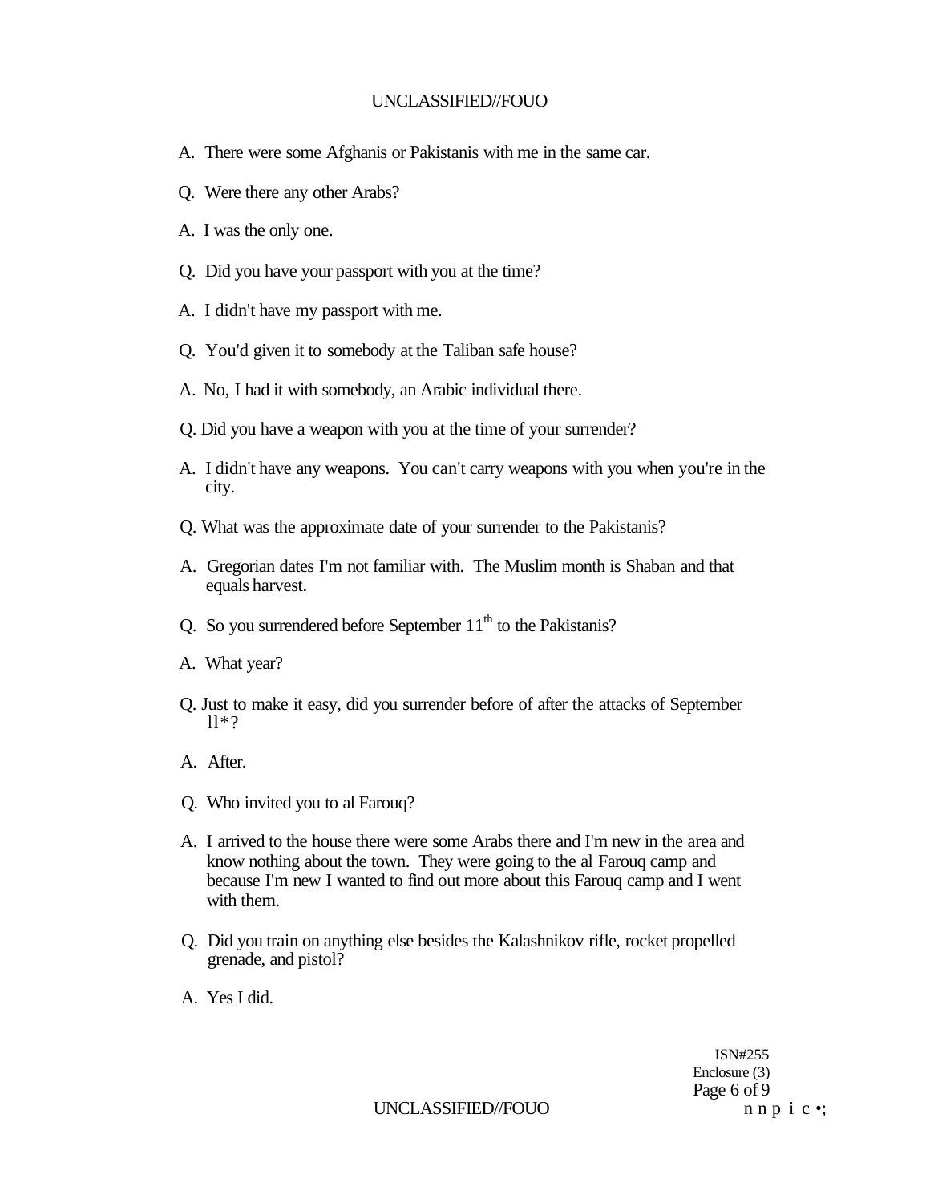A. There were some Afghanis or Pakistanis with me in the same car.

Q. Were there any other Arabs?

A. I was the only one.

Q. Did you have your passport with you at the time?

A. I didn't have my passport with me.

Q. You'd given it to somebody at the Taliban safe house?

A. No, I had it with somebody, an Arabic individual there.

Q. Did you have a weapon with you at the time of your surrender?

A. I didn't have any weapons. You can't carry weapons with you when you're in the city.

Q. What was the approximate date of your surrender to the Pakistanis?

A. Gregorian dates I'm not familiar with. The Muslim month is Shaban and that equals harvest.

Q. So you surrendered before September 11th to the Pakistanis?

A. What year?

Q. Just to make it easy, did you surrender before of after the attacks of September 11*?

A. After.

Q. Who invited you to al Farouq?

A. I arrived to the house there were some Arabs there and I'm new in the area and know nothing about the town. They were going to the al Farouq camp and because I'm new I wanted to find out more about this Farouq camp and I went with them.

Q. Did you train on anything else besides the Kalashnikov rifle, rocket propelled grenade, and pistol?

A. Yes I did.

ISN#255
Enclosure (3)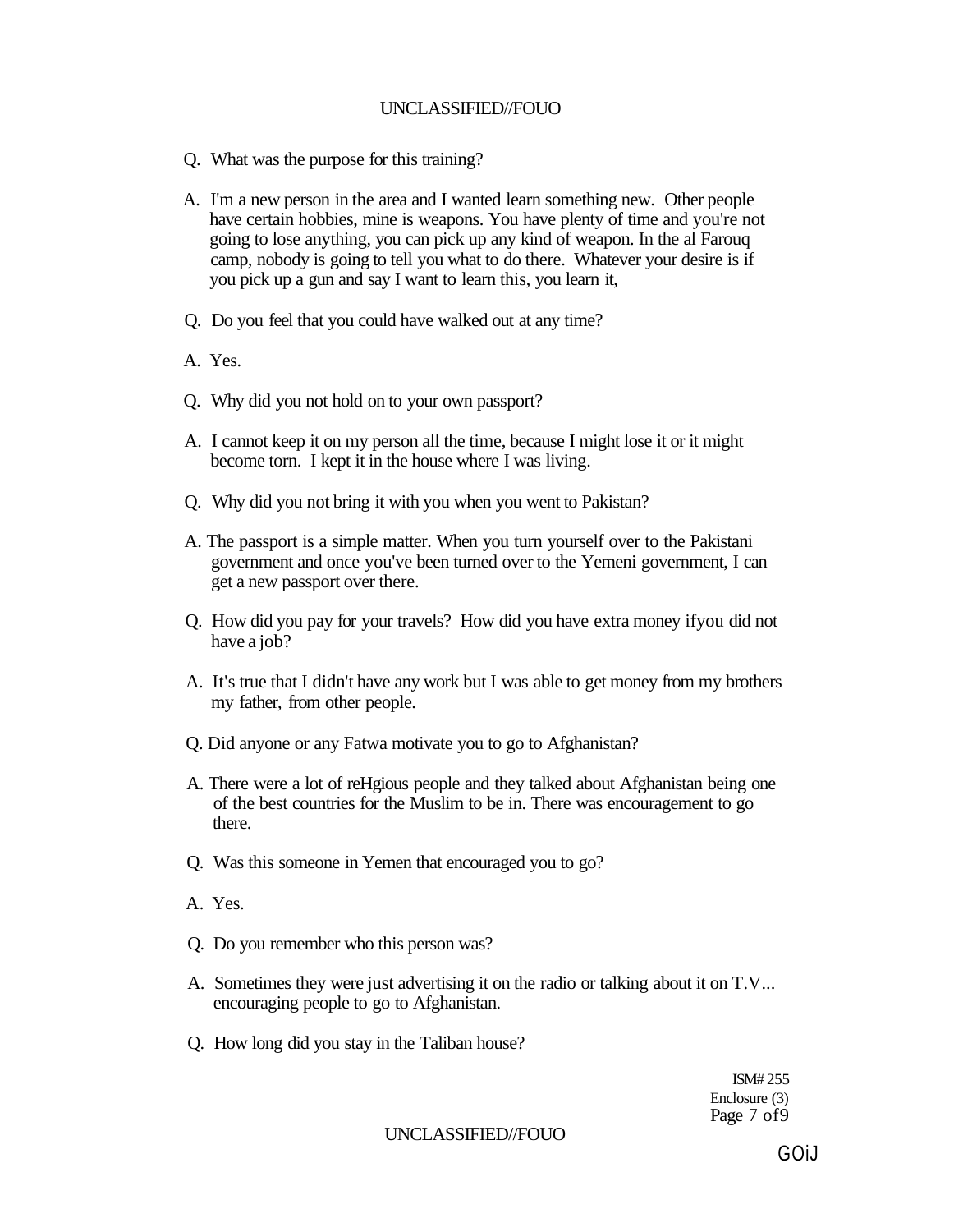Q. What was the purpose for this training?

A. I'm a new person in the area and I wanted learn something new. Other people have certain hobbies, mine is weapons. You have plenty of time and you're not going to lose anything, you can pick up any kind of weapon. In the al Farouq camp, nobody is going to tell you what to do there. Whatever your desire is if you pick up a gun and say I want to learn this, you learn it,

Q. Do you feel that you could have walked out at any time?

A. Yes.

Q. Why did you not hold on to your own passport?

A. I cannot keep it on my person all the time, because I might lose it or it might become torn. I kept it in the house where I was living.

Q. Why did you not bring it with you when you went to Pakistan?

A. The passport is a simple matter. When you turn yourself over to the Pakistani government and once you've been turned over to the Yemeni government, I can get a new passport over there.

Q. How did you pay for your travels? How did you have extra money ifyou did not have a job?

A. It's true that I didn't have any work but I was able to get money from my brothers my father, from other people.

Q. Did anyone or any Fatwa motivate you to go to Afghanistan?

A. There were a lot of reHgious people and they talked about Afghanistan being one of the best countries for the Muslim to be in. There was encouragement to go there.

Q. Was this someone in Yemen that encouraged you to go?

A. Yes.

Q. Do you remember who this person was?

A. Sometimes they were just advertising it on the radio or talking about it on T.V... encouraging people to go to Afghanistan.

Q. How long did you stay in the Taliban house?

ISM# 255
Enclosure (3)

GOiJ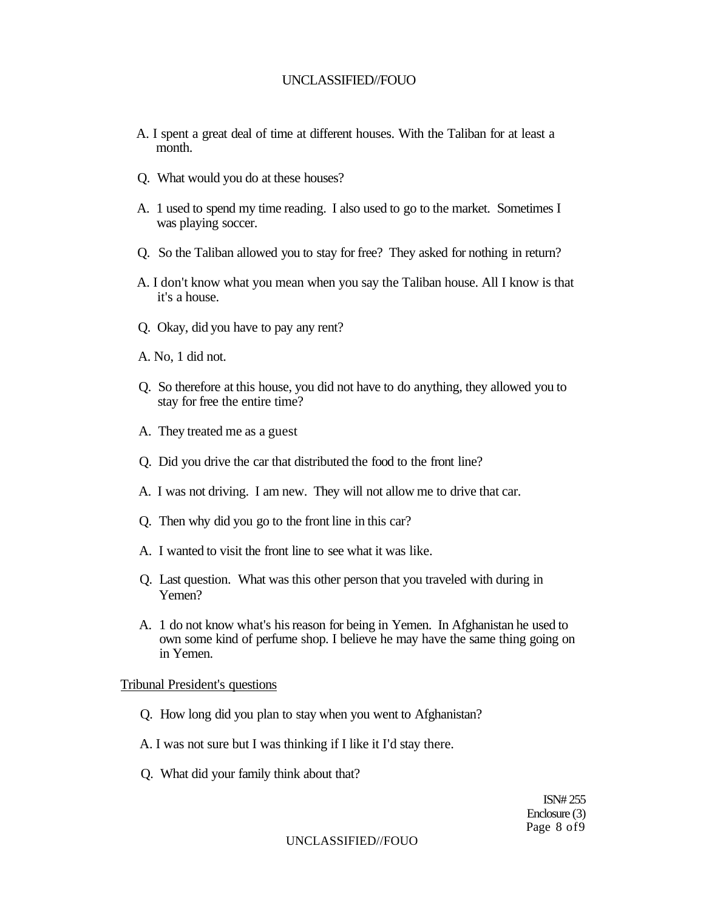A. I spent a great deal of time at different houses. With the Taliban for at least a month.

Q. What would you do at these houses?

A. 1 used to spend my time reading. I also used to go to the market. Sometimes I was playing soccer.

Q. So the Taliban allowed you to stay for free? They asked for nothing in return?

A. I don't know what you mean when you say the Taliban house. All I know is that it's a house.

Q. Okay, did you have to pay any rent?

A. No, 1 did not.

Q. So therefore at this house, you did not have to do anything, they allowed you to stay for free the entire time?

A. They treated me as a guest

Q. Did you drive the car that distributed the food to the front line?

A. I was not driving. I am new. They will not allow me to drive that car.

Q. Then why did you go to the front line in this car?

A. I wanted to visit the front line to see what it was like.

Q. Last question. What was this other person that you traveled with during in Yemen?

A. 1 do not know what's his reason for being in Yemen. In Afghanistan he used to own some kind of perfume shop. I believe he may have the same thing going on in Yemen.

Tribunal President's questions

Q. How long did you plan to stay when you went to Afghanistan?

A. I was not sure but I was thinking if I like it I'd stay there.

Q. What did your family think about that?

ISN# 255
Enclosure (3)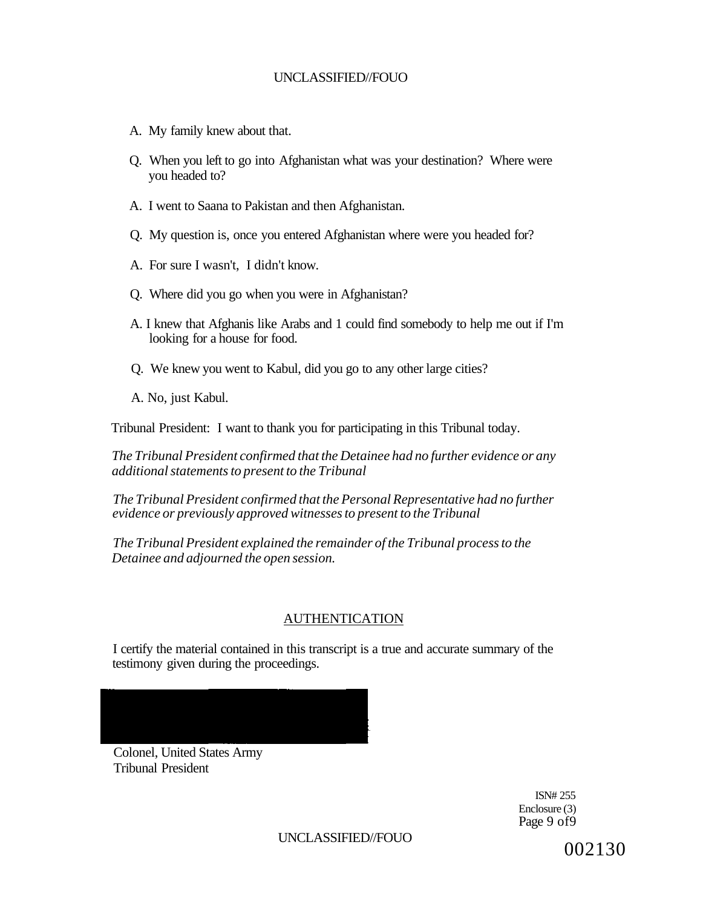A. My family knew about that.

Q. When you left to go into Afghanistan what was your destination? Where were you headed to?

A. I went to Saana to Pakistan and then Afghanistan.

Q. My question is, once you entered Afghanistan where were you headed for?

A. For sure I wasn't, I didn't know.

Q. Where did you go when you were in Afghanistan?

A. I knew that Afghanis like Arabs and 1 could find somebody to help me out if I'm looking for a house for food.

Q. We knew you went to Kabul, did you go to any other large cities?

A. No, just Kabul.

Tribunal President: I want to thank you for participating in this Tribunal today.

*The Tribunal President confirmed that the Detainee had no further evidence or any additional statements to present to the Tribunal*

*The Tribunal President confirmed that the Personal Representative had no further evidence or previously approved witnesses to present to the Tribunal*

*The Tribunal President explained the remainder of the Tribunal process to the Detainee and adjourned the open session.*

## AUTHENTICATION

I certify the material contained in this transcript is a true and accurate summary of the testimony given during the proceedings.

Colonel, United States Army
Tribunal President

ISN# 255
Enclosure (3)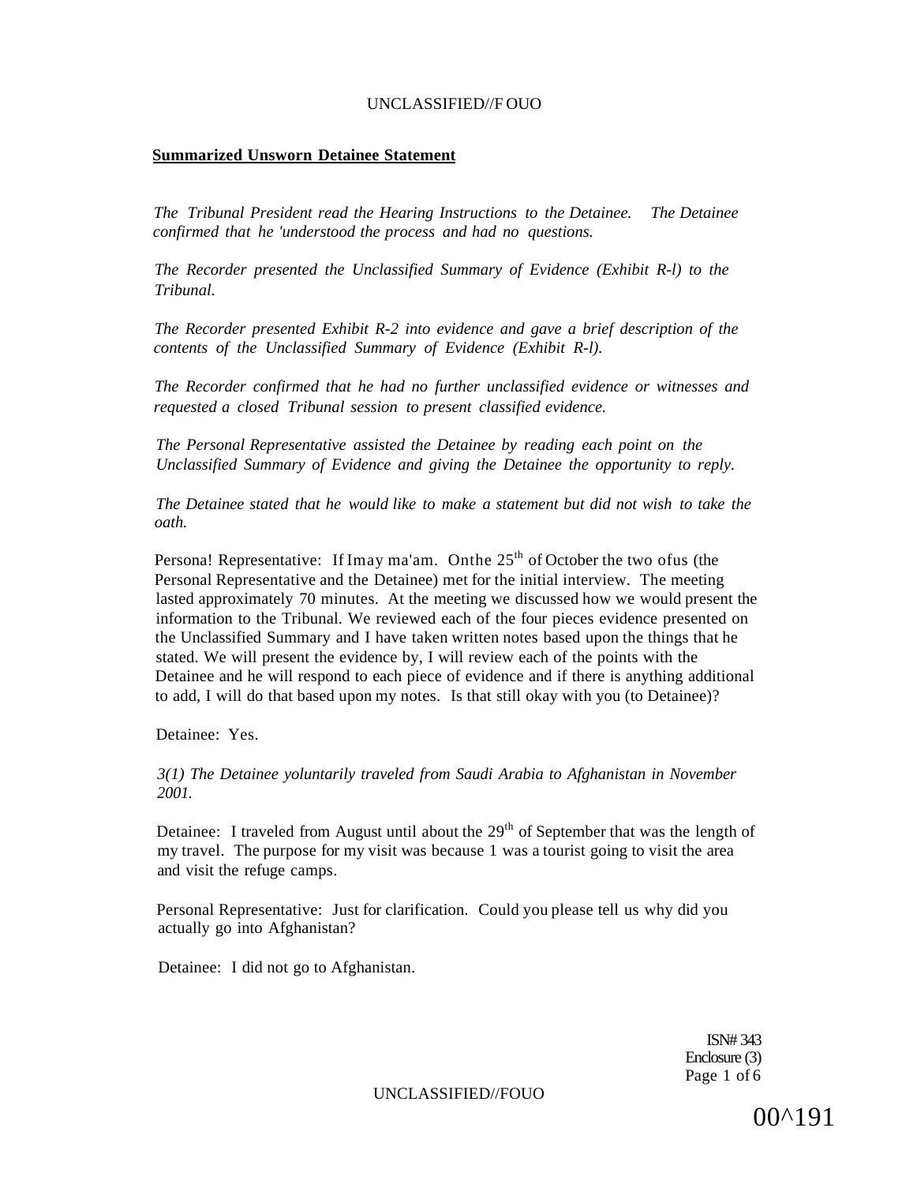**Summarized Unsworn Detainee Statement**

*The Tribunal President read the Hearing Instructions to the Detainee. The Detainee confirmed that he 'understood the process and had no questions.*

*The Recorder presented the Unclassified Summary of Evidence (Exhibit R-l) to the Tribunal.*

*The Recorder presented Exhibit R-2 into evidence and gave a brief description of the contents of the Unclassified Summary of Evidence (Exhibit R-l).*

*The Recorder confirmed that he had no further unclassified evidence or witnesses and requested a closed Tribunal session to present classified evidence.*

*The Personal Representative assisted the Detainee by reading each point on the Unclassified Summary of Evidence and giving the Detainee the opportunity to reply.*

*The Detainee stated that he would like to make a statement but did not wish to take the oath.*

Persona! Representative: If Imay ma'am. Onthe 25th of October the two ofus (the Personal Representative and the Detainee) met for the initial interview. The meeting lasted approximately 70 minutes. At the meeting we discussed how we would present the information to the Tribunal. We reviewed each of the four pieces evidence presented on the Unclassified Summary and I have taken written notes based upon the things that he stated. We will present the evidence by, I will review each of the points with the Detainee and he will respond to each piece of evidence and if there is anything additional to add, I will do that based upon my notes. Is that still okay with you (to Detainee)?

Detainee: Yes.

*3(1) The Detainee yoluntarily traveled from Saudi Arabia to Afghanistan in November 2001.*

Detainee: I traveled from August until about the 29th of September that was the length of my travel. The purpose for my visit was because 1 was a tourist going to visit the area and visit the refuge camps.

Personal Representative: Just for clarification. Could you please tell us why did you actually go into Afghanistan?

Detainee: I did not go to Afghanistan.

ISN# 343
Enclosure (3)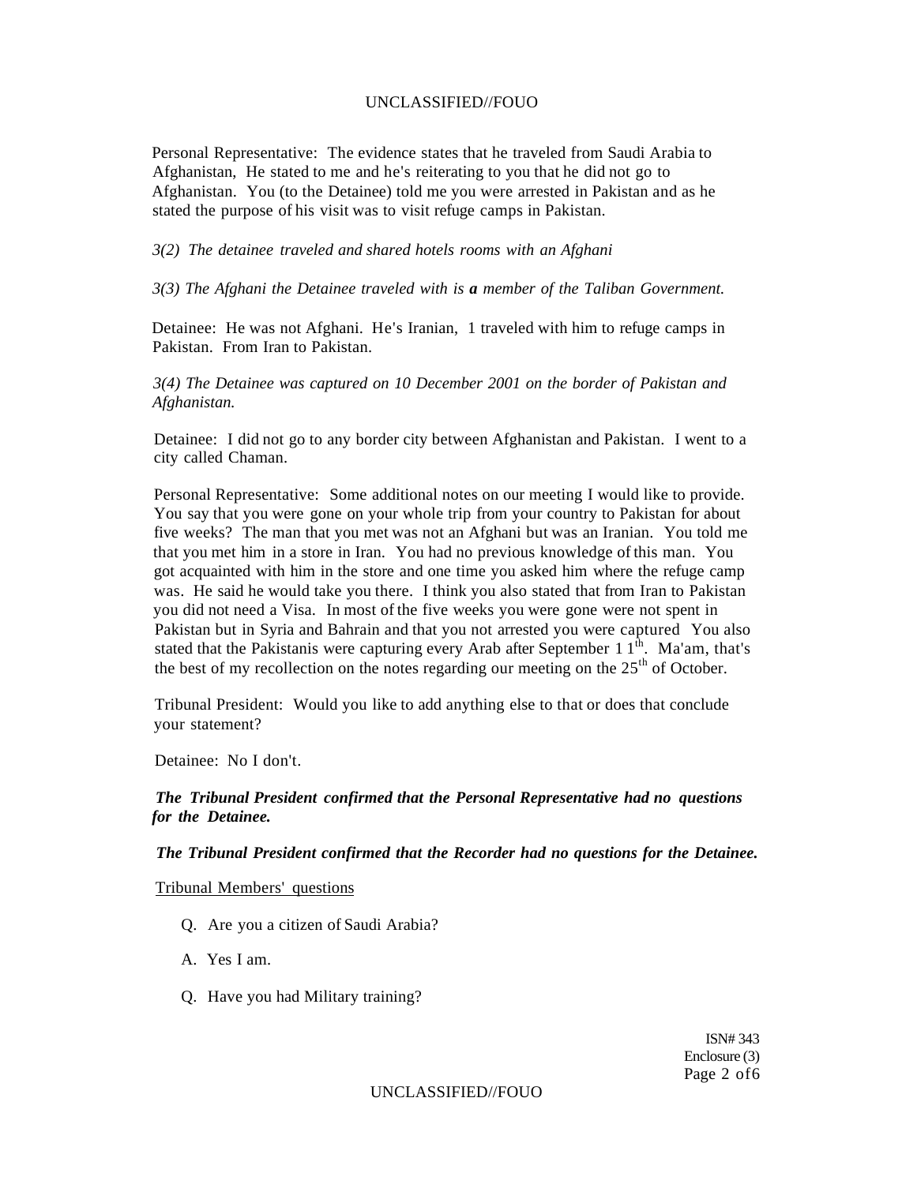Personal Representative: The evidence states that he traveled from Saudi Arabia to Afghanistan, He stated to me and he's reiterating to you that he did not go to Afghanistan. You (to the Detainee) told me you were arrested in Pakistan and as he stated the purpose of his visit was to visit refuge camps in Pakistan.

*3(2) The detainee traveled and shared hotels rooms with an Afghani*

*3(3) The Afghani the Detainee traveled with is **a** member of the Taliban Government.*

Detainee: He was not Afghani. He's Iranian, 1 traveled with him to refuge camps in Pakistan. From Iran to Pakistan.

*3(4) The Detainee was captured on 10 December 2001 on the border of Pakistan and Afghanistan.*

Detainee: I did not go to any border city between Afghanistan and Pakistan. I went to a city called Chaman.

Personal Representative: Some additional notes on our meeting I would like to provide. You say that you were gone on your whole trip from your country to Pakistan for about five weeks? The man that you met was not an Afghani but was an Iranian. You told me that you met him in a store in Iran. You had no previous knowledge of this man. You got acquainted with him in the store and one time you asked him where the refuge camp was. He said he would take you there. I think you also stated that from Iran to Pakistan you did not need a Visa. In most of the five weeks you were gone were not spent in Pakistan but in Syria and Bahrain and that you not arrested you were captured You also stated that the Pakistanis were capturing every Arab after September 1 1th. Ma'am, that's the best of my recollection on the notes regarding our meeting on the 25th of October.

Tribunal President: Would you like to add anything else to that or does that conclude your statement?

Detainee: No I don't.

***The Tribunal President confirmed that the Personal Representative had no questions for the Detainee.***

***The Tribunal President confirmed that the Recorder had no questions for the Detainee.***

<u>Tribunal Members' questions</u>

Q. Are you a citizen of Saudi Arabia?

A. Yes I am.

Q. Have you had Military training?

ISN# 343
Enclosure (3)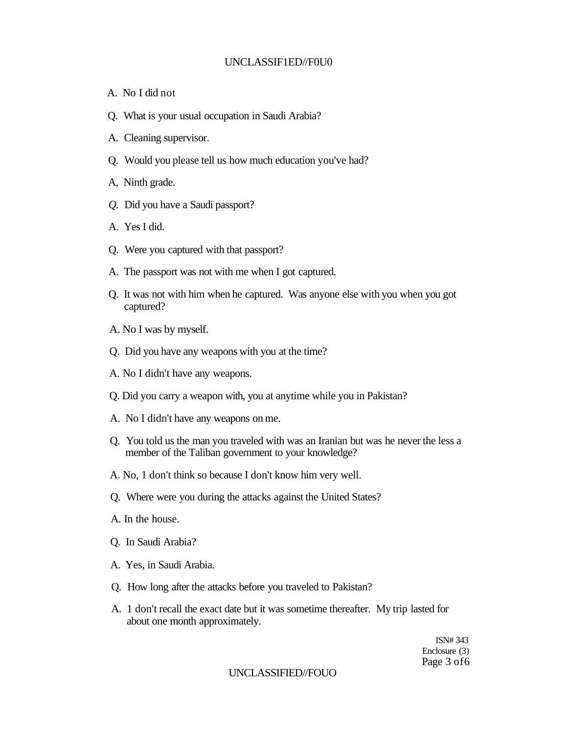A. No I did not

Q. What is your usual occupation in Saudi Arabia?

A. Cleaning supervisor.

Q. Would you please tell us how much education you've had?

A, Ninth grade.

*Q*. Did you have a Saudi passport?

A. Yes I did.

Q. Were you captured with that passport?

A. The passport was not with me when I got captured.

Q. It was not with him when he captured. Was anyone else with you when you got captured?

A. No I was by myself.

Q. Did you have any weapons with you at the time?

A. No I didn't have any weapons.

Q. Did you carry a weapon with, you at anytime while you in Pakistan?

A. No I didn't have any weapons on me.

Q. You told us the man you traveled with was an Iranian but was he never the less a member of the Taliban government to your knowledge?

A. No, 1 don't think so because I don't know him very well.

Q. Where were you during the attacks against the United States?

A. In the house.

Q. In Saudi Arabia?

A. Yes, in Saudi Arabia.

Q. How long after the attacks before you traveled to Pakistan?

A. 1 don't recall the exact date but it was sometime thereafter. My trip lasted for about one month approximately.

ISN# 343
Enclosure (3)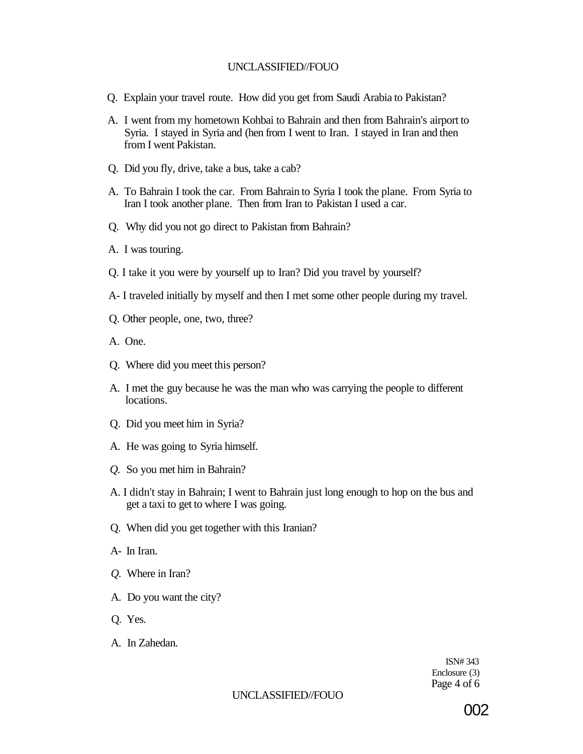Q. Explain your travel route. How did you get from Saudi Arabia to Pakistan?

A. I went from my hometown Kohbai to Bahrain and then from Bahrain's airport to Syria. I stayed in Syria and (hen from I went to Iran. I stayed in Iran and then from I went Pakistan.

Q. Did you fly, drive, take a bus, take a cab?

A. To Bahrain I took the car. From Bahrain to Syria I took the plane. From Syria to Iran I took another plane. Then from Iran to Pakistan I used a car.

Q. Why did you not go direct to Pakistan from Bahrain?

A. I was touring.

Q. I take it you were by yourself up to Iran? Did you travel by yourself?

A- I traveled initially by myself and then I met some other people during my travel.

Q. Other people, one, two, three?

A. One.

Q. Where did you meet this person?

A. I met the guy because he was the man who was carrying the people to different locations.

Q. Did you meet him in Syria?

A. He was going to Syria himself.

*Q.* So you met him in Bahrain?

A. I didn't stay in Bahrain; I went to Bahrain just long enough to hop on the bus and get a taxi to get to where I was going.

Q. When did you get together with this Iranian?

A- In Iran.

*Q.* Where in Iran?

A. Do you want the city?

Q. Yes.

A. In Zahedan.

ISN# 343
Enclosure (3)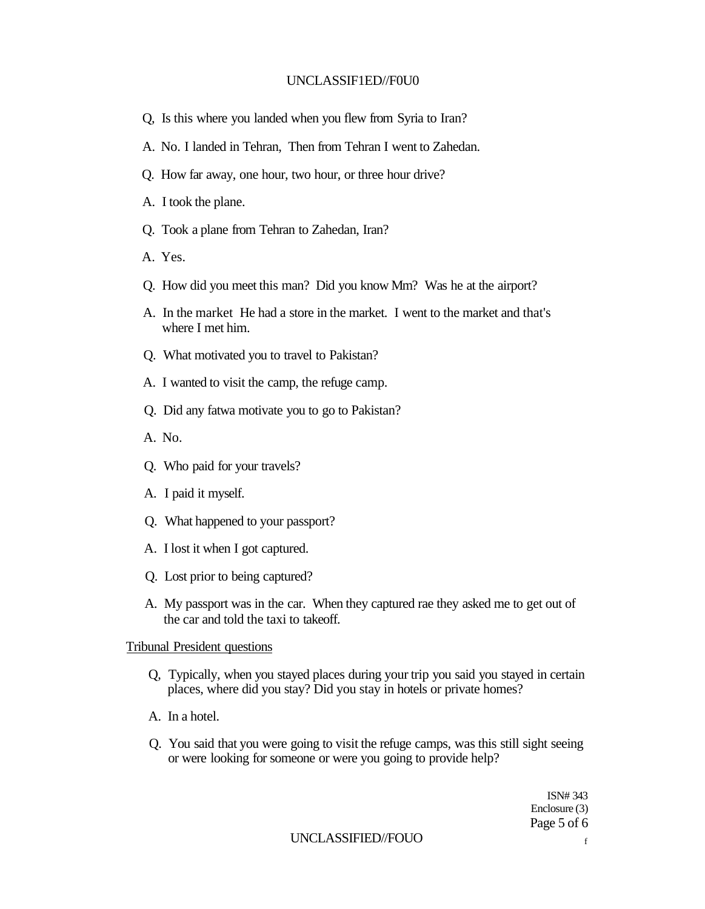Q, Is this where you landed when you flew from Syria to Iran?

A. No. I landed in Tehran, Then from Tehran I went to Zahedan.

Q. How far away, one hour, two hour, or three hour drive?

A. I took the plane.

Q. Took a plane from Tehran to Zahedan, Iran?

A. Yes.

Q. How did you meet this man? Did you know Mm? Was he at the airport?

A. In the market He had a store in the market. I went to the market and that's where I met him.

Q. What motivated you to travel to Pakistan?

A. I wanted to visit the camp, the refuge camp.

Q. Did any fatwa motivate you to go to Pakistan?

A. No.

Q. Who paid for your travels?

A. I paid it myself.

Q. What happened to your passport?

A. I lost it when I got captured.

Q. Lost prior to being captured?

A. My passport was in the car. When they captured rae they asked me to get out of the car and told the taxi to takeoff.

Tribunal President questions

Q, Typically, when you stayed places during your trip you said you stayed in certain places, where did you stay? Did you stay in hotels or private homes?

A. In a hotel.

Q. You said that you were going to visit the refuge camps, was this still sight seeing or were looking for someone or were you going to provide help?

ISN# 343
Enclosure (3)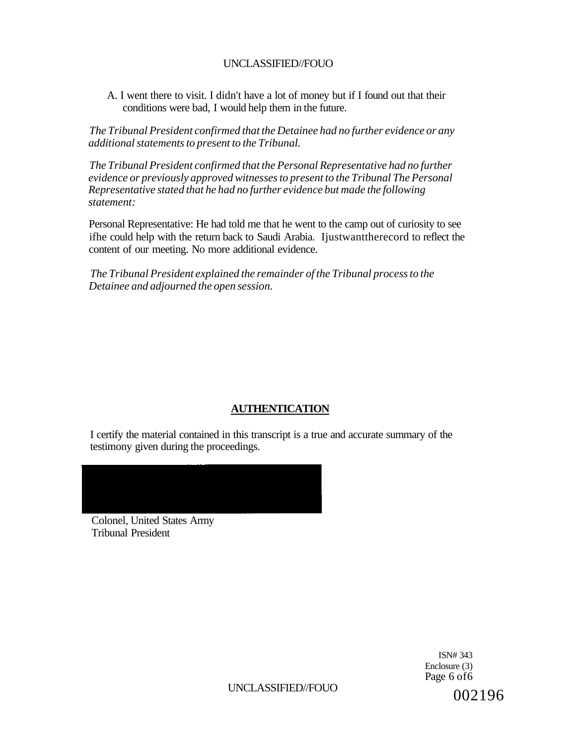A. I went there to visit. I didn't have a lot of money but if I found out that their conditions were bad, I would help them in the future.

*The Tribunal President confirmed that the Detainee had no further evidence or any additional statements to present to the Tribunal.*

*The Tribunal President confirmed that the Personal Representative had no further evidence or previously approved witnesses to present to the Tribunal The Personal Representative stated that he had no further evidence but made the following statement:*

Personal Representative: He had told me that he went to the camp out of curiosity to see ifhe could help with the return back to Saudi Arabia. Ijustwanttherecord to reflect the content of our meeting. No more additional evidence.

*The Tribunal President explained the remainder of the Tribunal process to the Detainee and adjourned the open session.*

**AUTHENTICATION**

I certify the material contained in this transcript is a true and accurate summary of the testimony given during the proceedings.

Colonel, United States Army
Tribunal President

ISN# 343
Enclosure (3)

002196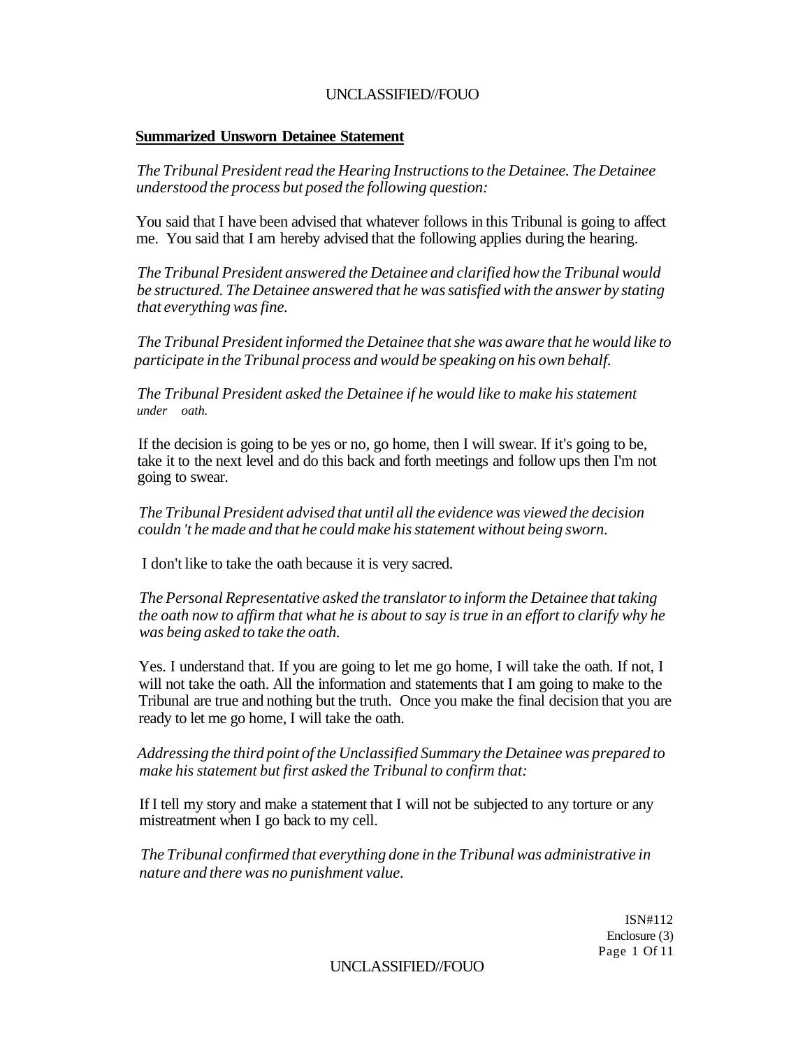**Summarized Unsworn Detainee Statement**

*The Tribunal President read the Hearing Instructions to the Detainee. The Detainee understood the process but posed the following question:*

You said that I have been advised that whatever follows in this Tribunal is going to affect me. You said that I am hereby advised that the following applies during the hearing.

*The Tribunal President answered the Detainee and clarified how the Tribunal would be structured. The Detainee answered that he was satisfied with the answer by stating that everything was fine.*

*The Tribunal President informed the Detainee that she was aware that he would like to participate in the Tribunal process and would be speaking on his own behalf.*

*The Tribunal President asked the Detainee if he would like to make his statement under oath.*

If the decision is going to be yes or no, go home, then I will swear. If it's going to be, take it to the next level and do this back and forth meetings and follow ups then I'm not going to swear.

*The Tribunal President advised that until all the evidence was viewed the decision couldn 't he made and that he could make his statement without being sworn.*

I don't like to take the oath because it is very sacred.

*The Personal Representative asked the translator to inform the Detainee that taking the oath now to affirm that what he is about to say is true in an effort to clarify why he was being asked to take the oath.*

Yes. I understand that. If you are going to let me go home, I will take the oath. If not, I will not take the oath. All the information and statements that I am going to make to the Tribunal are true and nothing but the truth. Once you make the final decision that you are ready to let me go home, I will take the oath.

*Addressing the third point of the Unclassified Summary the Detainee was prepared to make his statement but first asked the Tribunal to confirm that:*

If I tell my story and make a statement that I will not be subjected to any torture or any mistreatment when I go back to my cell.

*The Tribunal confirmed that everything done in the Tribunal was administrative in nature and there was no punishment value.*

ISN#112
Enclosure (3)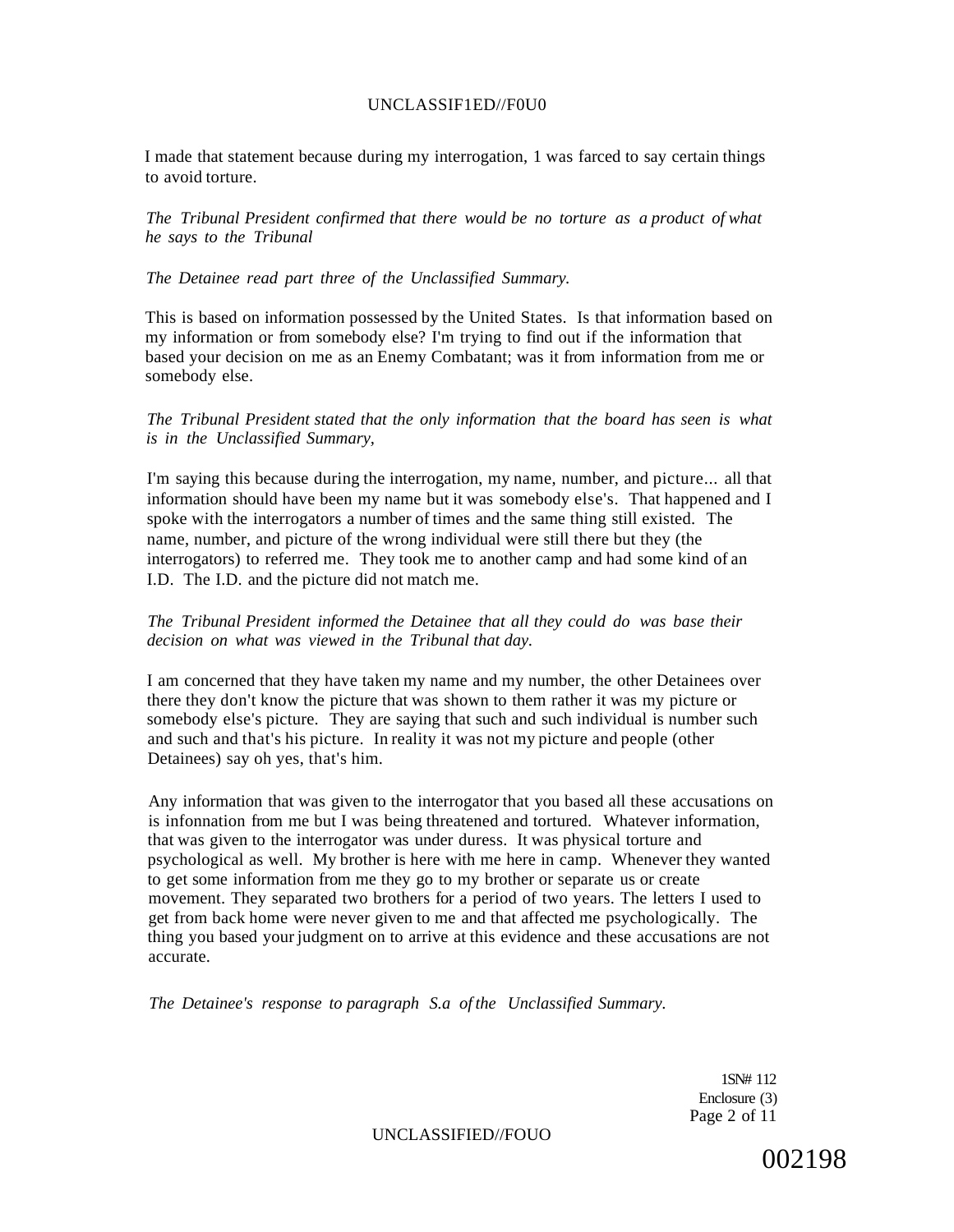I made that statement because during my interrogation, 1 was farced to say certain things to avoid torture.

*The Tribunal President confirmed that there would be no torture as a product of what he says to the Tribunal*

*The Detainee read part three of the Unclassified Summary.*

This is based on information possessed by the United States. Is that information based on my information or from somebody else? I'm trying to find out if the information that based your decision on me as an Enemy Combatant; was it from information from me or somebody else.

*The Tribunal President stated that the only information that the board has seen is what is in the Unclassified Summary,*

I'm saying this because during the interrogation, my name, number, and picture... all that information should have been my name but it was somebody else's. That happened and I spoke with the interrogators a number of times and the same thing still existed. The name, number, and picture of the wrong individual were still there but they (the interrogators) to referred me. They took me to another camp and had some kind of an I.D. The I.D. and the picture did not match me.

*The Tribunal President informed the Detainee that all they could do was base their decision on what was viewed in the Tribunal that day.*

I am concerned that they have taken my name and my number, the other Detainees over there they don't know the picture that was shown to them rather it was my picture or somebody else's picture. They are saying that such and such individual is number such and such and that's his picture. In reality it was not my picture and people (other Detainees) say oh yes, that's him.

Any information that was given to the interrogator that you based all these accusations on is infonnation from me but I was being threatened and tortured. Whatever information, that was given to the interrogator was under duress. It was physical torture and psychological as well. My brother is here with me here in camp. Whenever they wanted to get some information from me they go to my brother or separate us or create movement. They separated two brothers for a period of two years. The letters I used to get from back home were never given to me and that affected me psychologically. The thing you based your judgment on to arrive at this evidence and these accusations are not accurate.

*The Detainee's response to paragraph S.a of the Unclassified Summary.*

1SN# 112
Enclosure (3)

002198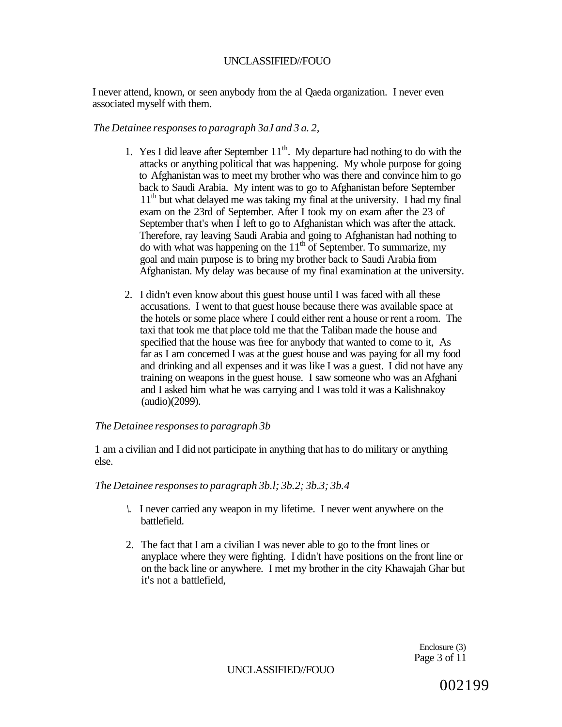I never attend, known, or seen anybody from the al Qaeda organization. I never even associated myself with them.

*The Detainee responses to paragraph 3aJ and 3 a. 2,*

1. Yes I did leave after September 11th. My departure had nothing to do with the attacks or anything political that was happening. My whole purpose for going to Afghanistan was to meet my brother who was there and convince him to go back to Saudi Arabia. My intent was to go to Afghanistan before September 11th but what delayed me was taking my final at the university. I had my final exam on the 23rd of September. After I took my on exam after the 23 of September that's when I left to go to Afghanistan which was after the attack. Therefore, ray leaving Saudi Arabia and going to Afghanistan had nothing to do with what was happening on the 11th of September. To summarize, my goal and main purpose is to bring my brother back to Saudi Arabia from Afghanistan. My delay was because of my final examination at the university.

2. I didn't even know about this guest house until I was faced with all these accusations. I went to that guest house because there was available space at the hotels or some place where I could either rent a house or rent a room. The taxi that took me that place told me that the Taliban made the house and specified that the house was free for anybody that wanted to come to it, As far as I am concerned I was at the guest house and was paying for all my food and drinking and all expenses and it was like I was a guest. I did not have any training on weapons in the guest house. I saw someone who was an Afghani and I asked him what he was carrying and I was told it was a Kalishnakoy (audio)(2099).

*The Detainee responses to paragraph 3b*

1 am a civilian and I did not participate in anything that has to do military or anything else.

*The Detainee responses to paragraph 3b.l; 3b.2; 3b.3; 3b.4*

\. I never carried any weapon in my lifetime. I never went anywhere on the battlefield.

2. The fact that I am a civilian I was never able to go to the front lines or anyplace where they were fighting. I didn't have positions on the front line or on the back line or anywhere. I met my brother in the city Khawajah Ghar but it's not a battlefield,

Enclosure (3)
Page 3 of 11

002199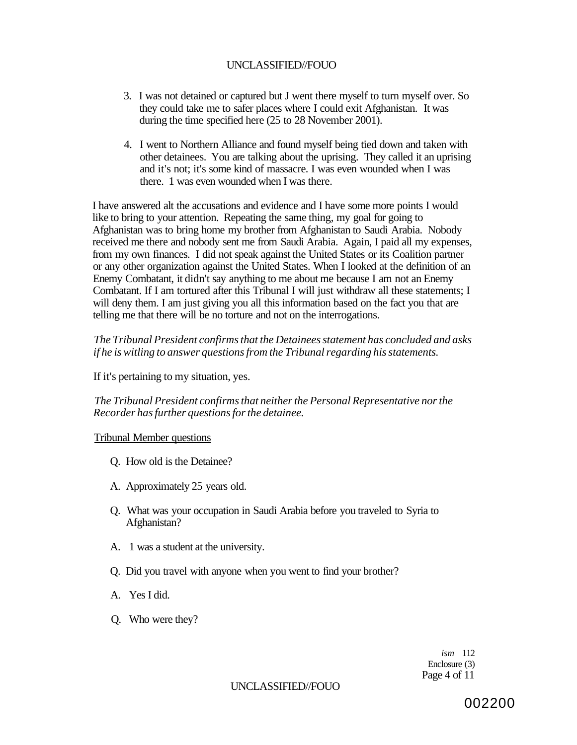3. I was not detained or captured but J went there myself to turn myself over. So they could take me to safer places where I could exit Afghanistan. It was during the time specified here (25 to 28 November 2001).

4. I went to Northern Alliance and found myself being tied down and taken with other detainees. You are talking about the uprising. They called it an uprising and it's not; it's some kind of massacre. I was even wounded when I was there. 1 was even wounded when I was there.

I have answered alt the accusations and evidence and I have some more points I would like to bring to your attention. Repeating the same thing, my goal for going to Afghanistan was to bring home my brother from Afghanistan to Saudi Arabia. Nobody received me there and nobody sent me from Saudi Arabia. Again, I paid all my expenses, from my own finances. I did not speak against the United States or its Coalition partner or any other organization against the United States. When I looked at the definition of an Enemy Combatant, it didn't say anything to me about me because I am not an Enemy Combatant. If I am tortured after this Tribunal I will just withdraw all these statements; I will deny them. I am just giving you all this information based on the fact you that are telling me that there will be no torture and not on the interrogations.

*The Tribunal President confirms that the Detainees statement has concluded and asks if he is witling to answer questions from the Tribunal regarding his statements.*

If it's pertaining to my situation, yes.

*The Tribunal President confirms that neither the Personal Representative nor the Recorder has further questions for the detainee.*

Tribunal Member questions

Q. How old is the Detainee?

A. Approximately 25 years old.

Q. What was your occupation in Saudi Arabia before you traveled to Syria to Afghanistan?

A. 1 was a student at the university.

Q. Did you travel with anyone when you went to find your brother?

A. Yes I did.

Q. Who were they?

*ism* 112
Enclosure (3)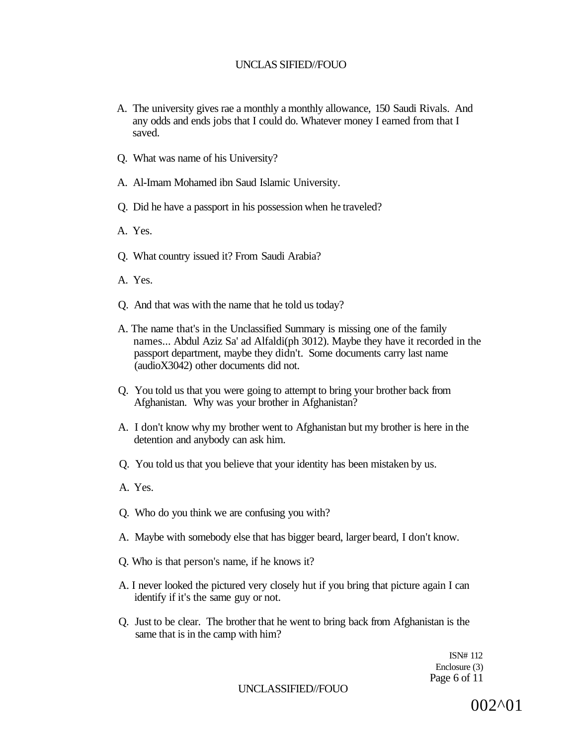A. The university gives rae a monthly a monthly allowance, 150 Saudi Rivals. And any odds and ends jobs that I could do. Whatever money I earned from that I saved.

Q. What was name of his University?

A. Al-Imam Mohamed ibn Saud Islamic University.

Q. Did he have a passport in his possession when he traveled?

A. Yes.

Q. What country issued it? From Saudi Arabia?

A. Yes.

Q. And that was with the name that he told us today?

A. The name that's in the Unclassified Summary is missing one of the family names... Abdul Aziz Sa' ad Alfaldi(ph 3012). Maybe they have it recorded in the passport department, maybe they didn't. Some documents carry last name (audioX3042) other documents did not.

Q. You told us that you were going to attempt to bring your brother back from Afghanistan. Why was your brother in Afghanistan?

A. I don't know why my brother went to Afghanistan but my brother is here in the detention and anybody can ask him.

Q. You told us that you believe that your identity has been mistaken by us.

A. Yes.

Q. Who do you think we are confusing you with?

A. Maybe with somebody else that has bigger beard, larger beard, I don't know.

Q. Who is that person's name, if he knows it?

A. I never looked the pictured very closely hut if you bring that picture again I can identify if it's the same guy or not.

Q. Just to be clear. The brother that he went to bring back from Afghanistan is the same that is in the camp with him?

ISN# 112
Enclosure (3)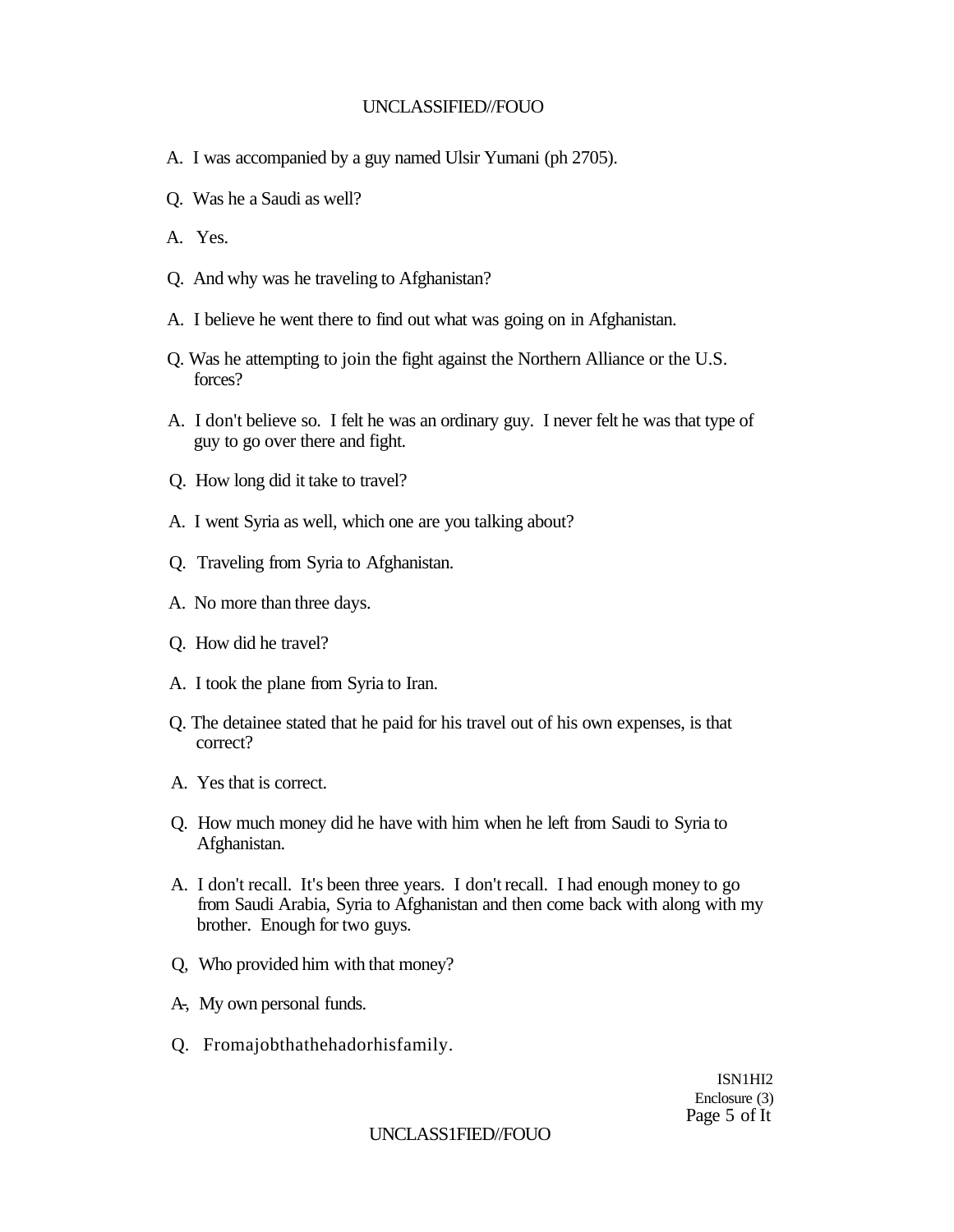A. I was accompanied by a guy named Ulsir Yumani (ph 2705).

Q. Was he a Saudi as well?

A. Yes.

Q. And why was he traveling to Afghanistan?

A. I believe he went there to find out what was going on in Afghanistan.

Q. Was he attempting to join the fight against the Northern Alliance or the U.S. forces?

A. I don't believe so. I felt he was an ordinary guy. I never felt he was that type of guy to go over there and fight.

Q. How long did it take to travel?

A. I went Syria as well, which one are you talking about?

Q. Traveling from Syria to Afghanistan.

A. No more than three days.

Q. How did he travel?

A. I took the plane from Syria to Iran.

Q. The detainee stated that he paid for his travel out of his own expenses, is that correct?

A. Yes that is correct.

Q. How much money did he have with him when he left from Saudi to Syria to Afghanistan.

A. I don't recall. It's been three years. I don't recall. I had enough money to go from Saudi Arabia, Syria to Afghanistan and then come back with along with my brother. Enough for two guys.

Q, Who provided him with that money?

A, My own personal funds.

Q. Fromajobthathehadorhisfamily.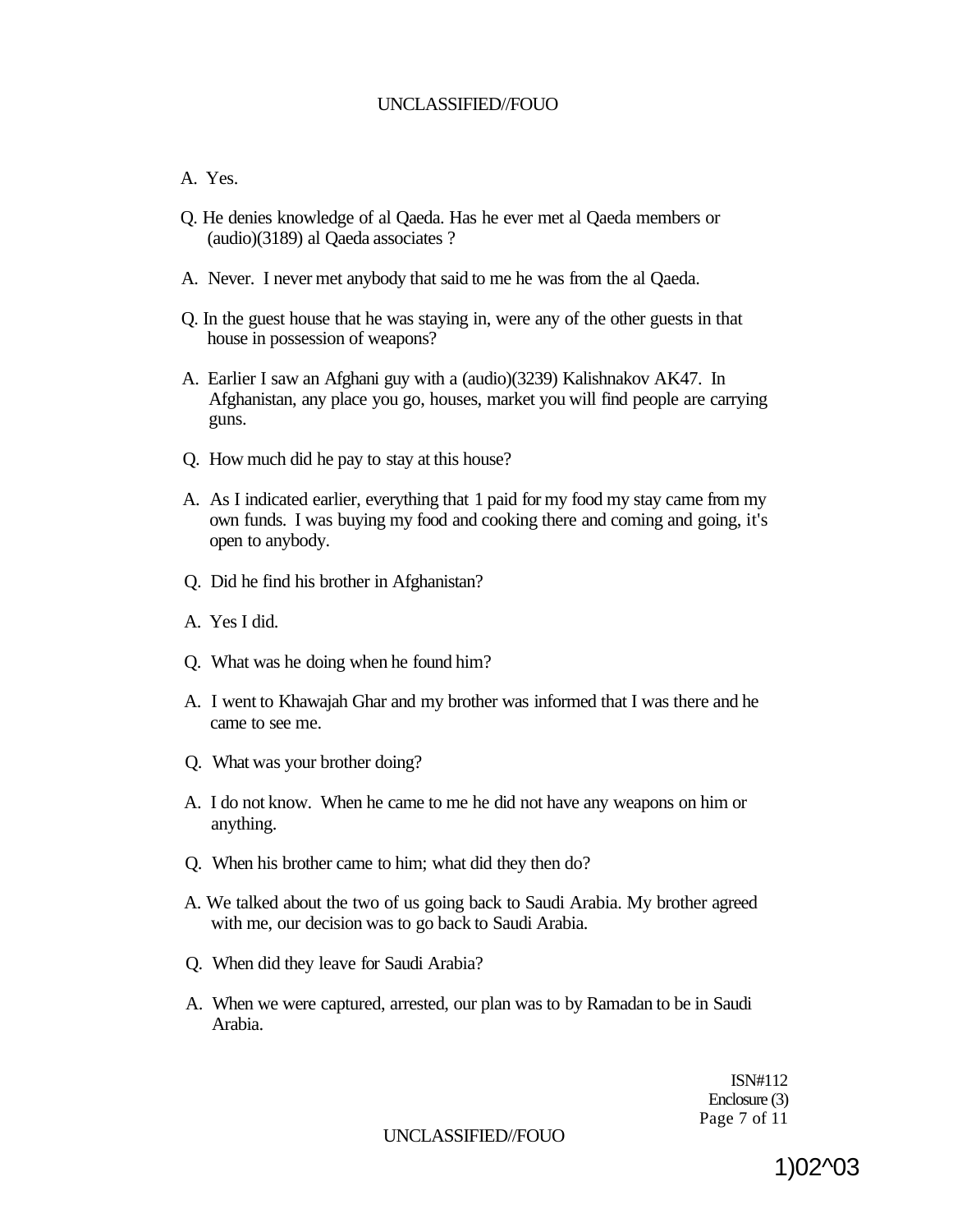A. Yes.

Q. He denies knowledge of al Qaeda. Has he ever met al Qaeda members or (audio)(3189) al Qaeda associates ?

A. Never. I never met anybody that said to me he was from the al Qaeda.

Q. In the guest house that he was staying in, were any of the other guests in that house in possession of weapons?

A. Earlier I saw an Afghani guy with a (audio)(3239) Kalishnakov AK47. In Afghanistan, any place you go, houses, market you will find people are carrying guns.

Q. How much did he pay to stay at this house?

A. As I indicated earlier, everything that 1 paid for my food my stay came from my own funds. I was buying my food and cooking there and coming and going, it's open to anybody.

Q. Did he find his brother in Afghanistan?

A. Yes I did.

Q. What was he doing when he found him?

A. I went to Khawajah Ghar and my brother was informed that I was there and he came to see me.

Q. What was your brother doing?

A. I do not know. When he came to me he did not have any weapons on him or anything.

Q. When his brother came to him; what did they then do?

A. We talked about the two of us going back to Saudi Arabia. My brother agreed with me, our decision was to go back to Saudi Arabia.

Q. When did they leave for Saudi Arabia?

A. When we were captured, arrested, our plan was to by Ramadan to be in Saudi Arabia.

ISN#112
Enclosure (3)

1)02^03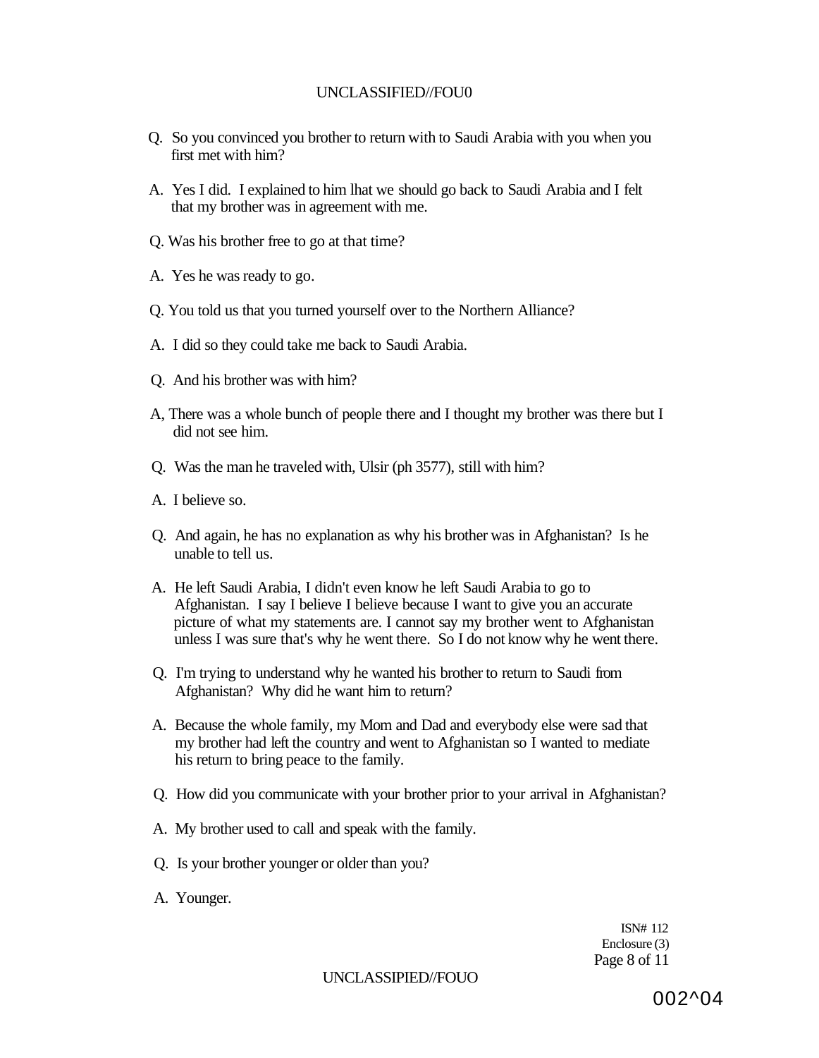Q. So you convinced you brother to return with to Saudi Arabia with you when you first met with him?

A. Yes I did. I explained to him lhat we should go back to Saudi Arabia and I felt that my brother was in agreement with me.

Q. Was his brother free to go at that time?

A. Yes he was ready to go.

Q. You told us that you turned yourself over to the Northern Alliance?

A. I did so they could take me back to Saudi Arabia.

Q. And his brother was with him?

A, There was a whole bunch of people there and I thought my brother was there but I did not see him.

Q. Was the man he traveled with, Ulsir (ph 3577), still with him?

A. I believe so.

Q. And again, he has no explanation as why his brother was in Afghanistan? Is he unable to tell us.

A. He left Saudi Arabia, I didn't even know he left Saudi Arabia to go to Afghanistan. I say I believe I believe because I want to give you an accurate picture of what my statements are. I cannot say my brother went to Afghanistan unless I was sure that's why he went there. So I do not know why he went there.

Q. I'm trying to understand why he wanted his brother to return to Saudi from Afghanistan? Why did he want him to return?

A. Because the whole family, my Mom and Dad and everybody else were sad that my brother had left the country and went to Afghanistan so I wanted to mediate his return to bring peace to the family.

Q. How did you communicate with your brother prior to your arrival in Afghanistan?

A. My brother used to call and speak with the family.

Q. Is your brother younger or older than you?

A. Younger.

ISN# 112
Enclosure (3)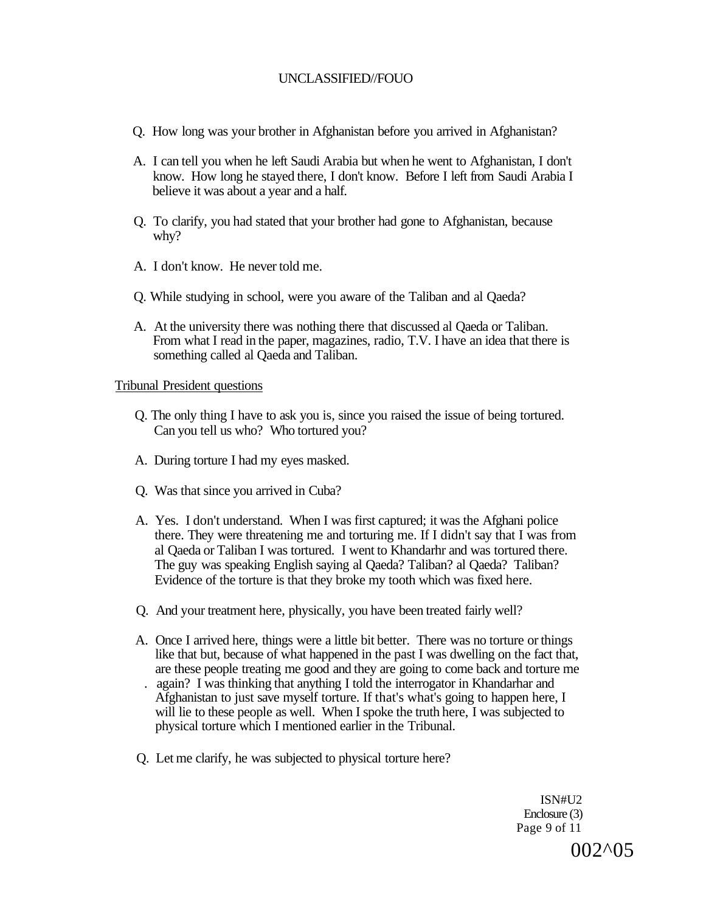Q. How long was your brother in Afghanistan before you arrived in Afghanistan?

A. I can tell you when he left Saudi Arabia but when he went to Afghanistan, I don't know. How long he stayed there, I don't know. Before I left from Saudi Arabia I believe it was about a year and a half.

Q. To clarify, you had stated that your brother had gone to Afghanistan, because why?

A. I don't know. He never told me.

Q. While studying in school, were you aware of the Taliban and al Qaeda?

A. At the university there was nothing there that discussed al Qaeda or Taliban. From what I read in the paper, magazines, radio, T.V. I have an idea that there is something called al Qaeda and Taliban.

Tribunal President questions

Q. The only thing I have to ask you is, since you raised the issue of being tortured. Can you tell us who? Who tortured you?

A. During torture I had my eyes masked.

Q. Was that since you arrived in Cuba?

A. Yes. I don't understand. When I was first captured; it was the Afghani police there. They were threatening me and torturing me. If I didn't say that I was from al Qaeda or Taliban I was tortured. I went to Khandarhr and was tortured there. The guy was speaking English saying al Qaeda? Taliban? al Qaeda? Taliban? Evidence of the torture is that they broke my tooth which was fixed here.

Q. And your treatment here, physically, you have been treated fairly well?

A. Once I arrived here, things were a little bit better. There was no torture or things like that but, because of what happened in the past I was dwelling on the fact that, are these people treating me good and they are going to come back and torture me again? I was thinking that anything I told the interrogator in Khandarhar and Afghanistan to just save myself torture. If that's what's going to happen here, I will lie to these people as well. When I spoke the truth here, I was subjected to physical torture which I mentioned earlier in the Tribunal.

Q. Let me clarify, he was subjected to physical torture here?

ISN#U2
Enclosure (3)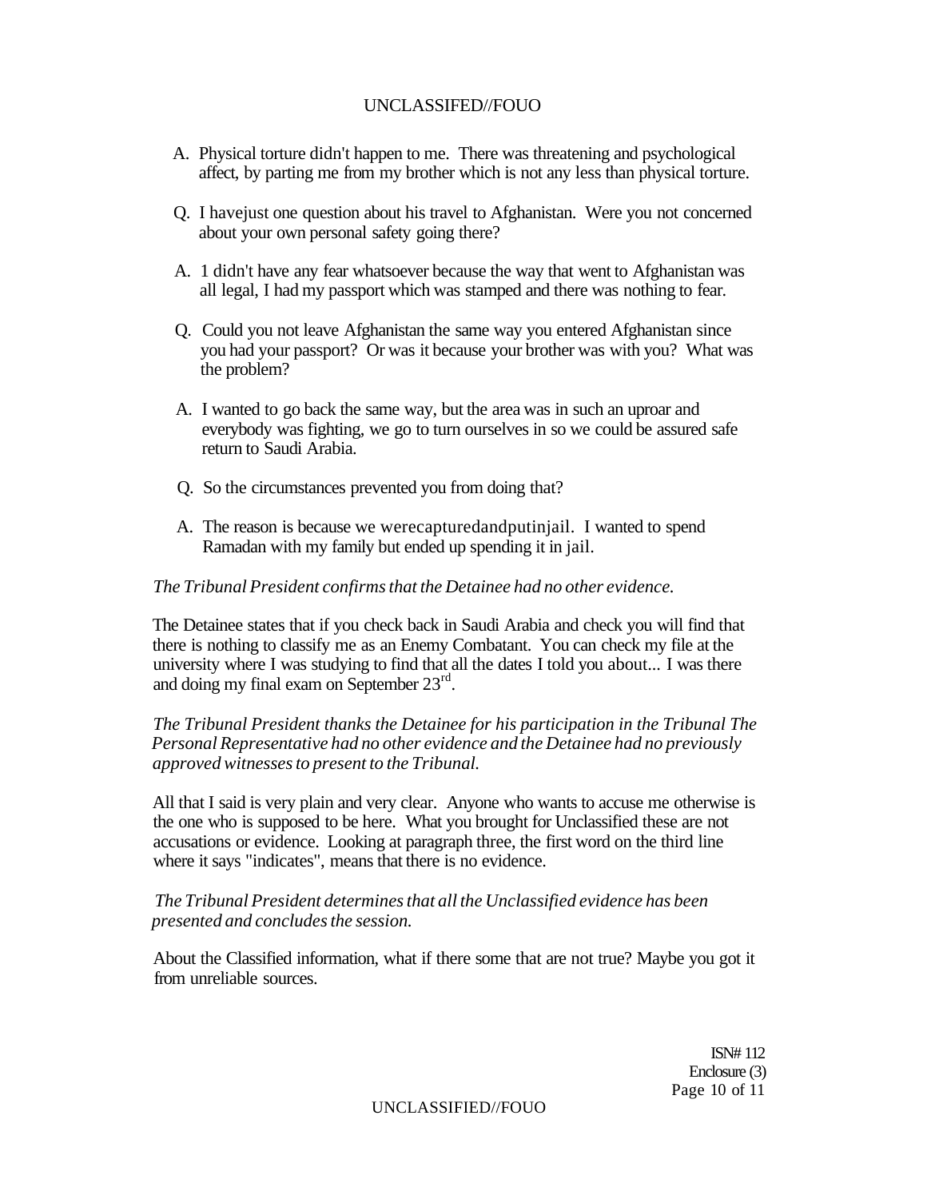A. Physical torture didn't happen to me. There was threatening and psychological affect, by parting me from my brother which is not any less than physical torture.

Q. I havejust one question about his travel to Afghanistan. Were you not concerned about your own personal safety going there?

A. 1 didn't have any fear whatsoever because the way that went to Afghanistan was all legal, I had my passport which was stamped and there was nothing to fear.

Q. Could you not leave Afghanistan the same way you entered Afghanistan since you had your passport? Or was it because your brother was with you? What was the problem?

A. I wanted to go back the same way, but the area was in such an uproar and everybody was fighting, we go to turn ourselves in so we could be assured safe return to Saudi Arabia.

Q. So the circumstances prevented you from doing that?

A. The reason is because we werecapturedandputinjail. I wanted to spend Ramadan with my family but ended up spending it in jail.

*The Tribunal President confirms that the Detainee had no other evidence.*

The Detainee states that if you check back in Saudi Arabia and check you will find that there is nothing to classify me as an Enemy Combatant. You can check my file at the university where I was studying to find that all the dates I told you about... I was there and doing my final exam on September 23rd.

*The Tribunal President thanks the Detainee for his participation in the Tribunal The Personal Representative had no other evidence and the Detainee had no previously approved witnesses to present to the Tribunal.*

All that I said is very plain and very clear. Anyone who wants to accuse me otherwise is the one who is supposed to be here. What you brought for Unclassified these are not accusations or evidence. Looking at paragraph three, the first word on the third line where it says "indicates", means that there is no evidence.

*The Tribunal President determines that all the Unclassified evidence has been presented and concludes the session.*

About the Classified information, what if there some that are not true? Maybe you got it from unreliable sources.

ISN# 112
Enclosure (3)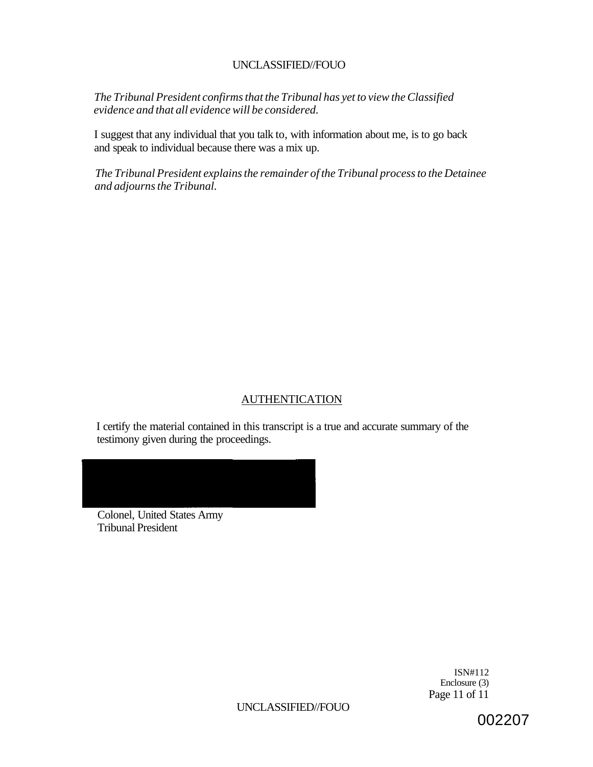*The Tribunal President confirms that the Tribunal has yet to view the Classified evidence and that all evidence will be considered.*

I suggest that any individual that you talk to, with information about me, is to go back and speak to individual because there was a mix up.

*The Tribunal President explains the remainder of the Tribunal process to the Detainee and adjourns the Tribunal.*

## AUTHENTICATION

I certify the material contained in this transcript is a true and accurate summary of the testimony given during the proceedings.

Colonel, United States Army
Tribunal President

ISN#112
Enclosure (3)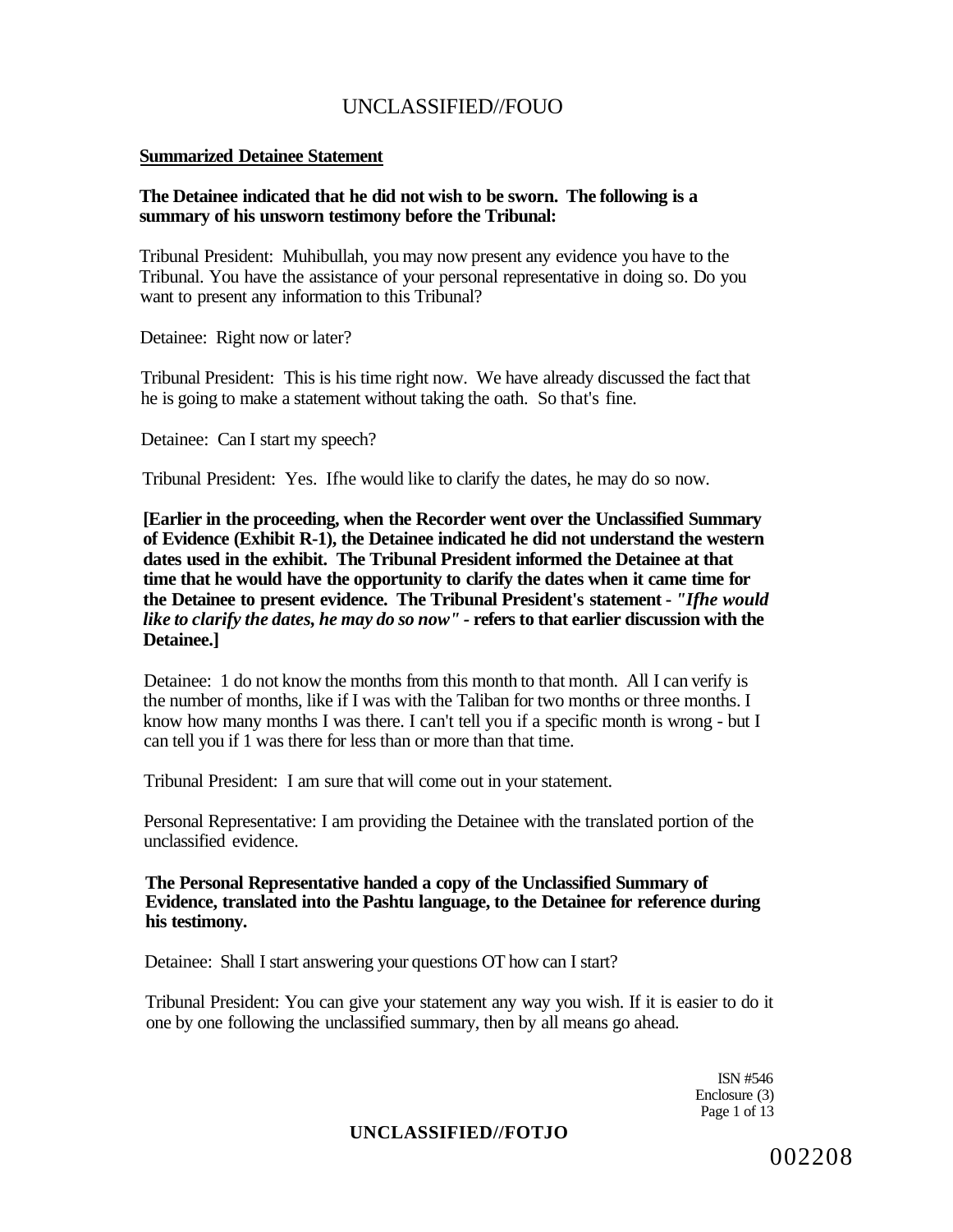**Summarized Detainee Statement**

**The Detainee indicated that he did not wish to be sworn. The following is a summary of his unsworn testimony before the Tribunal:**

Tribunal President: Muhibullah, you may now present any evidence you have to the Tribunal. You have the assistance of your personal representative in doing so. Do you want to present any information to this Tribunal?

Detainee: Right now or later?

Tribunal President: This is his time right now. We have already discussed the fact that he is going to make a statement without taking the oath. So that's fine.

Detainee: Can I start my speech?

Tribunal President: Yes. Ifhe would like to clarify the dates, he may do so now.

**[Earlier in the proceeding, when the Recorder went over the Unclassified Summary of Evidence (Exhibit R-1), the Detainee indicated he did not understand the western dates used in the exhibit. The Tribunal President informed the Detainee at that time that he would have the opportunity to clarify the dates when it came time for the Detainee to present evidence. The Tribunal President's statement - *"Ifhe would like to clarify the dates, he may do so now"* - refers to that earlier discussion with the Detainee.]**

Detainee: 1 do not know the months from this month to that month. All I can verify is the number of months, like if I was with the Taliban for two months or three months. I know how many months I was there. I can't tell you if a specific month is wrong - but I can tell you if 1 was there for less than or more than that time.

Tribunal President: I am sure that will come out in your statement.

Personal Representative: I am providing the Detainee with the translated portion of the unclassified evidence.

**The Personal Representative handed a copy of the Unclassified Summary of Evidence, translated into the Pashtu language, to the Detainee for reference during his testimony.**

Detainee: Shall I start answering your questions OT how can I start?

Tribunal President: You can give your statement any way you wish. If it is easier to do it one by one following the unclassified summary, then by all means go ahead.

ISN #546
Enclosure (3)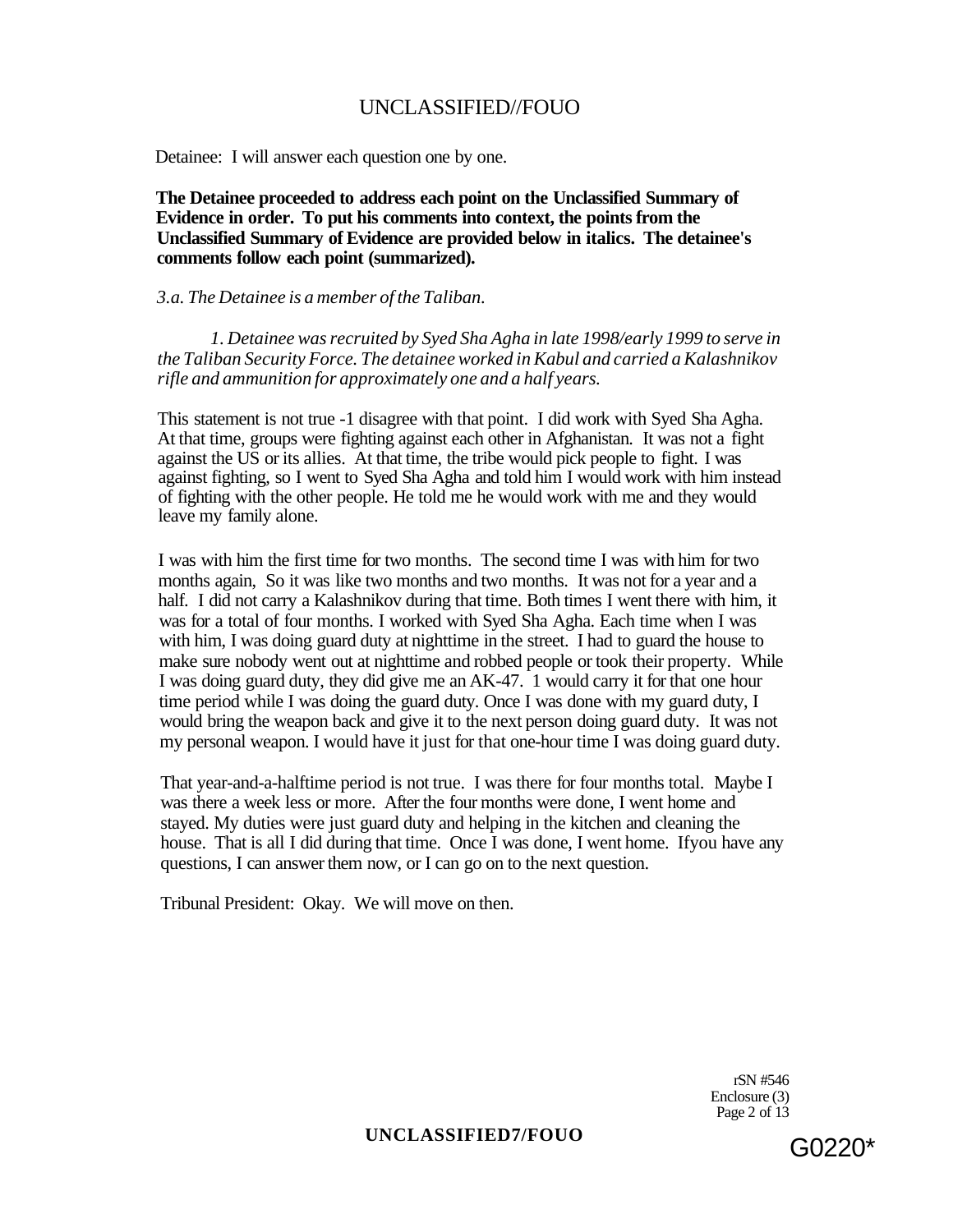Detainee: I will answer each question one by one.

**The Detainee proceeded to address each point on the Unclassified Summary of Evidence in order. To put his comments into context, the points from the Unclassified Summary of Evidence are provided below in italics. The detainee's comments follow each point (summarized).**

*3.a. The Detainee is a member of the Taliban.*

*1. Detainee was recruited by Syed Sha Agha in late 1998/early 1999 to serve in the Taliban Security Force. The detainee worked in Kabul and carried a Kalashnikov rifle and ammunition for approximately one and a half years.*

This statement is not true -1 disagree with that point. I did work with Syed Sha Agha. At that time, groups were fighting against each other in Afghanistan. It was not a fight against the US or its allies. At that time, the tribe would pick people to fight. I was against fighting, so I went to Syed Sha Agha and told him I would work with him instead of fighting with the other people. He told me he would work with me and they would leave my family alone.

I was with him the first time for two months. The second time I was with him for two months again, So it was like two months and two months. It was not for a year and a half. I did not carry a Kalashnikov during that time. Both times I went there with him, it was for a total of four months. I worked with Syed Sha Agha. Each time when I was with him, I was doing guard duty at nighttime in the street. I had to guard the house to make sure nobody went out at nighttime and robbed people or took their property. While I was doing guard duty, they did give me an AK-47. 1 would carry it for that one hour time period while I was doing the guard duty. Once I was done with my guard duty, I would bring the weapon back and give it to the next person doing guard duty. It was not my personal weapon. I would have it just for that one-hour time I was doing guard duty.

That year-and-a-halftime period is not true. I was there for four months total. Maybe I was there a week less or more. After the four months were done, I went home and stayed. My duties were just guard duty and helping in the kitchen and cleaning the house. That is all I did during that time. Once I was done, I went home. Ifyou have any questions, I can answer them now, or I can go on to the next question.

Tribunal President: Okay. We will move on then.

rSN #546
Enclosure (3)

G0220*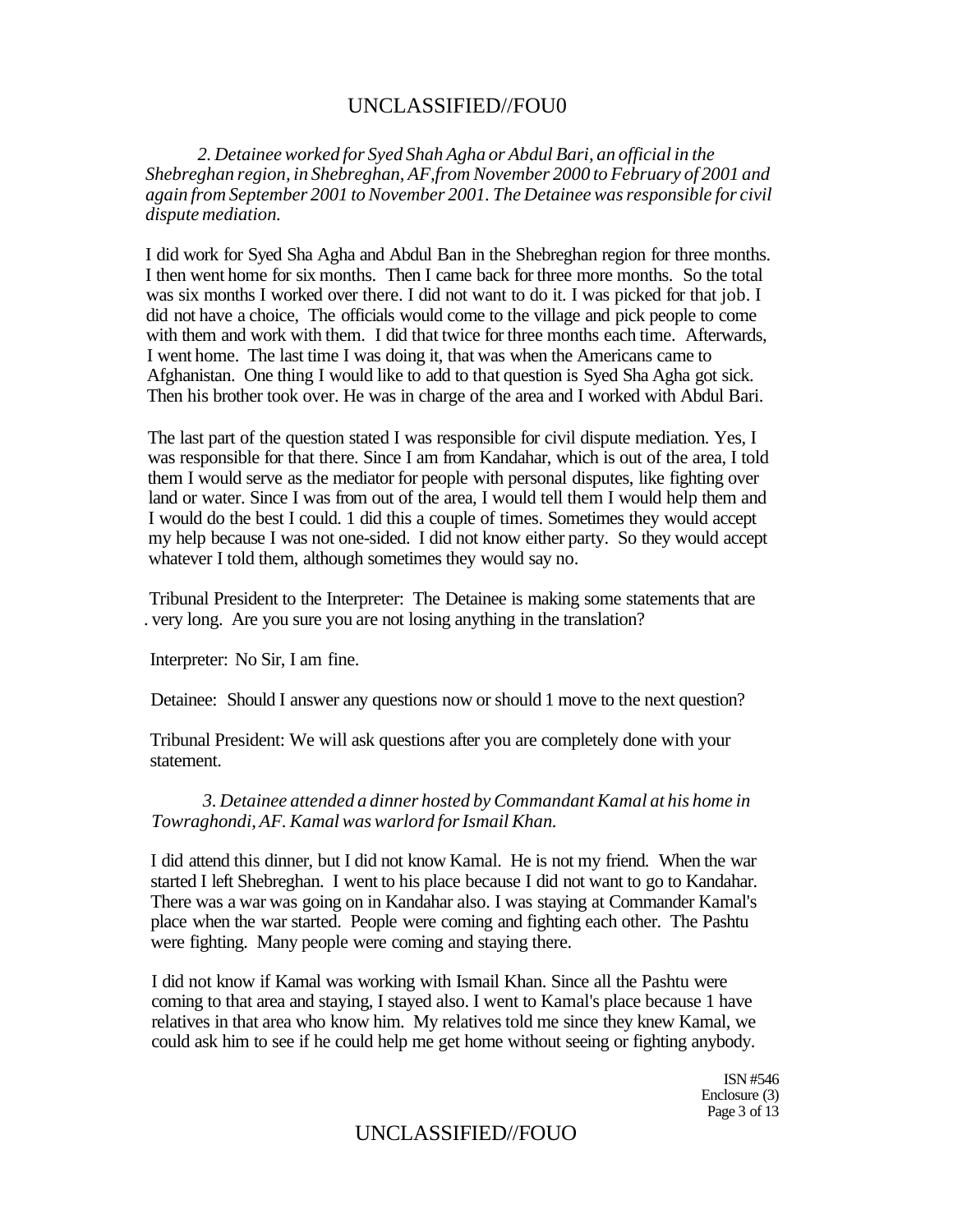*2. Detainee worked for Syed Shah Agha or Abdul Bari, an official in the Shebreghan region, in Shebreghan, AF, from November 2000 to February of 2001 and again from September 2001 to November 2001. The Detainee was responsible for civil dispute mediation.*

I did work for Syed Sha Agha and Abdul Ban in the Shebreghan region for three months. I then went home for six months. Then I came back for three more months. So the total was six months I worked over there. I did not want to do it. I was picked for that job. I did not have a choice, The officials would come to the village and pick people to come with them and work with them. I did that twice for three months each time. Afterwards, I went home. The last time I was doing it, that was when the Americans came to Afghanistan. One thing I would like to add to that question is Syed Sha Agha got sick. Then his brother took over. He was in charge of the area and I worked with Abdul Bari.

The last part of the question stated I was responsible for civil dispute mediation. Yes, I was responsible for that there. Since I am from Kandahar, which is out of the area, I told them I would serve as the mediator for people with personal disputes, like fighting over land or water. Since I was from out of the area, I would tell them I would help them and I would do the best I could. 1 did this a couple of times. Sometimes they would accept my help because I was not one-sided. I did not know either party. So they would accept whatever I told them, although sometimes they would say no.

Tribunal President to the Interpreter: The Detainee is making some statements that are . very long. Are you sure you are not losing anything in the translation?

Interpreter: No Sir, I am fine.

Detainee: Should I answer any questions now or should 1 move to the next question?

Tribunal President: We will ask questions after you are completely done with your statement.

*3. Detainee attended a dinner hosted by Commandant Kamal at his home in Towraghondi, AF. Kamal was warlord for Ismail Khan.*

I did attend this dinner, but I did not know Kamal. He is not my friend. When the war started I left Shebreghan. I went to his place because I did not want to go to Kandahar. There was a war was going on in Kandahar also. I was staying at Commander Kamal's place when the war started. People were coming and fighting each other. The Pashtu were fighting. Many people were coming and staying there.

I did not know if Kamal was working with Ismail Khan. Since all the Pashtu were coming to that area and staying, I stayed also. I went to Kamal's place because 1 have relatives in that area who know him. My relatives told me since they knew Kamal, we could ask him to see if he could help me get home without seeing or fighting anybody.

ISN #546
Enclosure (3)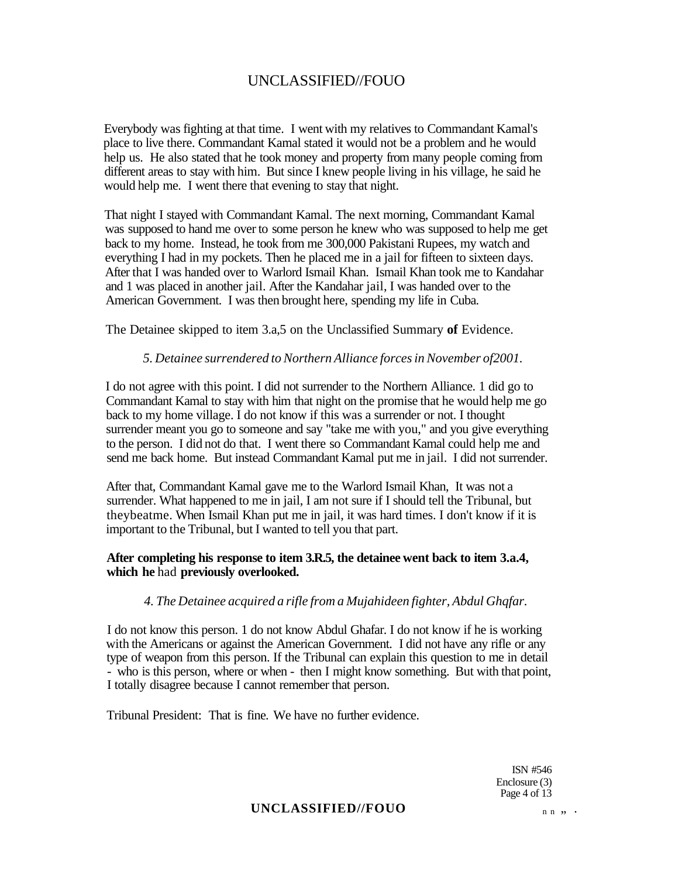Everybody was fighting at that time. I went with my relatives to Commandant Kamal's place to live there. Commandant Kamal stated it would not be a problem and he would help us. He also stated that he took money and property from many people coming from different areas to stay with him. But since I knew people living in his village, he said he would help me. I went there that evening to stay that night.

That night I stayed with Commandant Kamal. The next morning, Commandant Kamal was supposed to hand me over to some person he knew who was supposed to help me get back to my home. Instead, he took from me 300,000 Pakistani Rupees, my watch and everything I had in my pockets. Then he placed me in a jail for fifteen to sixteen days. After that I was handed over to Warlord Ismail Khan. Ismail Khan took me to Kandahar and 1 was placed in another jail. After the Kandahar jail, I was handed over to the American Government. I was then brought here, spending my life in Cuba.

The Detainee skipped to item 3.a,5 on the Unclassified Summary **of** Evidence.

*5. Detainee surrendered to Northern Alliance forces in November of2001.*

I do not agree with this point. I did not surrender to the Northern Alliance. 1 did go to Commandant Kamal to stay with him that night on the promise that he would help me go back to my home village. I do not know if this was a surrender or not. I thought surrender meant you go to someone and say "take me with you," and you give everything to the person. I did not do that. I went there so Commandant Kamal could help me and send me back home. But instead Commandant Kamal put me in jail. I did not surrender.

After that, Commandant Kamal gave me to the Warlord Ismail Khan, It was not a surrender. What happened to me in jail, I am not sure if I should tell the Tribunal, but theybeatme. When Ismail Khan put me in jail, it was hard times. I don't know if it is important to the Tribunal, but I wanted to tell you that part.

**After completing his response to item 3.R.5, the detainee went back to item 3.a.4, which he** had **previously overlooked.**

*4. The Detainee acquired a rifle from a Mujahideen fighter, Abdul Ghqfar.*

I do not know this person. 1 do not know Abdul Ghafar. I do not know if he is working with the Americans or against the American Government. I did not have any rifle or any type of weapon from this person. If the Tribunal can explain this question to me in detail - who is this person, where or when - then I might know something. But with that point, I totally disagree because I cannot remember that person.

Tribunal President: That is fine. We have no further evidence.

ISN #546
Enclosure (3)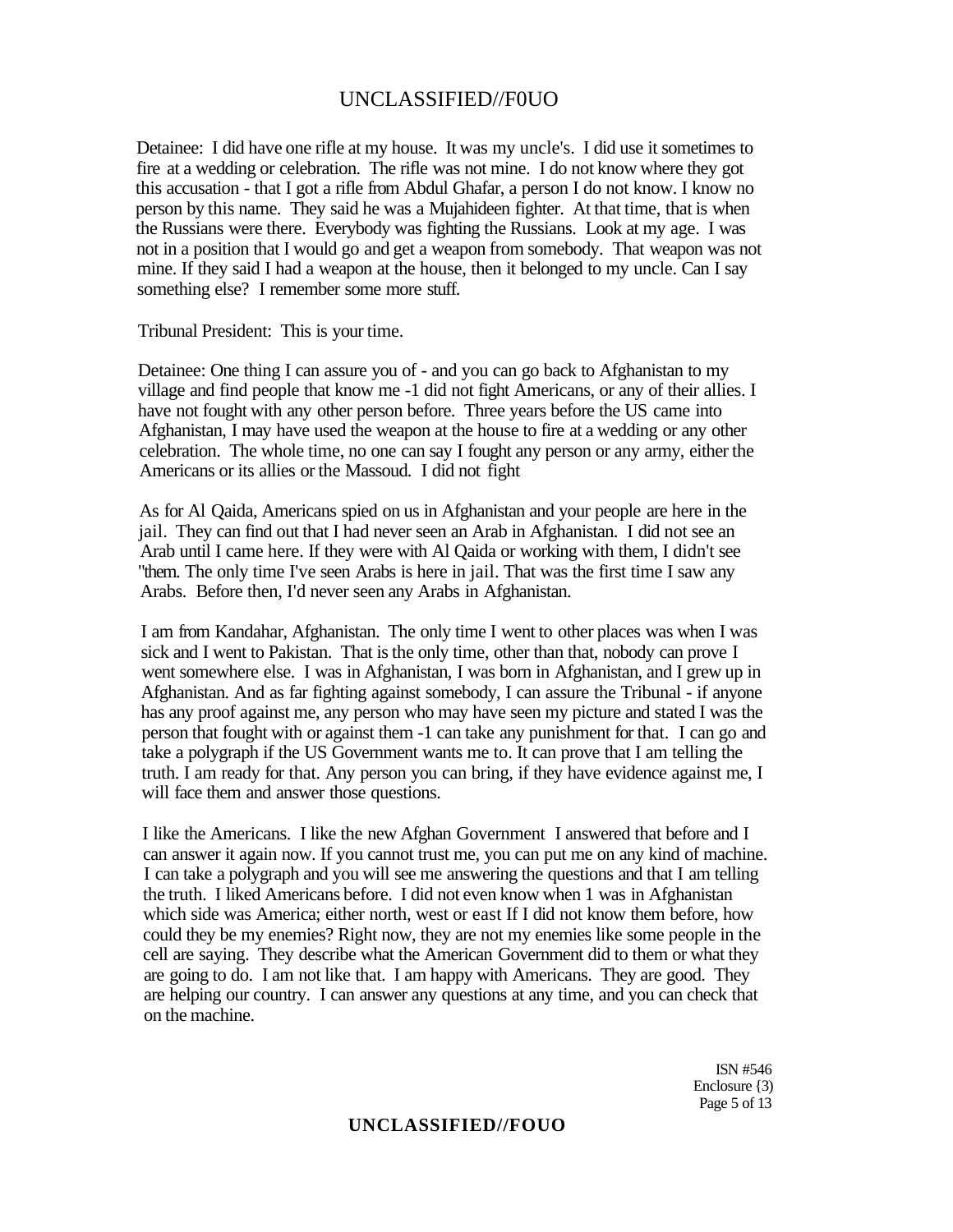Detainee: I did have one rifle at my house. It was my uncle's. I did use it sometimes to fire at a wedding or celebration. The rifle was not mine. I do not know where they got this accusation - that I got a rifle from Abdul Ghafar, a person I do not know. I know no person by this name. They said he was a Mujahideen fighter. At that time, that is when the Russians were there. Everybody was fighting the Russians. Look at my age. I was not in a position that I would go and get a weapon from somebody. That weapon was not mine. If they said I had a weapon at the house, then it belonged to my uncle. Can I say something else? I remember some more stuff.

Tribunal President: This is your time.

Detainee: One thing I can assure you of - and you can go back to Afghanistan to my village and find people that know me -1 did not fight Americans, or any of their allies. I have not fought with any other person before. Three years before the US came into Afghanistan, I may have used the weapon at the house to fire at a wedding or any other celebration. The whole time, no one can say I fought any person or any army, either the Americans or its allies or the Massoud. I did not fight

As for Al Qaida, Americans spied on us in Afghanistan and your people are here in the jail. They can find out that I had never seen an Arab in Afghanistan. I did not see an Arab until I came here. If they were with Al Qaida or working with them, I didn't see "them. The only time I've seen Arabs is here in jail. That was the first time I saw any Arabs. Before then, I'd never seen any Arabs in Afghanistan.

I am from Kandahar, Afghanistan. The only time I went to other places was when I was sick and I went to Pakistan. That is the only time, other than that, nobody can prove I went somewhere else. I was in Afghanistan, I was born in Afghanistan, and I grew up in Afghanistan. And as far fighting against somebody, I can assure the Tribunal - if anyone has any proof against me, any person who may have seen my picture and stated I was the person that fought with or against them -1 can take any punishment for that. I can go and take a polygraph if the US Government wants me to. It can prove that I am telling the truth. I am ready for that. Any person you can bring, if they have evidence against me, I will face them and answer those questions.

I like the Americans. I like the new Afghan Government I answered that before and I can answer it again now. If you cannot trust me, you can put me on any kind of machine. I can take a polygraph and you will see me answering the questions and that I am telling the truth. I liked Americans before. I did not even know when 1 was in Afghanistan which side was America; either north, west or east If I did not know them before, how could they be my enemies? Right now, they are not my enemies like some people in the cell are saying. They describe what the American Government did to them or what they are going to do. I am not like that. I am happy with Americans. They are good. They are helping our country. I can answer any questions at any time, and you can check that on the machine.

ISN #546
Enclosure {3)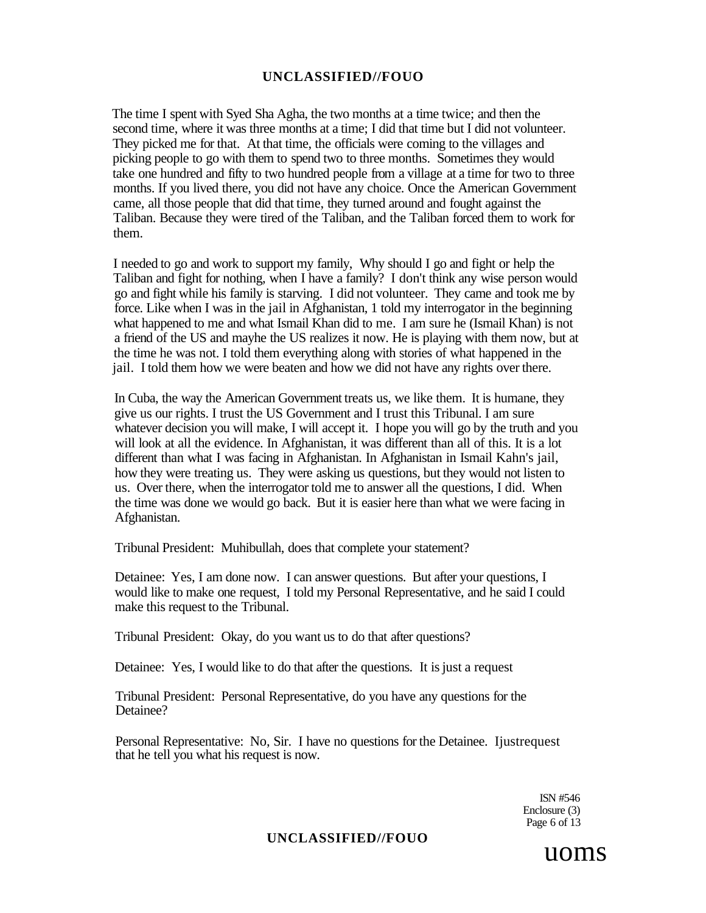The time I spent with Syed Sha Agha, the two months at a time twice; and then the second time, where it was three months at a time; I did that time but I did not volunteer. They picked me for that. At that time, the officials were coming to the villages and picking people to go with them to spend two to three months. Sometimes they would take one hundred and fifty to two hundred people from a village at a time for two to three months. If you lived there, you did not have any choice. Once the American Government came, all those people that did that time, they turned around and fought against the Taliban. Because they were tired of the Taliban, and the Taliban forced them to work for them.

I needed to go and work to support my family, Why should I go and fight or help the Taliban and fight for nothing, when I have a family? I don't think any wise person would go and fight while his family is starving. I did not volunteer. They came and took me by force. Like when I was in the jail in Afghanistan, 1 told my interrogator in the beginning what happened to me and what Ismail Khan did to me. I am sure he (Ismail Khan) is not a friend of the US and mayhe the US realizes it now. He is playing with them now, but at the time he was not. I told them everything along with stories of what happened in the jail. I told them how we were beaten and how we did not have any rights over there.

In Cuba, the way the American Government treats us, we like them. It is humane, they give us our rights. I trust the US Government and I trust this Tribunal. I am sure whatever decision you will make, I will accept it. I hope you will go by the truth and you will look at all the evidence. In Afghanistan, it was different than all of this. It is a lot different than what I was facing in Afghanistan. In Afghanistan in Ismail Kahn's jail, how they were treating us. They were asking us questions, but they would not listen to us. Over there, when the interrogator told me to answer all the questions, I did. When the time was done we would go back. But it is easier here than what we were facing in Afghanistan.

Tribunal President: Muhibullah, does that complete your statement?

Detainee: Yes, I am done now. I can answer questions. But after your questions, I would like to make one request, I told my Personal Representative, and he said I could make this request to the Tribunal.

Tribunal President: Okay, do you want us to do that after questions?

Detainee: Yes, I would like to do that after the questions. It is just a request

Tribunal President: Personal Representative, do you have any questions for the Detainee?

Personal Representative: No, Sir. I have no questions for the Detainee. Ijustrequest that he tell you what his request is now.

ISN #546
Enclosure (3)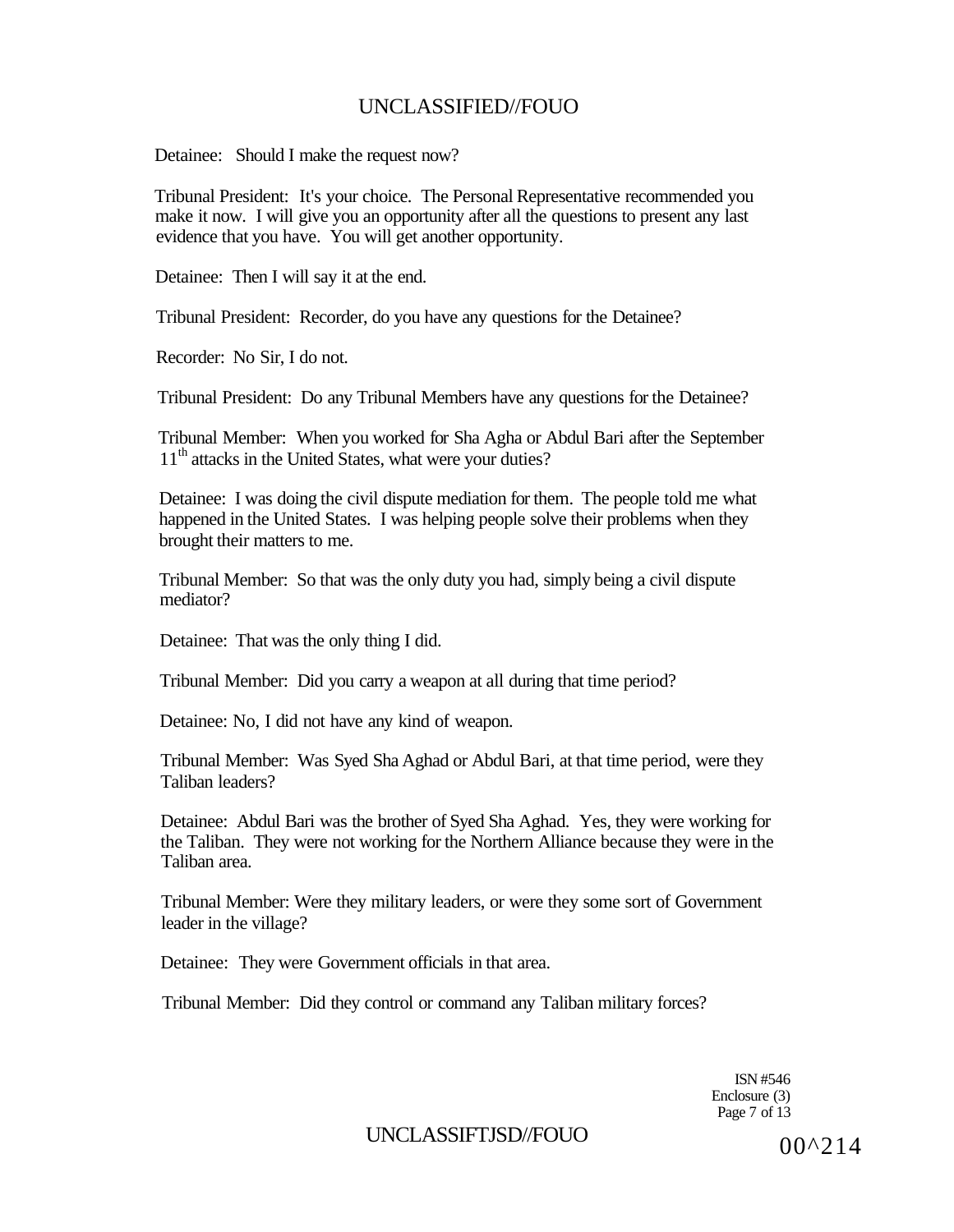Detainee: Should I make the request now?

Tribunal President: It's your choice. The Personal Representative recommended you make it now. I will give you an opportunity after all the questions to present any last evidence that you have. You will get another opportunity.

Detainee: Then I will say it at the end.

Tribunal President: Recorder, do you have any questions for the Detainee?

Recorder: No Sir, I do not.

Tribunal President: Do any Tribunal Members have any questions for the Detainee?

Tribunal Member: When you worked for Sha Agha or Abdul Bari after the September 11th attacks in the United States, what were your duties?

Detainee: I was doing the civil dispute mediation for them. The people told me what happened in the United States. I was helping people solve their problems when they brought their matters to me.

Tribunal Member: So that was the only duty you had, simply being a civil dispute mediator?

Detainee: That was the only thing I did.

Tribunal Member: Did you carry a weapon at all during that time period?

Detainee: No, I did not have any kind of weapon.

Tribunal Member: Was Syed Sha Aghad or Abdul Bari, at that time period, were they Taliban leaders?

Detainee: Abdul Bari was the brother of Syed Sha Aghad. Yes, they were working for the Taliban. They were not working for the Northern Alliance because they were in the Taliban area.

Tribunal Member: Were they military leaders, or were they some sort of Government leader in the village?

Detainee: They were Government officials in that area.

Tribunal Member: Did they control or command any Taliban military forces?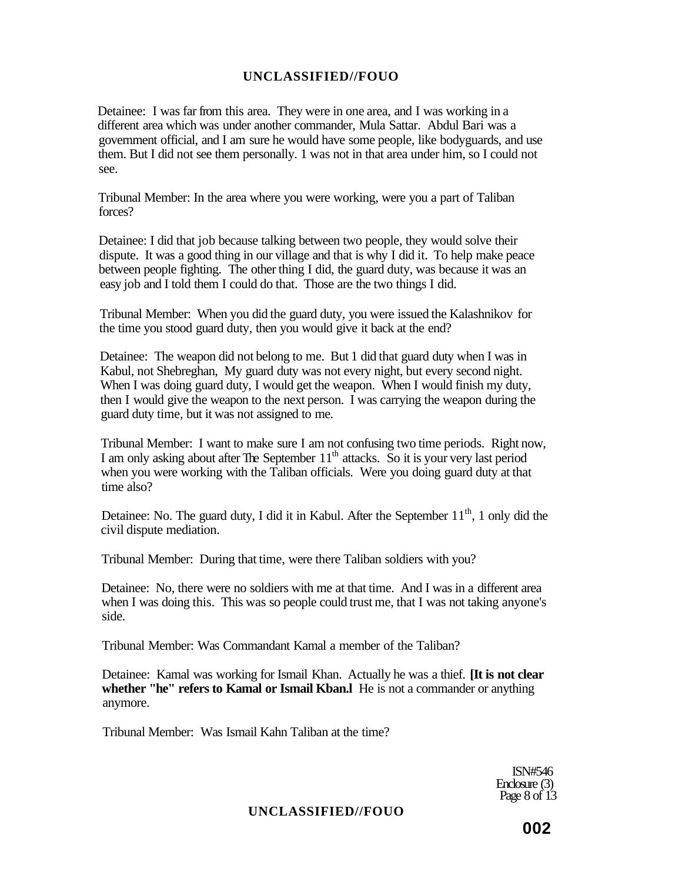Detainee: I was far from this area. They were in one area, and I was working in a different area which was under another commander, Mula Sattar. Abdul Bari was a government official, and I am sure he would have some people, like bodyguards, and use them. But I did not see them personally. 1 was not in that area under him, so I could not see.

Tribunal Member: In the area where you were working, were you a part of Taliban forces?

Detainee: I did that job because talking between two people, they would solve their dispute. It was a good thing in our village and that is why I did it. To help make peace between people fighting. The other thing I did, the guard duty, was because it was an easy job and I told them I could do that. Those are the two things I did.

Tribunal Member: When you did the guard duty, you were issued the Kalashnikov for the time you stood guard duty, then you would give it back at the end?

Detainee: The weapon did not belong to me. But 1 did that guard duty when I was in Kabul, not Shebreghan, My guard duty was not every night, but every second night. When I was doing guard duty, I would get the weapon. When I would finish my duty, then I would give the weapon to the next person. I was carrying the weapon during the guard duty time, but it was not assigned to me.

Tribunal Member: I want to make sure I am not confusing two time periods. Right now, I am only asking about after The September 11th attacks. So it is your very last period when you were working with the Taliban officials. Were you doing guard duty at that time also?

Detainee: No. The guard duty, I did it in Kabul. After the September 11th, 1 only did the civil dispute mediation.

Tribunal Member: During that time, were there Taliban soldiers with you?

Detainee: No, there were no soldiers with me at that time. And I was in a different area when I was doing this. This was so people could trust me, that I was not taking anyone's side.

Tribunal Member: Was Commandant Kamal a member of the Taliban?

Detainee: Kamal was working for Ismail Khan. Actually he was a thief. **[It is not clear whether "he" refers to Kamal or Ismail Kban.l** He is not a commander or anything anymore.

Tribunal Member: Was Ismail Kahn Taliban at the time?

ISN#546
Enclosure (3)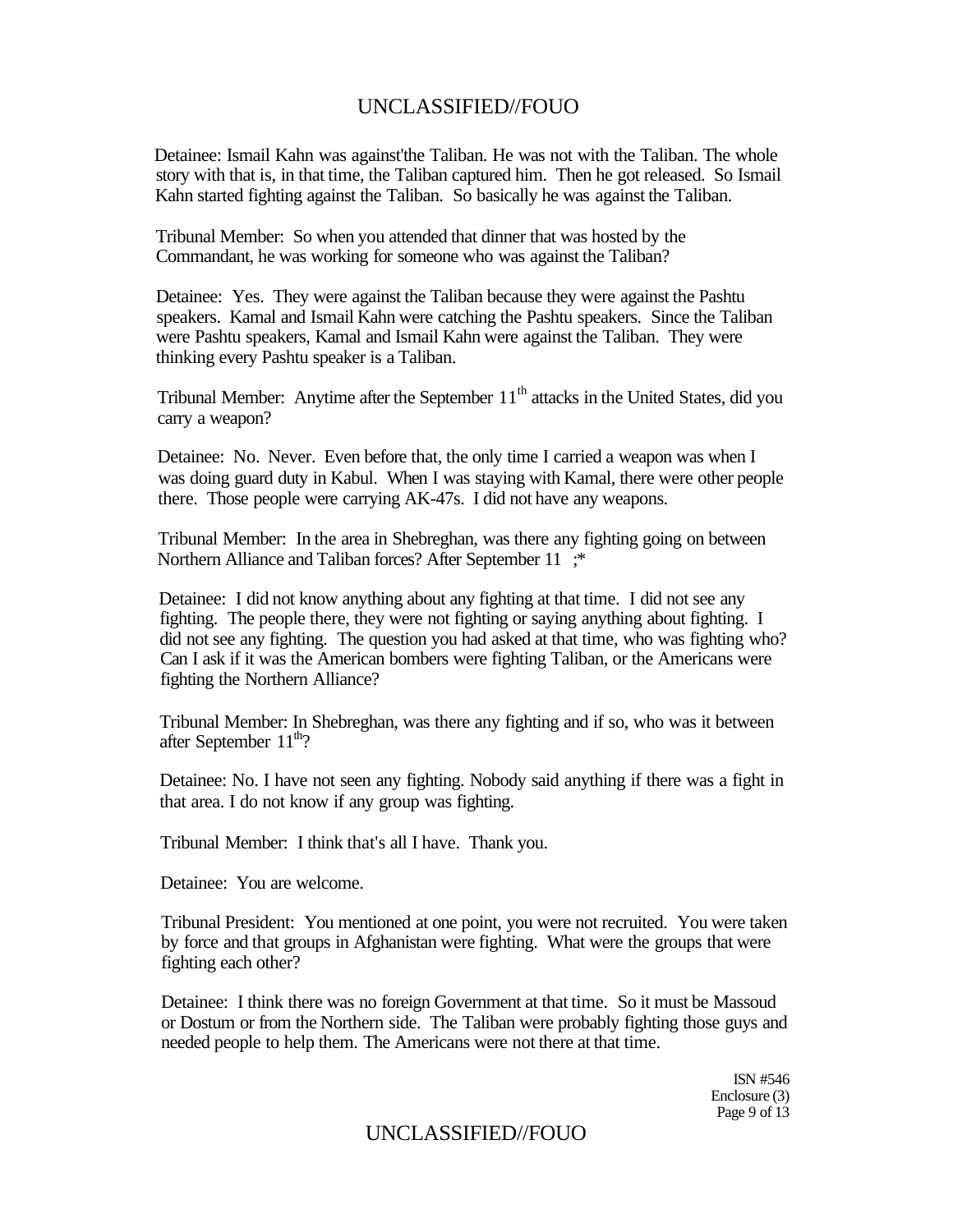Detainee: Ismail Kahn was against'the Taliban. He was not with the Taliban. The whole story with that is, in that time, the Taliban captured him. Then he got released. So Ismail Kahn started fighting against the Taliban. So basically he was against the Taliban.

Tribunal Member: So when you attended that dinner that was hosted by the Commandant, he was working for someone who was against the Taliban?

Detainee: Yes. They were against the Taliban because they were against the Pashtu speakers. Kamal and Ismail Kahn were catching the Pashtu speakers. Since the Taliban were Pashtu speakers, Kamal and Ismail Kahn were against the Taliban. They were thinking every Pashtu speaker is a Taliban.

Tribunal Member: Anytime after the September 11th attacks in the United States, did you carry a weapon?

Detainee: No. Never. Even before that, the only time I carried a weapon was when I was doing guard duty in Kabul. When I was staying with Kamal, there were other people there. Those people were carrying AK-47s. I did not have any weapons.

Tribunal Member: In the area in Shebreghan, was there any fighting going on between Northern Alliance and Taliban forces? After September 11 ;*

Detainee: I did not know anything about any fighting at that time. I did not see any fighting. The people there, they were not fighting or saying anything about fighting. I did not see any fighting. The question you had asked at that time, who was fighting who? Can I ask if it was the American bombers were fighting Taliban, or the Americans were fighting the Northern Alliance?

Tribunal Member: In Shebreghan, was there any fighting and if so, who was it between after September 11th?

Detainee: No. I have not seen any fighting. Nobody said anything if there was a fight in that area. I do not know if any group was fighting.

Tribunal Member: I think that's all I have. Thank you.

Detainee: You are welcome.

Tribunal President: You mentioned at one point, you were not recruited. You were taken by force and that groups in Afghanistan were fighting. What were the groups that were fighting each other?

Detainee: I think there was no foreign Government at that time. So it must be Massoud or Dostum or from the Northern side. The Taliban were probably fighting those guys and needed people to help them. The Americans were not there at that time.

ISN #546
Enclosure (3)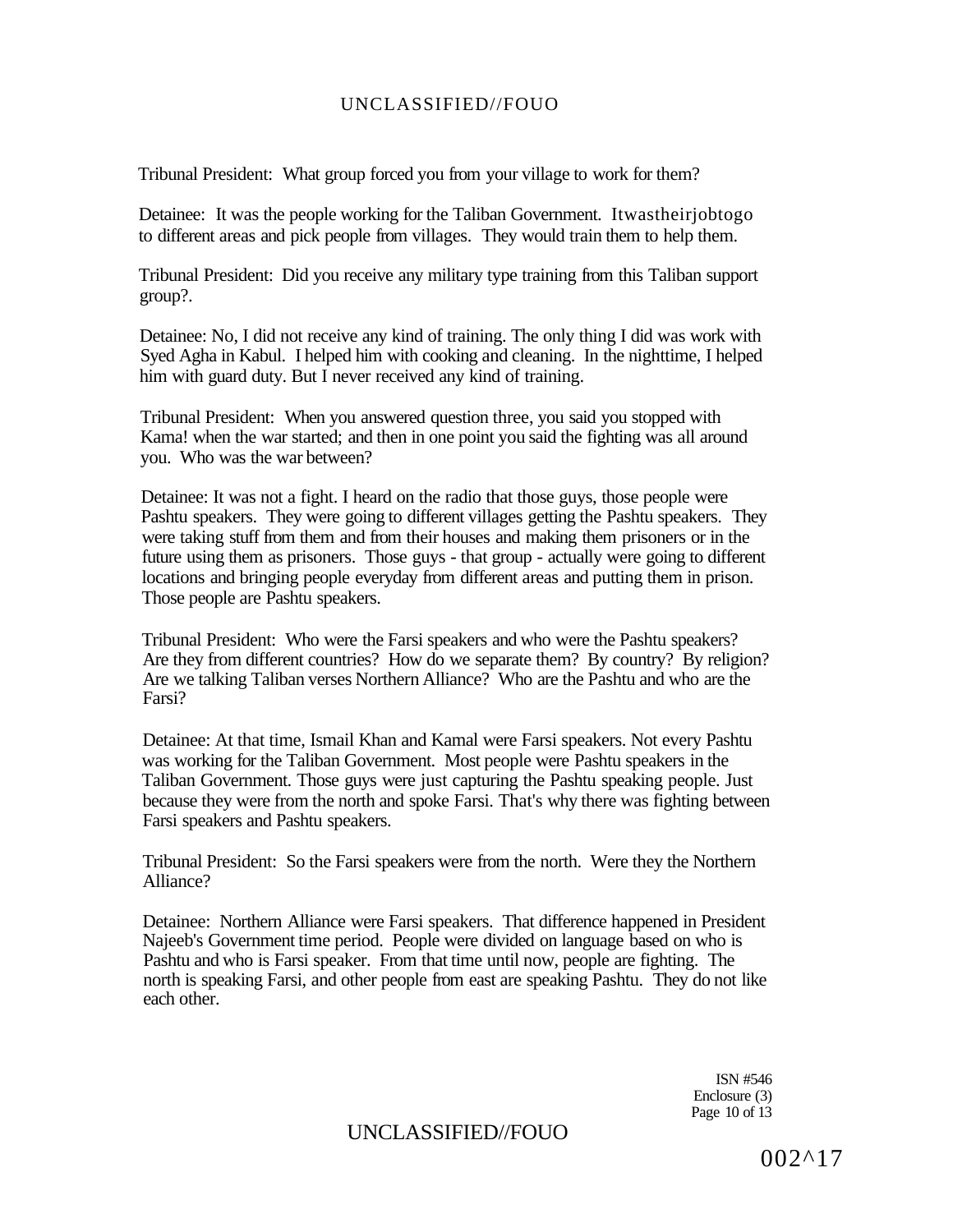Tribunal President: What group forced you from your village to work for them?

Detainee: It was the people working for the Taliban Government. It was their job to go to different areas and pick people from villages. They would train them to help them.

Tribunal President: Did you receive any military type training from this Taliban support group?.

Detainee: No, I did not receive any kind of training. The only thing I did was work with Syed Agha in Kabul. I helped him with cooking and cleaning. In the nighttime, I helped him with guard duty. But I never received any kind of training.

Tribunal President: When you answered question three, you said you stopped with Kama! when the war started; and then in one point you said the fighting was all around you. Who was the war between?

Detainee: It was not a fight. I heard on the radio that those guys, those people were Pashtu speakers. They were going to different villages getting the Pashtu speakers. They were taking stuff from them and from their houses and making them prisoners or in the future using them as prisoners. Those guys - that group - actually were going to different locations and bringing people everyday from different areas and putting them in prison. Those people are Pashtu speakers.

Tribunal President: Who were the Farsi speakers and who were the Pashtu speakers? Are they from different countries? How do we separate them? By country? By religion? Are we talking Taliban verses Northern Alliance? Who are the Pashtu and who are the Farsi?

Detainee: At that time, Ismail Khan and Kamal were Farsi speakers. Not every Pashtu was working for the Taliban Government. Most people were Pashtu speakers in the Taliban Government. Those guys were just capturing the Pashtu speaking people. Just because they were from the north and spoke Farsi. That's why there was fighting between Farsi speakers and Pashtu speakers.

Tribunal President: So the Farsi speakers were from the north. Were they the Northern Alliance?

Detainee: Northern Alliance were Farsi speakers. That difference happened in President Najeeb's Government time period. People were divided on language based on who is Pashtu and who is Farsi speaker. From that time until now, people are fighting. The north is speaking Farsi, and other people from east are speaking Pashtu. They do not like each other.

ISN #546
Enclosure (3)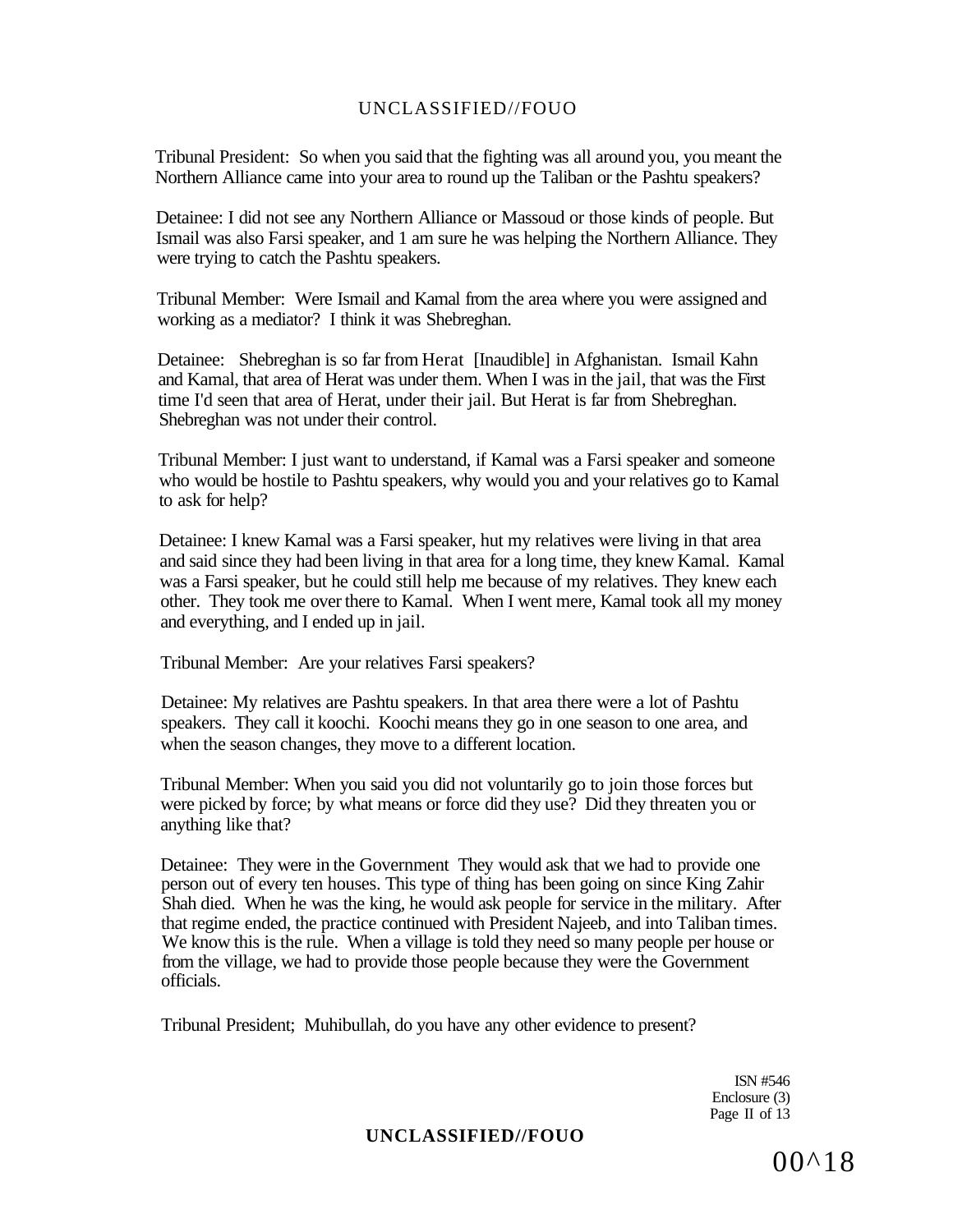Tribunal President: So when you said that the fighting was all around you, you meant the Northern Alliance came into your area to round up the Taliban or the Pashtu speakers?

Detainee: I did not see any Northern Alliance or Massoud or those kinds of people. But Ismail was also Farsi speaker, and 1 am sure he was helping the Northern Alliance. They were trying to catch the Pashtu speakers.

Tribunal Member: Were Ismail and Kamal from the area where you were assigned and working as a mediator? I think it was Shebreghan.

Detainee: Shebreghan is so far from Herat [Inaudible] in Afghanistan. Ismail Kahn and Kamal, that area of Herat was under them. When I was in the jail, that was the First time I'd seen that area of Herat, under their jail. But Herat is far from Shebreghan. Shebreghan was not under their control.

Tribunal Member: I just want to understand, if Kamal was a Farsi speaker and someone who would be hostile to Pashtu speakers, why would you and your relatives go to Kamal to ask for help?

Detainee: I knew Kamal was a Farsi speaker, hut my relatives were living in that area and said since they had been living in that area for a long time, they knew Kamal. Kamal was a Farsi speaker, but he could still help me because of my relatives. They knew each other. They took me over there to Kamal. When I went mere, Kamal took all my money and everything, and I ended up in jail.

Tribunal Member: Are your relatives Farsi speakers?

Detainee: My relatives are Pashtu speakers. In that area there were a lot of Pashtu speakers. They call it koochi. Koochi means they go in one season to one area, and when the season changes, they move to a different location.

Tribunal Member: When you said you did not voluntarily go to join those forces but were picked by force; by what means or force did they use? Did they threaten you or anything like that?

Detainee: They were in the Government They would ask that we had to provide one person out of every ten houses. This type of thing has been going on since King Zahir Shah died. When he was the king, he would ask people for service in the military. After that regime ended, the practice continued with President Najeeb, and into Taliban times. We know this is the rule. When a village is told they need so many people per house or from the village, we had to provide those people because they were the Government officials.

Tribunal President; Muhibullah, do you have any other evidence to present?

ISN #546
Enclosure (3)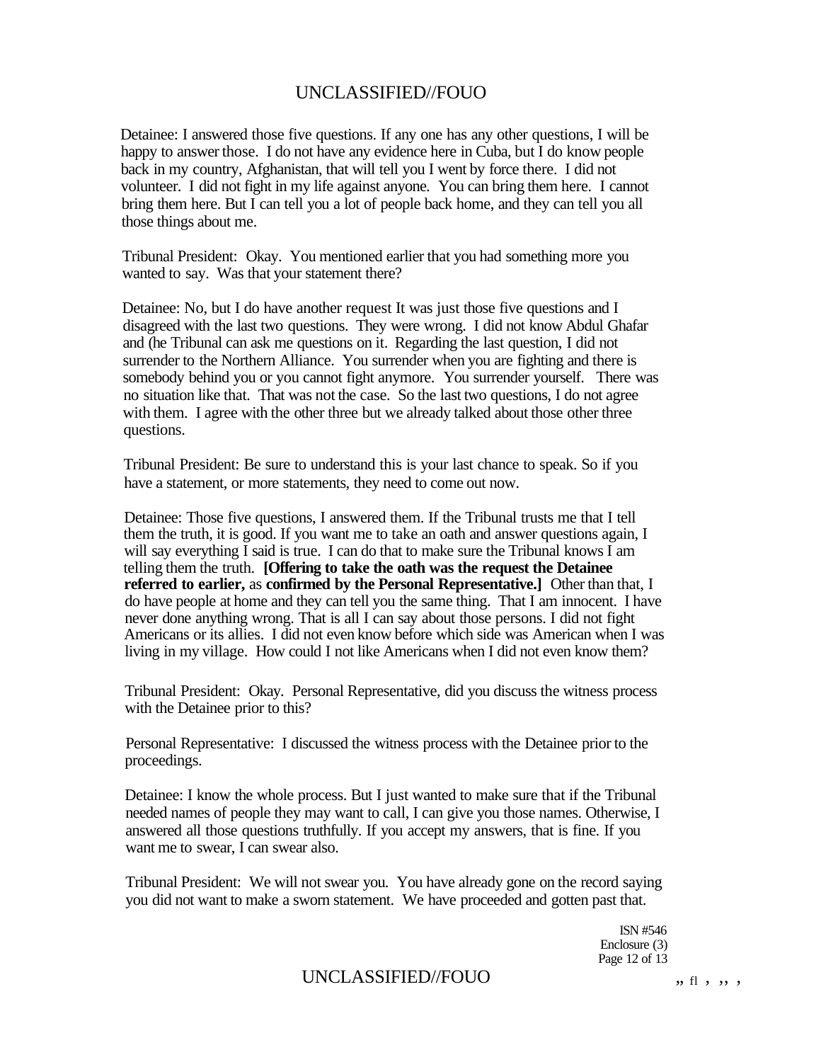Detainee: I answered those five questions. If any one has any other questions, I will be happy to answer those. I do not have any evidence here in Cuba, but I do know people back in my country, Afghanistan, that will tell you I went by force there. I did not volunteer. I did not fight in my life against anyone. You can bring them here. I cannot bring them here. But I can tell you a lot of people back home, and they can tell you all those things about me.

Tribunal President: Okay. You mentioned earlier that you had something more you wanted to say. Was that your statement there?

Detainee: No, but I do have another request It was just those five questions and I disagreed with the last two questions. They were wrong. I did not know Abdul Ghafar and (he Tribunal can ask me questions on it. Regarding the last question, I did not surrender to the Northern Alliance. You surrender when you are fighting and there is somebody behind you or you cannot fight anymore. You surrender yourself. There was no situation like that. That was not the case. So the last two questions, I do not agree with them. I agree with the other three but we already talked about those other three questions.

Tribunal President: Be sure to understand this is your last chance to speak. So if you have a statement, or more statements, they need to come out now.

Detainee: Those five questions, I answered them. If the Tribunal trusts me that I tell them the truth, it is good. If you want me to take an oath and answer questions again, I will say everything I said is true. I can do that to make sure the Tribunal knows I am telling them the truth. **[Offering to take the oath was the request the Detainee referred to earlier,** as **confirmed by the Personal Representative.]** Other than that, I do have people at home and they can tell you the same thing. That I am innocent. I have never done anything wrong. That is all I can say about those persons. I did not fight Americans or its allies. I did not even know before which side was American when I was living in my village. How could I not like Americans when I did not even know them?

Tribunal President: Okay. Personal Representative, did you discuss the witness process with the Detainee prior to this?

Personal Representative: I discussed the witness process with the Detainee prior to the proceedings.

Detainee: I know the whole process. But I just wanted to make sure that if the Tribunal needed names of people they may want to call, I can give you those names. Otherwise, I answered all those questions truthfully. If you accept my answers, that is fine. If you want me to swear, I can swear also.

Tribunal President: We will not swear you. You have already gone on the record saying you did not want to make a sworn statement. We have proceeded and gotten past that.

ISN #546
Enclosure (3)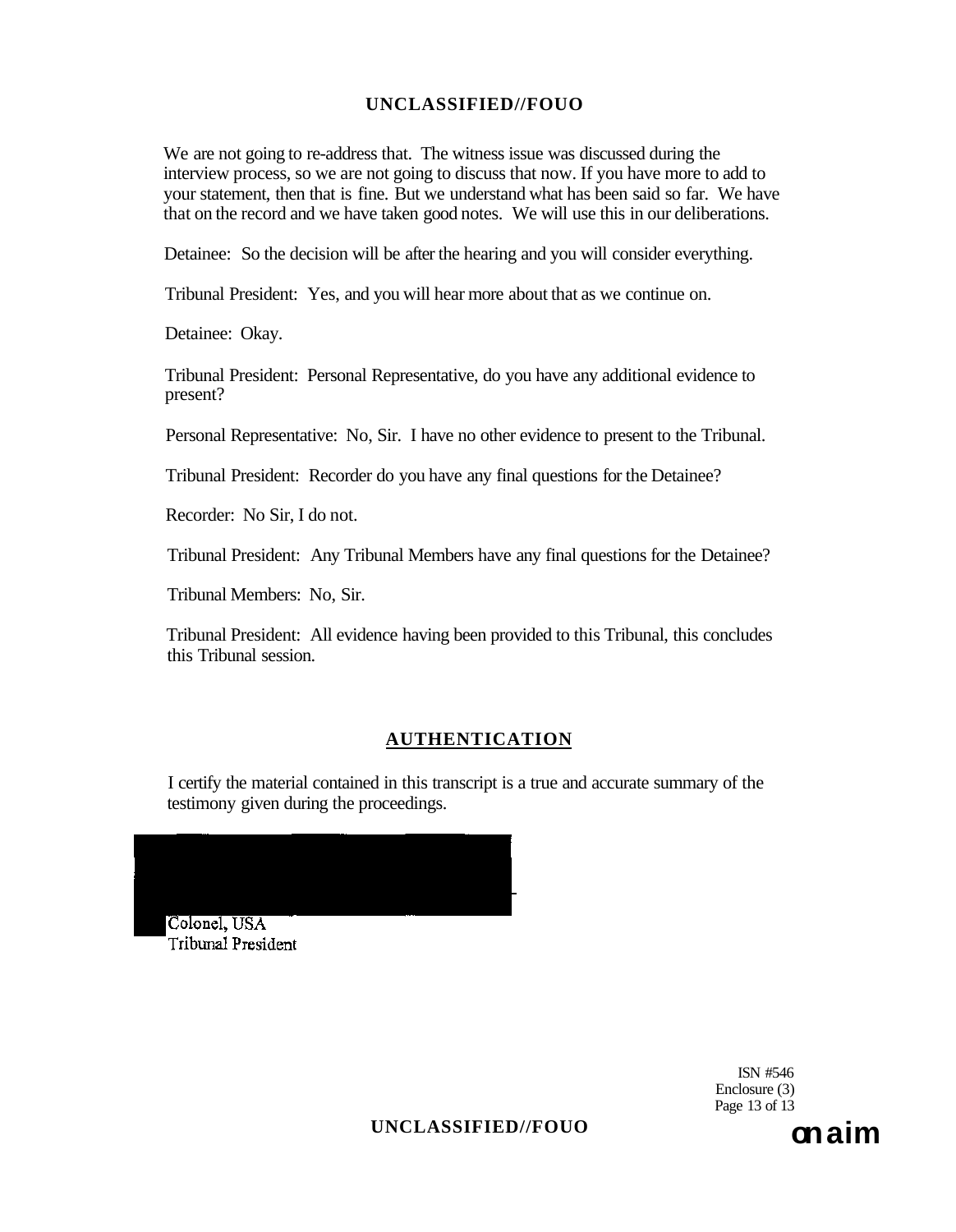We are not going to re-address that. The witness issue was discussed during the interview process, so we are not going to discuss that now. If you have more to add to your statement, then that is fine. But we understand what has been said so far. We have that on the record and we have taken good notes. We will use this in our deliberations.

Detainee: So the decision will be after the hearing and you will consider everything.

Tribunal President: Yes, and you will hear more about that as we continue on.

Detainee: Okay.

Tribunal President: Personal Representative, do you have any additional evidence to present?

Personal Representative: No, Sir. I have no other evidence to present to the Tribunal.

Tribunal President: Recorder do you have any final questions for the Detainee?

Recorder: No Sir, I do not.

Tribunal President: Any Tribunal Members have any final questions for the Detainee?

Tribunal Members: No, Sir.

Tribunal President: All evidence having been provided to this Tribunal, this concludes this Tribunal session.

## AUTHENTICATION

I certify the material contained in this transcript is a true and accurate summary of the testimony given during the proceedings.

Colonel, USA
Tribunal President

ISN #546
Enclosure (3)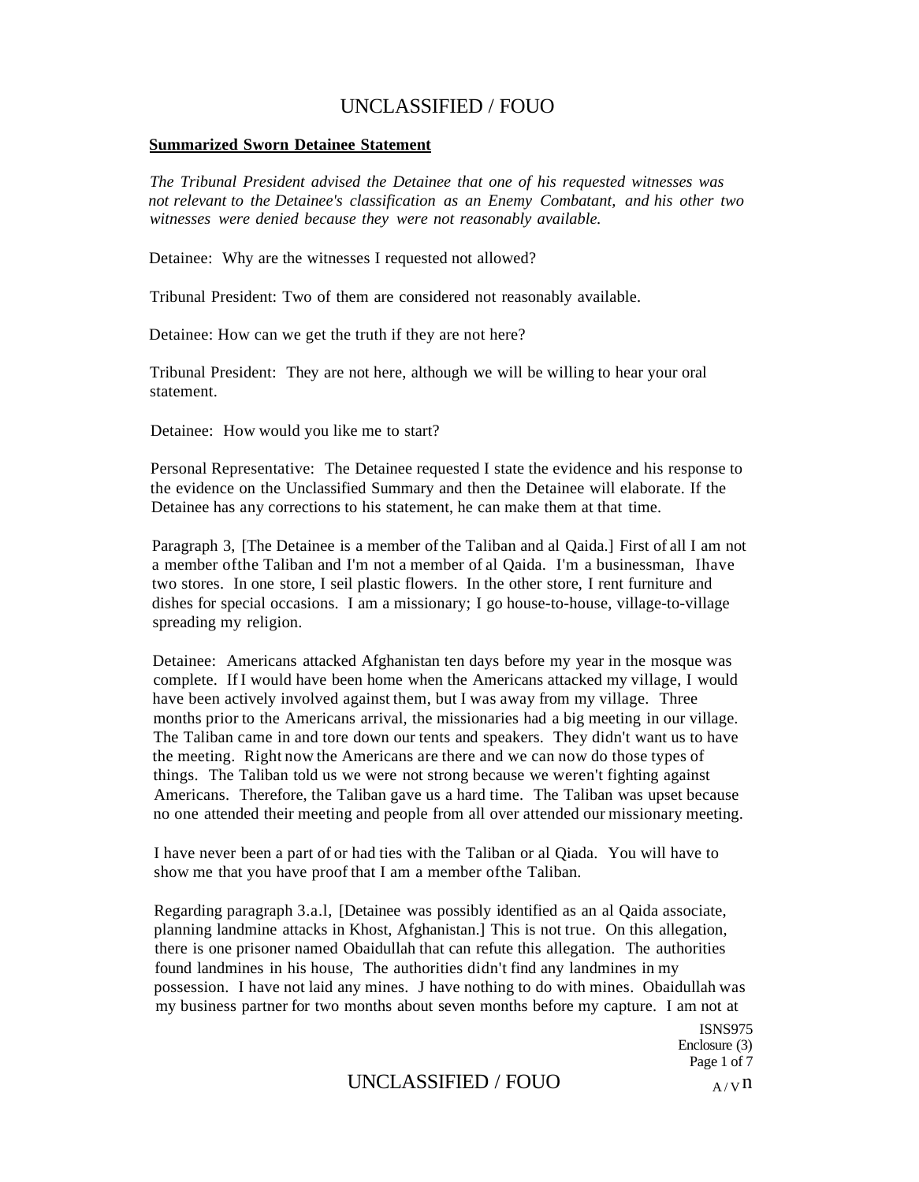**Summarized Sworn Detainee Statement**

*The Tribunal President advised the Detainee that one of his requested witnesses was not relevant to the Detainee's classification as an Enemy Combatant, and his other two witnesses were denied because they were not reasonably available.*

Detainee: Why are the witnesses I requested not allowed?

Tribunal President: Two of them are considered not reasonably available.

Detainee: How can we get the truth if they are not here?

Tribunal President: They are not here, although we will be willing to hear your oral statement.

Detainee: How would you like me to start?

Personal Representative: The Detainee requested I state the evidence and his response to the evidence on the Unclassified Summary and then the Detainee will elaborate. If the Detainee has any corrections to his statement, he can make them at that time.

Paragraph 3, [The Detainee is a member of the Taliban and al Qaida.] First of all I am not a member ofthe Taliban and I'm not a member of al Qaida. I'm a businessman, Ihave two stores. In one store, I seil plastic flowers. In the other store, I rent furniture and dishes for special occasions. I am a missionary; I go house-to-house, village-to-village spreading my religion.

Detainee: Americans attacked Afghanistan ten days before my year in the mosque was complete. If I would have been home when the Americans attacked my village, I would have been actively involved against them, but I was away from my village. Three months prior to the Americans arrival, the missionaries had a big meeting in our village. The Taliban came in and tore down our tents and speakers. They didn't want us to have the meeting. Right now the Americans are there and we can now do those types of things. The Taliban told us we were not strong because we weren't fighting against Americans. Therefore, the Taliban gave us a hard time. The Taliban was upset because no one attended their meeting and people from all over attended our missionary meeting.

I have never been a part of or had ties with the Taliban or al Qiada. You will have to show me that you have proof that I am a member ofthe Taliban.

Regarding paragraph 3.a.l, [Detainee was possibly identified as an al Qaida associate, planning landmine attacks in Khost, Afghanistan.] This is not true. On this allegation, there is one prisoner named Obaidullah that can refute this allegation. The authorities found landmines in his house, The authorities didn't find any landmines in my possession. I have not laid any mines. J have nothing to do with mines. Obaidullah was my business partner for two months about seven months before my capture. I am not at

ISNS975
Enclosure (3)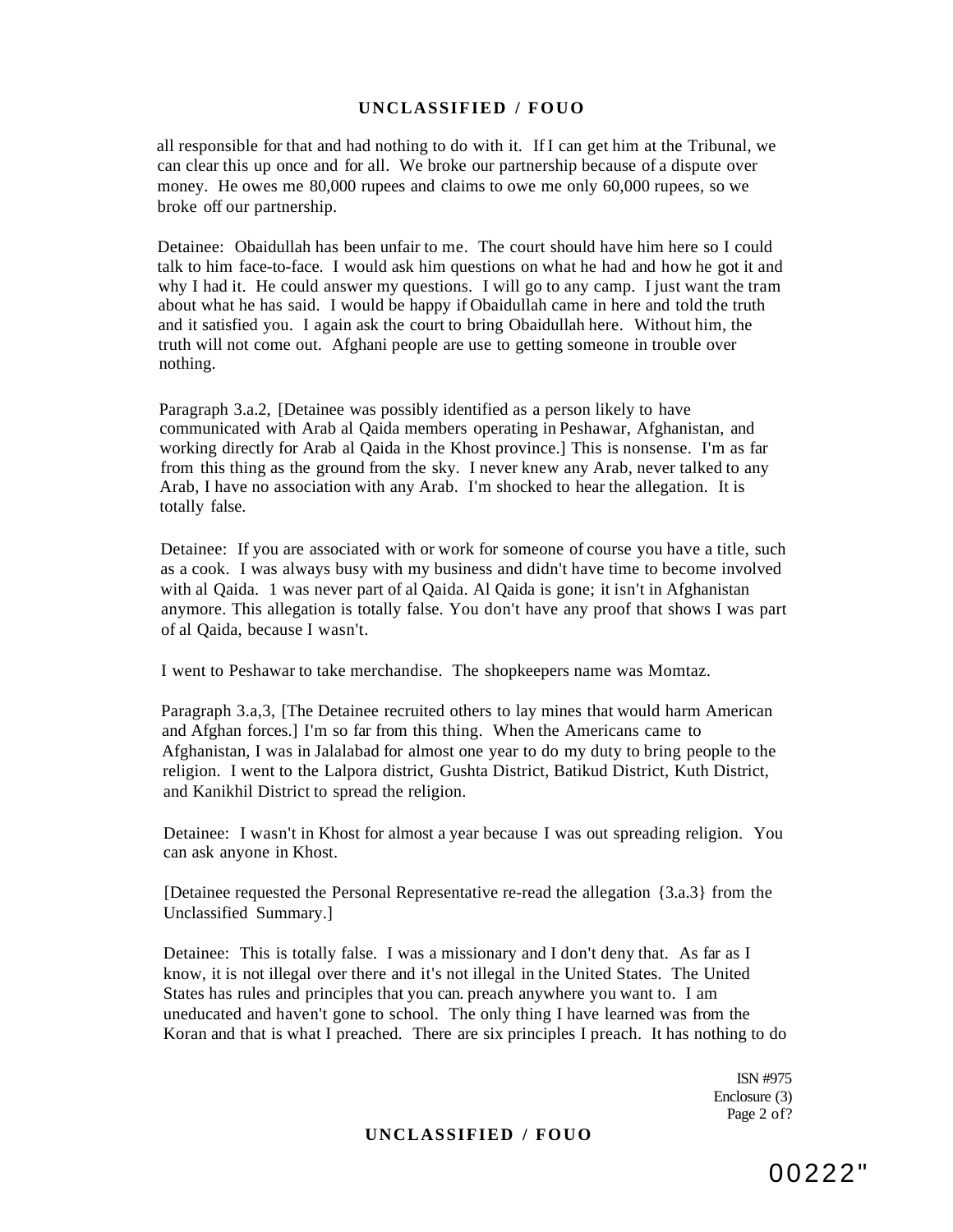all responsible for that and had nothing to do with it. If I can get him at the Tribunal, we can clear this up once and for all. We broke our partnership because of a dispute over money. He owes me 80,000 rupees and claims to owe me only 60,000 rupees, so we broke off our partnership.

Detainee: Obaidullah has been unfair to me. The court should have him here so I could talk to him face-to-face. I would ask him questions on what he had and how he got it and why I had it. He could answer my questions. I will go to any camp. I just want the tram about what he has said. I would be happy if Obaidullah came in here and told the truth and it satisfied you. I again ask the court to bring Obaidullah here. Without him, the truth will not come out. Afghani people are use to getting someone in trouble over nothing.

Paragraph 3.a.2, [Detainee was possibly identified as a person likely to have communicated with Arab al Qaida members operating in Peshawar, Afghanistan, and working directly for Arab al Qaida in the Khost province.] This is nonsense. I'm as far from this thing as the ground from the sky. I never knew any Arab, never talked to any Arab, I have no association with any Arab. I'm shocked to hear the allegation. It is totally false.

Detainee: If you are associated with or work for someone of course you have a title, such as a cook. I was always busy with my business and didn't have time to become involved with al Qaida. 1 was never part of al Qaida. Al Qaida is gone; it isn't in Afghanistan anymore. This allegation is totally false. You don't have any proof that shows I was part of al Qaida, because I wasn't.

I went to Peshawar to take merchandise. The shopkeepers name was Momtaz.

Paragraph 3.a,3, [The Detainee recruited others to lay mines that would harm American and Afghan forces.] I'm so far from this thing. When the Americans came to Afghanistan, I was in Jalalabad for almost one year to do my duty to bring people to the religion. I went to the Lalpora district, Gushta District, Batikud District, Kuth District, and Kanikhil District to spread the religion.

Detainee: I wasn't in Khost for almost a year because I was out spreading religion. You can ask anyone in Khost.

[Detainee requested the Personal Representative re-read the allegation {3.a.3} from the Unclassified Summary.]

Detainee: This is totally false. I was a missionary and I don't deny that. As far as I know, it is not illegal over there and it's not illegal in the United States. The United States has rules and principles that you can. preach anywhere you want to. I am uneducated and haven't gone to school. The only thing I have learned was from the Koran and that is what I preached. There are six principles I preach. It has nothing to do

ISN #975
Enclosure (3)
Page 2 of?

00222"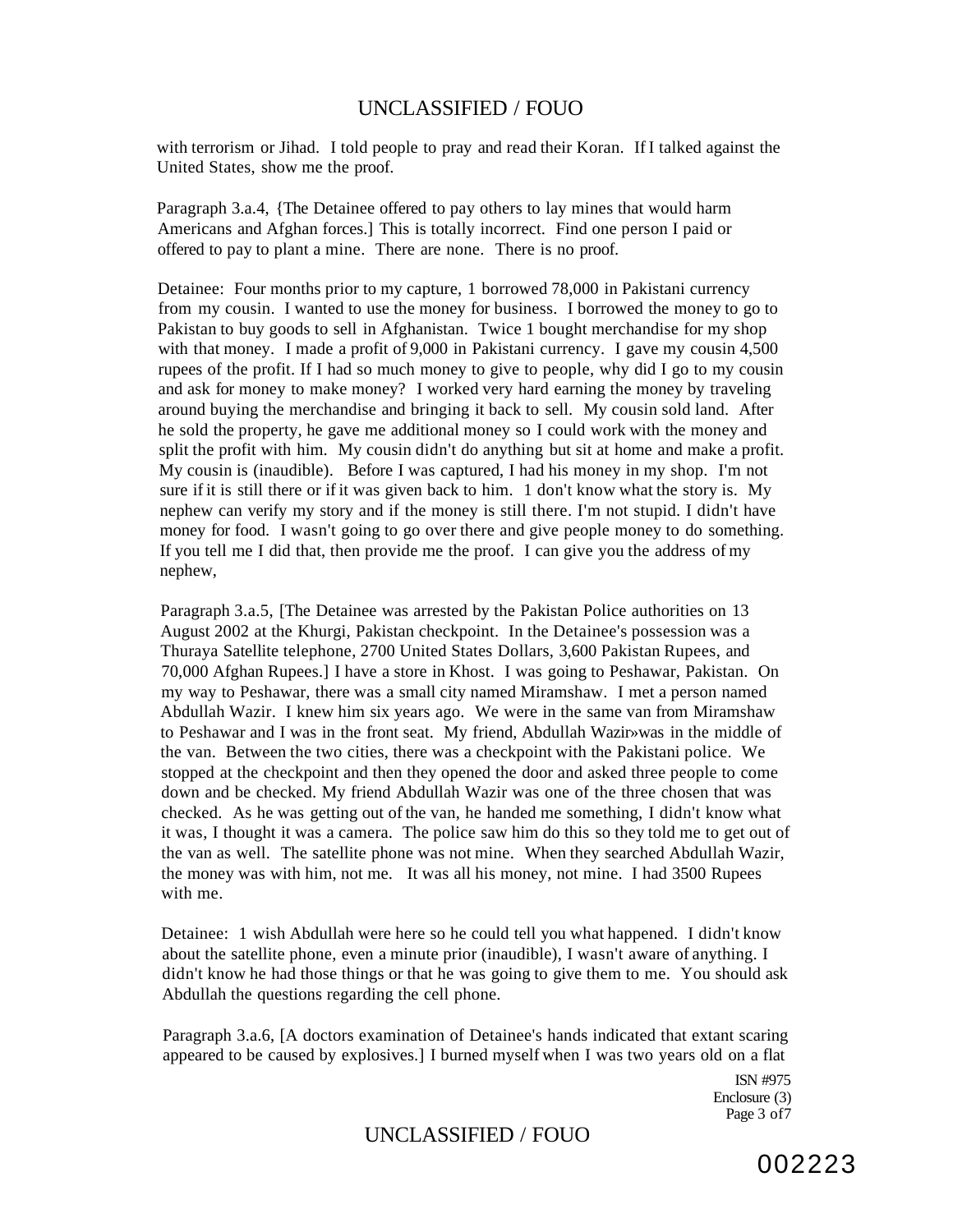with terrorism or Jihad. I told people to pray and read their Koran. If I talked against the United States, show me the proof.

Paragraph 3.a.4, {The Detainee offered to pay others to lay mines that would harm Americans and Afghan forces.] This is totally incorrect. Find one person I paid or offered to pay to plant a mine. There are none. There is no proof.

Detainee: Four months prior to my capture, 1 borrowed 78,000 in Pakistani currency from my cousin. I wanted to use the money for business. I borrowed the money to go to Pakistan to buy goods to sell in Afghanistan. Twice 1 bought merchandise for my shop with that money. I made a profit of 9,000 in Pakistani currency. I gave my cousin 4,500 rupees of the profit. If I had so much money to give to people, why did I go to my cousin and ask for money to make money? I worked very hard earning the money by traveling around buying the merchandise and bringing it back to sell. My cousin sold land. After he sold the property, he gave me additional money so I could work with the money and split the profit with him. My cousin didn't do anything but sit at home and make a profit. My cousin is (inaudible). Before I was captured, I had his money in my shop. I'm not sure if it is still there or if it was given back to him. 1 don't know what the story is. My nephew can verify my story and if the money is still there. I'm not stupid. I didn't have money for food. I wasn't going to go over there and give people money to do something. If you tell me I did that, then provide me the proof. I can give you the address of my nephew,

Paragraph 3.a.5, [The Detainee was arrested by the Pakistan Police authorities on 13 August 2002 at the Khurgi, Pakistan checkpoint. In the Detainee's possession was a Thuraya Satellite telephone, 2700 United States Dollars, 3,600 Pakistan Rupees, and 70,000 Afghan Rupees.] I have a store in Khost. I was going to Peshawar, Pakistan. On my way to Peshawar, there was a small city named Miramshaw. I met a person named Abdullah Wazir. I knew him six years ago. We were in the same van from Miramshaw to Peshawar and I was in the front seat. My friend, Abdullah Wazir»was in the middle of the van. Between the two cities, there was a checkpoint with the Pakistani police. We stopped at the checkpoint and then they opened the door and asked three people to come down and be checked. My friend Abdullah Wazir was one of the three chosen that was checked. As he was getting out of the van, he handed me something, I didn't know what it was, I thought it was a camera. The police saw him do this so they told me to get out of the van as well. The satellite phone was not mine. When they searched Abdullah Wazir, the money was with him, not me. It was all his money, not mine. I had 3500 Rupees with me.

Detainee: 1 wish Abdullah were here so he could tell you what happened. I didn't know about the satellite phone, even a minute prior (inaudible), I wasn't aware of anything. I didn't know he had those things or that he was going to give them to me. You should ask Abdullah the questions regarding the cell phone.

Paragraph 3.a.6, [A doctors examination of Detainee's hands indicated that extant scaring appeared to be caused by explosives.] I burned myself when I was two years old on a flat

ISN #975
Enclosure (3)
Page 3 of7

002223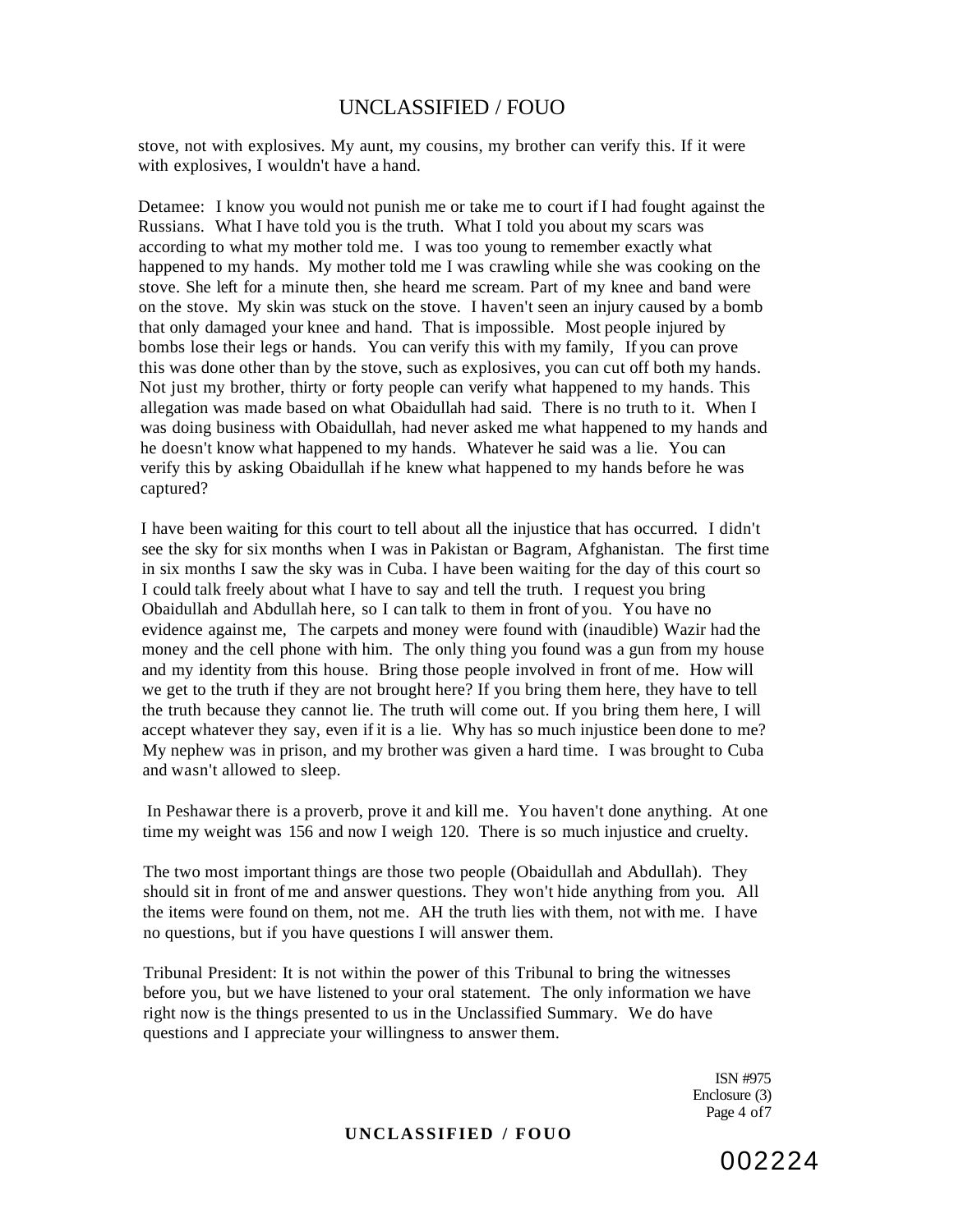stove, not with explosives. My aunt, my cousins, my brother can verify this. If it were with explosives, I wouldn't have a hand.

Detamee: I know you would not punish me or take me to court if I had fought against the Russians. What I have told you is the truth. What I told you about my scars was according to what my mother told me. I was too young to remember exactly what happened to my hands. My mother told me I was crawling while she was cooking on the stove. She left for a minute then, she heard me scream. Part of my knee and band were on the stove. My skin was stuck on the stove. I haven't seen an injury caused by a bomb that only damaged your knee and hand. That is impossible. Most people injured by bombs lose their legs or hands. You can verify this with my family, If you can prove this was done other than by the stove, such as explosives, you can cut off both my hands. Not just my brother, thirty or forty people can verify what happened to my hands. This allegation was made based on what Obaidullah had said. There is no truth to it. When I was doing business with Obaidullah, had never asked me what happened to my hands and he doesn't know what happened to my hands. Whatever he said was a lie. You can verify this by asking Obaidullah if he knew what happened to my hands before he was captured?

I have been waiting for this court to tell about all the injustice that has occurred. I didn't see the sky for six months when I was in Pakistan or Bagram, Afghanistan. The first time in six months I saw the sky was in Cuba. I have been waiting for the day of this court so I could talk freely about what I have to say and tell the truth. I request you bring Obaidullah and Abdullah here, so I can talk to them in front of you. You have no evidence against me, The carpets and money were found with (inaudible) Wazir had the money and the cell phone with him. The only thing you found was a gun from my house and my identity from this house. Bring those people involved in front of me. How will we get to the truth if they are not brought here? If you bring them here, they have to tell the truth because they cannot lie. The truth will come out. If you bring them here, I will accept whatever they say, even if it is a lie. Why has so much injustice been done to me? My nephew was in prison, and my brother was given a hard time. I was brought to Cuba and wasn't allowed to sleep.

In Peshawar there is a proverb, prove it and kill me. You haven't done anything. At one time my weight was 156 and now I weigh 120. There is so much injustice and cruelty.

The two most important things are those two people (Obaidullah and Abdullah). They should sit in front of me and answer questions. They won't hide anything from you. All the items were found on them, not me. AH the truth lies with them, not with me. I have no questions, but if you have questions I will answer them.

Tribunal President: It is not within the power of this Tribunal to bring the witnesses before you, but we have listened to your oral statement. The only information we have right now is the things presented to us in the Unclassified Summary. We do have questions and I appreciate your willingness to answer them.

ISN #975
Enclosure (3)

002224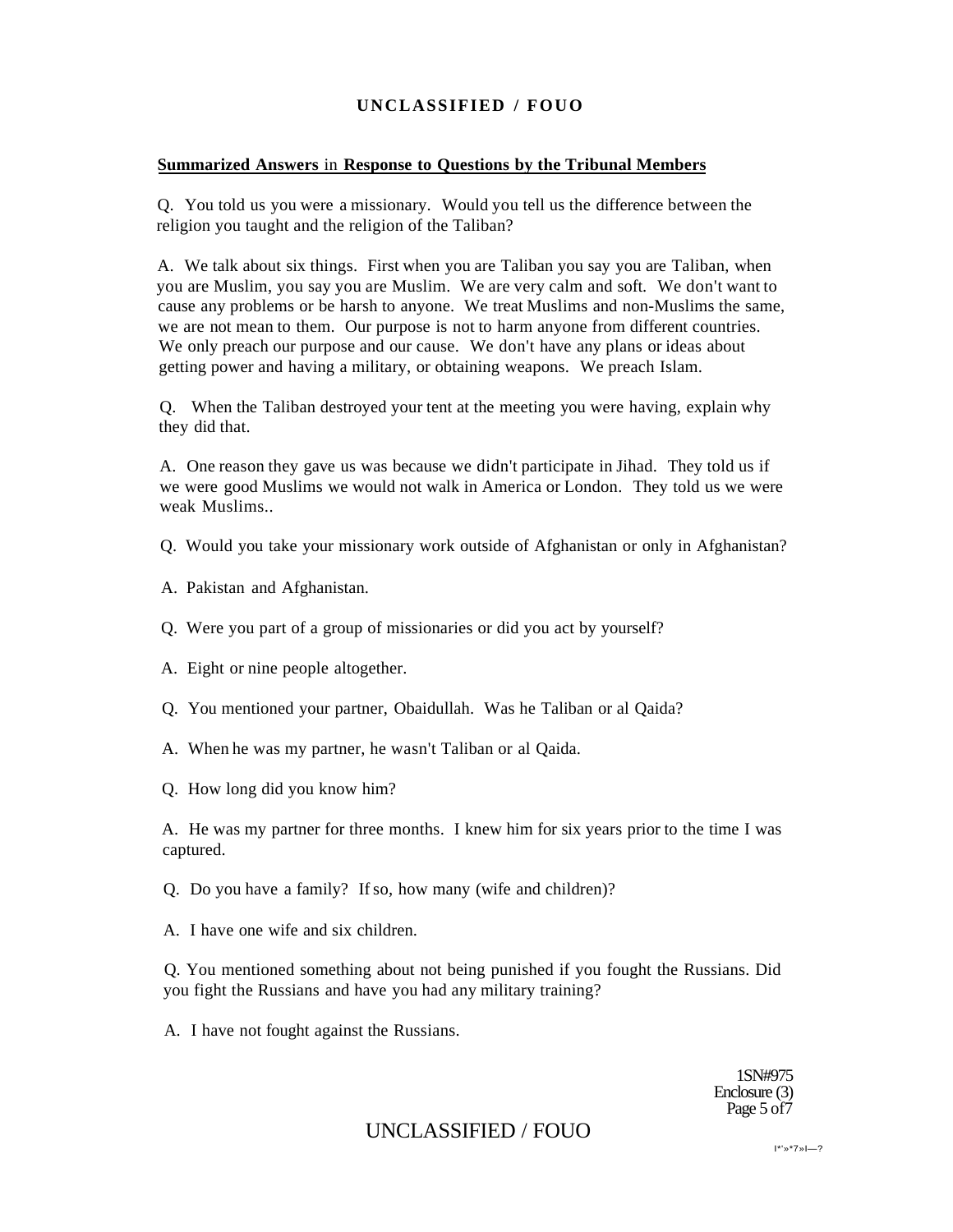**Summarized Answers** in **Response to Questions by the Tribunal Members**

Q. You told us you were a missionary. Would you tell us the difference between the religion you taught and the religion of the Taliban?

A. We talk about six things. First when you are Taliban you say you are Taliban, when you are Muslim, you say you are Muslim. We are very calm and soft. We don't want to cause any problems or be harsh to anyone. We treat Muslims and non-Muslims the same, we are not mean to them. Our purpose is not to harm anyone from different countries. We only preach our purpose and our cause. We don't have any plans or ideas about getting power and having a military, or obtaining weapons. We preach Islam.

Q. When the Taliban destroyed your tent at the meeting you were having, explain why they did that.

A. One reason they gave us was because we didn't participate in Jihad. They told us if we were good Muslims we would not walk in America or London. They told us we were weak Muslims..

Q. Would you take your missionary work outside of Afghanistan or only in Afghanistan?

A. Pakistan and Afghanistan.

Q. Were you part of a group of missionaries or did you act by yourself?

A. Eight or nine people altogether.

Q. You mentioned your partner, Obaidullah. Was he Taliban or al Qaida?

A. When he was my partner, he wasn't Taliban or al Qaida.

Q. How long did you know him?

A. He was my partner for three months. I knew him for six years prior to the time I was captured.

Q. Do you have a family? If so, how many (wife and children)?

A. I have one wife and six children.

Q. You mentioned something about not being punished if you fought the Russians. Did you fight the Russians and have you had any military training?

A. I have not fought against the Russians.

1SN#975
Enclosure (3)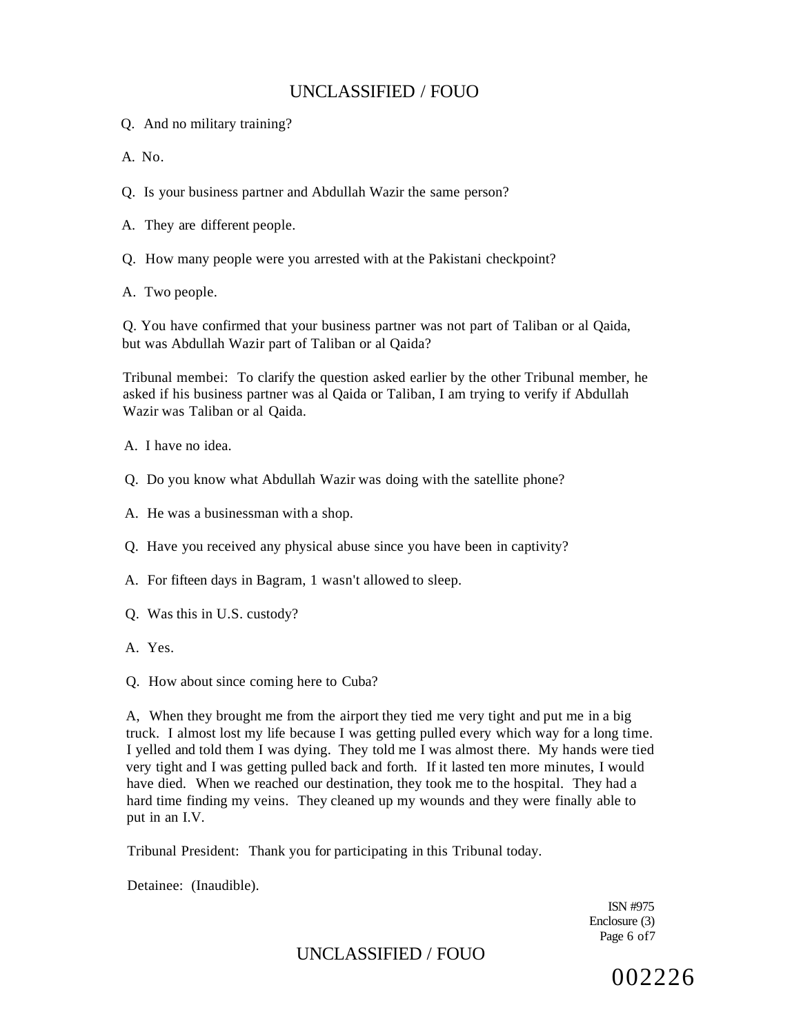Q. And no military training?

A. No.

Q. Is your business partner and Abdullah Wazir the same person?

A. They are different people.

Q. How many people were you arrested with at the Pakistani checkpoint?

A. Two people.

Q. You have confirmed that your business partner was not part of Taliban or al Qaida, but was Abdullah Wazir part of Taliban or al Qaida?

Tribunal membei: To clarify the question asked earlier by the other Tribunal member, he asked if his business partner was al Qaida or Taliban, I am trying to verify if Abdullah Wazir was Taliban or al Qaida.

A. I have no idea.

Q. Do you know what Abdullah Wazir was doing with the satellite phone?

A. He was a businessman with a shop.

Q. Have you received any physical abuse since you have been in captivity?

A. For fifteen days in Bagram, 1 wasn't allowed to sleep.

Q. Was this in U.S. custody?

A. Yes.

Q. How about since coming here to Cuba?

A, When they brought me from the airport they tied me very tight and put me in a big truck. I almost lost my life because I was getting pulled every which way for a long time. I yelled and told them I was dying. They told me I was almost there. My hands were tied very tight and I was getting pulled back and forth. If it lasted ten more minutes, I would have died. When we reached our destination, they took me to the hospital. They had a hard time finding my veins. They cleaned up my wounds and they were finally able to put in an I.V.

Tribunal President: Thank you for participating in this Tribunal today.

Detainee: (Inaudible).

ISN #975
Enclosure (3)
Page 6 of7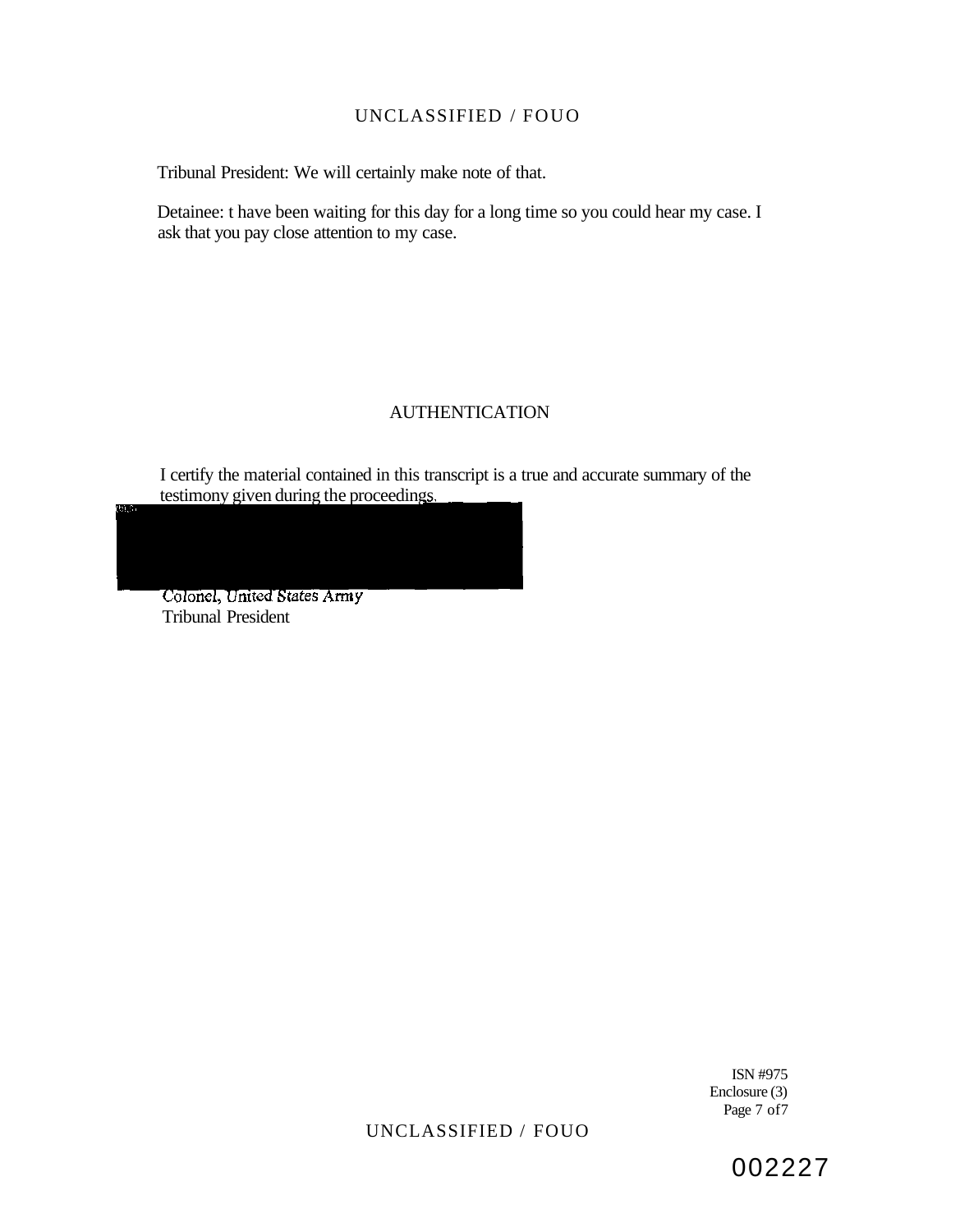Tribunal President: We will certainly make note of that.

Detainee: t have been waiting for this day for a long time so you could hear my case. I ask that you pay close attention to my case.

## AUTHENTICATION

I certify the material contained in this transcript is a true and accurate summary of the testimony given during the proceedings.

Colonel, United States Army
Tribunal President

ISN #975
Enclosure (3)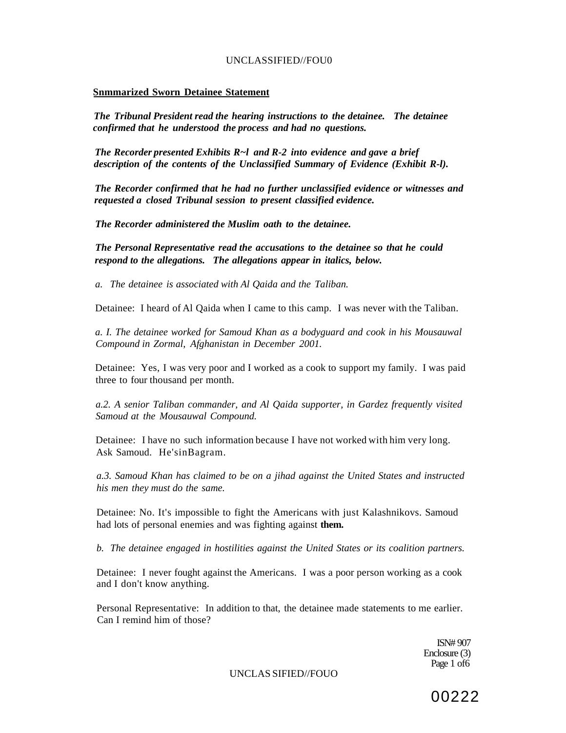**Snmmarized Sworn Detainee Statement**

***The Tribunal President read the hearing instructions to the detainee. The detainee confirmed that he understood the process and had no questions.***

***The Recorder presented Exhibits R~l and R-2 into evidence and gave a brief description of the contents of the Unclassified Summary of Evidence (Exhibit R-l).***

***The Recorder confirmed that he had no further unclassified evidence or witnesses and requested a closed Tribunal session to present classified evidence.***

***The Recorder administered the Muslim oath to the detainee.***

***The Personal Representative read the accusations to the detainee so that he could respond to the allegations. The allegations appear in italics, below.***

*a. The detainee is associated with Al Qaida and the Taliban.*

Detainee: I heard of Al Qaida when I came to this camp. I was never with the Taliban.

*a. I. The detainee worked for Samoud Khan as a bodyguard and cook in his Mousauwal Compound in Zormal, Afghanistan in December 2001.*

Detainee: Yes, I was very poor and I worked as a cook to support my family. I was paid three to four thousand per month.

*a.2. A senior Taliban commander, and Al Qaida supporter, in Gardez frequently visited Samoud at the Mousauwal Compound.*

Detainee: I have no such information because I have not worked with him very long. Ask Samoud. He'sinBagram.

*a.3. Samoud Khan has claimed to be on a jihad against the United States and instructed his men they must do the same.*

Detainee: No. It's impossible to fight the Americans with just Kalashnikovs. Samoud had lots of personal enemies and was fighting against **them.**

*b. The detainee engaged in hostilities against the United States or its coalition partners.*

Detainee: I never fought against the Americans. I was a poor person working as a cook and I don't know anything.

Personal Representative: In addition to that, the detainee made statements to me earlier. Can I remind him of those?

ISN# 907
Enclosure (3)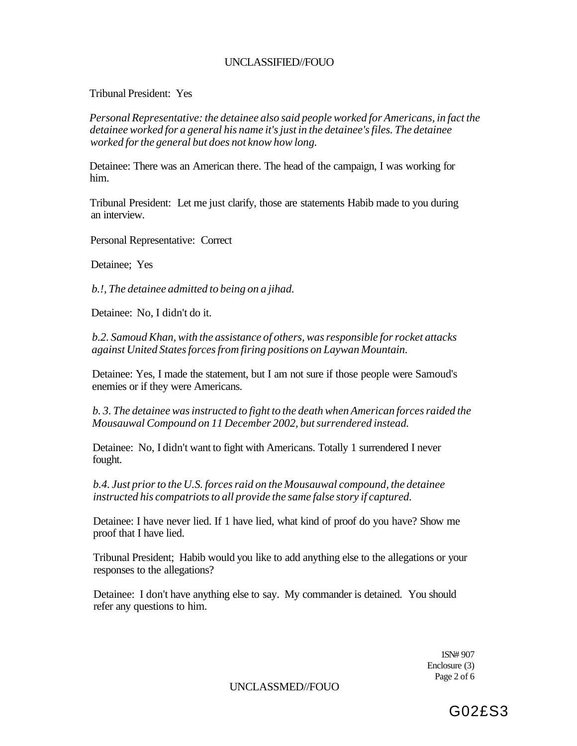Tribunal President: Yes

*Personal Representative: the detainee also said people worked for Americans, in fact the detainee worked for a general his name it's just in the detainee's files. The detainee worked for the general but does not know how long.*

Detainee: There was an American there. The head of the campaign, I was working for him.

Tribunal President: Let me just clarify, those are statements Habib made to you during an interview.

Personal Representative: Correct

Detainee; Yes

*b.!, The detainee admitted to being on a jihad.*

Detainee: No, I didn't do it.

*b.2. Samoud Khan, with the assistance of others, was responsible for rocket attacks against United States forces from firing positions on Laywan Mountain.*

Detainee: Yes, I made the statement, but I am not sure if those people were Samoud's enemies or if they were Americans.

*b. 3. The detainee was instructed to fight to the death when American forces raided the Mousauwal Compound on 11 December 2002, but surrendered instead.*

Detainee: No, I didn't want to fight with Americans. Totally 1 surrendered I never fought.

*b.4. Just prior to the U.S. forces raid on the Mousauwal compound, the detainee instructed his compatriots to all provide the same false story if captured.*

Detainee: I have never lied. If 1 have lied, what kind of proof do you have? Show me proof that I have lied.

Tribunal President; Habib would you like to add anything else to the allegations or your responses to the allegations?

Detainee: I don't have anything else to say. My commander is detained. You should refer any questions to him.

1SN# 907
Enclosure (3)

G02£S3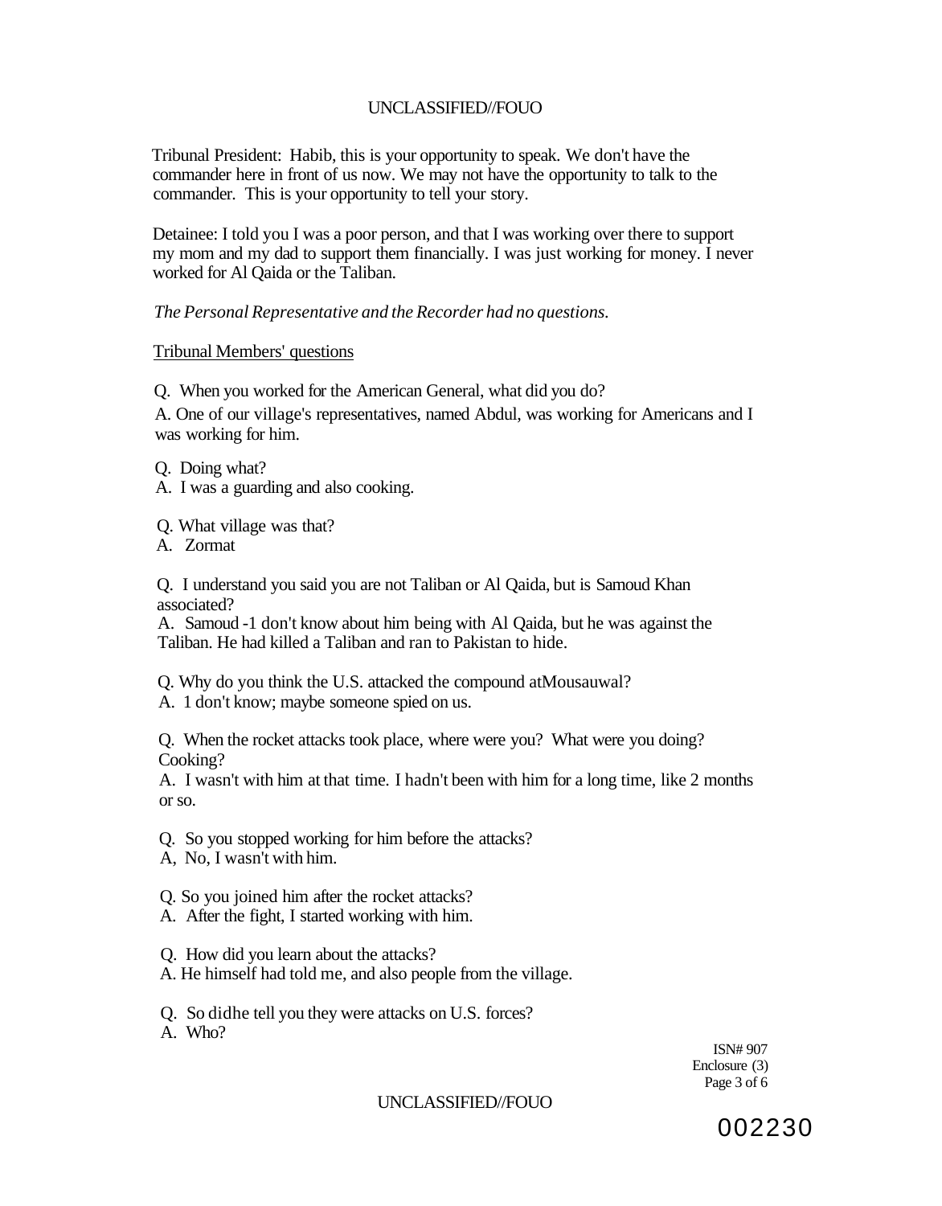Tribunal President: Habib, this is your opportunity to speak. We don't have the commander here in front of us now. We may not have the opportunity to talk to the commander. This is your opportunity to tell your story.

Detainee: I told you I was a poor person, and that I was working over there to support my mom and my dad to support them financially. I was just working for money. I never worked for Al Qaida or the Taliban.

*The Personal Representative and the Recorder had no questions.*

Tribunal Members' questions

Q. When you worked for the American General, what did you do?

A. One of our village's representatives, named Abdul, was working for Americans and I was working for him.

Q. Doing what?

A. I was a guarding and also cooking.

Q. What village was that?

A. Zormat

Q. I understand you said you are not Taliban or Al Qaida, but is Samoud Khan associated?

A. Samoud -1 don't know about him being with Al Qaida, but he was against the Taliban. He had killed a Taliban and ran to Pakistan to hide.

Q. Why do you think the U.S. attacked the compound atMousauwal?

A. 1 don't know; maybe someone spied on us.

Q. When the rocket attacks took place, where were you? What were you doing? Cooking?

A. I wasn't with him at that time. I hadn't been with him for a long time, like 2 months or so.

Q. So you stopped working for him before the attacks?

A, No, I wasn't with him.

Q. So you joined him after the rocket attacks?

A. After the fight, I started working with him.

Q. How did you learn about the attacks?

A. He himself had told me, and also people from the village.

Q. So didhe tell you they were attacks on U.S. forces?

A. Who?

ISN# 907
Enclosure (3)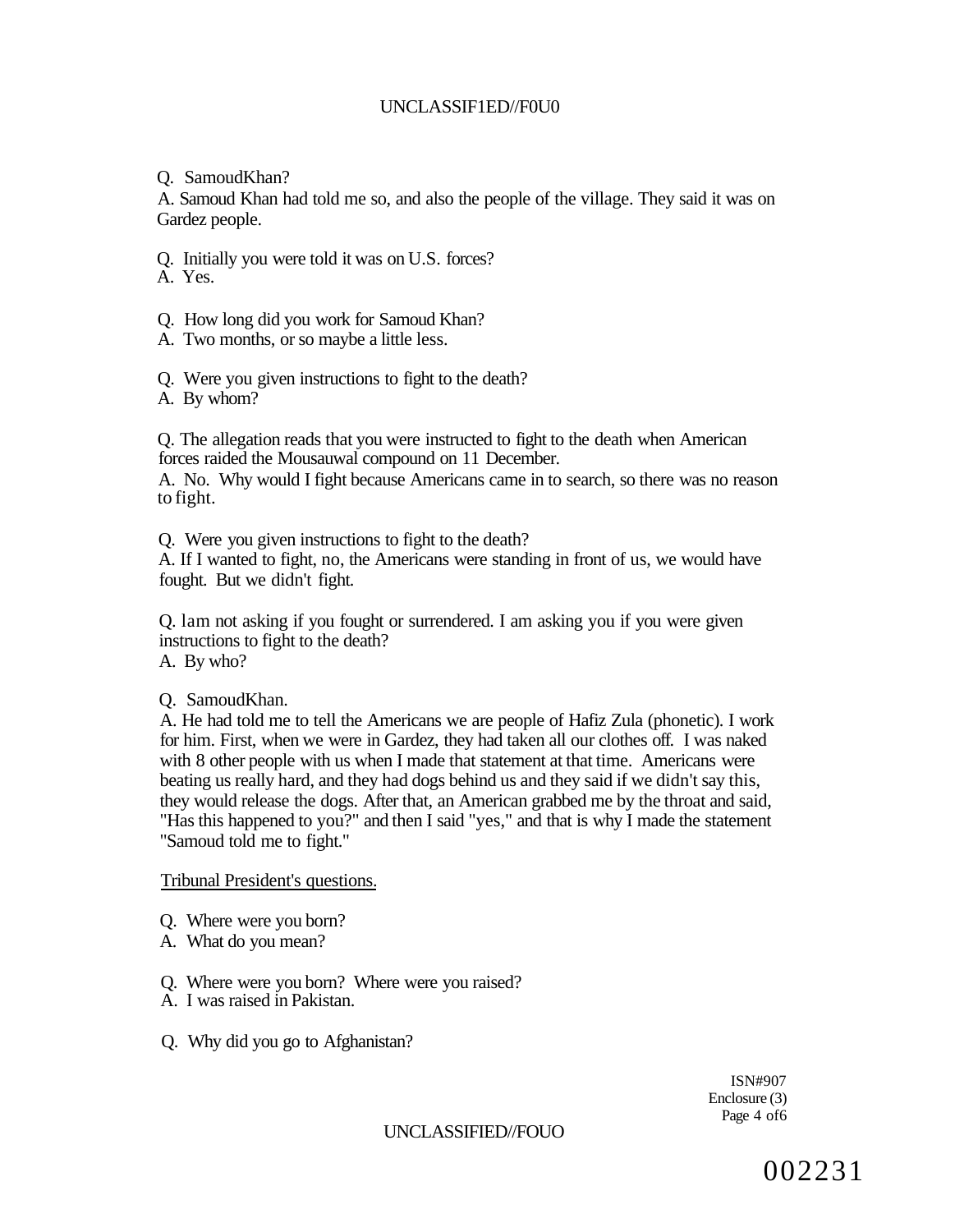Q. SamoudKhan?
A. Samoud Khan had told me so, and also the people of the village. They said it was on Gardez people.

Q. Initially you were told it was on U.S. forces?
A. Yes.

Q. How long did you work for Samoud Khan?
A. Two months, or so maybe a little less.

Q. Were you given instructions to fight to the death?
A. By whom?

Q. The allegation reads that you were instructed to fight to the death when American forces raided the Mousauwal compound on 11 December.
A. No. Why would I fight because Americans came in to search, so there was no reason to fight.

Q. Were you given instructions to fight to the death?
A. If I wanted to fight, no, the Americans were standing in front of us, we would have fought. But we didn't fight.

Q. lam not asking if you fought or surrendered. I am asking you if you were given instructions to fight to the death?
A. By who?

Q. SamoudKhan.
A. He had told me to tell the Americans we are people of Hafiz Zula (phonetic). I work for him. First, when we were in Gardez, they had taken all our clothes off. I was naked with 8 other people with us when I made that statement at that time. Americans were beating us really hard, and they had dogs behind us and they said if we didn't say this, they would release the dogs. After that, an American grabbed me by the throat and said, "Has this happened to you?" and then I said "yes," and that is why I made the statement "Samoud told me to fight."

Tribunal President's questions.

Q. Where were you born?
A. What do you mean?

Q. Where were you born? Where were you raised?
A. I was raised in Pakistan.

Q. Why did you go to Afghanistan?

ISN#907
Enclosure (3)
Page 4 of6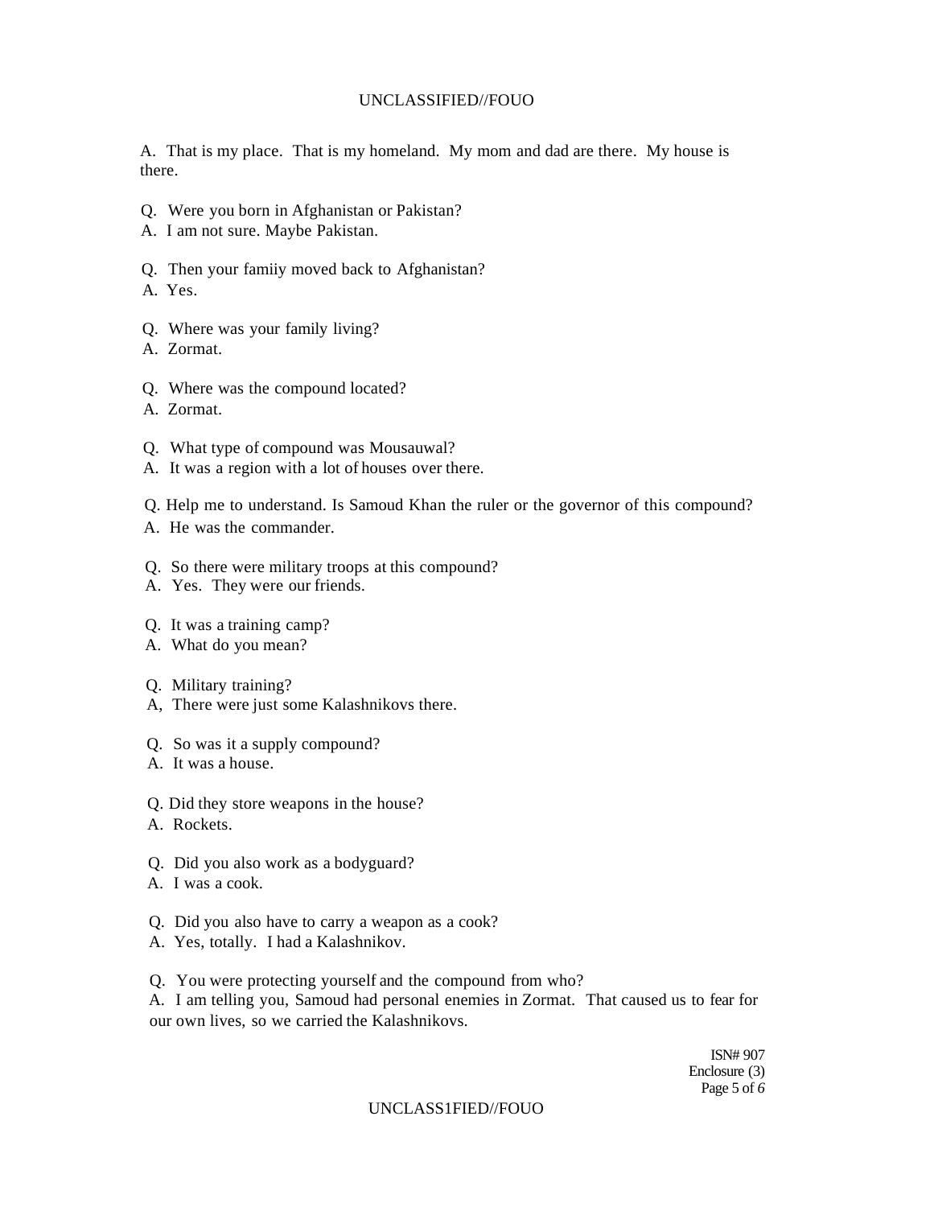A. That is my place. That is my homeland. My mom and dad are there. My house is there.

Q. Were you born in Afghanistan or Pakistan?
A. I am not sure. Maybe Pakistan.

Q. Then your famiiy moved back to Afghanistan?
A. Yes.

Q. Where was your family living?
A. Zormat.

Q. Where was the compound located?
A. Zormat.

Q. What type of compound was Mousauwal?
A. It was a region with a lot of houses over there.

Q. Help me to understand. Is Samoud Khan the ruler or the governor of this compound?
A. He was the commander.

Q. So there were military troops at this compound?
A. Yes. They were our friends.

Q. It was a training camp?
A. What do you mean?

Q. Military training?
A, There were just some Kalashnikovs there.

Q. So was it a supply compound?
A. It was a house.

Q. Did they store weapons in the house?
A. Rockets.

Q. Did you also work as a bodyguard?
A. I was a cook.

Q. Did you also have to carry a weapon as a cook?
A. Yes, totally. I had a Kalashnikov.

Q. You were protecting yourself and the compound from who?
A. I am telling you, Samoud had personal enemies in Zormat. That caused us to fear for our own lives, so we carried the Kalashnikovs.

ISN# 907
Enclosure (3)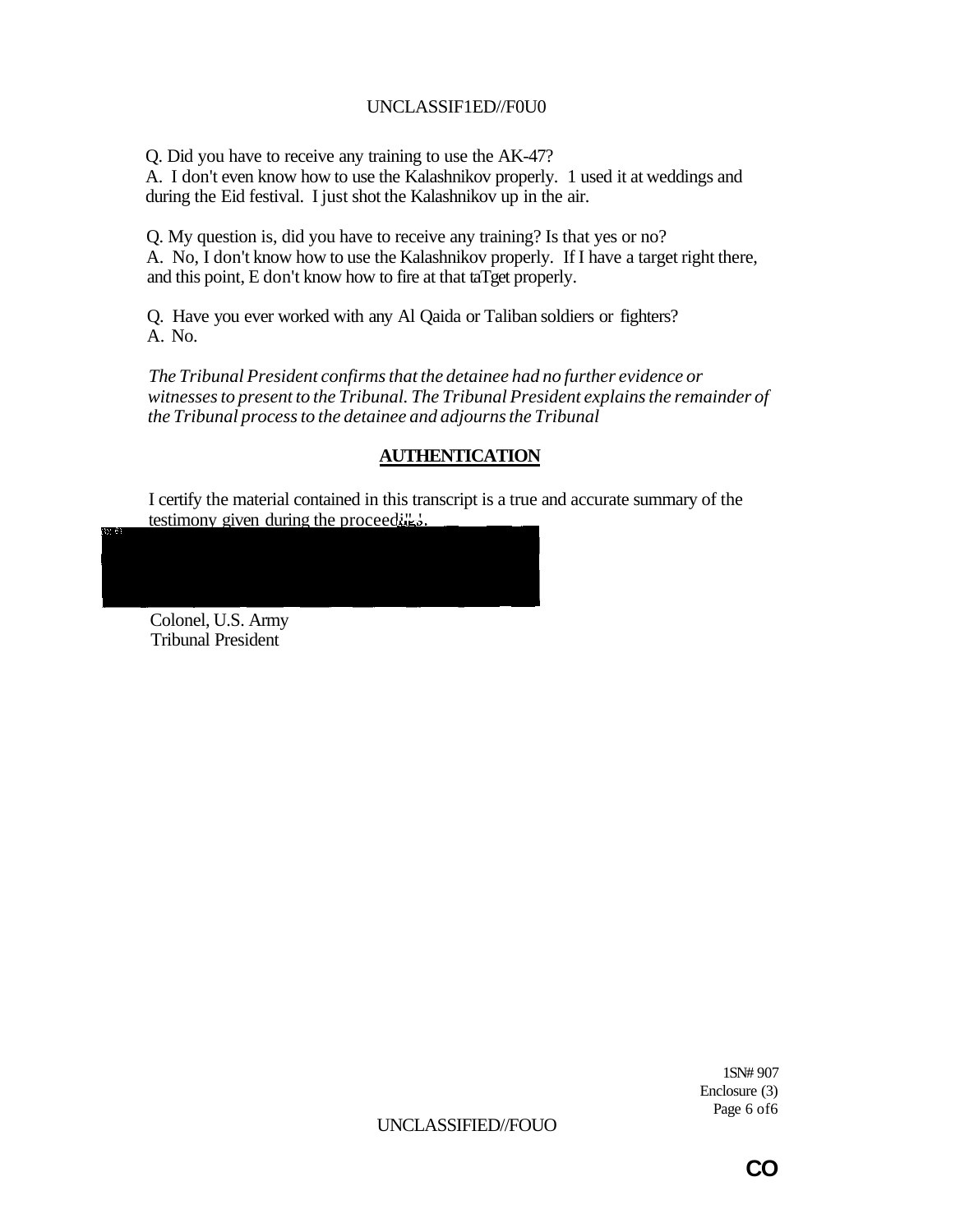Q. Did you have to receive any training to use the AK-47?
A. I don't even know how to use the Kalashnikov properly. 1 used it at weddings and during the Eid festival. I just shot the Kalashnikov up in the air.

Q. My question is, did you have to receive any training? Is that yes or no?
A. No, I don't know how to use the Kalashnikov properly. If I have a target right there, and this point, E don't know how to fire at that taTget properly.

Q. Have you ever worked with any Al Qaida or Taliban soldiers or fighters?
A. No.

*The Tribunal President confirms that the detainee had no further evidence or witnesses to present to the Tribunal. The Tribunal President explains the remainder of the Tribunal process to the detainee and adjourns the Tribunal*

## AUTHENTICATION

I certify the material contained in this transcript is a true and accurate summary of the testimony given during the proceedi"3.

Colonel, U.S. Army
Tribunal President

1SN# 907
Enclosure (3)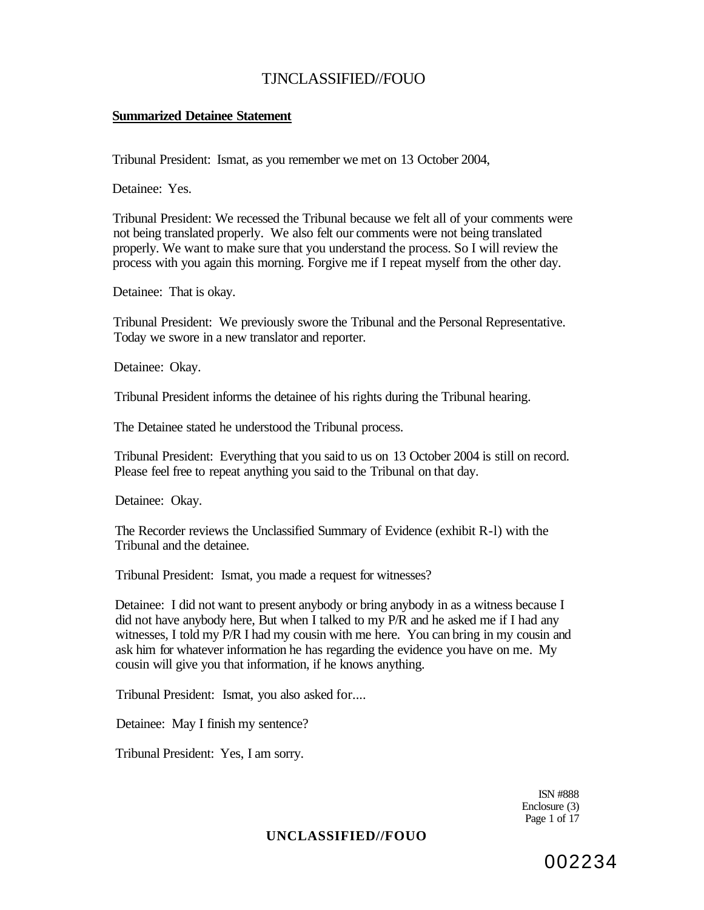**Summarized Detainee Statement**

Tribunal President: Ismat, as you remember we met on 13 October 2004,

Detainee: Yes.

Tribunal President: We recessed the Tribunal because we felt all of your comments were not being translated properly. We also felt our comments were not being translated properly. We want to make sure that you understand the process. So I will review the process with you again this morning. Forgive me if I repeat myself from the other day.

Detainee: That is okay.

Tribunal President: We previously swore the Tribunal and the Personal Representative. Today we swore in a new translator and reporter.

Detainee: Okay.

Tribunal President informs the detainee of his rights during the Tribunal hearing.

The Detainee stated he understood the Tribunal process.

Tribunal President: Everything that you said to us on 13 October 2004 is still on record. Please feel free to repeat anything you said to the Tribunal on that day.

Detainee: Okay.

The Recorder reviews the Unclassified Summary of Evidence (exhibit R-l) with the Tribunal and the detainee.

Tribunal President: Ismat, you made a request for witnesses?

Detainee: I did not want to present anybody or bring anybody in as a witness because I did not have anybody here, But when I talked to my P/R and he asked me if I had any witnesses, I told my P/R I had my cousin with me here. You can bring in my cousin and ask him for whatever information he has regarding the evidence you have on me. My cousin will give you that information, if he knows anything.

Tribunal President: Ismat, you also asked for....

Detainee: May I finish my sentence?

Tribunal President: Yes, I am sorry.

ISN #888
Enclosure (3)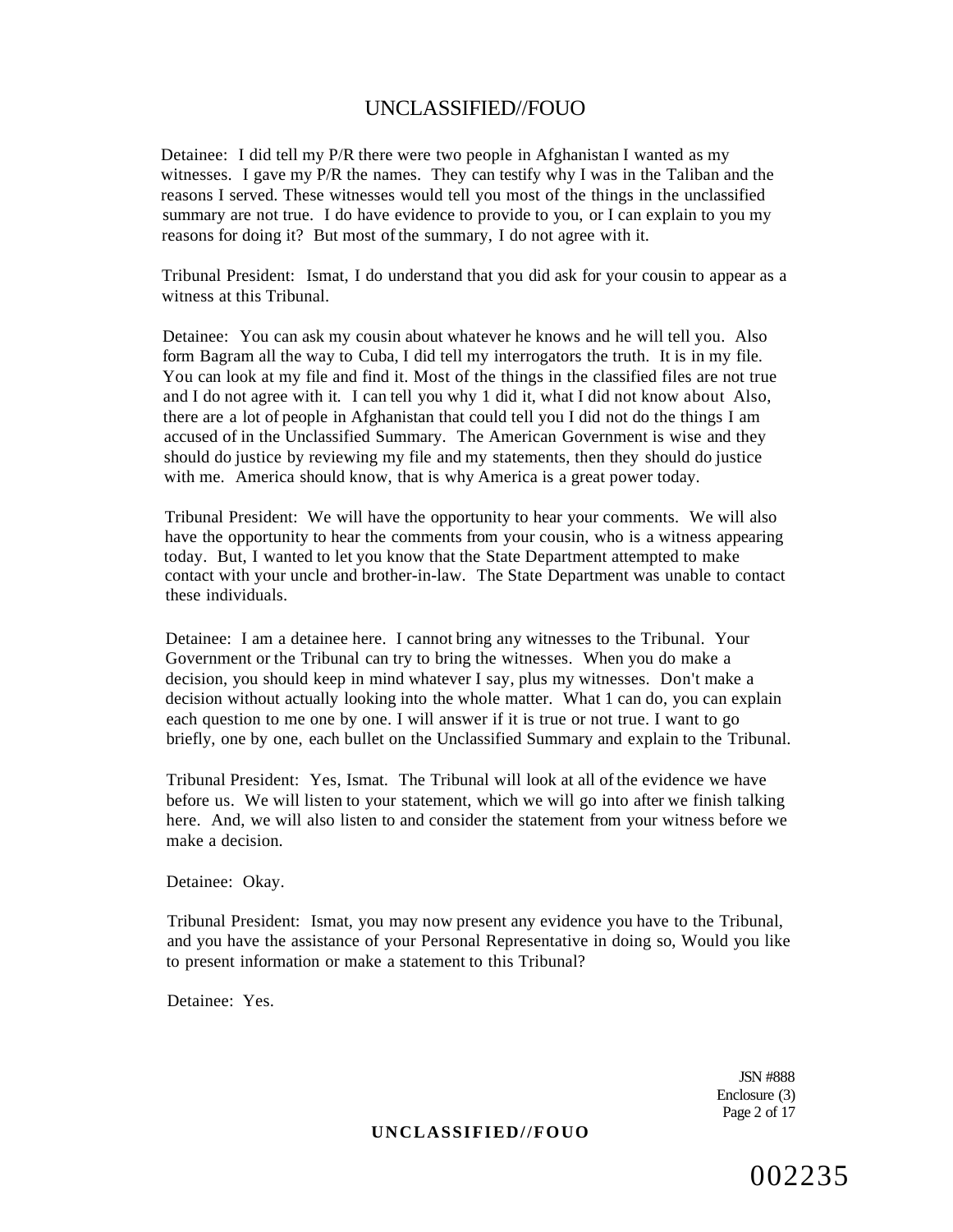Detainee: I did tell my P/R there were two people in Afghanistan I wanted as my witnesses. I gave my P/R the names. They can testify why I was in the Taliban and the reasons I served. These witnesses would tell you most of the things in the unclassified summary are not true. I do have evidence to provide to you, or I can explain to you my reasons for doing it? But most of the summary, I do not agree with it.

Tribunal President: Ismat, I do understand that you did ask for your cousin to appear as a witness at this Tribunal.

Detainee: You can ask my cousin about whatever he knows and he will tell you. Also form Bagram all the way to Cuba, I did tell my interrogators the truth. It is in my file. You can look at my file and find it. Most of the things in the classified files are not true and I do not agree with it. I can tell you why 1 did it, what I did not know about Also, there are a lot of people in Afghanistan that could tell you I did not do the things I am accused of in the Unclassified Summary. The American Government is wise and they should do justice by reviewing my file and my statements, then they should do justice with me. America should know, that is why America is a great power today.

Tribunal President: We will have the opportunity to hear your comments. We will also have the opportunity to hear the comments from your cousin, who is a witness appearing today. But, I wanted to let you know that the State Department attempted to make contact with your uncle and brother-in-law. The State Department was unable to contact these individuals.

Detainee: I am a detainee here. I cannot bring any witnesses to the Tribunal. Your Government or the Tribunal can try to bring the witnesses. When you do make a decision, you should keep in mind whatever I say, plus my witnesses. Don't make a decision without actually looking into the whole matter. What 1 can do, you can explain each question to me one by one. I will answer if it is true or not true. I want to go briefly, one by one, each bullet on the Unclassified Summary and explain to the Tribunal.

Tribunal President: Yes, Ismat. The Tribunal will look at all of the evidence we have before us. We will listen to your statement, which we will go into after we finish talking here. And, we will also listen to and consider the statement from your witness before we make a decision.

Detainee: Okay.

Tribunal President: Ismat, you may now present any evidence you have to the Tribunal, and you have the assistance of your Personal Representative in doing so, Would you like to present information or make a statement to this Tribunal?

Detainee: Yes.

JSN #888
Enclosure (3)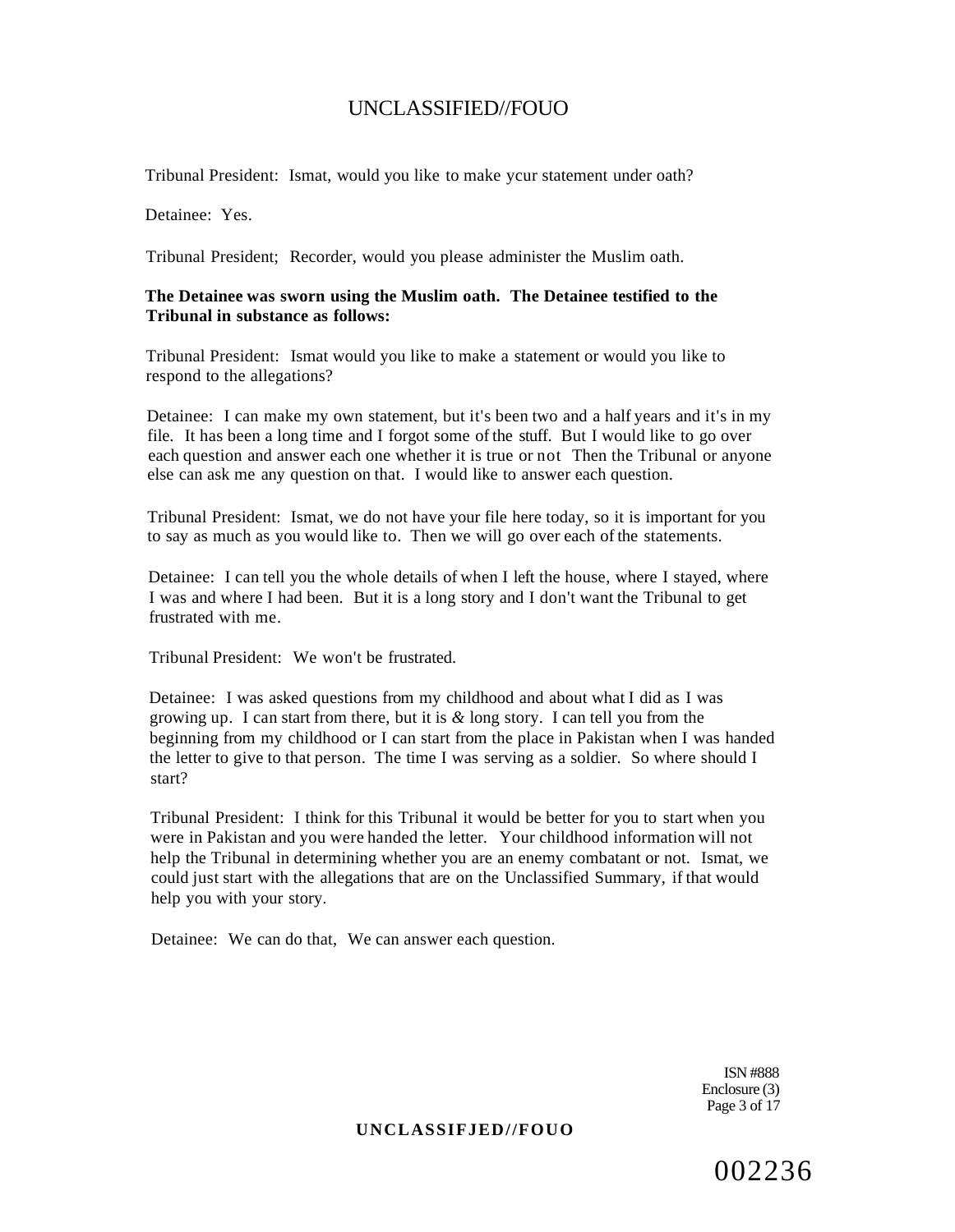Tribunal President: Ismat, would you like to make ycur statement under oath?

Detainee: Yes.

Tribunal President; Recorder, would you please administer the Muslim oath.

**The Detainee was sworn using the Muslim oath. The Detainee testified to the Tribunal in substance as follows:**

Tribunal President: Ismat would you like to make a statement or would you like to respond to the allegations?

Detainee: I can make my own statement, but it's been two and a half years and it's in my file. It has been a long time and I forgot some of the stuff. But I would like to go over each question and answer each one whether it is true or not Then the Tribunal or anyone else can ask me any question on that. I would like to answer each question.

Tribunal President: Ismat, we do not have your file here today, so it is important for you to say as much as you would like to. Then we will go over each of the statements.

Detainee: I can tell you the whole details of when I left the house, where I stayed, where I was and where I had been. But it is a long story and I don't want the Tribunal to get frustrated with me.

Tribunal President: We won't be frustrated.

Detainee: I was asked questions from my childhood and about what I did as I was growing up. I can start from there, but it is & long story. I can tell you from the beginning from my childhood or I can start from the place in Pakistan when I was handed the letter to give to that person. The time I was serving as a soldier. So where should I start?

Tribunal President: I think for this Tribunal it would be better for you to start when you were in Pakistan and you were handed the letter. Your childhood information will not help the Tribunal in determining whether you are an enemy combatant or not. Ismat, we could just start with the allegations that are on the Unclassified Summary, if that would help you with your story.

Detainee: We can do that, We can answer each question.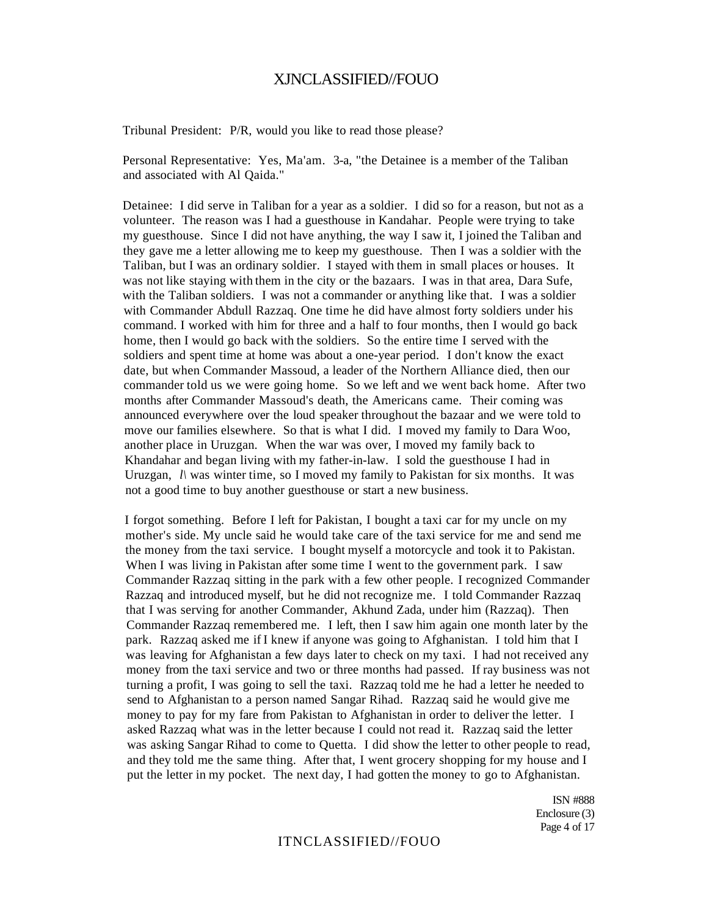Tribunal President: P/R, would you like to read those please?

Personal Representative: Yes, Ma'am. 3-a, "the Detainee is a member of the Taliban and associated with Al Qaida."

Detainee: I did serve in Taliban for a year as a soldier. I did so for a reason, but not as a volunteer. The reason was I had a guesthouse in Kandahar. People were trying to take my guesthouse. Since I did not have anything, the way I saw it, I joined the Taliban and they gave me a letter allowing me to keep my guesthouse. Then I was a soldier with the Taliban, but I was an ordinary soldier. I stayed with them in small places or houses. It was not like staying with them in the city or the bazaars. I was in that area, Dara Sufe, with the Taliban soldiers. I was not a commander or anything like that. I was a soldier with Commander Abdull Razzaq. One time he did have almost forty soldiers under his command. I worked with him for three and a half to four months, then I would go back home, then I would go back with the soldiers. So the entire time I served with the soldiers and spent time at home was about a one-year period. I don't know the exact date, but when Commander Massoud, a leader of the Northern Alliance died, then our commander told us we were going home. So we left and we went back home. After two months after Commander Massoud's death, the Americans came. Their coming was announced everywhere over the loud speaker throughout the bazaar and we were told to move our families elsewhere. So that is what I did. I moved my family to Dara Woo, another place in Uruzgan. When the war was over, I moved my family back to Khandahar and began living with my father-in-law. I sold the guesthouse I had in Uruzgan, *I\* was winter time, so I moved my family to Pakistan for six months. It was not a good time to buy another guesthouse or start a new business.

I forgot something. Before I left for Pakistan, I bought a taxi car for my uncle on my mother's side. My uncle said he would take care of the taxi service for me and send me the money from the taxi service. I bought myself a motorcycle and took it to Pakistan. When I was living in Pakistan after some time I went to the government park. I saw Commander Razzaq sitting in the park with a few other people. I recognized Commander Razzaq and introduced myself, but he did not recognize me. I told Commander Razzaq that I was serving for another Commander, Akhund Zada, under him (Razzaq). Then Commander Razzaq remembered me. I left, then I saw him again one month later by the park. Razzaq asked me if I knew if anyone was going to Afghanistan. I told him that I was leaving for Afghanistan a few days later to check on my taxi. I had not received any money from the taxi service and two or three months had passed. If ray business was not turning a profit, I was going to sell the taxi. Razzaq told me he had a letter he needed to send to Afghanistan to a person named Sangar Rihad. Razzaq said he would give me money to pay for my fare from Pakistan to Afghanistan in order to deliver the letter. I asked Razzaq what was in the letter because I could not read it. Razzaq said the letter was asking Sangar Rihad to come to Quetta. I did show the letter to other people to read, and they told me the same thing. After that, I went grocery shopping for my house and I put the letter in my pocket. The next day, I had gotten the money to go to Afghanistan.

ISN #888
Enclosure (3)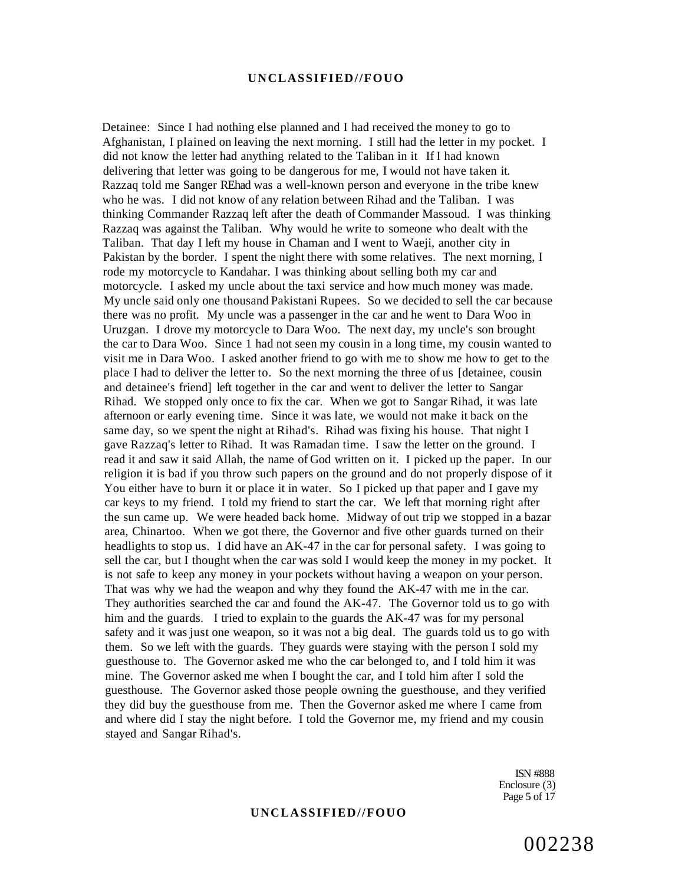Detainee: Since I had nothing else planned and I had received the money to go to Afghanistan, I plained on leaving the next morning. I still had the letter in my pocket. I did not know the letter had anything related to the Taliban in it If I had known delivering that letter was going to be dangerous for me, I would not have taken it. Razzaq told me Sanger REhad was a well-known person and everyone in the tribe knew who he was. I did not know of any relation between Rihad and the Taliban. I was thinking Commander Razzaq left after the death of Commander Massoud. I was thinking Razzaq was against the Taliban. Why would he write to someone who dealt with the Taliban. That day I left my house in Chaman and I went to Waeji, another city in Pakistan by the border. I spent the night there with some relatives. The next morning, I rode my motorcycle to Kandahar. I was thinking about selling both my car and motorcycle. I asked my uncle about the taxi service and how much money was made. My uncle said only one thousand Pakistani Rupees. So we decided to sell the car because there was no profit. My uncle was a passenger in the car and he went to Dara Woo in Uruzgan. I drove my motorcycle to Dara Woo. The next day, my uncle's son brought the car to Dara Woo. Since 1 had not seen my cousin in a long time, my cousin wanted to visit me in Dara Woo. I asked another friend to go with me to show me how to get to the place I had to deliver the letter to. So the next morning the three of us [detainee, cousin and detainee's friend] left together in the car and went to deliver the letter to Sangar Rihad. We stopped only once to fix the car. When we got to Sangar Rihad, it was late afternoon or early evening time. Since it was late, we would not make it back on the same day, so we spent the night at Rihad's. Rihad was fixing his house. That night I gave Razzaq's letter to Rihad. It was Ramadan time. I saw the letter on the ground. I read it and saw it said Allah, the name of God written on it. I picked up the paper. In our religion it is bad if you throw such papers on the ground and do not properly dispose of it You either have to burn it or place it in water. So I picked up that paper and I gave my car keys to my friend. I told my friend to start the car. We left that morning right after the sun came up. We were headed back home. Midway of out trip we stopped in a bazar area, Chinartoo. When we got there, the Governor and five other guards turned on their headlights to stop us. I did have an AK-47 in the car for personal safety. I was going to sell the car, but I thought when the car was sold I would keep the money in my pocket. It is not safe to keep any money in your pockets without having a weapon on your person. That was why we had the weapon and why they found the AK-47 with me in the car. They authorities searched the car and found the AK-47. The Governor told us to go with him and the guards. I tried to explain to the guards the AK-47 was for my personal safety and it was just one weapon, so it was not a big deal. The guards told us to go with them. So we left with the guards. They guards were staying with the person I sold my guesthouse to. The Governor asked me who the car belonged to, and I told him it was mine. The Governor asked me when I bought the car, and I told him after I sold the guesthouse. The Governor asked those people owning the guesthouse, and they verified they did buy the guesthouse from me. Then the Governor asked me where I came from and where did I stay the night before. I told the Governor me, my friend and my cousin stayed and Sangar Rihad's.

ISN #888
Enclosure (3)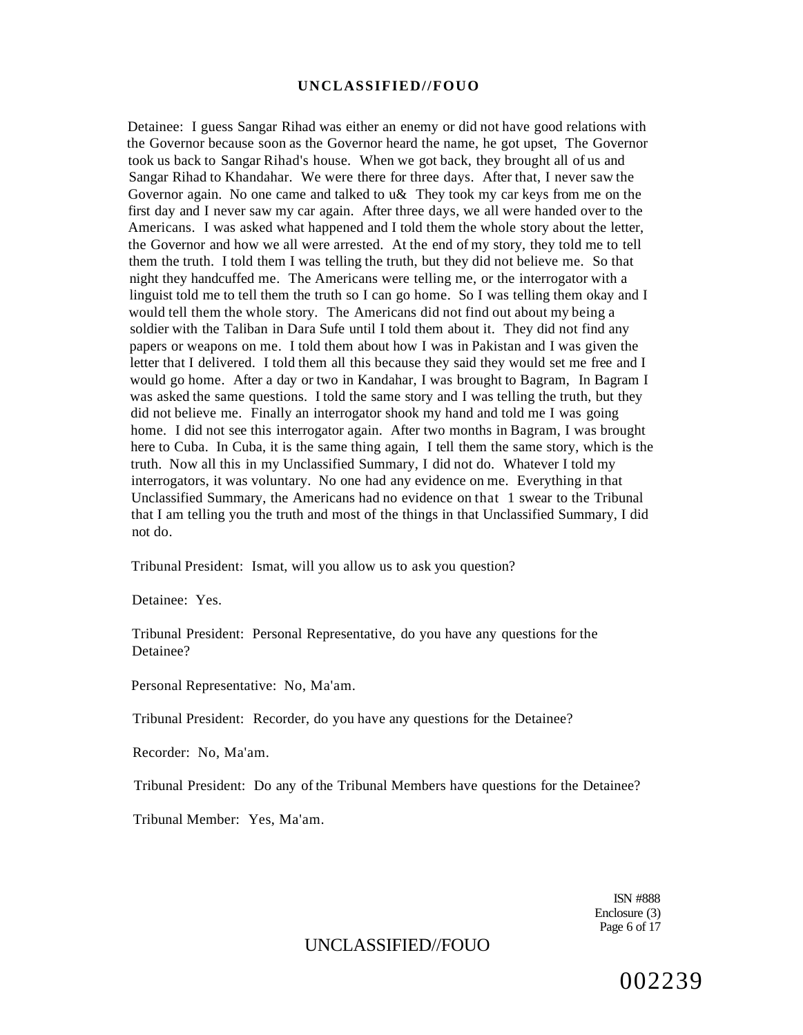Detainee: I guess Sangar Rihad was either an enemy or did not have good relations with the Governor because soon as the Governor heard the name, he got upset, The Governor took us back to Sangar Rihad's house. When we got back, they brought all of us and Sangar Rihad to Khandahar. We were there for three days. After that, I never saw the Governor again. No one came and talked to u& They took my car keys from me on the first day and I never saw my car again. After three days, we all were handed over to the Americans. I was asked what happened and I told them the whole story about the letter, the Governor and how we all were arrested. At the end of my story, they told me to tell them the truth. I told them I was telling the truth, but they did not believe me. So that night they handcuffed me. The Americans were telling me, or the interrogator with a linguist told me to tell them the truth so I can go home. So I was telling them okay and I would tell them the whole story. The Americans did not find out about my being a soldier with the Taliban in Dara Sufe until I told them about it. They did not find any papers or weapons on me. I told them about how I was in Pakistan and I was given the letter that I delivered. I told them all this because they said they would set me free and I would go home. After a day or two in Kandahar, I was brought to Bagram, In Bagram I was asked the same questions. I told the same story and I was telling the truth, but they did not believe me. Finally an interrogator shook my hand and told me I was going home. I did not see this interrogator again. After two months in Bagram, I was brought here to Cuba. In Cuba, it is the same thing again, I tell them the same story, which is the truth. Now all this in my Unclassified Summary, I did not do. Whatever I told my interrogators, it was voluntary. No one had any evidence on me. Everything in that Unclassified Summary, the Americans had no evidence on that 1 swear to the Tribunal that I am telling you the truth and most of the things in that Unclassified Summary, I did not do.

Tribunal President: Ismat, will you allow us to ask you question?

Detainee: Yes.

Tribunal President: Personal Representative, do you have any questions for the Detainee?

Personal Representative: No, Ma'am.

Tribunal President: Recorder, do you have any questions for the Detainee?

Recorder: No, Ma'am.

Tribunal President: Do any of the Tribunal Members have questions for the Detainee?

Tribunal Member: Yes, Ma'am.

ISN #888
Enclosure (3)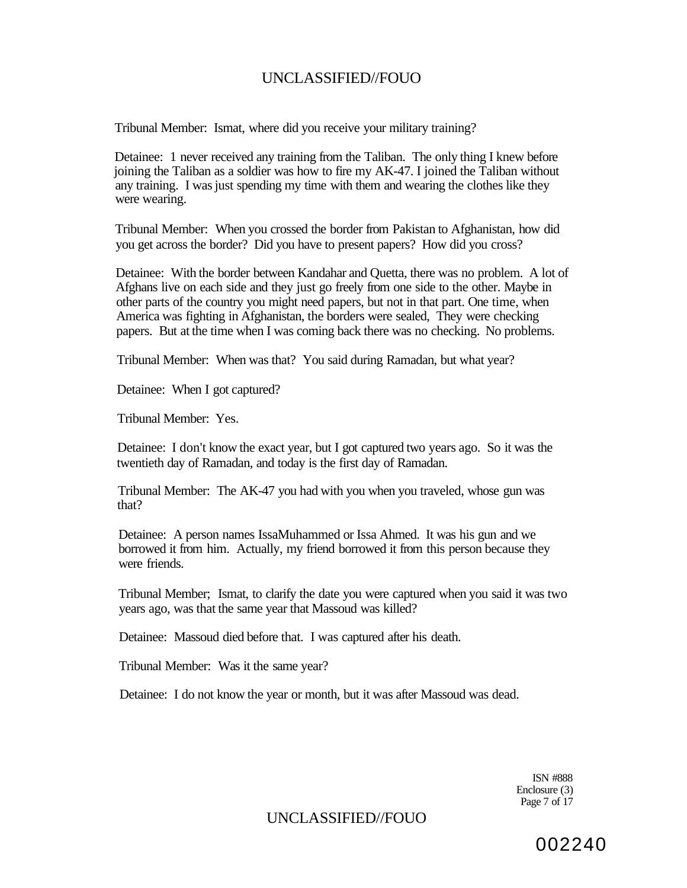Tribunal Member: Ismat, where did you receive your military training?

Detainee: 1 never received any training from the Taliban. The only thing I knew before joining the Taliban as a soldier was how to fire my AK-47. I joined the Taliban without any training. I was just spending my time with them and wearing the clothes like they were wearing.

Tribunal Member: When you crossed the border from Pakistan to Afghanistan, how did you get across the border? Did you have to present papers? How did you cross?

Detainee: With the border between Kandahar and Quetta, there was no problem. A lot of Afghans live on each side and they just go freely from one side to the other. Maybe in other parts of the country you might need papers, but not in that part. One time, when America was fighting in Afghanistan, the borders were sealed, They were checking papers. But at the time when I was coming back there was no checking. No problems.

Tribunal Member: When was that? You said during Ramadan, but what year?

Detainee: When I got captured?

Tribunal Member: Yes.

Detainee: I don't know the exact year, but I got captured two years ago. So it was the twentieth day of Ramadan, and today is the first day of Ramadan.

Tribunal Member: The AK-47 you had with you when you traveled, whose gun was that?

Detainee: A person names IssaMuhammed or Issa Ahmed. It was his gun and we borrowed it from him. Actually, my friend borrowed it from this person because they were friends.

Tribunal Member; Ismat, to clarify the date you were captured when you said it was two years ago, was that the same year that Massoud was killed?

Detainee: Massoud died before that. I was captured after his death.

Tribunal Member: Was it the same year?

Detainee: I do not know the year or month, but it was after Massoud was dead.

ISN #888
Enclosure (3)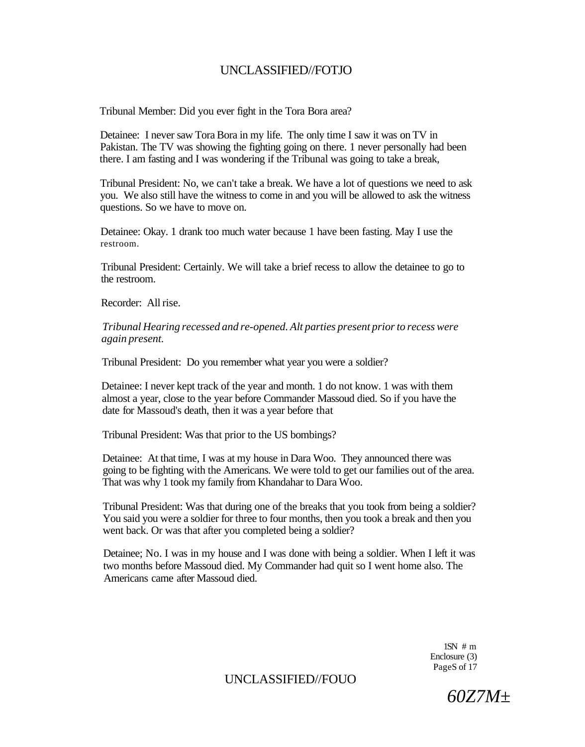Tribunal Member: Did you ever fight in the Tora Bora area?

Detainee: I never saw Tora Bora in my life. The only time I saw it was on TV in Pakistan. The TV was showing the fighting going on there. 1 never personally had been there. I am fasting and I was wondering if the Tribunal was going to take a break,

Tribunal President: No, we can't take a break. We have a lot of questions we need to ask you. We also still have the witness to come in and you will be allowed to ask the witness questions. So we have to move on.

Detainee: Okay. 1 drank too much water because 1 have been fasting. May I use the restroom.

Tribunal President: Certainly. We will take a brief recess to allow the detainee to go to the restroom.

Recorder: All rise.

*Tribunal Hearing recessed and re-opened. Alt parties present prior to recess were again present.*

Tribunal President: Do you remember what year you were a soldier?

Detainee: I never kept track of the year and month. 1 do not know. 1 was with them almost a year, close to the year before Commander Massoud died. So if you have the date for Massoud's death, then it was a year before that

Tribunal President: Was that prior to the US bombings?

Detainee: At that time, I was at my house in Dara Woo. They announced there was going to be fighting with the Americans. We were told to get our families out of the area. That was why 1 took my family from Khandahar to Dara Woo.

Tribunal President: Was that during one of the breaks that you took from being a soldier? You said you were a soldier for three to four months, then you took a break and then you went back. Or was that after you completed being a soldier?

Detainee; No. I was in my house and I was done with being a soldier. When I left it was two months before Massoud died. My Commander had quit so I went home also. The Americans came after Massoud died.

1SN # m
Enclosure (3)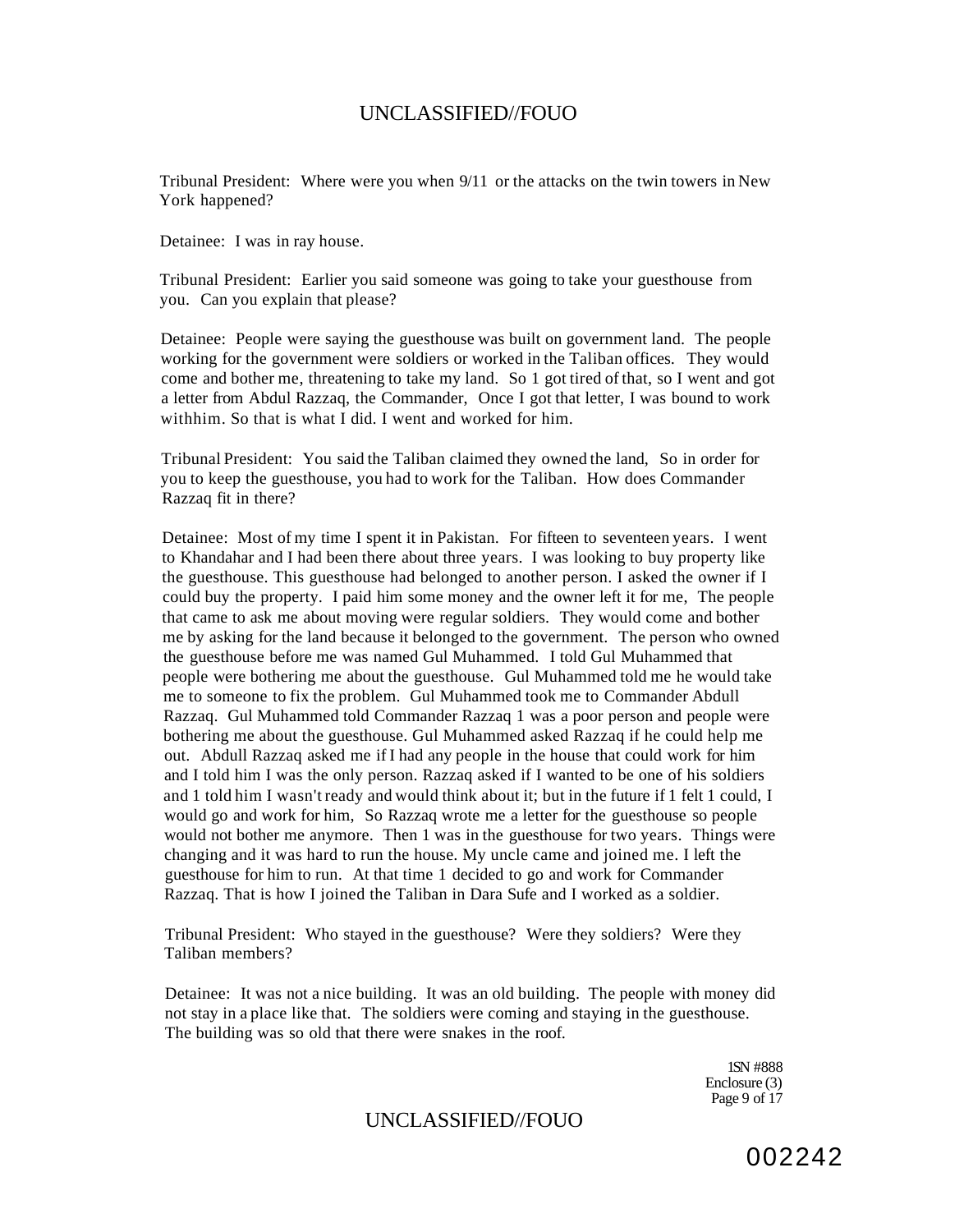Tribunal President: Where were you when 9/11 or the attacks on the twin towers in New York happened?

Detainee: I was in ray house.

Tribunal President: Earlier you said someone was going to take your guesthouse from you. Can you explain that please?

Detainee: People were saying the guesthouse was built on government land. The people working for the government were soldiers or worked in the Taliban offices. They would come and bother me, threatening to take my land. So 1 got tired of that, so I went and got a letter from Abdul Razzaq, the Commander, Once I got that letter, I was bound to work withhim. So that is what I did. I went and worked for him.

Tribunal President: You said the Taliban claimed they owned the land, So in order for you to keep the guesthouse, you had to work for the Taliban. How does Commander Razzaq fit in there?

Detainee: Most of my time I spent it in Pakistan. For fifteen to seventeen years. I went to Khandahar and I had been there about three years. I was looking to buy property like the guesthouse. This guesthouse had belonged to another person. I asked the owner if I could buy the property. I paid him some money and the owner left it for me, The people that came to ask me about moving were regular soldiers. They would come and bother me by asking for the land because it belonged to the government. The person who owned the guesthouse before me was named Gul Muhammed. I told Gul Muhammed that people were bothering me about the guesthouse. Gul Muhammed told me he would take me to someone to fix the problem. Gul Muhammed took me to Commander Abdull Razzaq. Gul Muhammed told Commander Razzaq 1 was a poor person and people were bothering me about the guesthouse. Gul Muhammed asked Razzaq if he could help me out. Abdull Razzaq asked me if I had any people in the house that could work for him and I told him I was the only person. Razzaq asked if I wanted to be one of his soldiers and 1 told him I wasn't ready and would think about it; but in the future if 1 felt 1 could, I would go and work for him, So Razzaq wrote me a letter for the guesthouse so people would not bother me anymore. Then 1 was in the guesthouse for two years. Things were changing and it was hard to run the house. My uncle came and joined me. I left the guesthouse for him to run. At that time 1 decided to go and work for Commander Razzaq. That is how I joined the Taliban in Dara Sufe and I worked as a soldier.

Tribunal President: Who stayed in the guesthouse? Were they soldiers? Were they Taliban members?

Detainee: It was not a nice building. It was an old building. The people with money did not stay in a place like that. The soldiers were coming and staying in the guesthouse. The building was so old that there were snakes in the roof.

1SN #888
Enclosure (3)
Page 9 of 17

002242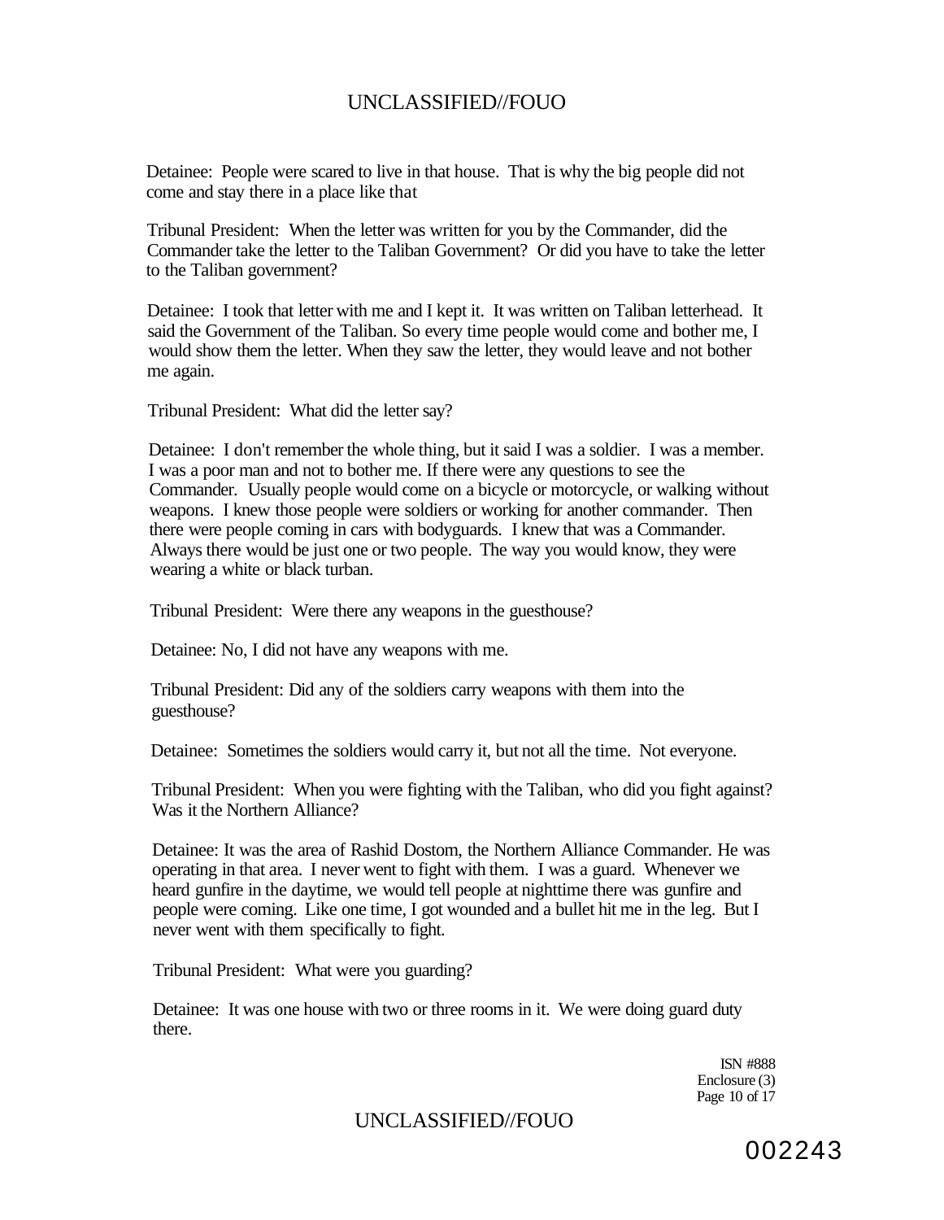Detainee: People were scared to live in that house. That is why the big people did not come and stay there in a place like that

Tribunal President: When the letter was written for you by the Commander, did the Commander take the letter to the Taliban Government? Or did you have to take the letter to the Taliban government?

Detainee: I took that letter with me and I kept it. It was written on Taliban letterhead. It said the Government of the Taliban. So every time people would come and bother me, I would show them the letter. When they saw the letter, they would leave and not bother me again.

Tribunal President: What did the letter say?

Detainee: I don't remember the whole thing, but it said I was a soldier. I was a member. I was a poor man and not to bother me. If there were any questions to see the Commander. Usually people would come on a bicycle or motorcycle, or walking without weapons. I knew those people were soldiers or working for another commander. Then there were people coming in cars with bodyguards. I knew that was a Commander. Always there would be just one or two people. The way you would know, they were wearing a white or black turban.

Tribunal President: Were there any weapons in the guesthouse?

Detainee: No, I did not have any weapons with me.

Tribunal President: Did any of the soldiers carry weapons with them into the guesthouse?

Detainee: Sometimes the soldiers would carry it, but not all the time. Not everyone.

Tribunal President: When you were fighting with the Taliban, who did you fight against? Was it the Northern Alliance?

Detainee: It was the area of Rashid Dostom, the Northern Alliance Commander. He was operating in that area. I never went to fight with them. I was a guard. Whenever we heard gunfire in the daytime, we would tell people at nighttime there was gunfire and people were coming. Like one time, I got wounded and a bullet hit me in the leg. But I never went with them specifically to fight.

Tribunal President: What were you guarding?

Detainee: It was one house with two or three rooms in it. We were doing guard duty there.

ISN #888
Enclosure (3)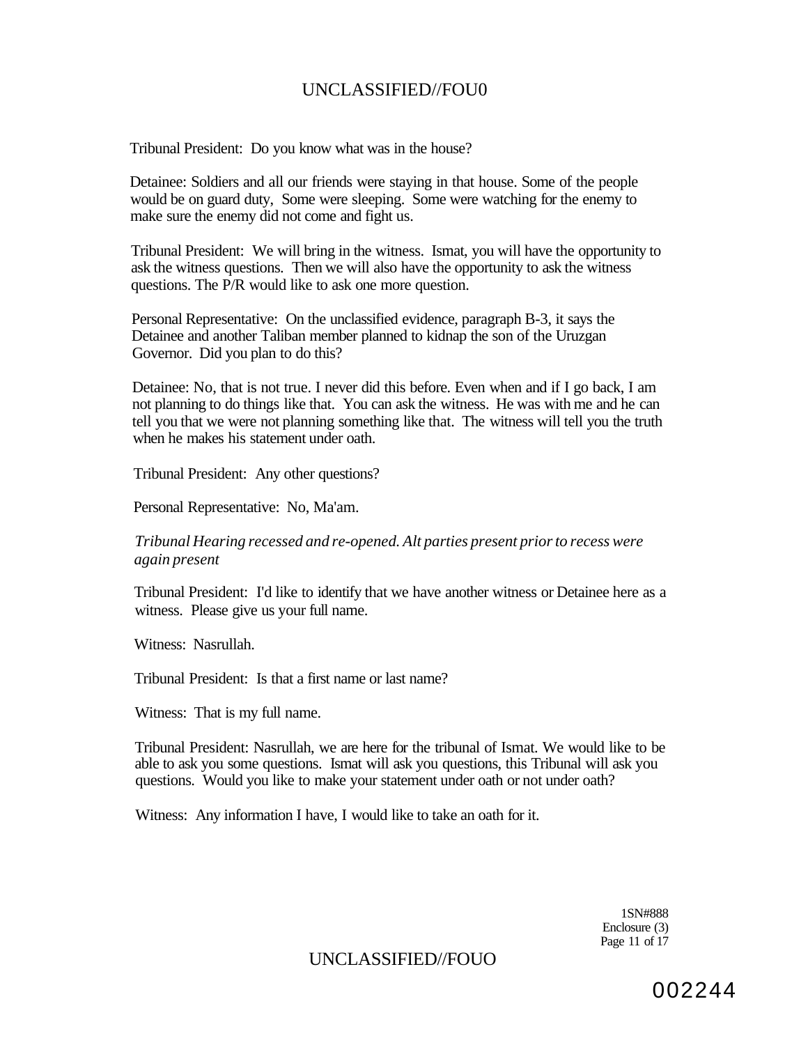Tribunal President: Do you know what was in the house?

Detainee: Soldiers and all our friends were staying in that house. Some of the people would be on guard duty, Some were sleeping. Some were watching for the enemy to make sure the enemy did not come and fight us.

Tribunal President: We will bring in the witness. Ismat, you will have the opportunity to ask the witness questions. Then we will also have the opportunity to ask the witness questions. The P/R would like to ask one more question.

Personal Representative: On the unclassified evidence, paragraph B-3, it says the Detainee and another Taliban member planned to kidnap the son of the Uruzgan Governor. Did you plan to do this?

Detainee: No, that is not true. I never did this before. Even when and if I go back, I am not planning to do things like that. You can ask the witness. He was with me and he can tell you that we were not planning something like that. The witness will tell you the truth when he makes his statement under oath.

Tribunal President: Any other questions?

Personal Representative: No, Ma'am.

*Tribunal Hearing recessed and re-opened. Alt parties present prior to recess were again present*

Tribunal President: I'd like to identify that we have another witness or Detainee here as a witness. Please give us your full name.

Witness: Nasrullah.

Tribunal President: Is that a first name or last name?

Witness: That is my full name.

Tribunal President: Nasrullah, we are here for the tribunal of Ismat. We would like to be able to ask you some questions. Ismat will ask you questions, this Tribunal will ask you questions. Would you like to make your statement under oath or not under oath?

Witness: Any information I have, I would like to take an oath for it.

1SN#888
Enclosure (3)

002244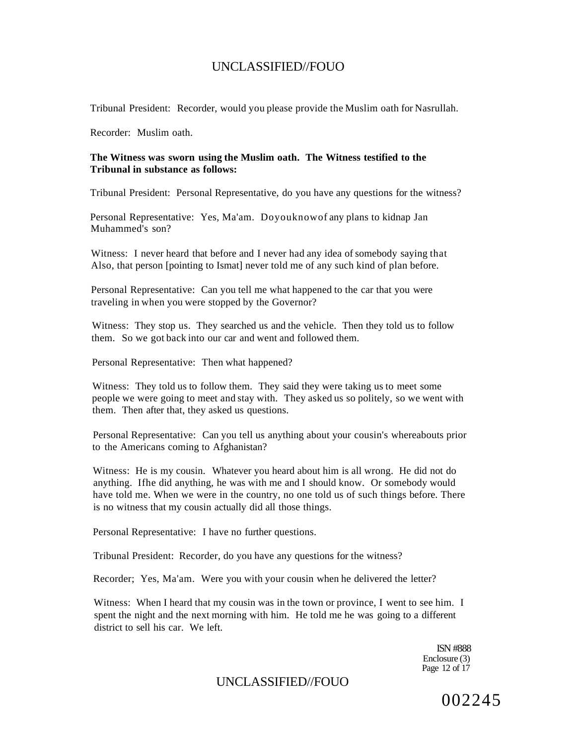Tribunal President: Recorder, would you please provide the Muslim oath for Nasrullah.

Recorder: Muslim oath.

**The Witness was sworn using the Muslim oath. The Witness testified to the Tribunal in substance as follows:**

Tribunal President: Personal Representative, do you have any questions for the witness?

Personal Representative: Yes, Ma'am. Doyouknowof any plans to kidnap Jan Muhammed's son?

Witness: I never heard that before and I never had any idea of somebody saying that Also, that person [pointing to Ismat] never told me of any such kind of plan before.

Personal Representative: Can you tell me what happened to the car that you were traveling in when you were stopped by the Governor?

Witness: They stop us. They searched us and the vehicle. Then they told us to follow them. So we got back into our car and went and followed them.

Personal Representative: Then what happened?

Witness: They told us to follow them. They said they were taking us to meet some people we were going to meet and stay with. They asked us so politely, so we went with them. Then after that, they asked us questions.

Personal Representative: Can you tell us anything about your cousin's whereabouts prior to the Americans coming to Afghanistan?

Witness: He is my cousin. Whatever you heard about him is all wrong. He did not do anything. Ifhe did anything, he was with me and I should know. Or somebody would have told me. When we were in the country, no one told us of such things before. There is no witness that my cousin actually did all those things.

Personal Representative: I have no further questions.

Tribunal President: Recorder, do you have any questions for the witness?

Recorder; Yes, Ma'am. Were you with your cousin when he delivered the letter?

Witness: When I heard that my cousin was in the town or province, I went to see him. I spent the night and the next morning with him. He told me he was going to a different district to sell his car. We left.

ISN #888
Enclosure (3)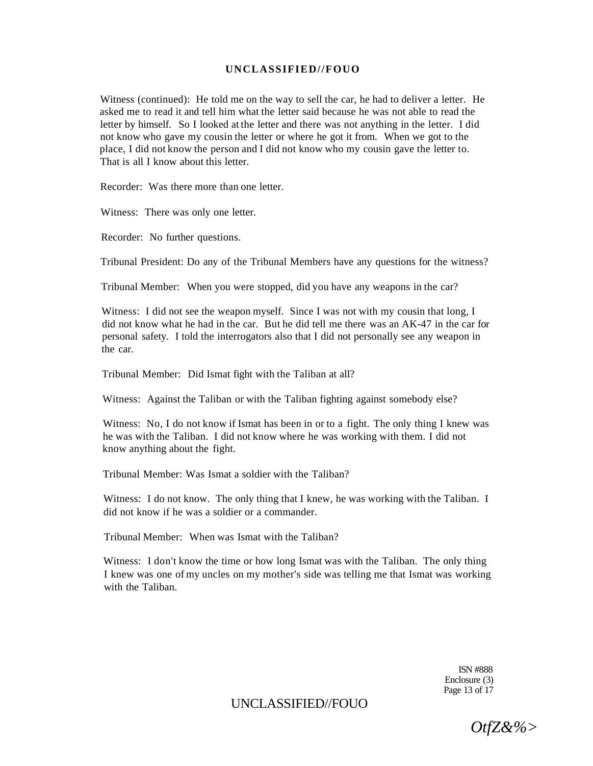Witness (continued): He told me on the way to sell the car, he had to deliver a letter. He asked me to read it and tell him what the letter said because he was not able to read the letter by himself. So I looked at the letter and there was not anything in the letter. I did not know who gave my cousin the letter or where he got it from. When we got to the place, I did not know the person and I did not know who my cousin gave the letter to. That is all I know about this letter.

Recorder: Was there more than one letter.

Witness: There was only one letter.

Recorder: No further questions.

Tribunal President: Do any of the Tribunal Members have any questions for the witness?

Tribunal Member: When you were stopped, did you have any weapons in the car?

Witness: I did not see the weapon myself. Since I was not with my cousin that long, I did not know what he had in the car. But he did tell me there was an AK-47 in the car for personal safety. I told the interrogators also that I did not personally see any weapon in the car.

Tribunal Member: Did Ismat fight with the Taliban at all?

Witness: Against the Taliban or with the Taliban fighting against somebody else?

Witness: No, I do not know if Ismat has been in or to a fight. The only thing I knew was he was with the Taliban. I did not know where he was working with them. I did not know anything about the fight.

Tribunal Member: Was Ismat a soldier with the Taliban?

Witness: I do not know. The only thing that I knew, he was working with the Taliban. I did not know if he was a soldier or a commander.

Tribunal Member: When was Ismat with the Taliban?

Witness: I don't know the time or how long Ismat was with the Taliban. The only thing I knew was one of my uncles on my mother's side was telling me that Ismat was working with the Taliban.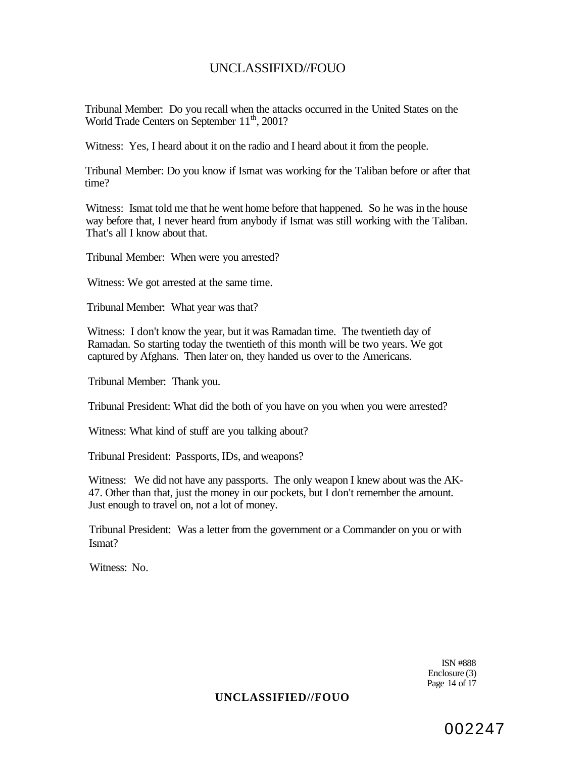Tribunal Member: Do you recall when the attacks occurred in the United States on the World Trade Centers on September 11th, 2001?

Witness: Yes, I heard about it on the radio and I heard about it from the people.

Tribunal Member: Do you know if Ismat was working for the Taliban before or after that time?

Witness: Ismat told me that he went home before that happened. So he was in the house way before that, I never heard from anybody if Ismat was still working with the Taliban. That's all I know about that.

Tribunal Member: When were you arrested?

Witness: We got arrested at the same time.

Tribunal Member: What year was that?

Witness: I don't know the year, but it was Ramadan time. The twentieth day of Ramadan. So starting today the twentieth of this month will be two years. We got captured by Afghans. Then later on, they handed us over to the Americans.

Tribunal Member: Thank you.

Tribunal President: What did the both of you have on you when you were arrested?

Witness: What kind of stuff are you talking about?

Tribunal President: Passports, IDs, and weapons?

Witness: We did not have any passports. The only weapon I knew about was the AK-47. Other than that, just the money in our pockets, but I don't remember the amount. Just enough to travel on, not a lot of money.

Tribunal President: Was a letter from the government or a Commander on you or with Ismat?

Witness: No.

ISN #888
Enclosure (3)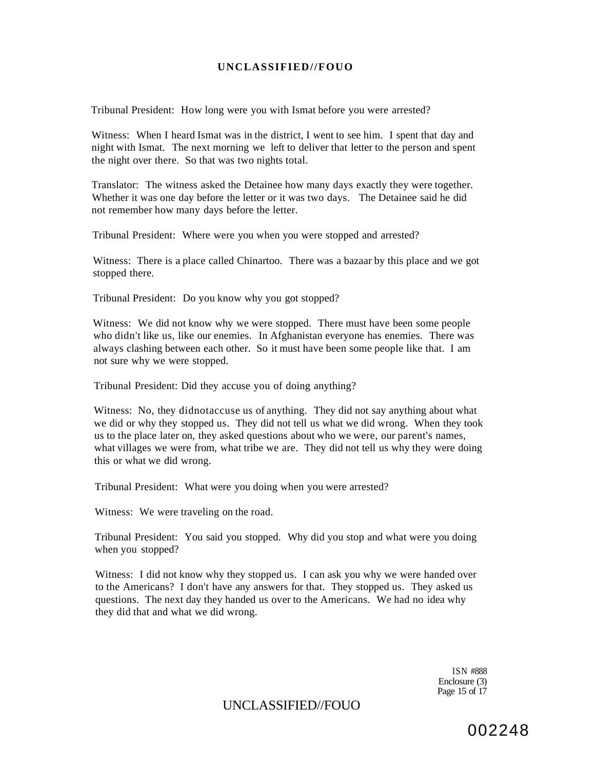Tribunal President: How long were you with Ismat before you were arrested?

Witness: When I heard Ismat was in the district, I went to see him. I spent that day and night with Ismat. The next morning we left to deliver that letter to the person and spent the night over there. So that was two nights total.

Translator: The witness asked the Detainee how many days exactly they were together. Whether it was one day before the letter or it was two days. The Detainee said he did not remember how many days before the letter.

Tribunal President: Where were you when you were stopped and arrested?

Witness: There is a place called Chinartoo. There was a bazaar by this place and we got stopped there.

Tribunal President: Do you know why you got stopped?

Witness: We did not know why we were stopped. There must have been some people who didn't like us, like our enemies. In Afghanistan everyone has enemies. There was always clashing between each other. So it must have been some people like that. I am not sure why we were stopped.

Tribunal President: Did they accuse you of doing anything?

Witness: No, they didnotaccuse us of anything. They did not say anything about what we did or why they stopped us. They did not tell us what we did wrong. When they took us to the place later on, they asked questions about who we were, our parent's names, what villages we were from, what tribe we are. They did not tell us why they were doing this or what we did wrong.

Tribunal President: What were you doing when you were arrested?

Witness: We were traveling on the road.

Tribunal President: You said you stopped. Why did you stop and what were you doing when you stopped?

Witness: I did not know why they stopped us. I can ask you why we were handed over to the Americans? I don't have any answers for that. They stopped us. They asked us questions. The next day they handed us over to the Americans. We had no idea why they did that and what we did wrong.

ISN #888
Enclosure (3)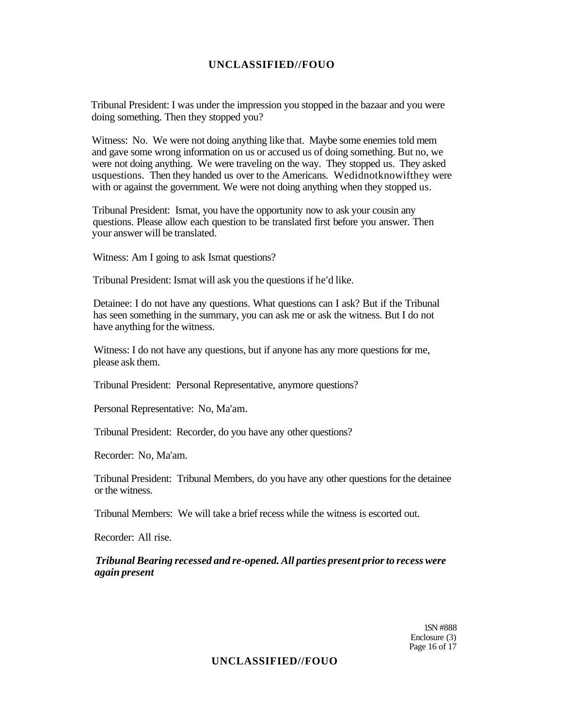Tribunal President: I was under the impression you stopped in the bazaar and you were doing something. Then they stopped you?

Witness: No. We were not doing anything like that. Maybe some enemies told mem and gave some wrong information on us or accused us of doing something. But no, we were not doing anything. We were traveling on the way. They stopped us. They asked usquestions. Then they handed us over to the Americans. Wedidnotknowifthey were with or against the government. We were not doing anything when they stopped us.

Tribunal President: Ismat, you have the opportunity now to ask your cousin any questions. Please allow each question to be translated first before you answer. Then your answer will be translated.

Witness: Am I going to ask Ismat questions?

Tribunal President: Ismat will ask you the questions if he'd like.

Detainee: I do not have any questions. What questions can I ask? But if the Tribunal has seen something in the summary, you can ask me or ask the witness. But I do not have anything for the witness.

Witness: I do not have any questions, but if anyone has any more questions for me, please ask them.

Tribunal President: Personal Representative, anymore questions?

Personal Representative: No, Ma'am.

Tribunal President: Recorder, do you have any other questions?

Recorder: No, Ma'am.

Tribunal President: Tribunal Members, do you have any other questions for the detainee or the witness.

Tribunal Members: We will take a brief recess while the witness is escorted out.

Recorder: All rise.

***Tribunal Bearing recessed and re-opened. All parties present prior to recess were again present***

1SN #888
Enclosure (3)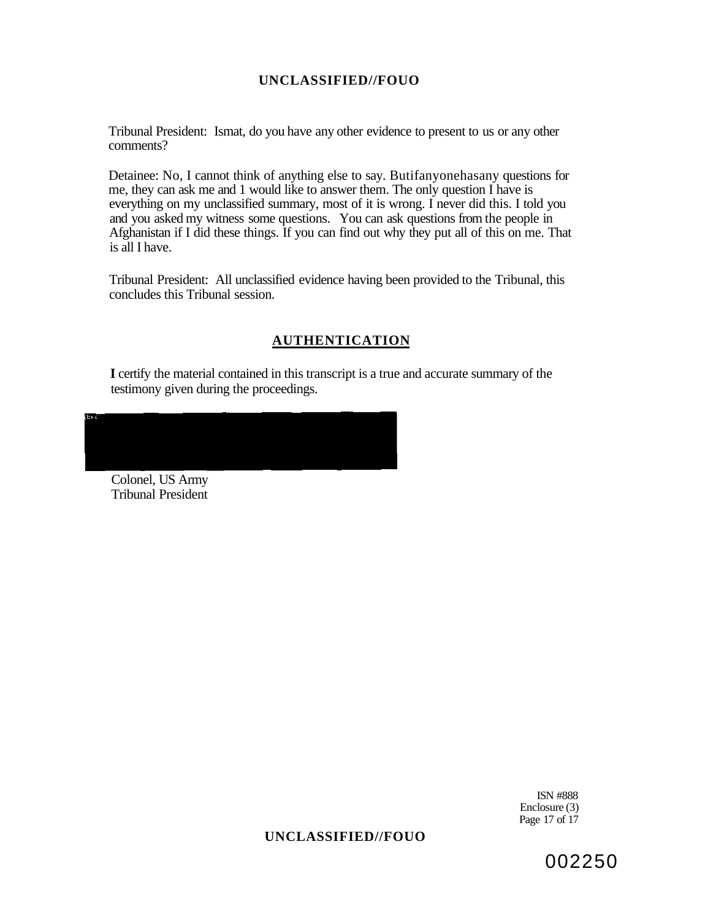Tribunal President: Ismat, do you have any other evidence to present to us or any other comments?

Detainee: No, I cannot think of anything else to say. Butifanyonehasany questions for me, they can ask me and 1 would like to answer them. The only question I have is everything on my unclassified summary, most of it is wrong. I never did this. I told you and you asked my witness some questions. You can ask questions from the people in Afghanistan if I did these things. If you can find out why they put all of this on me. That is all I have.

Tribunal President: All unclassified evidence having been provided to the Tribunal, this concludes this Tribunal session.

## AUTHENTICATION

**I** certify the material contained in this transcript is a true and accurate summary of the testimony given during the proceedings.

Colonel, US Army
Tribunal President

ISN #888
Enclosure (3)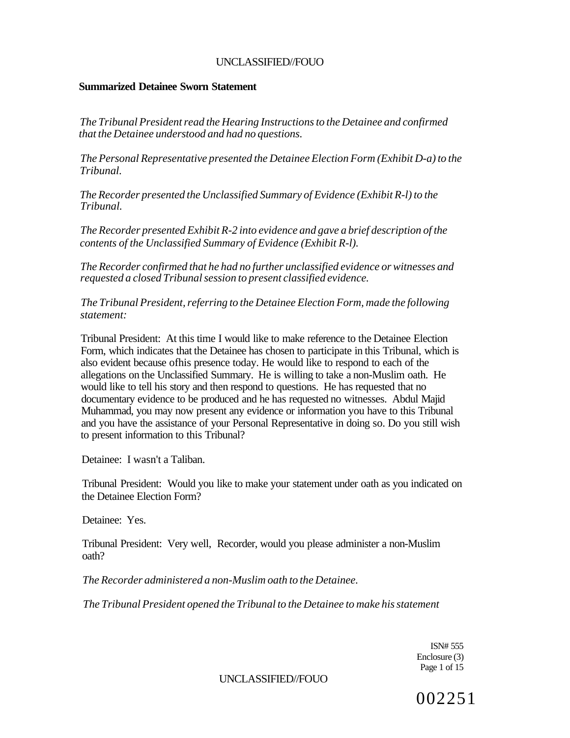**Summarized Detainee Sworn Statement**

*The Tribunal President read the Hearing Instructions to the Detainee and confirmed that the Detainee understood and had no questions.*

*The Personal Representative presented the Detainee Election Form (Exhibit D-a) to the Tribunal.*

*The Recorder presented the Unclassified Summary of Evidence (Exhibit R-l) to the Tribunal.*

*The Recorder presented Exhibit R-2 into evidence and gave a brief description of the contents of the Unclassified Summary of Evidence (Exhibit R-l).*

*The Recorder confirmed that he had no further unclassified evidence or witnesses and requested a closed Tribunal session to present classified evidence.*

*The Tribunal President, referring to the Detainee Election Form, made the following statement:*

Tribunal President: At this time I would like to make reference to the Detainee Election Form, which indicates that the Detainee has chosen to participate in this Tribunal, which is also evident because ofhis presence today. He would like to respond to each of the allegations on the Unclassified Summary. He is willing to take a non-Muslim oath. He would like to tell his story and then respond to questions. He has requested that no documentary evidence to be produced and he has requested no witnesses. Abdul Majid Muhammad, you may now present any evidence or information you have to this Tribunal and you have the assistance of your Personal Representative in doing so. Do you still wish to present information to this Tribunal?

Detainee: I wasn't a Taliban.

Tribunal President: Would you like to make your statement under oath as you indicated on the Detainee Election Form?

Detainee: Yes.

Tribunal President: Very well, Recorder, would you please administer a non-Muslim oath?

*The Recorder administered a non-Muslim oath to the Detainee.*

*The Tribunal President opened the Tribunal to the Detainee to make his statement*

ISN# 555
Enclosure (3)

002251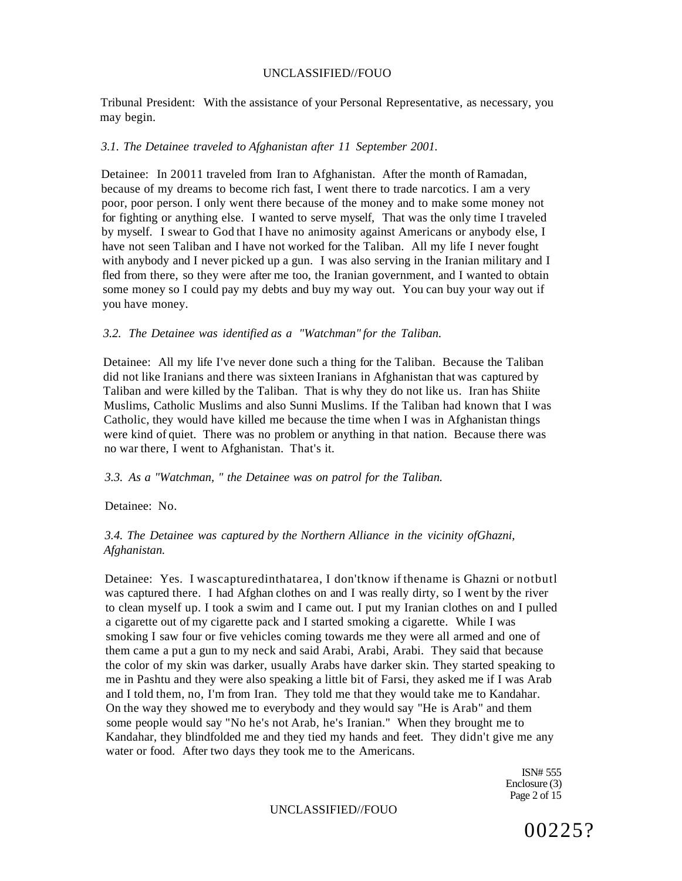Tribunal President: With the assistance of your Personal Representative, as necessary, you may begin.

*3.1. The Detainee traveled to Afghanistan after 11 September 2001.*

Detainee: In 20011 traveled from Iran to Afghanistan. After the month of Ramadan, because of my dreams to become rich fast, I went there to trade narcotics. I am a very poor, poor person. I only went there because of the money and to make some money not for fighting or anything else. I wanted to serve myself, That was the only time I traveled by myself. I swear to God that I have no animosity against Americans or anybody else, I have not seen Taliban and I have not worked for the Taliban. All my life I never fought with anybody and I never picked up a gun. I was also serving in the Iranian military and I fled from there, so they were after me too, the Iranian government, and I wanted to obtain some money so I could pay my debts and buy my way out. You can buy your way out if you have money.

*3.2. The Detainee was identified as a "Watchman" for the Taliban.*

Detainee: All my life I've never done such a thing for the Taliban. Because the Taliban did not like Iranians and there was sixteen Iranians in Afghanistan that was captured by Taliban and were killed by the Taliban. That is why they do not like us. Iran has Shiite Muslims, Catholic Muslims and also Sunni Muslims. If the Taliban had known that I was Catholic, they would have killed me because the time when I was in Afghanistan things were kind of quiet. There was no problem or anything in that nation. Because there was no war there, I went to Afghanistan. That's it.

*3.3. As a "Watchman, " the Detainee was on patrol for the Taliban.*

Detainee: No.

*3.4. The Detainee was captured by the Northern Alliance in the vicinity ofGhazni, Afghanistan.*

Detainee: Yes. I wascapturedinthatarea, I don'tknow if thename is Ghazni or notbutl was captured there. I had Afghan clothes on and I was really dirty, so I went by the river to clean myself up. I took a swim and I came out. I put my Iranian clothes on and I pulled a cigarette out of my cigarette pack and I started smoking a cigarette. While I was smoking I saw four or five vehicles coming towards me they were all armed and one of them came a put a gun to my neck and said Arabi, Arabi, Arabi. They said that because the color of my skin was darker, usually Arabs have darker skin. They started speaking to me in Pashtu and they were also speaking a little bit of Farsi, they asked me if I was Arab and I told them, no, I'm from Iran. They told me that they would take me to Kandahar. On the way they showed me to everybody and they would say "He is Arab" and them some people would say "No he's not Arab, he's Iranian." When they brought me to Kandahar, they blindfolded me and they tied my hands and feet. They didn't give me any water or food. After two days they took me to the Americans.

ISN# 555
Enclosure (3)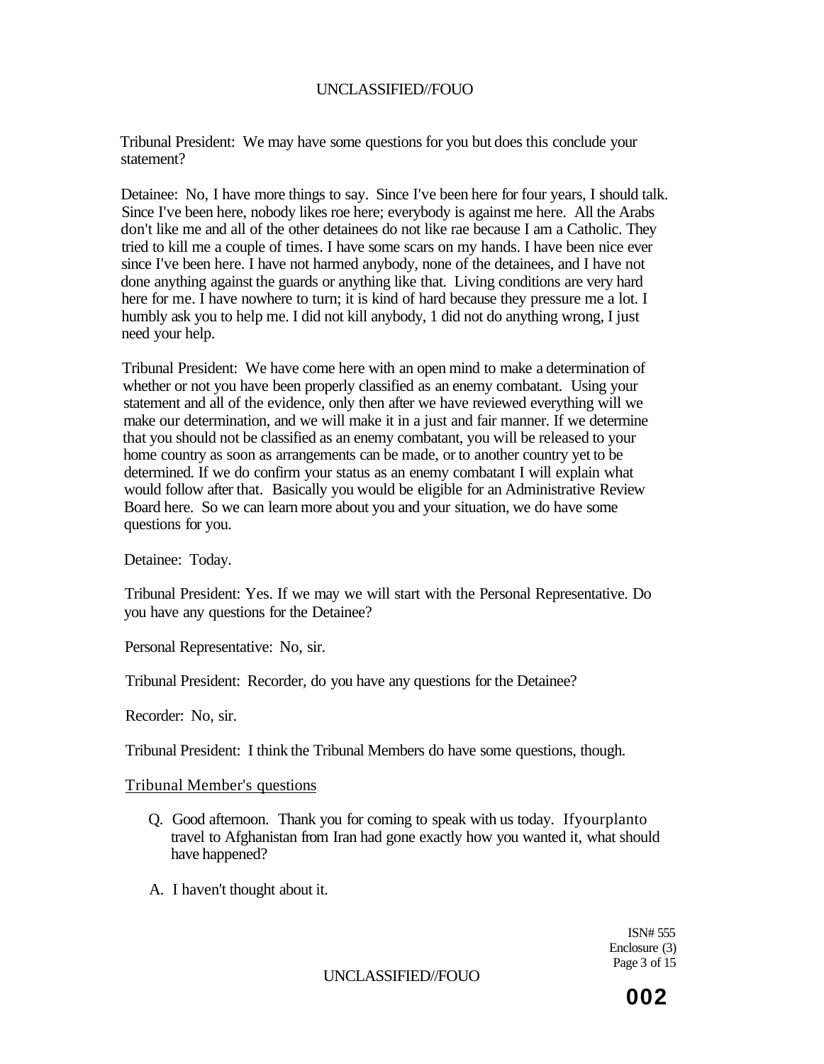Tribunal President: We may have some questions for you but does this conclude your statement?

Detainee: No, I have more things to say. Since I've been here for four years, I should talk. Since I've been here, nobody likes roe here; everybody is against me here. All the Arabs don't like me and all of the other detainees do not like rae because I am a Catholic. They tried to kill me a couple of times. I have some scars on my hands. I have been nice ever since I've been here. I have not harmed anybody, none of the detainees, and I have not done anything against the guards or anything like that. Living conditions are very hard here for me. I have nowhere to turn; it is kind of hard because they pressure me a lot. I humbly ask you to help me. I did not kill anybody, 1 did not do anything wrong, I just need your help.

Tribunal President: We have come here with an open mind to make a determination of whether or not you have been properly classified as an enemy combatant. Using your statement and all of the evidence, only then after we have reviewed everything will we make our determination, and we will make it in a just and fair manner. If we determine that you should not be classified as an enemy combatant, you will be released to your home country as soon as arrangements can be made, or to another country yet to be determined. If we do confirm your status as an enemy combatant I will explain what would follow after that. Basically you would be eligible for an Administrative Review Board here. So we can learn more about you and your situation, we do have some questions for you.

Detainee: Today.

Tribunal President: Yes. If we may we will start with the Personal Representative. Do you have any questions for the Detainee?

Personal Representative: No, sir.

Tribunal President: Recorder, do you have any questions for the Detainee?

Recorder: No, sir.

Tribunal President: I think the Tribunal Members do have some questions, though.

<u>Tribunal Member's questions</u>

Q. Good afternoon. Thank you for coming to speak with us today. Ifyourplanto travel to Afghanistan from Iran had gone exactly how you wanted it, what should have happened?

A. I haven't thought about it.

ISN# 555
Enclosure (3)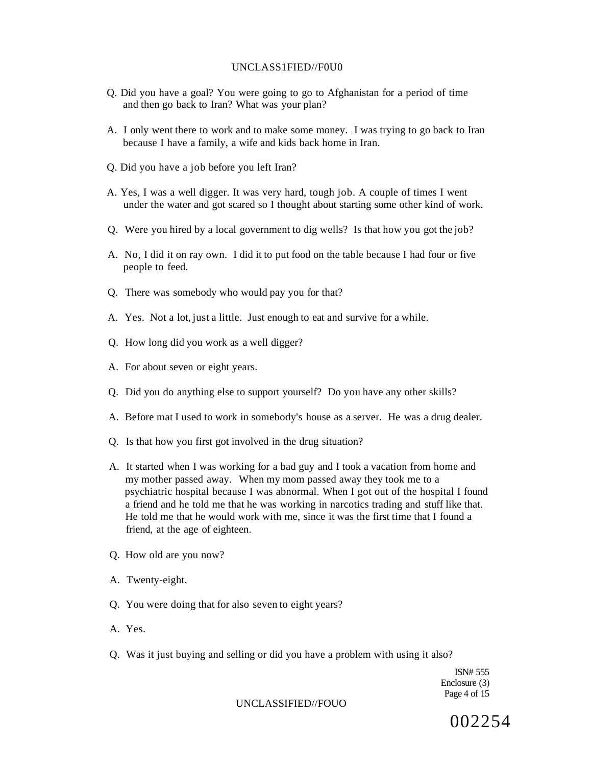Q. Did you have a goal? You were going to go to Afghanistan for a period of time and then go back to Iran? What was your plan?

A. I only went there to work and to make some money. I was trying to go back to Iran because I have a family, a wife and kids back home in Iran.

Q. Did you have a job before you left Iran?

A. Yes, I was a well digger. It was very hard, tough job. A couple of times I went under the water and got scared so I thought about starting some other kind of work.

Q. Were you hired by a local government to dig wells? Is that how you got the job?

A. No, I did it on ray own. I did it to put food on the table because I had four or five people to feed.

Q. There was somebody who would pay you for that?

A. Yes. Not a lot, just a little. Just enough to eat and survive for a while.

Q. How long did you work as a well digger?

A. For about seven or eight years.

Q. Did you do anything else to support yourself? Do you have any other skills?

A. Before mat I used to work in somebody's house as a server. He was a drug dealer.

Q. Is that how you first got involved in the drug situation?

A. It started when I was working for a bad guy and I took a vacation from home and my mother passed away. When my mom passed away they took me to a psychiatric hospital because I was abnormal. When I got out of the hospital I found a friend and he told me that he was working in narcotics trading and stuff like that. He told me that he would work with me, since it was the first time that I found a friend, at the age of eighteen.

Q. How old are you now?

A. Twenty-eight.

Q. You were doing that for also seven to eight years?

A. Yes.

Q. Was it just buying and selling or did you have a problem with using it also?

ISN# 555
Enclosure (3)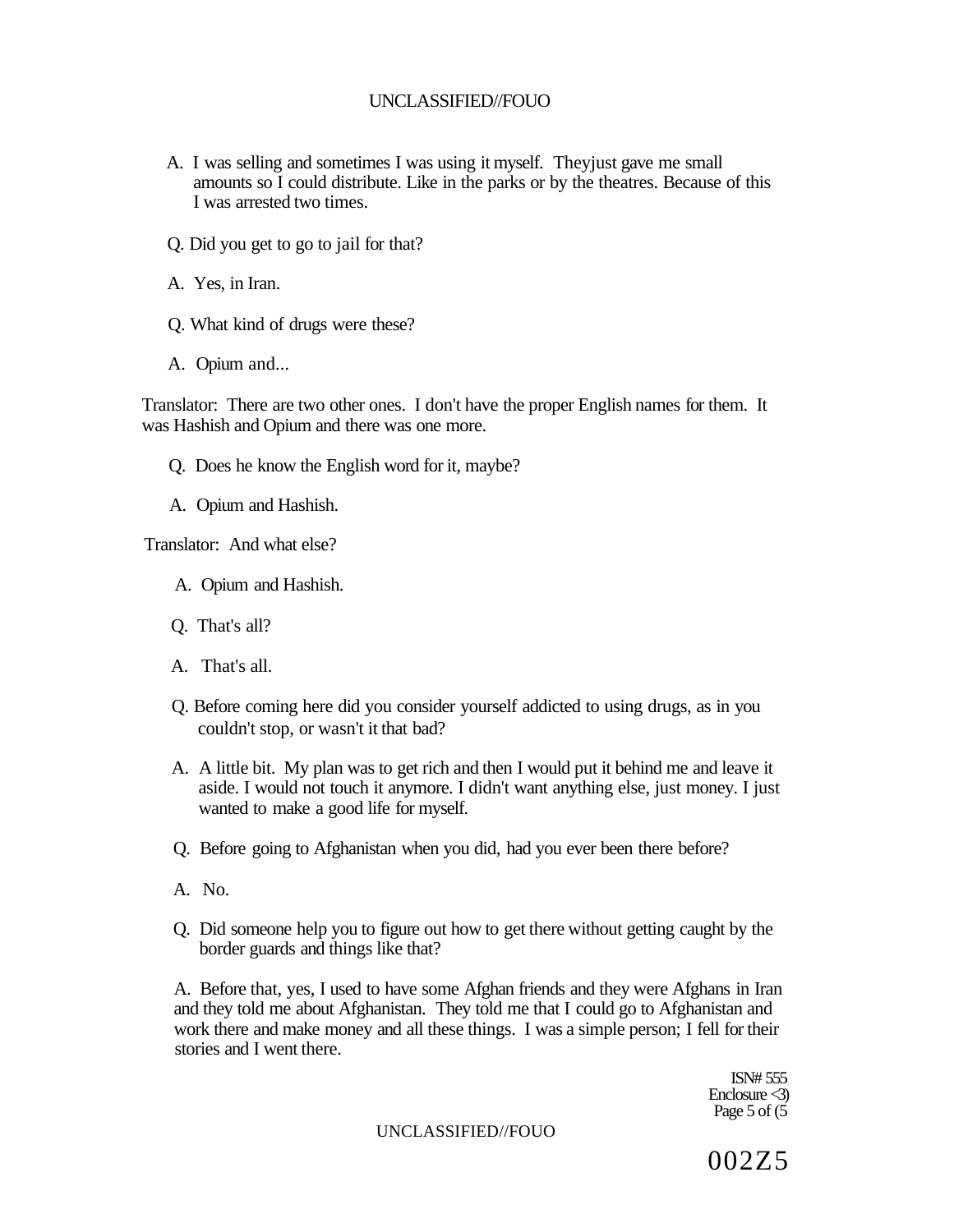A. I was selling and sometimes I was using it myself. Theyjust gave me small amounts so I could distribute. Like in the parks or by the theatres. Because of this I was arrested two times.

Q. Did you get to go to jail for that?

A. Yes, in Iran.

Q. What kind of drugs were these?

A. Opium and...

Translator: There are two other ones. I don't have the proper English names for them. It was Hashish and Opium and there was one more.

Q. Does he know the English word for it, maybe?

A. Opium and Hashish.

Translator: And what else?

A. Opium and Hashish.

Q. That's all?

A. That's all.

Q. Before coming here did you consider yourself addicted to using drugs, as in you couldn't stop, or wasn't it that bad?

A. A little bit. My plan was to get rich and then I would put it behind me and leave it aside. I would not touch it anymore. I didn't want anything else, just money. I just wanted to make a good life for myself.

Q. Before going to Afghanistan when you did, had you ever been there before?

A. No.

Q. Did someone help you to figure out how to get there without getting caught by the border guards and things like that?

A. Before that, yes, I used to have some Afghan friends and they were Afghans in Iran and they told me about Afghanistan. They told me that I could go to Afghanistan and work there and make money and all these things. I was a simple person; I fell for their stories and I went there.

ISN# 555
Enclosure <3)
Page 5 of (5

002Z5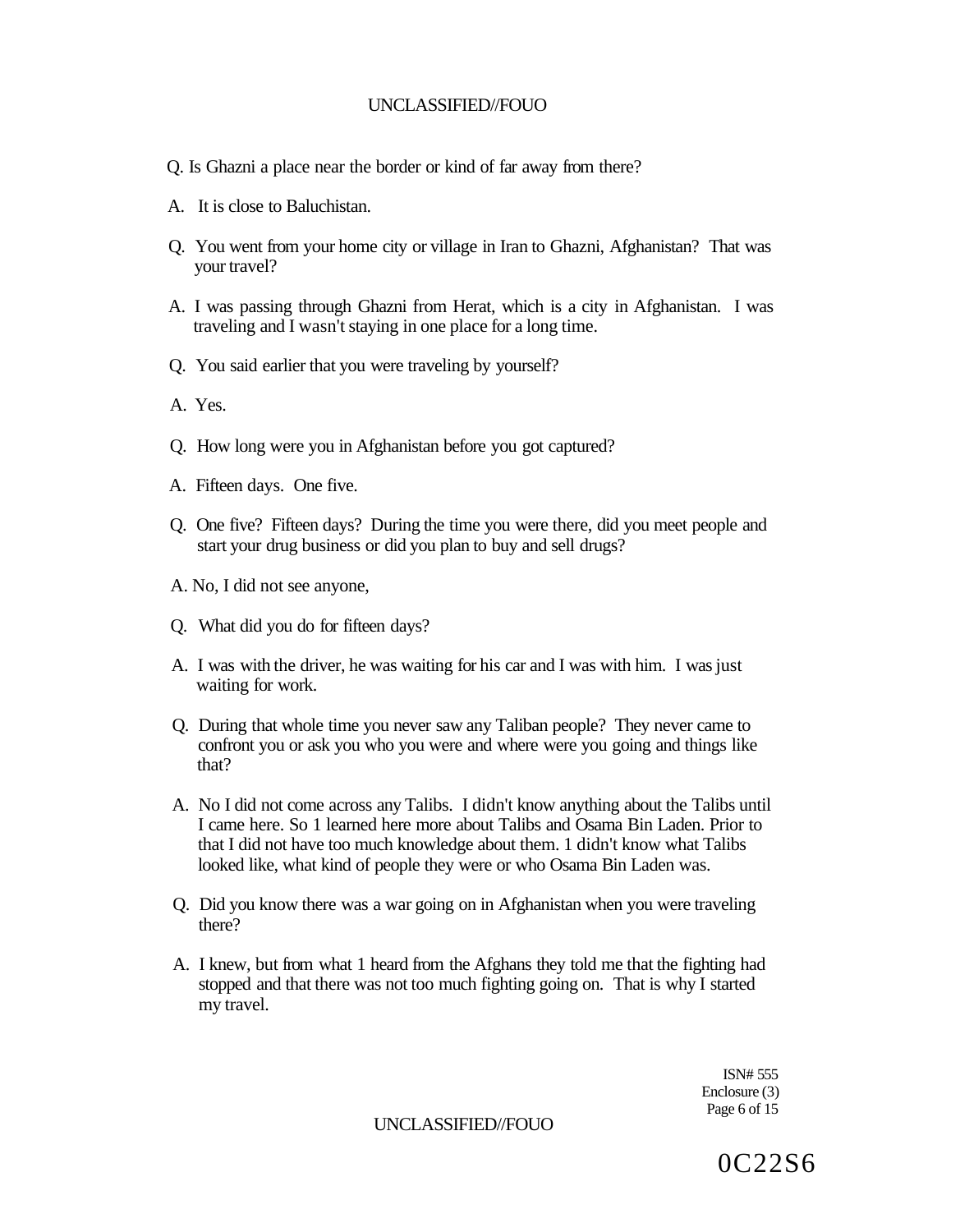Q. Is Ghazni a place near the border or kind of far away from there?

A. It is close to Baluchistan.

Q. You went from your home city or village in Iran to Ghazni, Afghanistan? That was your travel?

A. I was passing through Ghazni from Herat, which is a city in Afghanistan. I was traveling and I wasn't staying in one place for a long time.

Q. You said earlier that you were traveling by yourself?

A. Yes.

Q. How long were you in Afghanistan before you got captured?

A. Fifteen days. One five.

Q. One five? Fifteen days? During the time you were there, did you meet people and start your drug business or did you plan to buy and sell drugs?

A. No, I did not see anyone,

Q. What did you do for fifteen days?

A. I was with the driver, he was waiting for his car and I was with him. I was just waiting for work.

Q. During that whole time you never saw any Taliban people? They never came to confront you or ask you who you were and where were you going and things like that?

A. No I did not come across any Talibs. I didn't know anything about the Talibs until I came here. So 1 learned here more about Talibs and Osama Bin Laden. Prior to that I did not have too much knowledge about them. 1 didn't know what Talibs looked like, what kind of people they were or who Osama Bin Laden was.

Q. Did you know there was a war going on in Afghanistan when you were traveling there?

A. I knew, but from what 1 heard from the Afghans they told me that the fighting had stopped and that there was not too much fighting going on. That is why I started my travel.

ISN# 555
Enclosure (3)

0C22S6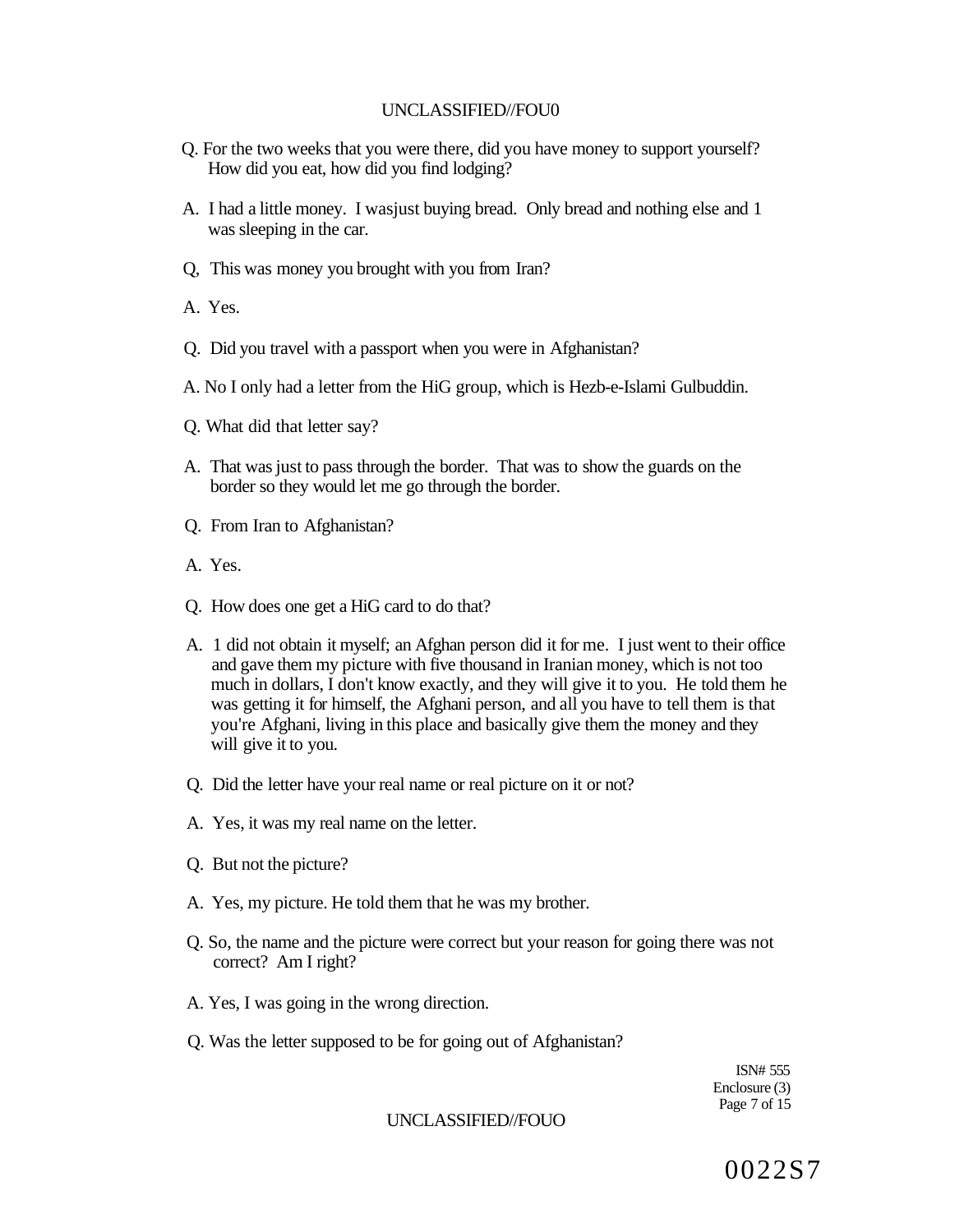Q. For the two weeks that you were there, did you have money to support yourself? How did you eat, how did you find lodging?

A. I had a little money. I wasjust buying bread. Only bread and nothing else and 1 was sleeping in the car.

Q, This was money you brought with you from Iran?

A. Yes.

Q. Did you travel with a passport when you were in Afghanistan?

A. No I only had a letter from the HiG group, which is Hezb-e-Islami Gulbuddin.

Q. What did that letter say?

A. That was just to pass through the border. That was to show the guards on the border so they would let me go through the border.

Q. From Iran to Afghanistan?

A. Yes.

Q. How does one get a HiG card to do that?

A. 1 did not obtain it myself; an Afghan person did it for me. I just went to their office and gave them my picture with five thousand in Iranian money, which is not too much in dollars, I don't know exactly, and they will give it to you. He told them he was getting it for himself, the Afghani person, and all you have to tell them is that you're Afghani, living in this place and basically give them the money and they will give it to you.

Q. Did the letter have your real name or real picture on it or not?

A. Yes, it was my real name on the letter.

Q. But not the picture?

A. Yes, my picture. He told them that he was my brother.

Q. So, the name and the picture were correct but your reason for going there was not correct? Am I right?

A. Yes, I was going in the wrong direction.

Q. Was the letter supposed to be for going out of Afghanistan?

ISN# 555
Enclosure (3)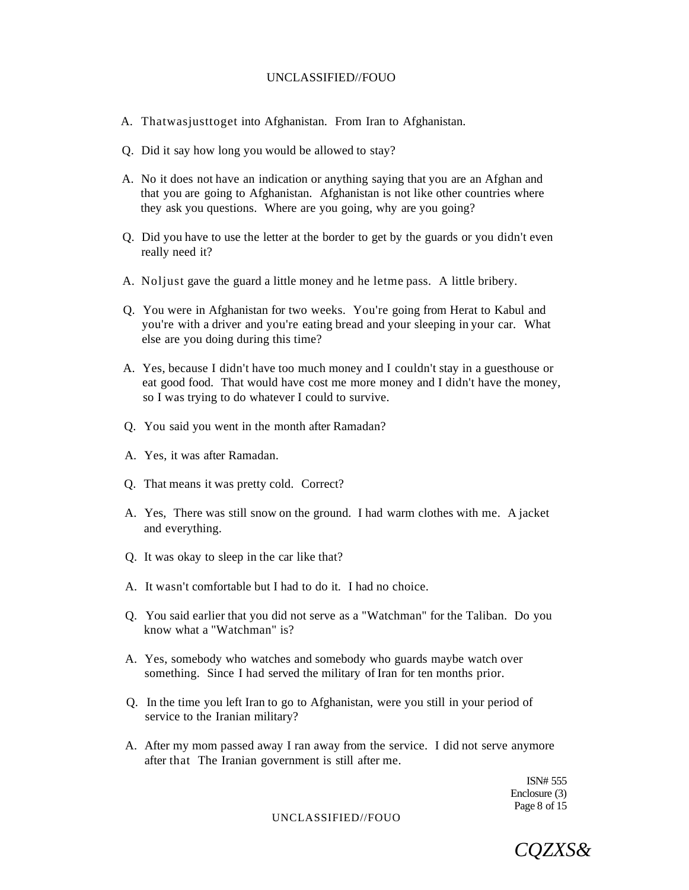A. Thatwasjusttoget into Afghanistan. From Iran to Afghanistan.

Q. Did it say how long you would be allowed to stay?

A. No it does not have an indication or anything saying that you are an Afghan and that you are going to Afghanistan. Afghanistan is not like other countries where they ask you questions. Where are you going, why are you going?

Q. Did you have to use the letter at the border to get by the guards or you didn't even really need it?

A. Noljust gave the guard a little money and he letme pass. A little bribery.

Q. You were in Afghanistan for two weeks. You're going from Herat to Kabul and you're with a driver and you're eating bread and your sleeping in your car. What else are you doing during this time?

A. Yes, because I didn't have too much money and I couldn't stay in a guesthouse or eat good food. That would have cost me more money and I didn't have the money, so I was trying to do whatever I could to survive.

Q. You said you went in the month after Ramadan?

A. Yes, it was after Ramadan.

Q. That means it was pretty cold. Correct?

A. Yes, There was still snow on the ground. I had warm clothes with me. A jacket and everything.

Q. It was okay to sleep in the car like that?

A. It wasn't comfortable but I had to do it. I had no choice.

Q. You said earlier that you did not serve as a "Watchman" for the Taliban. Do you know what a "Watchman" is?

A. Yes, somebody who watches and somebody who guards maybe watch over something. Since I had served the military of Iran for ten months prior.

Q. In the time you left Iran to go to Afghanistan, were you still in your period of service to the Iranian military?

A. After my mom passed away I ran away from the service. I did not serve anymore after that The Iranian government is still after me.

ISN# 555
Enclosure (3)

CQZXS&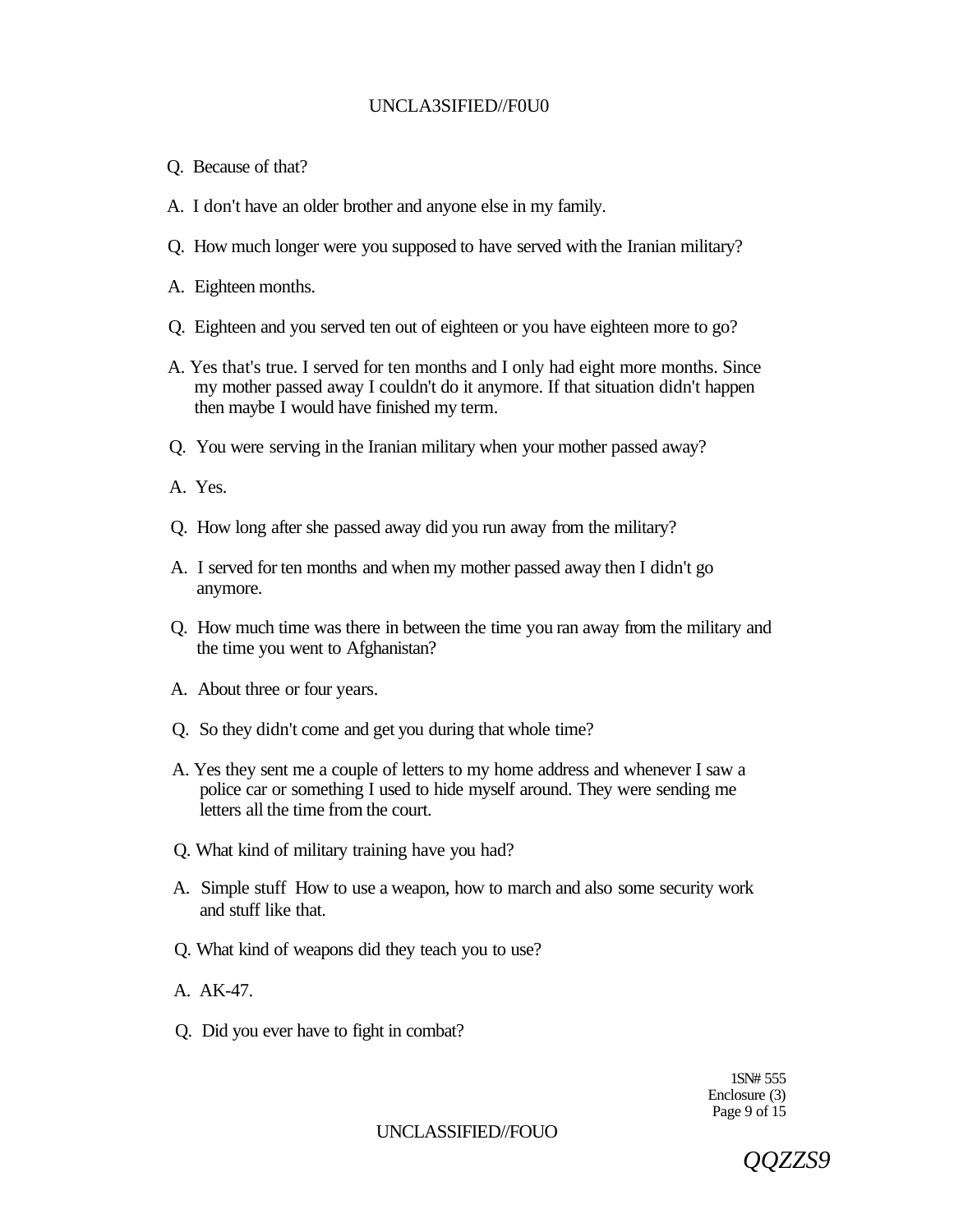Q. Because of that?

A. I don't have an older brother and anyone else in my family.

Q. How much longer were you supposed to have served with the Iranian military?

A. Eighteen months.

Q. Eighteen and you served ten out of eighteen or you have eighteen more to go?

A. Yes that's true. I served for ten months and I only had eight more months. Since my mother passed away I couldn't do it anymore. If that situation didn't happen then maybe I would have finished my term.

Q. You were serving in the Iranian military when your mother passed away?

A. Yes.

Q. How long after she passed away did you run away from the military?

A. I served for ten months and when my mother passed away then I didn't go anymore.

Q. How much time was there in between the time you ran away from the military and the time you went to Afghanistan?

A. About three or four years.

Q. So they didn't come and get you during that whole time?

A. Yes they sent me a couple of letters to my home address and whenever I saw a police car or something I used to hide myself around. They were sending me letters all the time from the court.

Q. What kind of military training have you had?

A. Simple stuff How to use a weapon, how to march and also some security work and stuff like that.

Q. What kind of weapons did they teach you to use?

A. AK-47.

Q. Did you ever have to fight in combat?

1SN# 555
Enclosure (3)

QQZZS9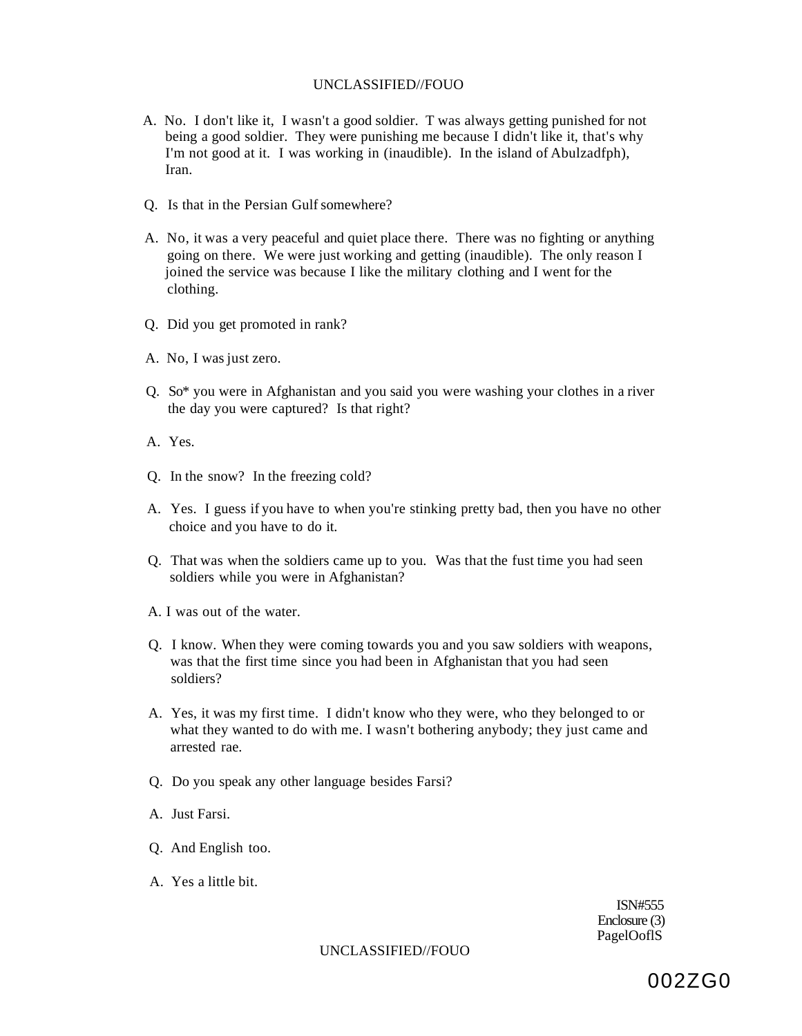A. No. I don't like it, I wasn't a good soldier. T was always getting punished for not being a good soldier. They were punishing me because I didn't like it, that's why I'm not good at it. I was working in (inaudible). In the island of Abulzadfph), Iran.

Q. Is that in the Persian Gulf somewhere?

A. No, it was a very peaceful and quiet place there. There was no fighting or anything going on there. We were just working and getting (inaudible). The only reason I joined the service was because I like the military clothing and I went for the clothing.

Q. Did you get promoted in rank?

A. No, I was just zero.

Q. So* you were in Afghanistan and you said you were washing your clothes in a river the day you were captured? Is that right?

A. Yes.

Q. In the snow? In the freezing cold?

A. Yes. I guess if you have to when you're stinking pretty bad, then you have no other choice and you have to do it.

Q. That was when the soldiers came up to you. Was that the fust time you had seen soldiers while you were in Afghanistan?

A. I was out of the water.

Q. I know. When they were coming towards you and you saw soldiers with weapons, was that the first time since you had been in Afghanistan that you had seen soldiers?

A. Yes, it was my first time. I didn't know who they were, who they belonged to or what they wanted to do with me. I wasn't bothering anybody; they just came and arrested rae.

Q. Do you speak any other language besides Farsi?

A. Just Farsi.

Q. And English too.

A. Yes a little bit.

ISN#555
Enclosure (3)
PagelOoflS

002ZG0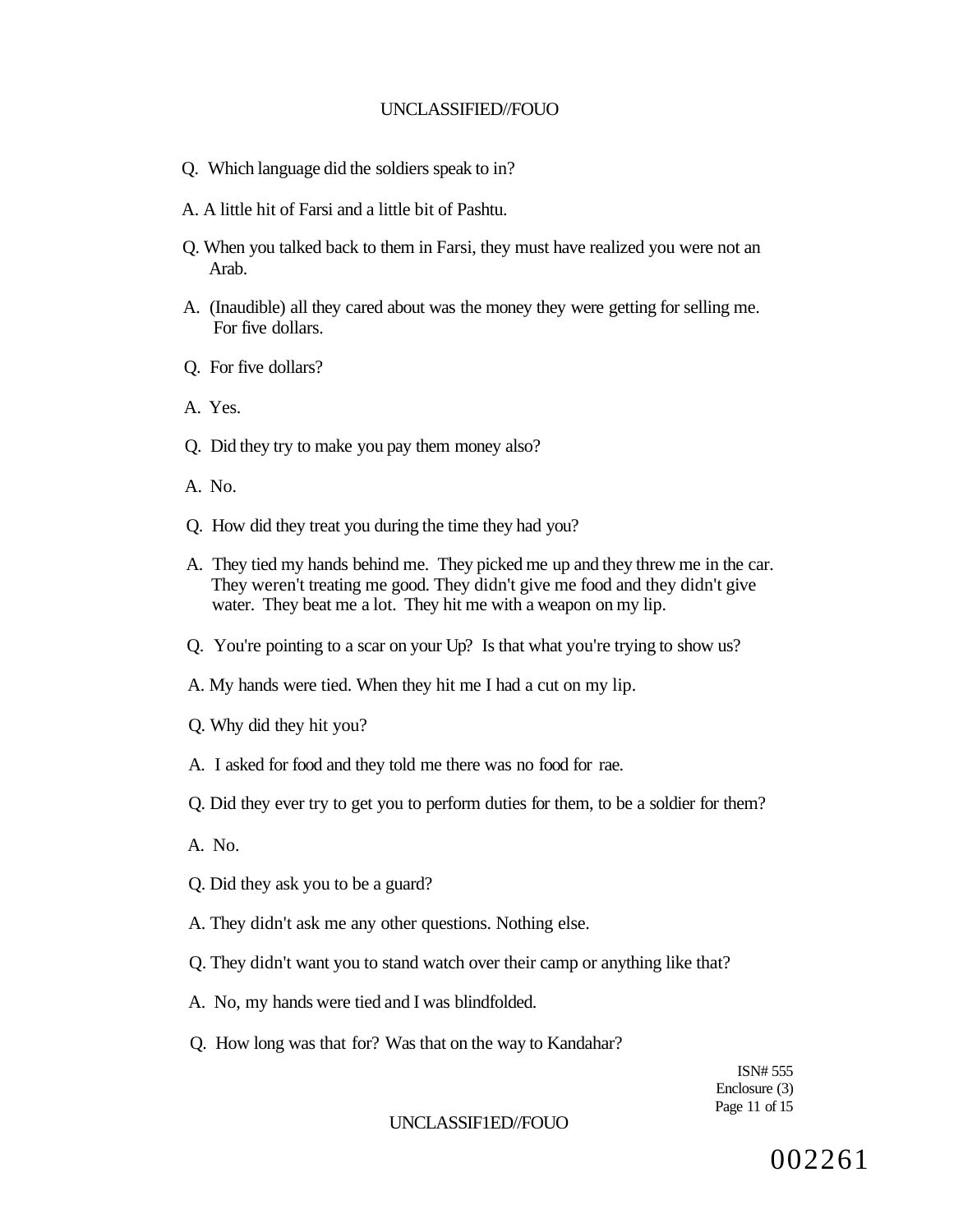Q. Which language did the soldiers speak to in?

A. A little hit of Farsi and a little bit of Pashtu.

Q. When you talked back to them in Farsi, they must have realized you were not an Arab.

A. (Inaudible) all they cared about was the money they were getting for selling me. For five dollars.

Q. For five dollars?

A. Yes.

Q. Did they try to make you pay them money also?

A. No.

Q. How did they treat you during the time they had you?

A. They tied my hands behind me. They picked me up and they threw me in the car. They weren't treating me good. They didn't give me food and they didn't give water. They beat me a lot. They hit me with a weapon on my lip.

Q. You're pointing to a scar on your Up? Is that what you're trying to show us?

A. My hands were tied. When they hit me I had a cut on my lip.

Q. Why did they hit you?

A. I asked for food and they told me there was no food for rae.

Q. Did they ever try to get you to perform duties for them, to be a soldier for them?

A. No.

Q. Did they ask you to be a guard?

A. They didn't ask me any other questions. Nothing else.

Q. They didn't want you to stand watch over their camp or anything like that?

A. No, my hands were tied and I was blindfolded.

Q. How long was that for? Was that on the way to Kandahar?

ISN# 555
Enclosure (3)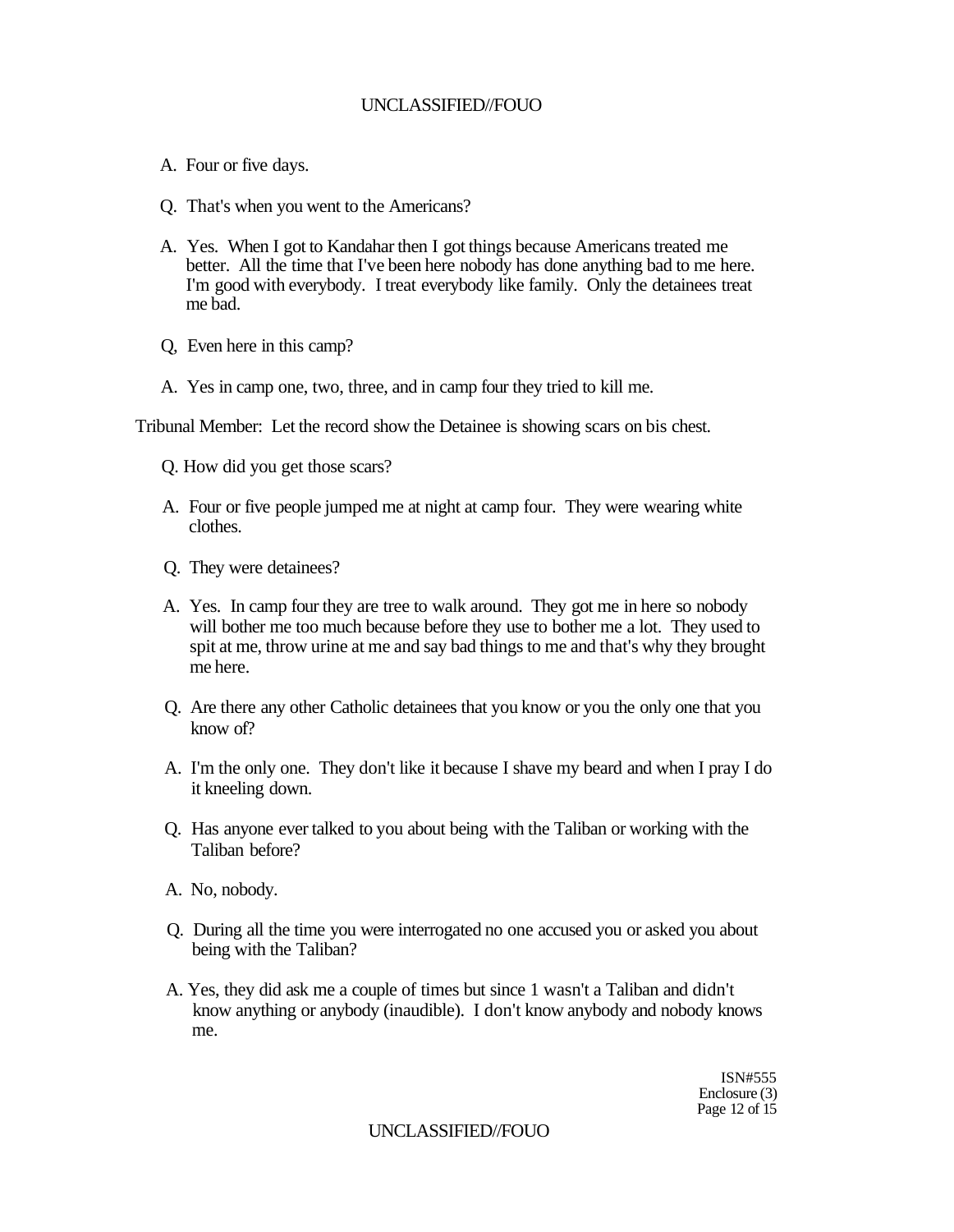A. Four or five days.

Q. That's when you went to the Americans?

A. Yes. When I got to Kandahar then I got things because Americans treated me better. All the time that I've been here nobody has done anything bad to me here. I'm good with everybody. I treat everybody like family. Only the detainees treat me bad.

Q, Even here in this camp?

A. Yes in camp one, two, three, and in camp four they tried to kill me.

Tribunal Member: Let the record show the Detainee is showing scars on bis chest.

Q. How did you get those scars?

A. Four or five people jumped me at night at camp four. They were wearing white clothes.

Q. They were detainees?

A. Yes. In camp four they are tree to walk around. They got me in here so nobody will bother me too much because before they use to bother me a lot. They used to spit at me, throw urine at me and say bad things to me and that's why they brought me here.

Q. Are there any other Catholic detainees that you know or you the only one that you know of?

A. I'm the only one. They don't like it because I shave my beard and when I pray I do it kneeling down.

Q. Has anyone ever talked to you about being with the Taliban or working with the Taliban before?

A. No, nobody.

Q. During all the time you were interrogated no one accused you or asked you about being with the Taliban?

A. Yes, they did ask me a couple of times but since 1 wasn't a Taliban and didn't know anything or anybody (inaudible). I don't know anybody and nobody knows me.

ISN#555
Enclosure (3)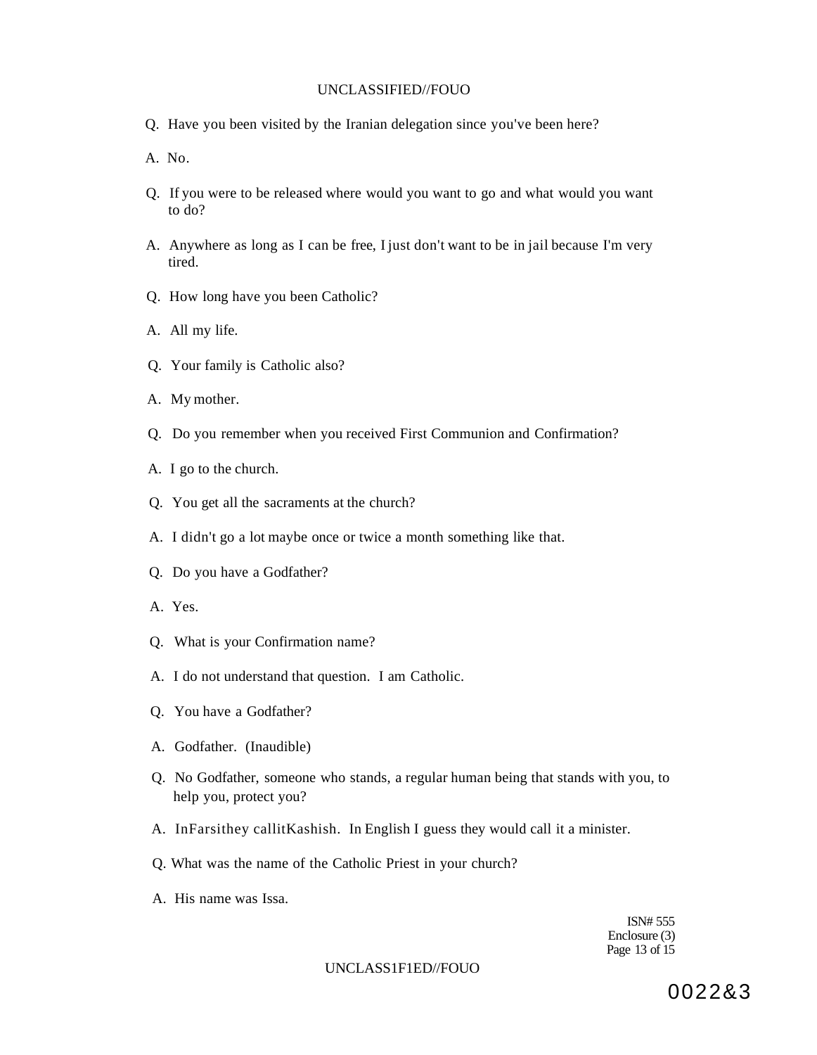Q. Have you been visited by the Iranian delegation since you've been here?

A. No.

Q. If you were to be released where would you want to go and what would you want to do?

A. Anywhere as long as I can be free, I just don't want to be in jail because I'm very tired.

Q. How long have you been Catholic?

A. All my life.

Q. Your family is Catholic also?

A. My mother.

Q. Do you remember when you received First Communion and Confirmation?

A. I go to the church.

Q. You get all the sacraments at the church?

A. I didn't go a lot maybe once or twice a month something like that.

Q. Do you have a Godfather?

A. Yes.

Q. What is your Confirmation name?

A. I do not understand that question. I am Catholic.

Q. You have a Godfather?

A. Godfather. (Inaudible)

Q. No Godfather, someone who stands, a regular human being that stands with you, to help you, protect you?

A. InFarsithey callitKashish. In English I guess they would call it a minister.

Q. What was the name of the Catholic Priest in your church?

A. His name was Issa.

ISN# 555
Enclosure (3)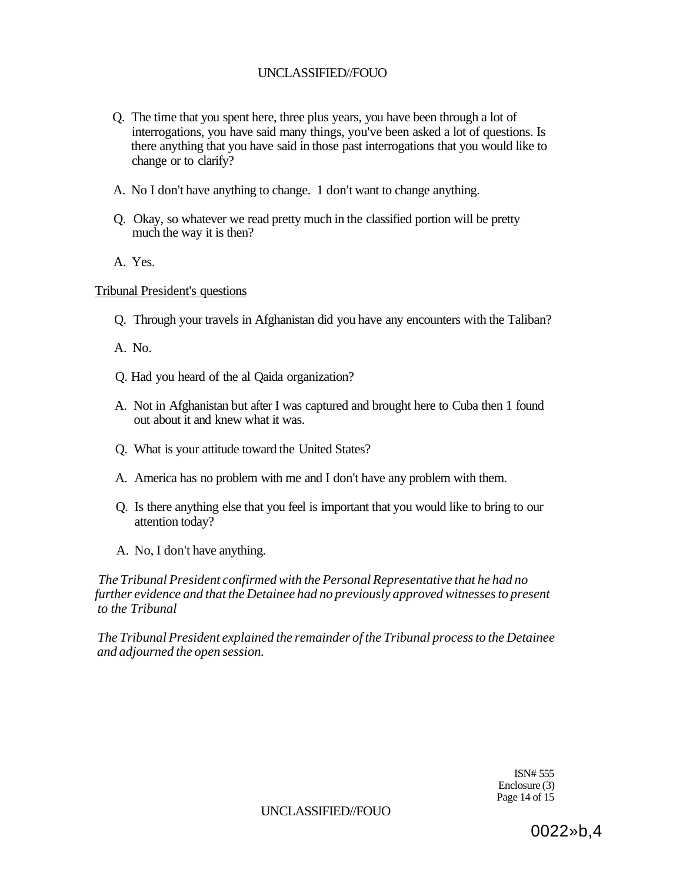Q. The time that you spent here, three plus years, you have been through a lot of interrogations, you have said many things, you've been asked a lot of questions. Is there anything that you have said in those past interrogations that you would like to change or to clarify?

A. No I don't have anything to change. 1 don't want to change anything.

Q. Okay, so whatever we read pretty much in the classified portion will be pretty much the way it is then?

A. Yes.

Tribunal President's questions

Q. Through your travels in Afghanistan did you have any encounters with the Taliban?

A. No.

Q. Had you heard of the al Qaida organization?

A. Not in Afghanistan but after I was captured and brought here to Cuba then 1 found out about it and knew what it was.

Q. What is your attitude toward the United States?

A. America has no problem with me and I don't have any problem with them.

Q. Is there anything else that you feel is important that you would like to bring to our attention today?

A. No, I don't have anything.

*The Tribunal President confirmed with the Personal Representative that he had no further evidence and that the Detainee had no previously approved witnesses to present to the Tribunal*

*The Tribunal President explained the remainder of the Tribunal process to the Detainee and adjourned the open session.*

ISN# 555
Enclosure (3)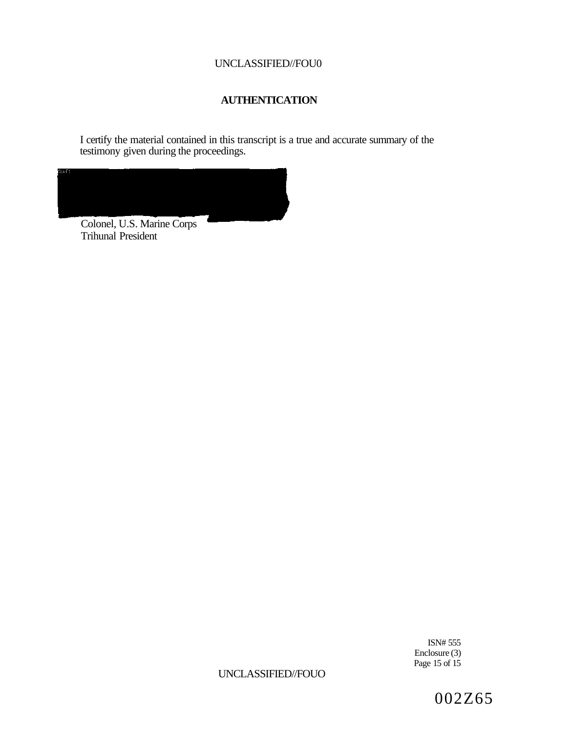## AUTHENTICATION

I certify the material contained in this transcript is a true and accurate summary of the testimony given during the proceedings.

Colonel, U.S. Marine Corps
Trihunal President

ISN# 555
Enclosure (3)

002Z65